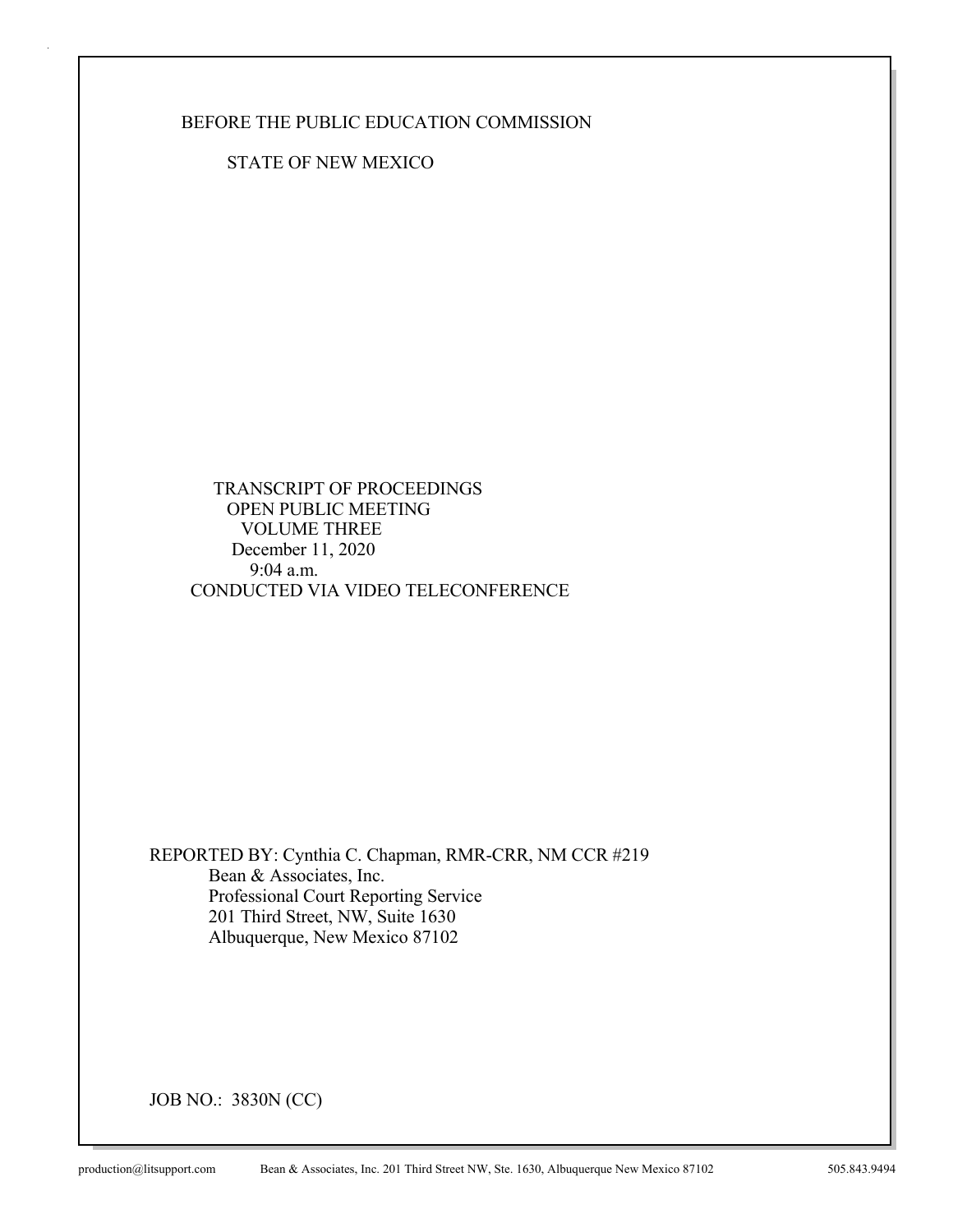BEFORE THE PUBLIC EDUCATION COMMISSION

STATE OF NEW MEXICO

TRANSCRIPT OF PROCEEDINGS
OPEN PUBLIC MEETING
VOLUME THREE
December 11, 2020
9:04 a.m.
CONDUCTED VIA VIDEO TELECONFERENCE

REPORTED BY: Cynthia C. Chapman, RMR-CRR, NM CCR #219
Bean & Associates, Inc.
Professional Court Reporting Service
201 Third Street, NW, Suite 1630
Albuquerque, New Mexico 87102

JOB NO.: 3830N (CC)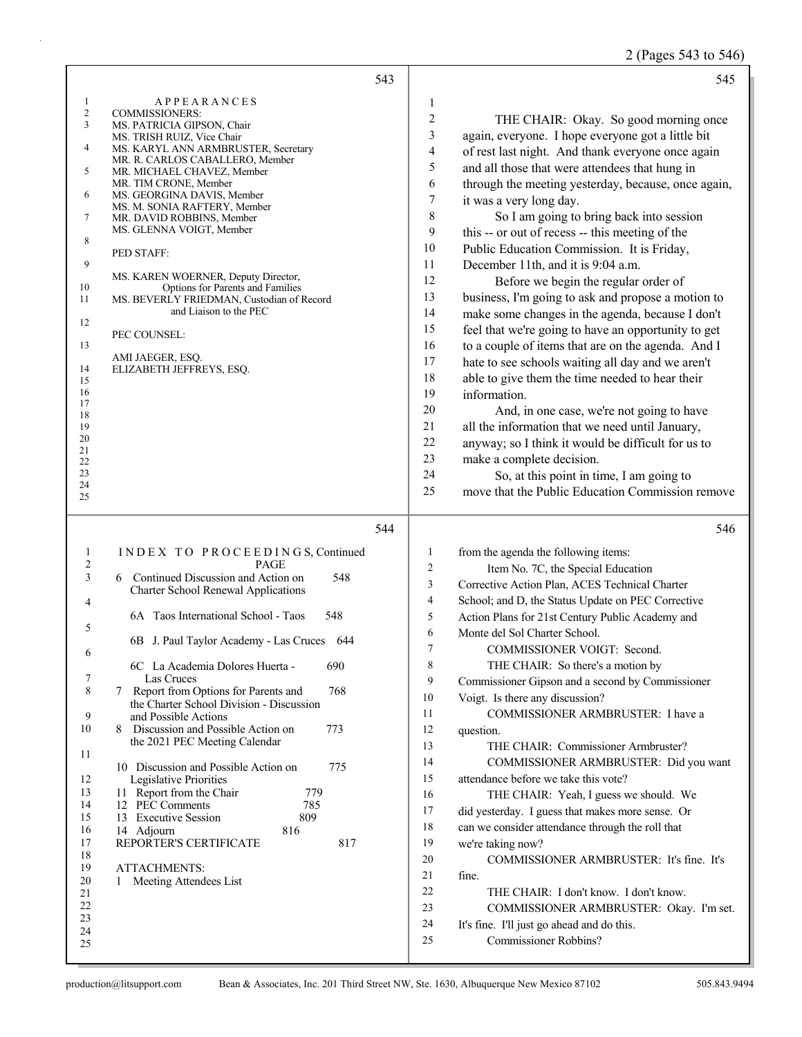APPEARANCES

COMMISSIONERS:

MS. PATRICIA GIPSON, Chair
MS. TRISH RUIZ, Vice Chair
MS. KARYL ANN ARMBRUSTER, Secretary
MR. R. CARLOS CABALLERO, Member
MR. MICHAEL CHAVEZ, Member
MR. TIM CRONE, Member
MS. GEORGINA DAVIS, Member
MS. M. SONIA RAFTERY, Member
MR. DAVID ROBBINS, Member
MS. GLENNA VOIGT, Member

PED STAFF:

MS. KAREN WOERNER, Deputy Director, Options for Parents and Families
MS. BEVERLY FRIEDMAN, Custodian of Record and Liaison to the PEC

PEC COUNSEL:

AMI JAEGER, ESQ.
ELIZABETH JEFFREYS, ESQ.

INDEX TO PROCEEDINGS, Continued

| | PAGE |
|---|---|
| 6 Continued Discussion and Action on Charter School Renewal Applications | 548 |
| 6A Taos International School - Taos | 548 |
| 6B J. Paul Taylor Academy - Las Cruces | 644 |
| 6C La Academia Dolores Huerta - Las Cruces | 690 |
| 7 Report from Options for Parents and the Charter School Division - Discussion and Possible Actions | 768 |
| 8 Discussion and Possible Action on the 2021 PEC Meeting Calendar | 773 |
| 10 Discussion and Possible Action on Legislative Priorities | 775 |
| 11 Report from the Chair | 779 |
| 12 PEC Comments | 785 |
| 13 Executive Session | 809 |
| 14 Adjourn | 816 |
| REPORTER'S CERTIFICATE | 817 |

ATTACHMENTS:

1 Meeting Attendees List

THE CHAIR: Okay. So good morning once again, everyone. I hope everyone got a little bit of rest last night. And thank everyone once again and all those that were attendees that hung in through the meeting yesterday, because, once again, it was a very long day.

So I am going to bring back into session this -- or out of recess -- this meeting of the Public Education Commission. It is Friday, December 11th, and it is 9:04 a.m.

Before we begin the regular order of business, I'm going to ask and propose a motion to make some changes in the agenda, because I don't feel that we're going to have an opportunity to get to a couple of items that are on the agenda. And I hate to see schools waiting all day and we aren't able to give them the time needed to hear their information.

And, in one case, we're not going to have all the information that we need until January, anyway; so I think it would be difficult for us to make a complete decision.

So, at this point in time, I am going to move that the Public Education Commission remove from the agenda the following items:

Item No. 7C, the Special Education Corrective Action Plan, ACES Technical Charter School; and D, the Status Update on PEC Corrective Action Plans for 21st Century Public Academy and Monte del Sol Charter School.

COMMISSIONER VOIGT: Second.

THE CHAIR: So there's a motion by Commissioner Gipson and a second by Commissioner Voigt. Is there any discussion?

COMMISSIONER ARMBRUSTER: I have a question.

THE CHAIR: Commissioner Armbruster?

COMMISSIONER ARMBRUSTER: Did you want attendance before we take this vote?

THE CHAIR: Yeah, I guess we should. We did yesterday. I guess that makes more sense. Or can we consider attendance through the roll that we're taking now?

COMMISSIONER ARMBRUSTER: It's fine. It's fine.

THE CHAIR: I don't know. I don't know.

COMMISSIONER ARMBRUSTER: Okay. I'm set. It's fine. I'll just go ahead and do this.

Commissioner Robbins?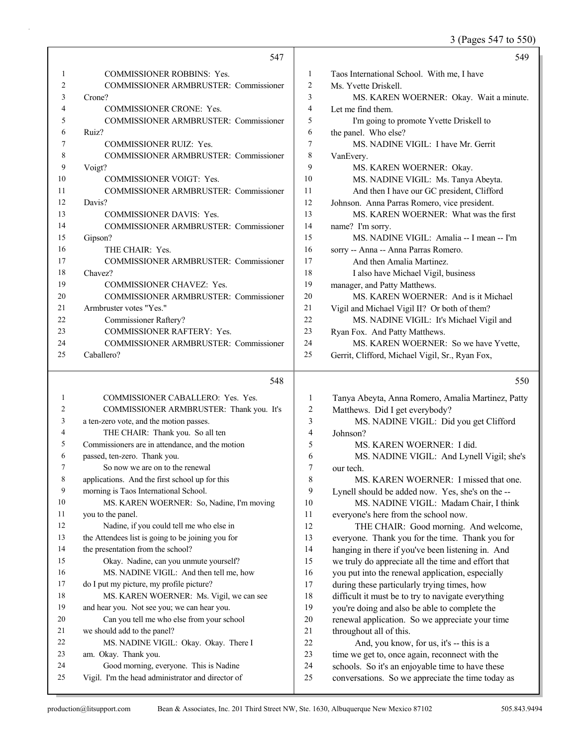**547**

1 COMMISSIONER ROBBINS: Yes.
2 COMMISSIONER ARMBRUSTER: Commissioner
3 Crone?
4 COMMISSIONER CRONE: Yes.
5 COMMISSIONER ARMBRUSTER: Commissioner
6 Ruiz?
7 COMMISSIONER RUIZ: Yes.
8 COMMISSIONER ARMBRUSTER: Commissioner
9 Voigt?
10 COMMISSIONER VOIGT: Yes.
11 COMMISSIONER ARMBRUSTER: Commissioner
12 Davis?
13 COMMISSIONER DAVIS: Yes.
14 COMMISSIONER ARMBRUSTER: Commissioner
15 Gipson?
16 THE CHAIR: Yes.
17 COMMISSIONER ARMBRUSTER: Commissioner
18 Chavez?
19 COMMISSIONER CHAVEZ: Yes.
20 COMMISSIONER ARMBRUSTER: Commissioner
21 Armbruster votes "Yes."
22 Commissioner Raftery?
23 COMMISSIONER RAFTERY: Yes.
24 COMMISSIONER ARMBRUSTER: Commissioner
25 Caballero?

**548**

1 COMMISSIONER CABALLERO: Yes. Yes.
2 COMMISSIONER ARMBRUSTER: Thank you. It's
3 a ten-zero vote, and the motion passes.
4 THE CHAIR: Thank you. So all ten
5 Commissioners are in attendance, and the motion
6 passed, ten-zero. Thank you.
7 So now we are on to the renewal
8 applications. And the first school up for this
9 morning is Taos International School.
10 MS. KAREN WOERNER: So, Nadine, I'm moving
11 you to the panel.
12 Nadine, if you could tell me who else in
13 the Attendees list is going to be joining you for
14 the presentation from the school?
15 Okay. Nadine, can you unmute yourself?
16 MS. NADINE VIGIL: And then tell me, how
17 do I put my picture, my profile picture?
18 MS. KAREN WOERNER: Ms. Vigil, we can see
19 and hear you. Not see you; we can hear you.
20 Can you tell me who else from your school
21 we should add to the panel?
22 MS. NADINE VIGIL: Okay. Okay. There I
23 am. Okay. Thank you.
24 Good morning, everyone. This is Nadine
25 Vigil. I'm the head administrator and director of

**549**

1 Taos International School. With me, I have
2 Ms. Yvette Driskell.
3 MS. KAREN WOERNER: Okay. Wait a minute.
4 Let me find them.
5 I'm going to promote Yvette Driskell to
6 the panel. Who else?
7 MS. NADINE VIGIL: I have Mr. Gerrit
8 VanEvery.
9 MS. KAREN WOERNER: Okay.
10 MS. NADINE VIGIL: Ms. Tanya Abeyta.
11 And then I have our GC president, Clifford
12 Johnson. Anna Parras Romero, vice president.
13 MS. KAREN WOERNER: What was the first
14 name? I'm sorry.
15 MS. NADINE VIGIL: Amalia -- I mean -- I'm
16 sorry -- Anna -- Anna Parras Romero.
17 And then Amalia Martinez.
18 I also have Michael Vigil, business
19 manager, and Patty Matthews.
20 MS. KAREN WOERNER: And is it Michael
21 Vigil and Michael Vigil II? Or both of them?
22 MS. NADINE VIGIL: It's Michael Vigil and
23 Ryan Fox. And Patty Matthews.
24 MS. KAREN WOERNER: So we have Yvette,
25 Gerrit, Clifford, Michael Vigil, Sr., Ryan Fox,

**550**

1 Tanya Abeyta, Anna Romero, Amalia Martinez, Patty
2 Matthews. Did I get everybody?
3 MS. NADINE VIGIL: Did you get Clifford
4 Johnson?
5 MS. KAREN WOERNER: I did.
6 MS. NADINE VIGIL: And Lynell Vigil; she's
7 our tech.
8 MS. KAREN WOERNER: I missed that one.
9 Lynell should be added now. Yes, she's on the --
10 MS. NADINE VIGIL: Madam Chair, I think
11 everyone's here from the school now.
12 THE CHAIR: Good morning. And welcome,
13 everyone. Thank you for the time. Thank you for
14 hanging in there if you've been listening in. And
15 we truly do appreciate all the time and effort that
16 you put into the renewal application, especially
17 during these particularly trying times, how
18 difficult it must be to try to navigate everything
19 you're doing and also be able to complete the
20 renewal application. So we appreciate your time
21 throughout all of this.
22 And, you know, for us, it's -- this is a
23 time we get to, once again, reconnect with the
24 schools. So it's an enjoyable time to have these
25 conversations. So we appreciate the time today as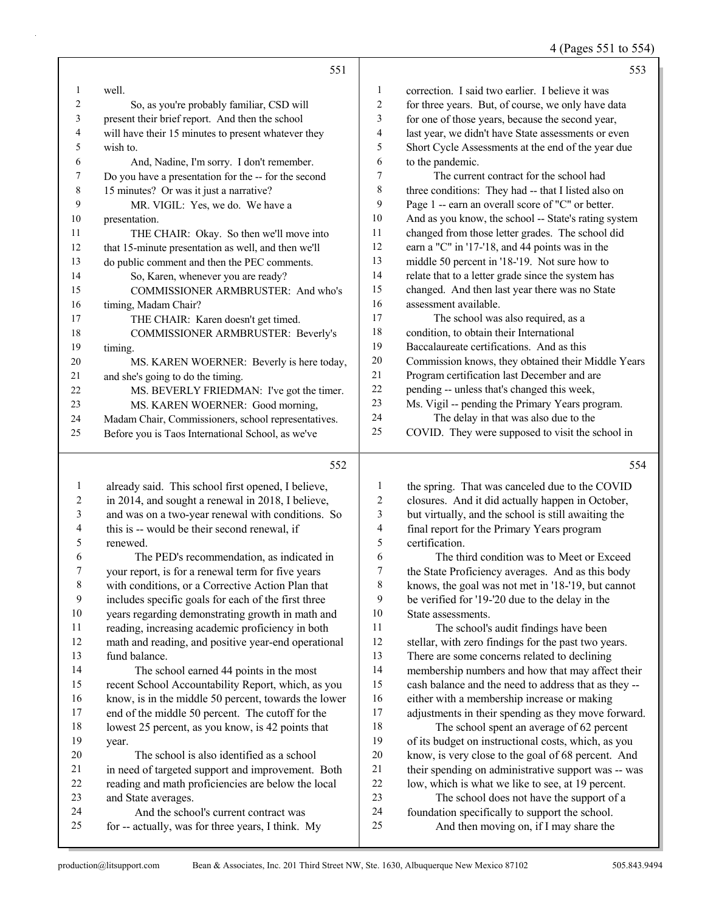551

1 well.
2 So, as you're probably familiar, CSD will
3 present their brief report. And then the school
4 will have their 15 minutes to present whatever they
5 wish to.
6 And, Nadine, I'm sorry. I don't remember.
7 Do you have a presentation for the -- for the second
8 15 minutes? Or was it just a narrative?
9 MR. VIGIL: Yes, we do. We have a
10 presentation.
11 THE CHAIR: Okay. So then we'll move into
12 that 15-minute presentation as well, and then we'll
13 do public comment and then the PEC comments.
14 So, Karen, whenever you are ready?
15 COMMISSIONER ARMBRUSTER: And who's
16 timing, Madam Chair?
17 THE CHAIR: Karen doesn't get timed.
18 COMMISSIONER ARMBRUSTER: Beverly's
19 timing.
20 MS. KAREN WOERNER: Beverly is here today,
21 and she's going to do the timing.
22 MS. BEVERLY FRIEDMAN: I've got the timer.
23 MS. KAREN WOERNER: Good morning,
24 Madam Chair, Commissioners, school representatives.
25 Before you is Taos International School, as we've

552

1 already said. This school first opened, I believe,
2 in 2014, and sought a renewal in 2018, I believe,
3 and was on a two-year renewal with conditions. So
4 this is -- would be their second renewal, if
5 renewed.
6 The PED's recommendation, as indicated in
7 your report, is for a renewal term for five years
8 with conditions, or a Corrective Action Plan that
9 includes specific goals for each of the first three
10 years regarding demonstrating growth in math and
11 reading, increasing academic proficiency in both
12 math and reading, and positive year-end operational
13 fund balance.
14 The school earned 44 points in the most
15 recent School Accountability Report, which, as you
16 know, is in the middle 50 percent, towards the lower
17 end of the middle 50 percent. The cutoff for the
18 lowest 25 percent, as you know, is 42 points that
19 year.
20 The school is also identified as a school
21 in need of targeted support and improvement. Both
22 reading and math proficiencies are below the local
23 and State averages.
24 And the school's current contract was
25 for -- actually, was for three years, I think. My

553

1 correction. I said two earlier. I believe it was
2 for three years. But, of course, we only have data
3 for one of those years, because the second year,
4 last year, we didn't have State assessments or even
5 Short Cycle Assessments at the end of the year due
6 to the pandemic.
7 The current contract for the school had
8 three conditions: They had -- that I listed also on
9 Page 1 -- earn an overall score of "C" or better.
10 And as you know, the school -- State's rating system
11 changed from those letter grades. The school did
12 earn a "C" in '17-'18, and 44 points was in the
13 middle 50 percent in '18-'19. Not sure how to
14 relate that to a letter grade since the system has
15 changed. And then last year there was no State
16 assessment available.
17 The school was also required, as a
18 condition, to obtain their International
19 Baccalaureate certifications. And as this
20 Commission knows, they obtained their Middle Years
21 Program certification last December and are
22 pending -- unless that's changed this week,
23 Ms. Vigil -- pending the Primary Years program.
24 The delay in that was also due to the
25 COVID. They were supposed to visit the school in

554

1 the spring. That was canceled due to the COVID
2 closures. And it did actually happen in October,
3 but virtually, and the school is still awaiting the
4 final report for the Primary Years program
5 certification.
6 The third condition was to Meet or Exceed
7 the State Proficiency averages. And as this body
8 knows, the goal was not met in '18-'19, but cannot
9 be verified for '19-'20 due to the delay in the
10 State assessments.
11 The school's audit findings have been
12 stellar, with zero findings for the past two years.
13 There are some concerns related to declining
14 membership numbers and how that may affect their
15 cash balance and the need to address that as they --
16 either with a membership increase or making
17 adjustments in their spending as they move forward.
18 The school spent an average of 62 percent
19 of its budget on instructional costs, which, as you
20 know, is very close to the goal of 68 percent. And
21 their spending on administrative support was -- was
22 low, which is what we like to see, at 19 percent.
23 The school does not have the support of a
24 foundation specifically to support the school.
25 And then moving on, if I may share the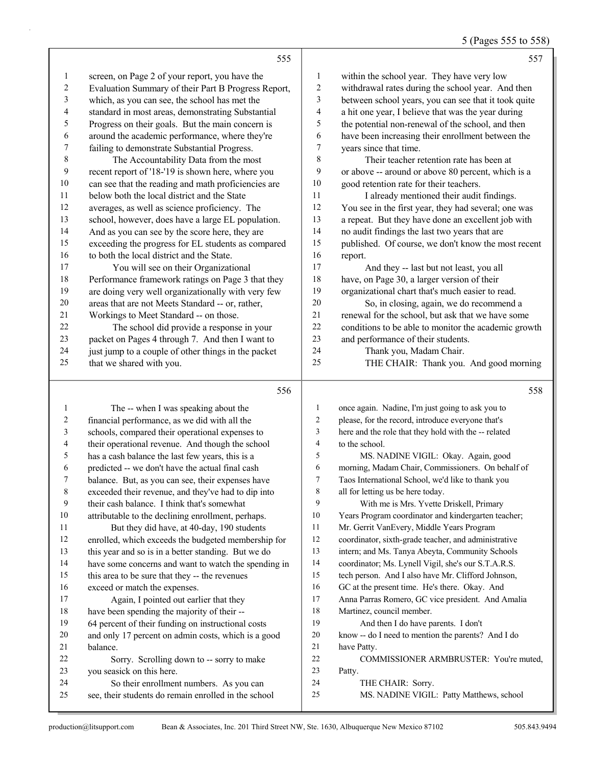**555**

1 screen, on Page 2 of your report, you have the
2 Evaluation Summary of their Part B Progress Report,
3 which, as you can see, the school has met the
4 standard in most areas, demonstrating Substantial
5 Progress on their goals. But the main concern is
6 around the academic performance, where they're
7 failing to demonstrate Substantial Progress.
8 The Accountability Data from the most
9 recent report of '18-'19 is shown here, where you
10 can see that the reading and math proficiencies are
11 below both the local district and the State
12 averages, as well as science proficiency. The
13 school, however, does have a large EL population.
14 And as you can see by the score here, they are
15 exceeding the progress for EL students as compared
16 to both the local district and the State.
17 You will see on their Organizational
18 Performance framework ratings on Page 3 that they
19 are doing very well organizationally with very few
20 areas that are not Meets Standard -- or, rather,
21 Workings to Meet Standard -- on those.
22 The school did provide a response in your
23 packet on Pages 4 through 7. And then I want to
24 just jump to a couple of other things in the packet
25 that we shared with you.

**556**

1 The -- when I was speaking about the
2 financial performance, as we did with all the
3 schools, compared their operational expenses to
4 their operational revenue. And though the school
5 has a cash balance the last few years, this is a
6 predicted -- we don't have the actual final cash
7 balance. But, as you can see, their expenses have
8 exceeded their revenue, and they've had to dip into
9 their cash balance. I think that's somewhat
10 attributable to the declining enrollment, perhaps.
11 But they did have, at 40-day, 190 students
12 enrolled, which exceeds the budgeted membership for
13 this year and so is in a better standing. But we do
14 have some concerns and want to watch the spending in
15 this area to be sure that they -- the revenues
16 exceed or match the expenses.
17 Again, I pointed out earlier that they
18 have been spending the majority of their --
19 64 percent of their funding on instructional costs
20 and only 17 percent on admin costs, which is a good
21 balance.
22 Sorry. Scrolling down to -- sorry to make
23 you seasick on this here.
24 So their enrollment numbers. As you can
25 see, their students do remain enrolled in the school

**557**

1 within the school year. They have very low
2 withdrawal rates during the school year. And then
3 between school years, you can see that it took quite
4 a hit one year, I believe that was the year during
5 the potential non-renewal of the school, and then
6 have been increasing their enrollment between the
7 years since that time.
8 Their teacher retention rate has been at
9 or above -- around or above 80 percent, which is a
10 good retention rate for their teachers.
11 I already mentioned their audit findings.
12 You see in the first year, they had several; one was
13 a repeat. But they have done an excellent job with
14 no audit findings the last two years that are
15 published. Of course, we don't know the most recent
16 report.
17 And they -- last but not least, you all
18 have, on Page 30, a larger version of their
19 organizational chart that's much easier to read.
20 So, in closing, again, we do recommend a
21 renewal for the school, but ask that we have some
22 conditions to be able to monitor the academic growth
23 and performance of their students.
24 Thank you, Madam Chair.
25 THE CHAIR: Thank you. And good morning

**558**

1 once again. Nadine, I'm just going to ask you to
2 please, for the record, introduce everyone that's
3 here and the role that they hold with the -- related
4 to the school.
5 MS. NADINE VIGIL: Okay. Again, good
6 morning, Madam Chair, Commissioners. On behalf of
7 Taos International School, we'd like to thank you
8 all for letting us be here today.
9 With me is Mrs. Yvette Driskell, Primary
10 Years Program coordinator and kindergarten teacher;
11 Mr. Gerrit VanEvery, Middle Years Program
12 coordinator, sixth-grade teacher, and administrative
13 intern; and Ms. Tanya Abeyta, Community Schools
14 coordinator; Ms. Lynell Vigil, she's our S.T.A.R.S.
15 tech person. And I also have Mr. Clifford Johnson,
16 GC at the present time. He's there. Okay. And
17 Anna Parras Romero, GC vice president. And Amalia
18 Martinez, council member.
19 And then I do have parents. I don't
20 know -- do I need to mention the parents? And I do
21 have Patty.
22 COMMISSIONER ARMBRUSTER: You're muted,
23 Patty.
24 THE CHAIR: Sorry.
25 MS. NADINE VIGIL: Patty Matthews, school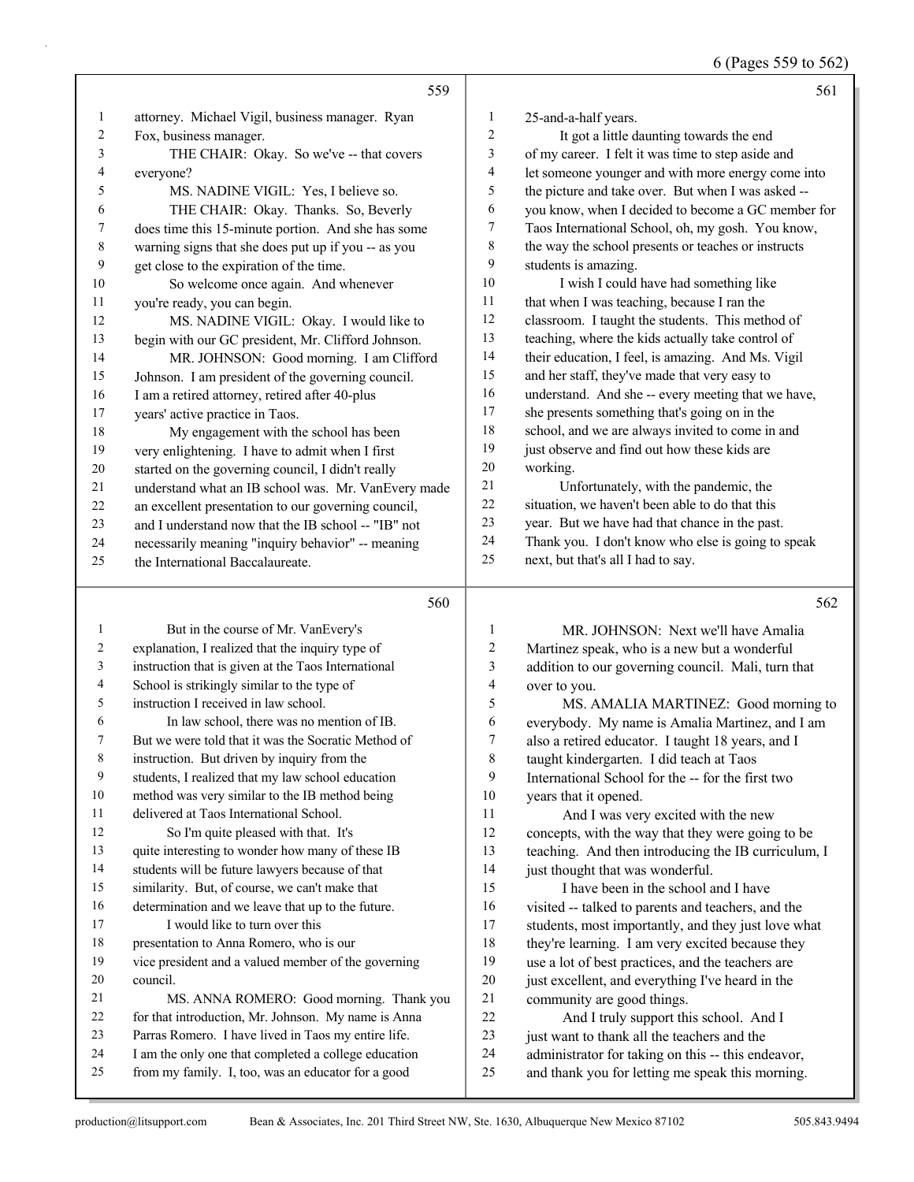attorney. Michael Vigil, business manager. Ryan Fox, business manager.

THE CHAIR: Okay. So we've -- that covers everyone?

MS. NADINE VIGIL: Yes, I believe so.

THE CHAIR: Okay. Thanks. So, Beverly does time this 15-minute portion. And she has some warning signs that she does put up if you -- as you get close to the expiration of the time.

So welcome once again. And whenever you're ready, you can begin.

MS. NADINE VIGIL: Okay. I would like to begin with our GC president, Mr. Clifford Johnson.

MR. JOHNSON: Good morning. I am Clifford Johnson. I am president of the governing council. I am a retired attorney, retired after 40-plus years' active practice in Taos.

My engagement with the school has been very enlightening. I have to admit when I first started on the governing council, I didn't really understand what an IB school was. Mr. VanEvery made an excellent presentation to our governing council, and I understand now that the IB school -- "IB" not necessarily meaning "inquiry behavior" -- meaning the International Baccalaureate.

But in the course of Mr. VanEvery's explanation, I realized that the inquiry type of instruction that is given at the Taos International School is strikingly similar to the type of instruction I received in law school.

In law school, there was no mention of IB. But we were told that it was the Socratic Method of instruction. But driven by inquiry from the students, I realized that my law school education method was very similar to the IB method being delivered at Taos International School.

So I'm quite pleased with that. It's quite interesting to wonder how many of these IB students will be future lawyers because of that similarity. But, of course, we can't make that determination and we leave that up to the future.

I would like to turn over this presentation to Anna Romero, who is our vice president and a valued member of the governing council.

MS. ANNA ROMERO: Good morning. Thank you for that introduction, Mr. Johnson. My name is Anna Parras Romero. I have lived in Taos my entire life. I am the only one that completed a college education from my family. I, too, was an educator for a good 25-and-a-half years.

It got a little daunting towards the end of my career. I felt it was time to step aside and let someone younger and with more energy come into the picture and take over. But when I was asked -- you know, when I decided to become a GC member for Taos International School, oh, my gosh. You know, the way the school presents or teaches or instructs students is amazing.

I wish I could have had something like that when I was teaching, because I ran the classroom. I taught the students. This method of teaching, where the kids actually take control of their education, I feel, is amazing. And Ms. Vigil and her staff, they've made that very easy to understand. And she -- every meeting that we have, she presents something that's going on in the school, and we are always invited to come in and just observe and find out how these kids are working.

Unfortunately, with the pandemic, the situation, we haven't been able to do that this year. But we have had that chance in the past. Thank you. I don't know who else is going to speak next, but that's all I had to say.

MR. JOHNSON: Next we'll have Amalia Martinez speak, who is a new but a wonderful addition to our governing council. Mali, turn that over to you.

MS. AMALIA MARTINEZ: Good morning to everybody. My name is Amalia Martinez, and I am also a retired educator. I taught 18 years, and I taught kindergarten. I did teach at Taos International School for the -- for the first two years that it opened.

And I was very excited with the new concepts, with the way that they were going to be teaching. And then introducing the IB curriculum, I just thought that was wonderful.

I have been in the school and I have visited -- talked to parents and teachers, and the students, most importantly, and they just love what they're learning. I am very excited because they use a lot of best practices, and the teachers are just excellent, and everything I've heard in the community are good things.

And I truly support this school. And I just want to thank all the teachers and the administrator for taking on this -- this endeavor, and thank you for letting me speak this morning.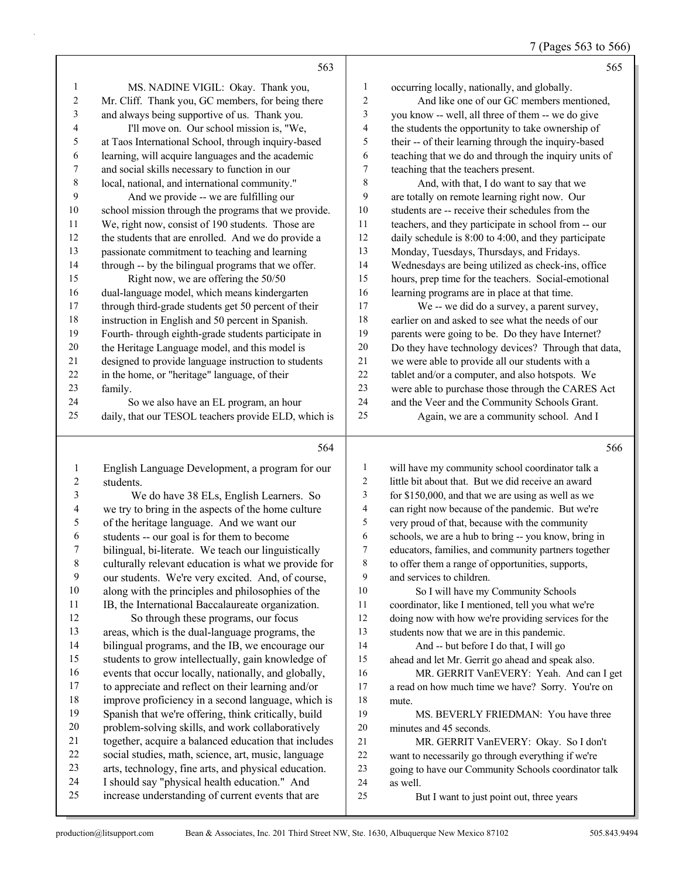MS. NADINE VIGIL: Okay. Thank you, Mr. Cliff. Thank you, GC members, for being there and always being supportive of us. Thank you.

I'll move on. Our school mission is, "We, at Taos International School, through inquiry-based learning, will acquire languages and the academic and social skills necessary to function in our local, national, and international community."

And we provide -- we are fulfilling our school mission through the programs that we provide. We, right now, consist of 190 students. Those are the students that are enrolled. And we do provide a passionate commitment to teaching and learning through -- by the bilingual programs that we offer.

Right now, we are offering the 50/50 dual-language model, which means kindergarten through third-grade students get 50 percent of their instruction in English and 50 percent in Spanish. Fourth- through eighth-grade students participate in the Heritage Language model, and this model is designed to provide language instruction to students in the home, or "heritage" language, of their family.

So we also have an EL program, an hour daily, that our TESOL teachers provide ELD, which is English Language Development, a program for our students.

We do have 38 ELs, English Learners. So we try to bring in the aspects of the home culture of the heritage language. And we want our students -- our goal is for them to become bilingual, bi-literate. We teach our linguistically culturally relevant education is what we provide for our students. We're very excited. And, of course, along with the principles and philosophies of the IB, the International Baccalaureate organization.

So through these programs, our focus areas, which is the dual-language programs, the bilingual programs, and the IB, we encourage our students to grow intellectually, gain knowledge of events that occur locally, nationally, and globally, to appreciate and reflect on their learning and/or improve proficiency in a second language, which is Spanish that we're offering, think critically, build problem-solving skills, and work collaboratively together, acquire a balanced education that includes social studies, math, science, art, music, language arts, technology, fine arts, and physical education. I should say "physical health education." And increase understanding of current events that are occurring locally, nationally, and globally.

And like one of our GC members mentioned, you know -- well, all three of them -- we do give the students the opportunity to take ownership of their -- of their learning through the inquiry-based teaching that we do and through the inquiry units of teaching that the teachers present.

And, with that, I do want to say that we are totally on remote learning right now. Our students are -- receive their schedules from the teachers, and they participate in school from -- our daily schedule is 8:00 to 4:00, and they participate Monday, Tuesdays, Thursdays, and Fridays. Wednesdays are being utilized as check-ins, office hours, prep time for the teachers. Social-emotional learning programs are in place at that time.

We -- we did do a survey, a parent survey, earlier on and asked to see what the needs of our parents were going to be. Do they have Internet? Do they have technology devices? Through that data, we were able to provide all our students with a tablet and/or a computer, and also hotspots. We were able to purchase those through the CARES Act and the Veer and the Community Schools Grant.

Again, we are a community school. And I will have my community school coordinator talk a little bit about that. But we did receive an award for $150,000, and that we are using as well as we can right now because of the pandemic. But we're very proud of that, because with the community schools, we are a hub to bring -- you know, bring in educators, families, and community partners together to offer them a range of opportunities, supports, and services to children.

So I will have my Community Schools coordinator, like I mentioned, tell you what we're doing now with how we're providing services for the students now that we are in this pandemic.

And -- but before I do that, I will go ahead and let Mr. Gerrit go ahead and speak also.

MR. GERRIT VanEVERY: Yeah. And can I get a read on how much time we have? Sorry. You're on mute.

MS. BEVERLY FRIEDMAN: You have three minutes and 45 seconds.

MR. GERRIT VanEVERY: Okay. So I don't want to necessarily go through everything if we're going to have our Community Schools coordinator talk as well.

But I want to just point out, three years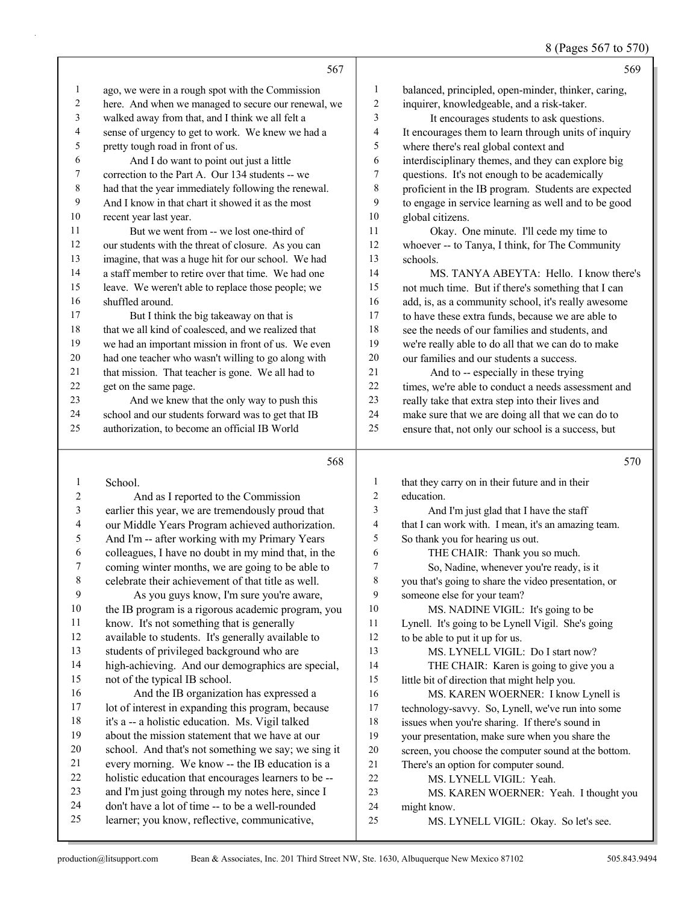ago, we were in a rough spot with the Commission here. And when we managed to secure our renewal, we walked away from that, and I think we all felt a sense of urgency to get to work. We knew we had a pretty tough road in front of us.

And I do want to point out just a little correction to the Part A. Our 134 students -- we had that the year immediately following the renewal. And I know in that chart it showed it as the most recent year last year.

But we went from -- we lost one-third of our students with the threat of closure. As you can imagine, that was a huge hit for our school. We had a staff member to retire over that time. We had one leave. We weren't able to replace those people; we shuffled around.

But I think the big takeaway on that is that we all kind of coalesced, and we realized that we had an important mission in front of us. We even had one teacher who wasn't willing to go along with that mission. That teacher is gone. We all had to get on the same page.

And we knew that the only way to push this school and our students forward was to get that IB authorization, to become an official IB World School.

And as I reported to the Commission earlier this year, we are tremendously proud that our Middle Years Program achieved authorization. And I'm -- after working with my Primary Years colleagues, I have no doubt in my mind that, in the coming winter months, we are going to be able to celebrate their achievement of that title as well.

As you guys know, I'm sure you're aware, the IB program is a rigorous academic program, you know. It's not something that is generally available to students. It's generally available to students of privileged background who are high-achieving. And our demographics are special, not of the typical IB school.

And the IB organization has expressed a lot of interest in expanding this program, because it's a -- a holistic education. Ms. Vigil talked about the mission statement that we have at our school. And that's not something we say; we sing it every morning. We know -- the IB education is a holistic education that encourages learners to be -- and I'm just going through my notes here, since I don't have a lot of time -- to be a well-rounded learner; you know, reflective, communicative, balanced, principled, open-minder, thinker, caring, inquirer, knowledgeable, and a risk-taker.

It encourages students to ask questions. It encourages them to learn through units of inquiry where there's real global context and interdisciplinary themes, and they can explore big questions. It's not enough to be academically proficient in the IB program. Students are expected to engage in service learning as well and to be good global citizens.

Okay. One minute. I'll cede my time to whoever -- to Tanya, I think, for The Community schools.

MS. TANYA ABEYTA: Hello. I know there's not much time. But if there's something that I can add, is, as a community school, it's really awesome to have these extra funds, because we are able to see the needs of our families and students, and we're really able to do all that we can do to make our families and our students a success.

And to -- especially in these trying times, we're able to conduct a needs assessment and really take that extra step into their lives and make sure that we are doing all that we can do to ensure that, not only our school is a success, but that they carry on in their future and in their education.

And I'm just glad that I have the staff that I can work with. I mean, it's an amazing team. So thank you for hearing us out.

THE CHAIR: Thank you so much.

So, Nadine, whenever you're ready, is it you that's going to share the video presentation, or someone else for your team?

MS. NADINE VIGIL: It's going to be Lynell. It's going to be Lynell Vigil. She's going to be able to put it up for us.

MS. LYNELL VIGIL: Do I start now?

THE CHAIR: Karen is going to give you a little bit of direction that might help you.

MS. KAREN WOERNER: I know Lynell is technology-savvy. So, Lynell, we've run into some issues when you're sharing. If there's sound in your presentation, make sure when you share the screen, you choose the computer sound at the bottom. There's an option for computer sound.

MS. LYNELL VIGIL: Yeah.

MS. KAREN WOERNER: Yeah. I thought you might know.

MS. LYNELL VIGIL: Okay. So let's see.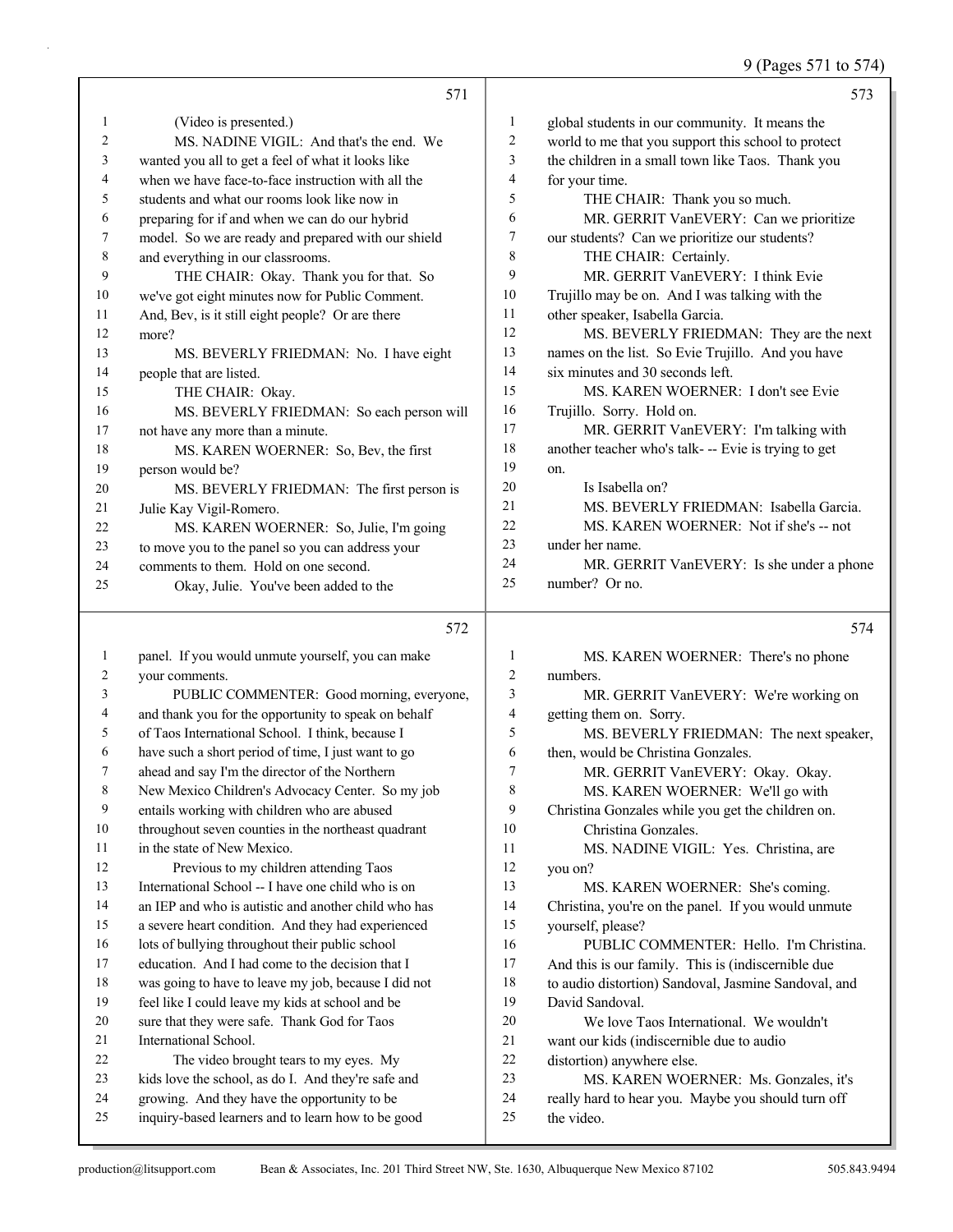9 (Pages 571 to 574)

571

1 (Video is presented.)
2 MS. NADINE VIGIL: And that's the end. We
3 wanted you all to get a feel of what it looks like
4 when we have face-to-face instruction with all the
5 students and what our rooms look like now in
6 preparing for if and when we can do our hybrid
7 model. So we are ready and prepared with our shield
8 and everything in our classrooms.
9 THE CHAIR: Okay. Thank you for that. So
10 we've got eight minutes now for Public Comment.
11 And, Bev, is it still eight people? Or are there
12 more?
13 MS. BEVERLY FRIEDMAN: No. I have eight
14 people that are listed.
15 THE CHAIR: Okay.
16 MS. BEVERLY FRIEDMAN: So each person will
17 not have any more than a minute.
18 MS. KAREN WOERNER: So, Bev, the first
19 person would be?
20 MS. BEVERLY FRIEDMAN: The first person is
21 Julie Kay Vigil-Romero.
22 MS. KAREN WOERNER: So, Julie, I'm going
23 to move you to the panel so you can address your
24 comments to them. Hold on one second.
25 Okay, Julie. You've been added to the

572

1 panel. If you would unmute yourself, you can make
2 your comments.
3 PUBLIC COMMENTER: Good morning, everyone,
4 and thank you for the opportunity to speak on behalf
5 of Taos International School. I think, because I
6 have such a short period of time, I just want to go
7 ahead and say I'm the director of the Northern
8 New Mexico Children's Advocacy Center. So my job
9 entails working with children who are abused
10 throughout seven counties in the northeast quadrant
11 in the state of New Mexico.
12 Previous to my children attending Taos
13 International School -- I have one child who is on
14 an IEP and who is autistic and another child who has
15 a severe heart condition. And they had experienced
16 lots of bullying throughout their public school
17 education. And I had come to the decision that I
18 was going to have to leave my job, because I did not
19 feel like I could leave my kids at school and be
20 sure that they were safe. Thank God for Taos
21 International School.
22 The video brought tears to my eyes. My
23 kids love the school, as do I. And they're safe and
24 growing. And they have the opportunity to be
25 inquiry-based learners and to learn how to be good

573

1 global students in our community. It means the
2 world to me that you support this school to protect
3 the children in a small town like Taos. Thank you
4 for your time.
5 THE CHAIR: Thank you so much.
6 MR. GERRIT VanEVERY: Can we prioritize
7 our students? Can we prioritize our students?
8 THE CHAIR: Certainly.
9 MR. GERRIT VanEVERY: I think Evie
10 Trujillo may be on. And I was talking with the
11 other speaker, Isabella Garcia.
12 MS. BEVERLY FRIEDMAN: They are the next
13 names on the list. So Evie Trujillo. And you have
14 six minutes and 30 seconds left.
15 MS. KAREN WOERNER: I don't see Evie
16 Trujillo. Sorry. Hold on.
17 MR. GERRIT VanEVERY: I'm talking with
18 another teacher who's talk- -- Evie is trying to get
19 on.
20 Is Isabella on?
21 MS. BEVERLY FRIEDMAN: Isabella Garcia.
22 MS. KAREN WOERNER: Not if she's -- not
23 under her name.
24 MR. GERRIT VanEVERY: Is she under a phone
25 number? Or no.

574

1 MS. KAREN WOERNER: There's no phone
2 numbers.
3 MR. GERRIT VanEVERY: We're working on
4 getting them on. Sorry.
5 MS. BEVERLY FRIEDMAN: The next speaker,
6 then, would be Christina Gonzales.
7 MR. GERRIT VanEVERY: Okay. Okay.
8 MS. KAREN WOERNER: We'll go with
9 Christina Gonzales while you get the children on.
10 Christina Gonzales.
11 MS. NADINE VIGIL: Yes. Christina, are
12 you on?
13 MS. KAREN WOERNER: She's coming.
14 Christina, you're on the panel. If you would unmute
15 yourself, please?
16 PUBLIC COMMENTER: Hello. I'm Christina.
17 And this is our family. This is (indiscernible due
18 to audio distortion) Sandoval, Jasmine Sandoval, and
19 David Sandoval.
20 We love Taos International. We wouldn't
21 want our kids (indiscernible due to audio
22 distortion) anywhere else.
23 MS. KAREN WOERNER: Ms. Gonzales, it's
24 really hard to hear you. Maybe you should turn off
25 the video.

production@litsupport.com Bean & Associates, Inc. 201 Third Street NW, Ste. 1630, Albuquerque New Mexico 87102 505.843.9494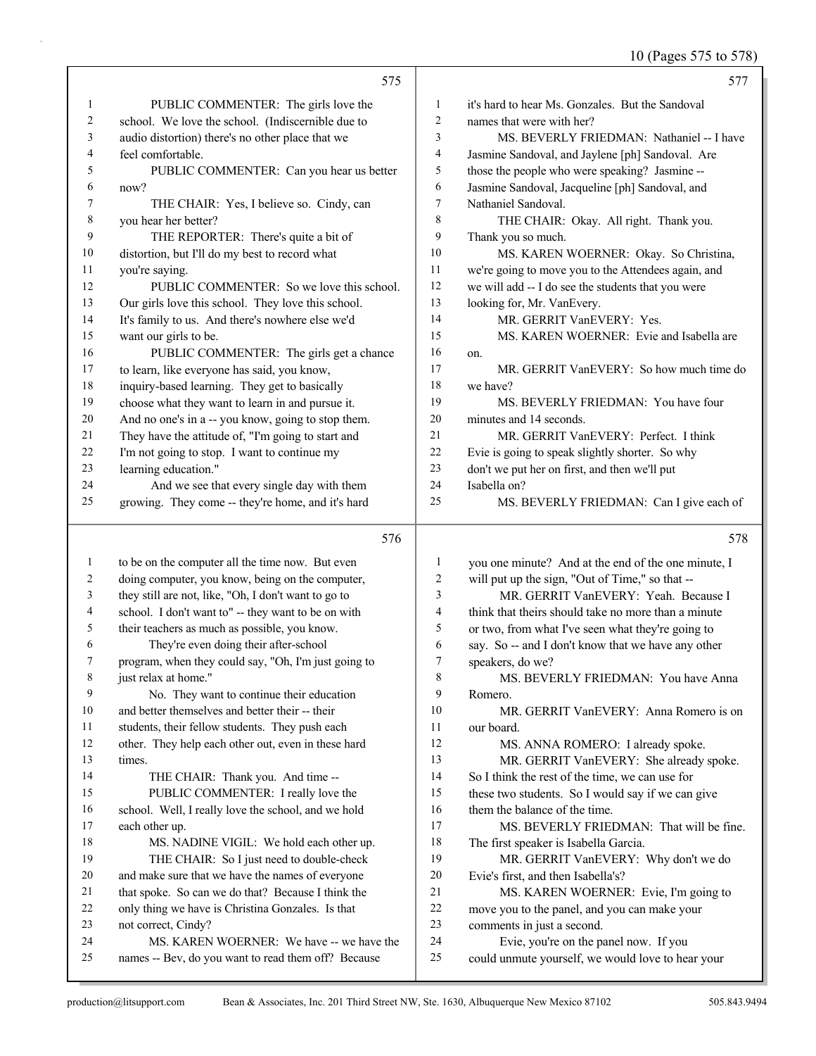575

1 PUBLIC COMMENTER: The girls love the
2 school. We love the school. (Indiscernible due to
3 audio distortion) there's no other place that we
4 feel comfortable.
5 PUBLIC COMMENTER: Can you hear us better
6 now?
7 THE CHAIR: Yes, I believe so. Cindy, can
8 you hear her better?
9 THE REPORTER: There's quite a bit of
10 distortion, but I'll do my best to record what
11 you're saying.
12 PUBLIC COMMENTER: So we love this school.
13 Our girls love this school. They love this school.
14 It's family to us. And there's nowhere else we'd
15 want our girls to be.
16 PUBLIC COMMENTER: The girls get a chance
17 to learn, like everyone has said, you know,
18 inquiry-based learning. They get to basically
19 choose what they want to learn in and pursue it.
20 And no one's in a -- you know, going to stop them.
21 They have the attitude of, "I'm going to start and
22 I'm not going to stop. I want to continue my
23 learning education."
24 And we see that every single day with them
25 growing. They come -- they're home, and it's hard

576

1 to be on the computer all the time now. But even
2 doing computer, you know, being on the computer,
3 they still are not, like, "Oh, I don't want to go to
4 school. I don't want to" -- they want to be on with
5 their teachers as much as possible, you know.
6 They're even doing their after-school
7 program, when they could say, "Oh, I'm just going to
8 just relax at home."
9 No. They want to continue their education
10 and better themselves and better their -- their
11 students, their fellow students. They push each
12 other. They help each other out, even in these hard
13 times.
14 THE CHAIR: Thank you. And time --
15 PUBLIC COMMENTER: I really love the
16 school. Well, I really love the school, and we hold
17 each other up.
18 MS. NADINE VIGIL: We hold each other up.
19 THE CHAIR: So I just need to double-check
20 and make sure that we have the names of everyone
21 that spoke. So can we do that? Because I think the
22 only thing we have is Christina Gonzales. Is that
23 not correct, Cindy?
24 MS. KAREN WOERNER: We have -- we have the
25 names -- Bev, do you want to read them off? Because

577

1 it's hard to hear Ms. Gonzales. But the Sandoval
2 names that were with her?
3 MS. BEVERLY FRIEDMAN: Nathaniel -- I have
4 Jasmine Sandoval, and Jaylene [ph] Sandoval. Are
5 those the people who were speaking? Jasmine --
6 Jasmine Sandoval, Jacqueline [ph] Sandoval, and
7 Nathaniel Sandoval.
8 THE CHAIR: Okay. All right. Thank you.
9 Thank you so much.
10 MS. KAREN WOERNER: Okay. So Christina,
11 we're going to move you to the Attendees again, and
12 we will add -- I do see the students that you were
13 looking for, Mr. VanEvery.
14 MR. GERRIT VanEVERY: Yes.
15 MS. KAREN WOERNER: Evie and Isabella are
16 on.
17 MR. GERRIT VanEVERY: So how much time do
18 we have?
19 MS. BEVERLY FRIEDMAN: You have four
20 minutes and 14 seconds.
21 MR. GERRIT VanEVERY: Perfect. I think
22 Evie is going to speak slightly shorter. So why
23 don't we put her on first, and then we'll put
24 Isabella on?
25 MS. BEVERLY FRIEDMAN: Can I give each of

578

1 you one minute? And at the end of the one minute, I
2 will put up the sign, "Out of Time," so that --
3 MR. GERRIT VanEVERY: Yeah. Because I
4 think that theirs should take no more than a minute
5 or two, from what I've seen what they're going to
6 say. So -- and I don't know that we have any other
7 speakers, do we?
8 MS. BEVERLY FRIEDMAN: You have Anna
9 Romero.
10 MR. GERRIT VanEVERY: Anna Romero is on
11 our board.
12 MS. ANNA ROMERO: I already spoke.
13 MR. GERRIT VanEVERY: She already spoke.
14 So I think the rest of the time, we can use for
15 these two students. So I would say if we can give
16 them the balance of the time.
17 MS. BEVERLY FRIEDMAN: That will be fine.
18 The first speaker is Isabella Garcia.
19 MR. GERRIT VanEVERY: Why don't we do
20 Evie's first, and then Isabella's?
21 MS. KAREN WOERNER: Evie, I'm going to
22 move you to the panel, and you can make your
23 comments in just a second.
24 Evie, you're on the panel now. If you
25 could unmute yourself, we would love to hear your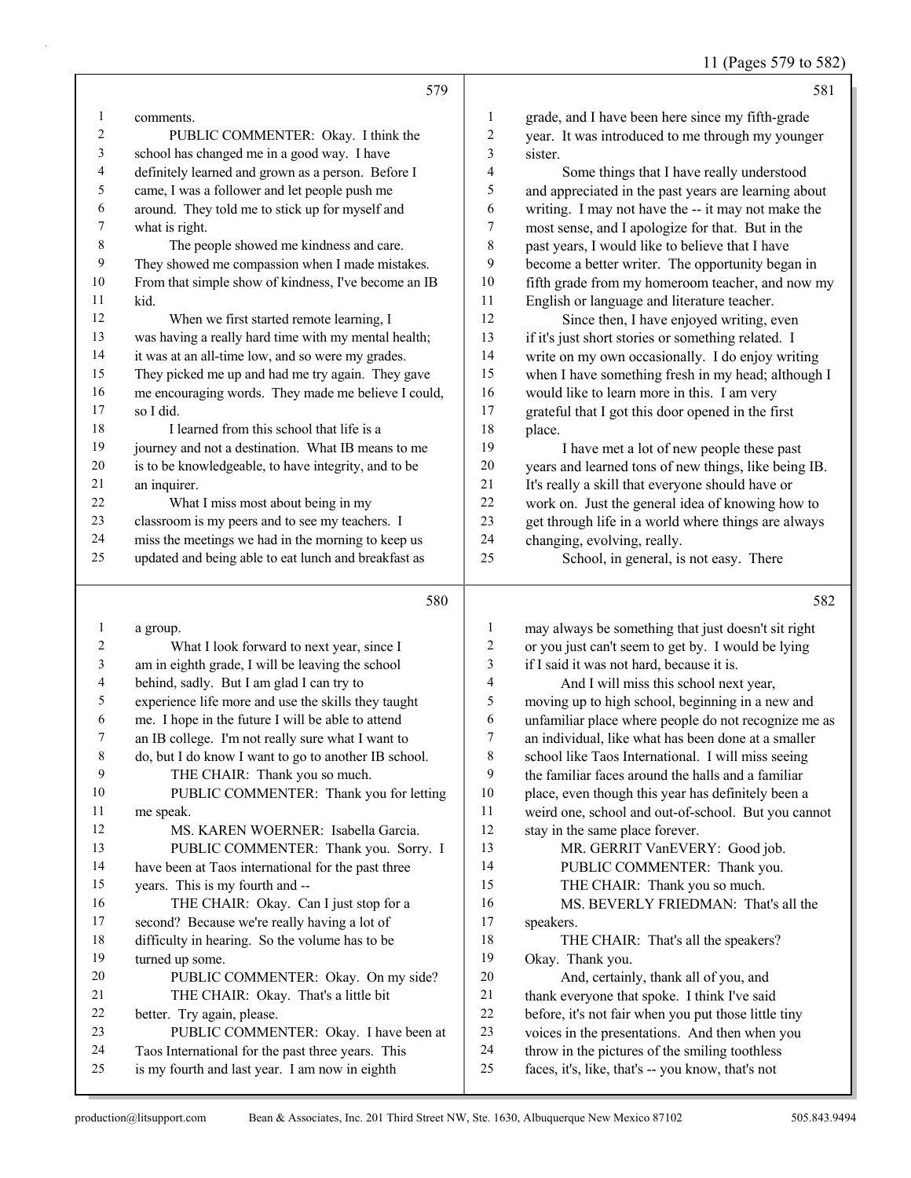comments.

PUBLIC COMMENTER: Okay. I think the school has changed me in a good way. I have definitely learned and grown as a person. Before I came, I was a follower and let people push me around. They told me to stick up for myself and what is right.

The people showed me kindness and care. They showed me compassion when I made mistakes. From that simple show of kindness, I've become an IB kid.

When we first started remote learning, I was having a really hard time with my mental health; it was at an all-time low, and so were my grades. They picked me up and had me try again. They gave me encouraging words. They made me believe I could, so I did.

I learned from this school that life is a journey and not a destination. What IB means to me is to be knowledgeable, to have integrity, and to be an inquirer.

What I miss most about being in my classroom is my peers and to see my teachers. I miss the meetings we had in the morning to keep us updated and being able to eat lunch and breakfast as a group.

What I look forward to next year, since I am in eighth grade, I will be leaving the school behind, sadly. But I am glad I can try to experience life more and use the skills they taught me. I hope in the future I will be able to attend an IB college. I'm not really sure what I want to do, but I do know I want to go to another IB school.

THE CHAIR: Thank you so much.

PUBLIC COMMENTER: Thank you for letting me speak.

MS. KAREN WOERNER: Isabella Garcia.

PUBLIC COMMENTER: Thank you. Sorry. I have been at Taos international for the past three years. This is my fourth and --

THE CHAIR: Okay. Can I just stop for a second? Because we're really having a lot of difficulty in hearing. So the volume has to be turned up some.

PUBLIC COMMENTER: Okay. On my side?

THE CHAIR: Okay. That's a little bit better. Try again, please.

PUBLIC COMMENTER: Okay. I have been at Taos International for the past three years. This is my fourth and last year. I am now in eighth grade, and I have been here since my fifth-grade year. It was introduced to me through my younger sister.

Some things that I have really understood and appreciated in the past years are learning about writing. I may not have the -- it may not make the most sense, and I apologize for that. But in the past years, I would like to believe that I have become a better writer. The opportunity began in fifth grade from my homeroom teacher, and now my English or language and literature teacher.

Since then, I have enjoyed writing, even if it's just short stories or something related. I write on my own occasionally. I do enjoy writing when I have something fresh in my head; although I would like to learn more in this. I am very grateful that I got this door opened in the first place.

I have met a lot of new people these past years and learned tons of new things, like being IB. It's really a skill that everyone should have or work on. Just the general idea of knowing how to get through life in a world where things are always changing, evolving, really.

School, in general, is not easy. There may always be something that just doesn't sit right or you just can't seem to get by. I would be lying if I said it was not hard, because it is.

And I will miss this school next year, moving up to high school, beginning in a new and unfamiliar place where people do not recognize me as an individual, like what has been done at a smaller school like Taos International. I will miss seeing the familiar faces around the halls and a familiar place, even though this year has definitely been a weird one, school and out-of-school. But you cannot stay in the same place forever.

MR. GERRIT VanEVERY: Good job.

PUBLIC COMMENTER: Thank you.

THE CHAIR: Thank you so much.

MS. BEVERLY FRIEDMAN: That's all the speakers.

THE CHAIR: That's all the speakers? Okay. Thank you.

And, certainly, thank all of you, and thank everyone that spoke. I think I've said before, it's not fair when you put those little tiny voices in the presentations. And then when you throw in the pictures of the smiling toothless faces, it's, like, that's -- you know, that's not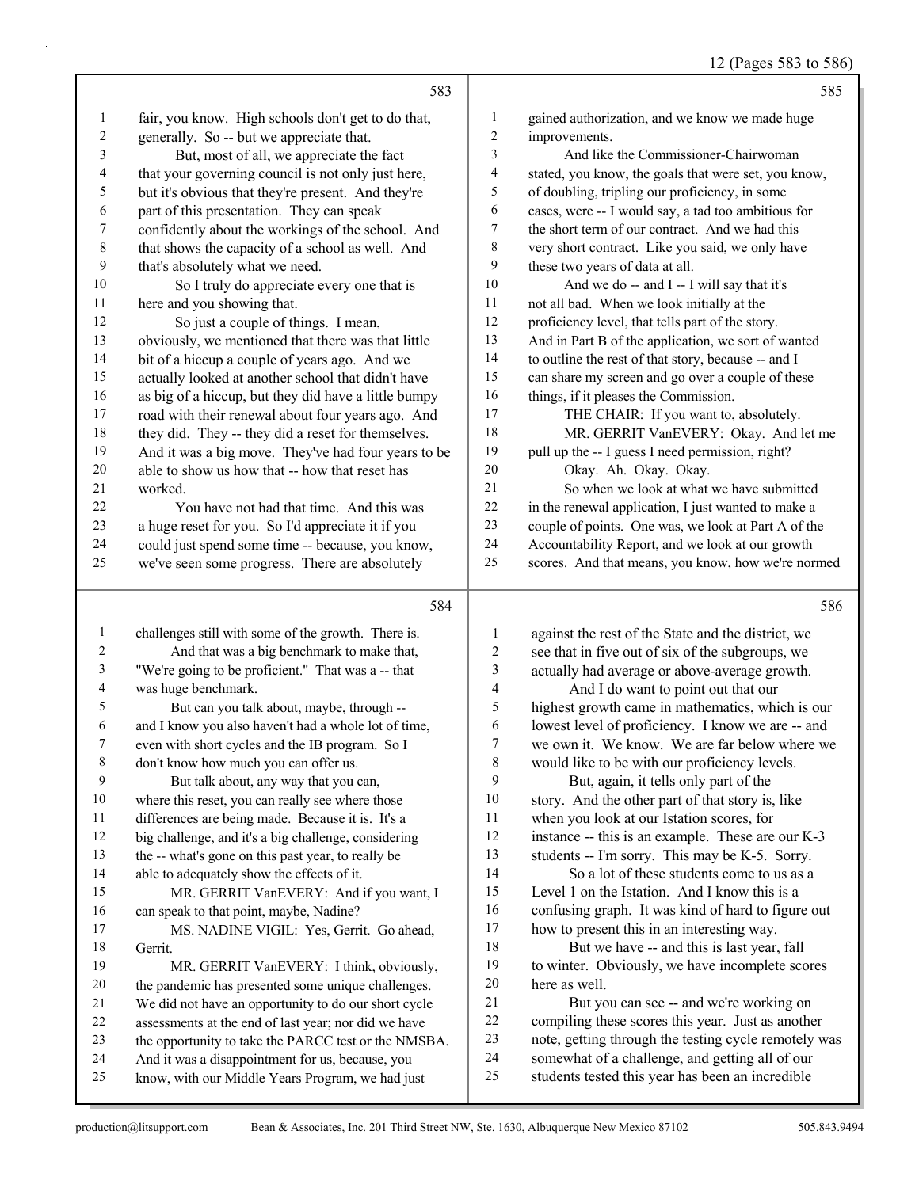fair, you know. High schools don't get to do that, generally. So -- but we appreciate that.

But, most of all, we appreciate the fact that your governing council is not only just here, but it's obvious that they're present. And they're part of this presentation. They can speak confidently about the workings of the school. And that shows the capacity of a school as well. And that's absolutely what we need.

So I truly do appreciate every one that is here and you showing that.

So just a couple of things. I mean, obviously, we mentioned that there was that little bit of a hiccup a couple of years ago. And we actually looked at another school that didn't have as big of a hiccup, but they did have a little bumpy road with their renewal about four years ago. And they did. They -- they did a reset for themselves. And it was a big move. They've had four years to be able to show us how that -- how that reset has worked.

You have not had that time. And this was a huge reset for you. So I'd appreciate it if you could just spend some time -- because, you know, we've seen some progress. There are absolutely challenges still with some of the growth. There is.

And that was a big benchmark to make that, "We're going to be proficient." That was a -- that was huge benchmark.

But can you talk about, maybe, through -- and I know you also haven't had a whole lot of time, even with short cycles and the IB program. So I don't know how much you can offer us.

But talk about, any way that you can, where this reset, you can really see where those differences are being made. Because it is. It's a big challenge, and it's a big challenge, considering the -- what's gone on this past year, to really be able to adequately show the effects of it.

MR. GERRIT VanEVERY: And if you want, I can speak to that point, maybe, Nadine?

MS. NADINE VIGIL: Yes, Gerrit. Go ahead, Gerrit.

MR. GERRIT VanEVERY: I think, obviously, the pandemic has presented some unique challenges. We did not have an opportunity to do our short cycle assessments at the end of last year; nor did we have the opportunity to take the PARCC test or the NMSBA. And it was a disappointment for us, because, you know, with our Middle Years Program, we had just gained authorization, and we know we made huge improvements.

And like the Commissioner-Chairwoman stated, you know, the goals that were set, you know, of doubling, tripling our proficiency, in some cases, were -- I would say, a tad too ambitious for the short term of our contract. And we had this very short contract. Like you said, we only have these two years of data at all.

And we do -- and I -- I will say that it's not all bad. When we look initially at the proficiency level, that tells part of the story. And in Part B of the application, we sort of wanted to outline the rest of that story, because -- and I can share my screen and go over a couple of these things, if it pleases the Commission.

THE CHAIR: If you want to, absolutely.

MR. GERRIT VanEVERY: Okay. And let me pull up the -- I guess I need permission, right?

Okay. Ah. Okay. Okay.

So when we look at what we have submitted in the renewal application, I just wanted to make a couple of points. One was, we look at Part A of the Accountability Report, and we look at our growth scores. And that means, you know, how we're normed against the rest of the State and the district, we see that in five out of six of the subgroups, we actually had average or above-average growth.

And I do want to point out that our highest growth came in mathematics, which is our lowest level of proficiency. I know we are -- and we own it. We know. We are far below where we would like to be with our proficiency levels.

But, again, it tells only part of the story. And the other part of that story is, like when you look at our Istation scores, for instance -- this is an example. These are our K-3 students -- I'm sorry. This may be K-5. Sorry.

So a lot of these students come to us as a Level 1 on the Istation. And I know this is a confusing graph. It was kind of hard to figure out how to present this in an interesting way.

But we have -- and this is last year, fall to winter. Obviously, we have incomplete scores here as well.

But you can see -- and we're working on compiling these scores this year. Just as another note, getting through the testing cycle remotely was somewhat of a challenge, and getting all of our students tested this year has been an incredible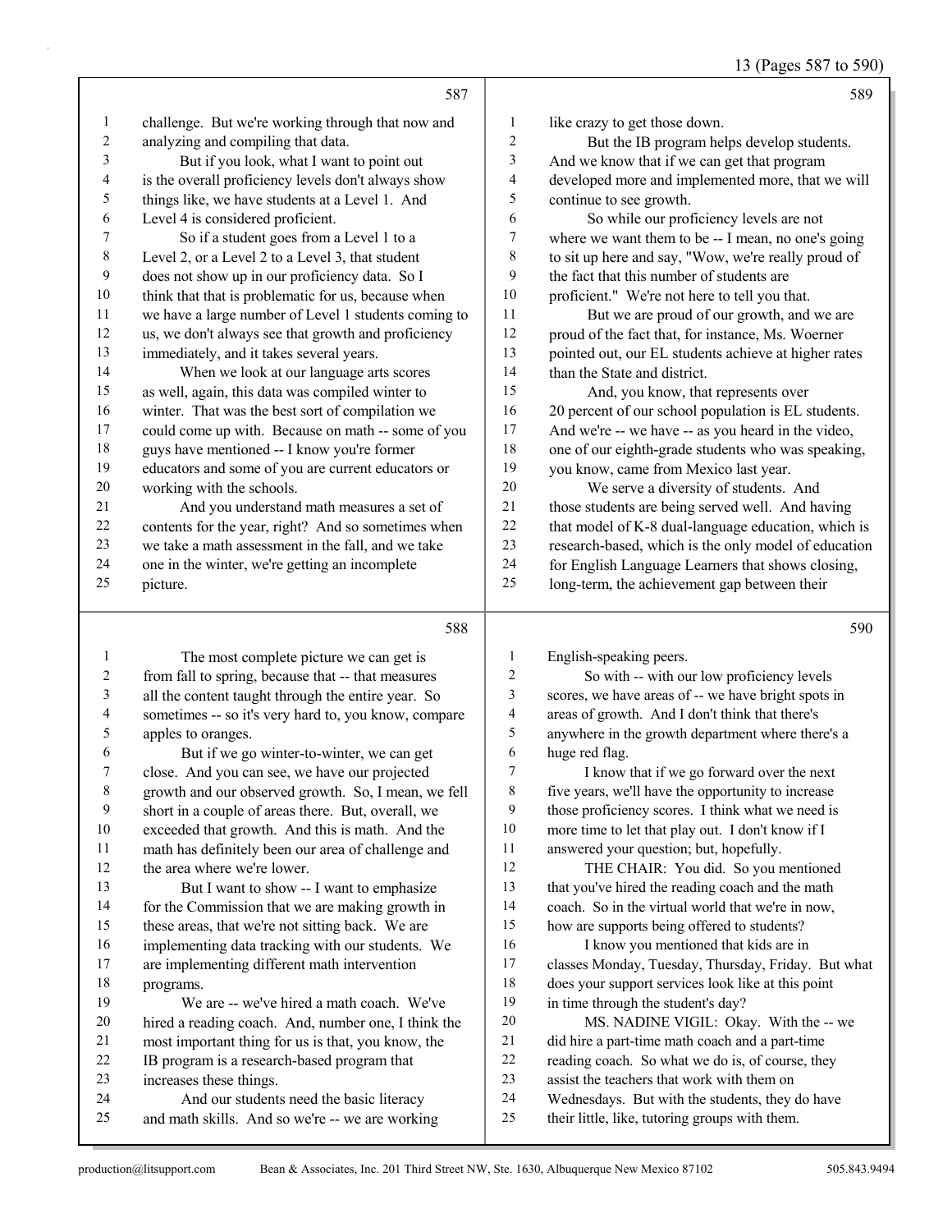587

challenge. But we're working through that now and analyzing and compiling that data.

But if you look, what I want to point out is the overall proficiency levels don't always show things like, we have students at a Level 1. And Level 4 is considered proficient.

So if a student goes from a Level 1 to a Level 2, or a Level 2 to a Level 3, that student does not show up in our proficiency data. So I think that that is problematic for us, because when we have a large number of Level 1 students coming to us, we don't always see that growth and proficiency immediately, and it takes several years.

When we look at our language arts scores as well, again, this data was compiled winter to winter. That was the best sort of compilation we could come up with. Because on math -- some of you guys have mentioned -- I know you're former educators and some of you are current educators or working with the schools.

And you understand math measures a set of contents for the year, right? And so sometimes when we take a math assessment in the fall, and we take one in the winter, we're getting an incomplete picture.

588

The most complete picture we can get is from fall to spring, because that -- that measures all the content taught through the entire year. So sometimes -- so it's very hard to, you know, compare apples to oranges.

But if we go winter-to-winter, we can get close. And you can see, we have our projected growth and our observed growth. So, I mean, we fell short in a couple of areas there. But, overall, we exceeded that growth. And this is math. And the math has definitely been our area of challenge and the area where we're lower.

But I want to show -- I want to emphasize for the Commission that we are making growth in these areas, that we're not sitting back. We are implementing data tracking with our students. We are implementing different math intervention programs.

We are -- we've hired a math coach. We've hired a reading coach. And, number one, I think the most important thing for us is that, you know, the IB program is a research-based program that increases these things.

And our students need the basic literacy and math skills. And so we're -- we are working

589

like crazy to get those down.

But the IB program helps develop students. And we know that if we can get that program developed more and implemented more, that we will continue to see growth.

So while our proficiency levels are not where we want them to be -- I mean, no one's going to sit up here and say, "Wow, we're really proud of the fact that this number of students are proficient." We're not here to tell you that.

But we are proud of our growth, and we are proud of the fact that, for instance, Ms. Woerner pointed out, our EL students achieve at higher rates than the State and district.

And, you know, that represents over 20 percent of our school population is EL students. And we're -- we have -- as you heard in the video, one of our eighth-grade students who was speaking, you know, came from Mexico last year.

We serve a diversity of students. And those students are being served well. And having that model of K-8 dual-language education, which is research-based, which is the only model of education for English Language Learners that shows closing, long-term, the achievement gap between their

590

English-speaking peers.

So with -- with our low proficiency levels scores, we have areas of -- we have bright spots in areas of growth. And I don't think that there's anywhere in the growth department where there's a huge red flag.

I know that if we go forward over the next five years, we'll have the opportunity to increase those proficiency scores. I think what we need is more time to let that play out. I don't know if I answered your question; but, hopefully.

THE CHAIR: You did. So you mentioned that you've hired the reading coach and the math coach. So in the virtual world that we're in now, how are supports being offered to students?

I know you mentioned that kids are in classes Monday, Tuesday, Thursday, Friday. But what does your support services look like at this point in time through the student's day?

MS. NADINE VIGIL: Okay. With the -- we did hire a part-time math coach and a part-time reading coach. So what we do is, of course, they assist the teachers that work with them on Wednesdays. But with the students, they do have their little, like, tutoring groups with them.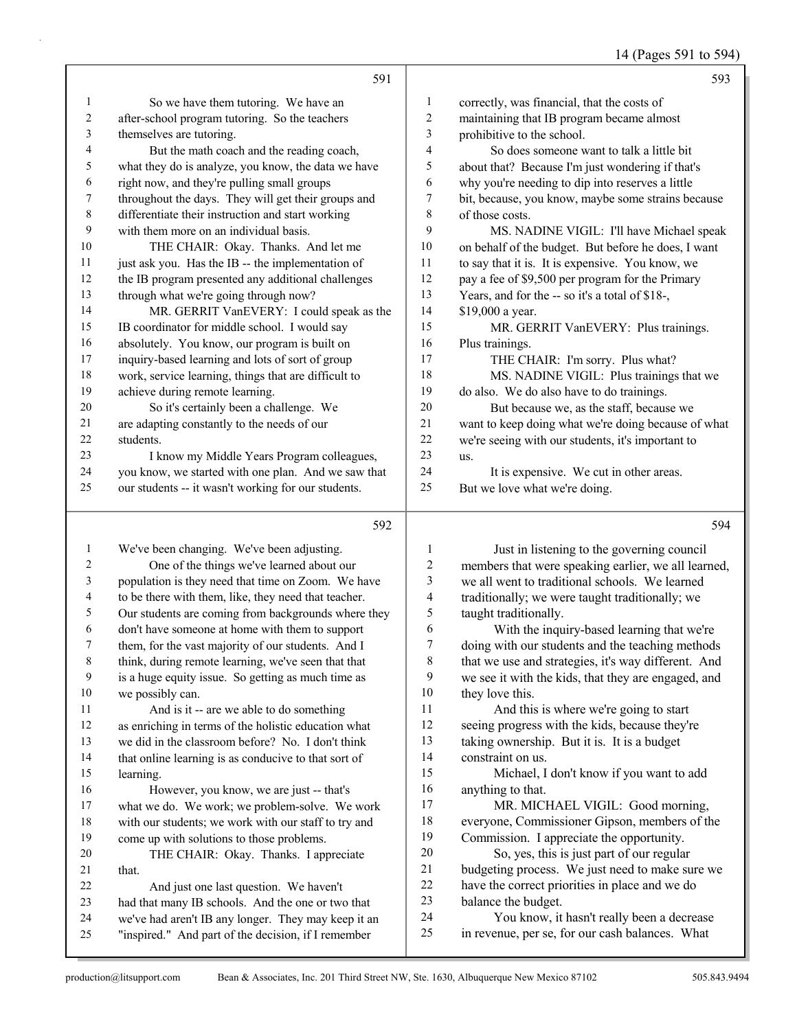**591**

1 So we have them tutoring. We have an
2 after-school program tutoring. So the teachers
3 themselves are tutoring.
4 But the math coach and the reading coach,
5 what they do is analyze, you know, the data we have
6 right now, and they're pulling small groups
7 throughout the days. They will get their groups and
8 differentiate their instruction and start working
9 with them more on an individual basis.
10 THE CHAIR: Okay. Thanks. And let me
11 just ask you. Has the IB -- the implementation of
12 the IB program presented any additional challenges
13 through what we're going through now?
14 MR. GERRIT VanEVERY: I could speak as the
15 IB coordinator for middle school. I would say
16 absolutely. You know, our program is built on
17 inquiry-based learning and lots of sort of group
18 work, service learning, things that are difficult to
19 achieve during remote learning.
20 So it's certainly been a challenge. We
21 are adapting constantly to the needs of our
22 students.
23 I know my Middle Years Program colleagues,
24 you know, we started with one plan. And we saw that
25 our students -- it wasn't working for our students.

**592**

1 We've been changing. We've been adjusting.
2 One of the things we've learned about our
3 population is they need that time on Zoom. We have
4 to be there with them, like, they need that teacher.
5 Our students are coming from backgrounds where they
6 don't have someone at home with them to support
7 them, for the vast majority of our students. And I
8 think, during remote learning, we've seen that that
9 is a huge equity issue. So getting as much time as
10 we possibly can.
11 And is it -- are we able to do something
12 as enriching in terms of the holistic education what
13 we did in the classroom before? No. I don't think
14 that online learning is as conducive to that sort of
15 learning.
16 However, you know, we are just -- that's
17 what we do. We work; we problem-solve. We work
18 with our students; we work with our staff to try and
19 come up with solutions to those problems.
20 THE CHAIR: Okay. Thanks. I appreciate
21 that.
22 And just one last question. We haven't
23 had that many IB schools. And the one or two that
24 we've had aren't IB any longer. They may keep it an
25 "inspired." And part of the decision, if I remember

**593**

1 correctly, was financial, that the costs of
2 maintaining that IB program became almost
3 prohibitive to the school.
4 So does someone want to talk a little bit
5 about that? Because I'm just wondering if that's
6 why you're needing to dip into reserves a little
7 bit, because, you know, maybe some strains because
8 of those costs.
9 MS. NADINE VIGIL: I'll have Michael speak
10 on behalf of the budget. But before he does, I want
11 to say that it is. It is expensive. You know, we
12 pay a fee of $9,500 per program for the Primary
13 Years, and for the -- so it's a total of $18-,
14 $19,000 a year.
15 MR. GERRIT VanEVERY: Plus trainings.
16 Plus trainings.
17 THE CHAIR: I'm sorry. Plus what?
18 MS. NADINE VIGIL: Plus trainings that we
19 do also. We do also have to do trainings.
20 But because we, as the staff, because we
21 want to keep doing what we're doing because of what
22 we're seeing with our students, it's important to
23 us.
24 It is expensive. We cut in other areas.
25 But we love what we're doing.

**594**

1 Just in listening to the governing council
2 members that were speaking earlier, we all learned,
3 we all went to traditional schools. We learned
4 traditionally; we were taught traditionally; we
5 taught traditionally.
6 With the inquiry-based learning that we're
7 doing with our students and the teaching methods
8 that we use and strategies, it's way different. And
9 we see it with the kids, that they are engaged, and
10 they love this.
11 And this is where we're going to start
12 seeing progress with the kids, because they're
13 taking ownership. But it is. It is a budget
14 constraint on us.
15 Michael, I don't know if you want to add
16 anything to that.
17 MR. MICHAEL VIGIL: Good morning,
18 everyone, Commissioner Gipson, members of the
19 Commission. I appreciate the opportunity.
20 So, yes, this is just part of our regular
21 budgeting process. We just need to make sure we
22 have the correct priorities in place and we do
23 balance the budget.
24 You know, it hasn't really been a decrease
25 in revenue, per se, for our cash balances. What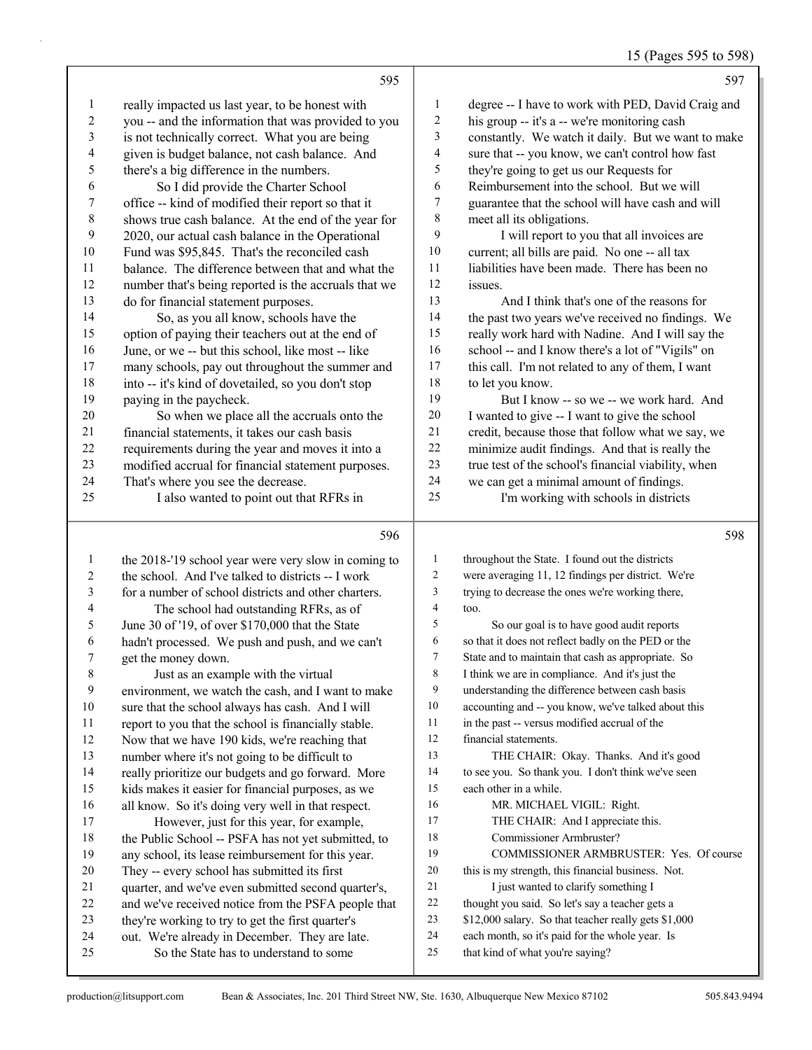really impacted us last year, to be honest with you -- and the information that was provided to you is not technically correct. What you are being given is budget balance, not cash balance. And there's a big difference in the numbers.

So I did provide the Charter School office -- kind of modified their report so that it shows true cash balance. At the end of the year for 2020, our actual cash balance in the Operational Fund was $95,845. That's the reconciled cash balance. The difference between that and what the number that's being reported is the accruals that we do for financial statement purposes.

So, as you all know, schools have the option of paying their teachers out at the end of June, or we -- but this school, like most -- like many schools, pay out throughout the summer and into -- it's kind of dovetailed, so you don't stop paying in the paycheck.

So when we place all the accruals onto the financial statements, it takes our cash basis requirements during the year and moves it into a modified accrual for financial statement purposes. That's where you see the decrease.

I also wanted to point out that RFRs in the 2018-'19 school year were very slow in coming to the school. And I've talked to districts -- I work for a number of school districts and other charters.

The school had outstanding RFRs, as of June 30 of '19, of over $170,000 that the State hadn't processed. We push and push, and we can't get the money down.

Just as an example with the virtual environment, we watch the cash, and I want to make sure that the school always has cash. And I will report to you that the school is financially stable. Now that we have 190 kids, we're reaching that number where it's not going to be difficult to really prioritize our budgets and go forward. More kids makes it easier for financial purposes, as we all know. So it's doing very well in that respect.

However, just for this year, for example, the Public School -- PSFA has not yet submitted, to any school, its lease reimbursement for this year. They -- every school has submitted its first quarter, and we've even submitted second quarter's, and we've received notice from the PSFA people that they're working to try to get the first quarter's out. We're already in December. They are late.

So the State has to understand to some degree -- I have to work with PED, David Craig and his group -- it's a -- we're monitoring cash constantly. We watch it daily. But we want to make sure that -- you know, we can't control how fast they're going to get us our Requests for Reimbursement into the school. But we will guarantee that the school will have cash and will meet all its obligations.

I will report to you that all invoices are current; all bills are paid. No one -- all tax liabilities have been made. There has been no issues.

And I think that's one of the reasons for the past two years we've received no findings. We really work hard with Nadine. And I will say the school -- and I know there's a lot of "Vigils" on this call. I'm not related to any of them, I want to let you know.

But I know -- so we -- we work hard. And I wanted to give -- I want to give the school credit, because those that follow what we say, we minimize audit findings. And that is really the true test of the school's financial viability, when we can get a minimal amount of findings.

I'm working with schools in districts throughout the State. I found out the districts were averaging 11, 12 findings per district. We're trying to decrease the ones we're working there, too.

So our goal is to have good audit reports so that it does not reflect badly on the PED or the State and to maintain that cash as appropriate. So I think we are in compliance. And it's just the understanding the difference between cash basis accounting and -- you know, we've talked about this in the past -- versus modified accrual of the financial statements.

THE CHAIR: Okay. Thanks. And it's good to see you. So thank you. I don't think we've seen each other in a while.

MR. MICHAEL VIGIL: Right.

THE CHAIR: And I appreciate this. Commissioner Armbruster?

COMMISSIONER ARMBRUSTER: Yes. Of course this is my strength, this financial business. Not.

I just wanted to clarify something I thought you said. So let's say a teacher gets a $12,000 salary. So that teacher really gets $1,000 each month, so it's paid for the whole year. Is that kind of what you're saying?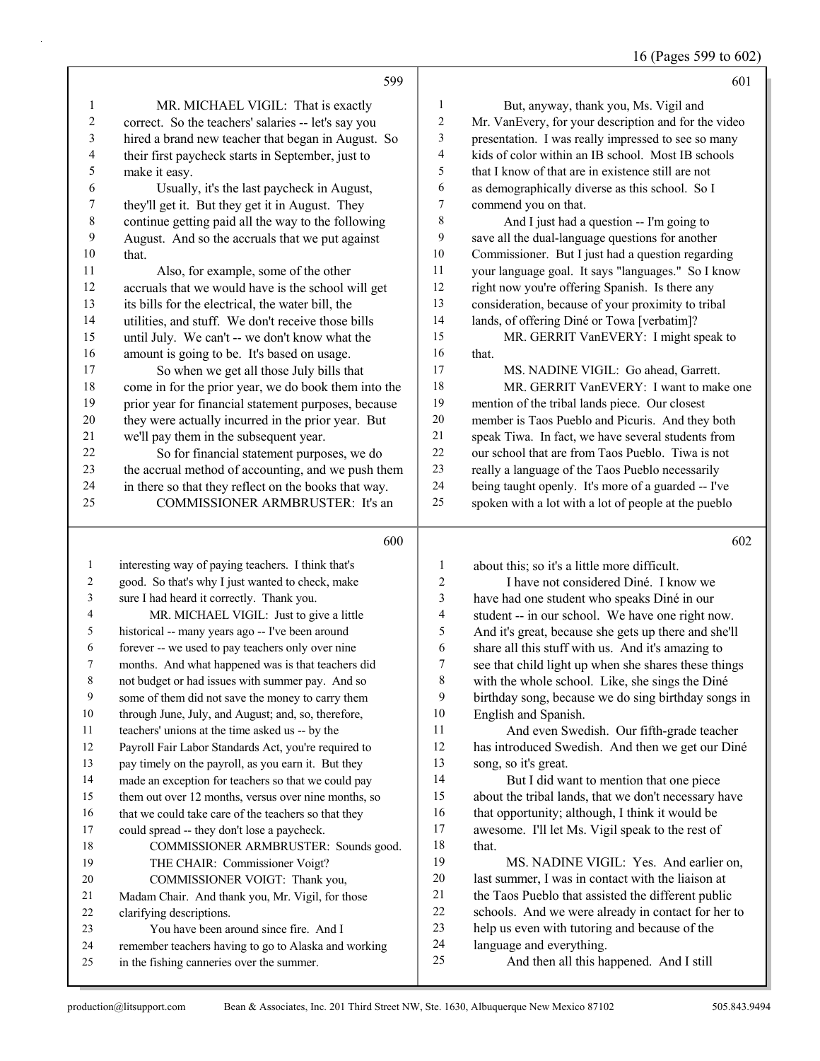599

MR. MICHAEL VIGIL: That is exactly correct. So the teachers' salaries -- let's say you hired a brand new teacher that began in August. So their first paycheck starts in September, just to make it easy.

Usually, it's the last paycheck in August, they'll get it. But they get it in August. They continue getting paid all the way to the following August. And so the accruals that we put against that.

Also, for example, some of the other accruals that we would have is the school will get its bills for the electrical, the water bill, the utilities, and stuff. We don't receive those bills until July. We can't -- we don't know what the amount is going to be. It's based on usage.

So when we get all those July bills that come in for the prior year, we do book them into the prior year for financial statement purposes, because they were actually incurred in the prior year. But we'll pay them in the subsequent year.

So for financial statement purposes, we do the accrual method of accounting, and we push them in there so that they reflect on the books that way.

COMMISSIONER ARMBRUSTER: It's an

600

interesting way of paying teachers. I think that's good. So that's why I just wanted to check, make sure I had heard it correctly. Thank you.

MR. MICHAEL VIGIL: Just to give a little historical -- many years ago -- I've been around forever -- we used to pay teachers only over nine months. And what happened was is that teachers did not budget or had issues with summer pay. And so some of them did not save the money to carry them through June, July, and August; and, so, therefore, teachers' unions at the time asked us -- by the Payroll Fair Labor Standards Act, you're required to pay timely on the payroll, as you earn it. But they made an exception for teachers so that we could pay them out over 12 months, versus over nine months, so that we could take care of the teachers so that they could spread -- they don't lose a paycheck.

COMMISSIONER ARMBRUSTER: Sounds good.

THE CHAIR: Commissioner Voigt?

COMMISSIONER VOIGT: Thank you, Madam Chair. And thank you, Mr. Vigil, for those clarifying descriptions.

You have been around since fire. And I remember teachers having to go to Alaska and working in the fishing canneries over the summer.

601

But, anyway, thank you, Ms. Vigil and Mr. VanEvery, for your description and for the video presentation. I was really impressed to see so many kids of color within an IB school. Most IB schools that I know of that are in existence still are not as demographically diverse as this school. So I commend you on that.

And I just had a question -- I'm going to save all the dual-language questions for another Commissioner. But I just had a question regarding your language goal. It says "languages." So I know right now you're offering Spanish. Is there any consideration, because of your proximity to tribal lands, of offering Diné or Towa [verbatim]?

MR. GERRIT VanEVERY: I might speak to that.

MS. NADINE VIGIL: Go ahead, Garrett.

MR. GERRIT VanEVERY: I want to make one mention of the tribal lands piece. Our closest member is Taos Pueblo and Picuris. And they both speak Tiwa. In fact, we have several students from our school that are from Taos Pueblo. Tiwa is not really a language of the Taos Pueblo necessarily being taught openly. It's more of a guarded -- I've spoken with a lot with a lot of people at the pueblo

602

about this; so it's a little more difficult.

I have not considered Diné. I know we have had one student who speaks Diné in our student -- in our school. We have one right now. And it's great, because she gets up there and she'll share all this stuff with us. And it's amazing to see that child light up when she shares these things with the whole school. Like, she sings the Diné birthday song, because we do sing birthday songs in English and Spanish.

And even Swedish. Our fifth-grade teacher has introduced Swedish. And then we get our Diné song, so it's great.

But I did want to mention that one piece about the tribal lands, that we don't necessary have that opportunity; although, I think it would be awesome. I'll let Ms. Vigil speak to the rest of that.

MS. NADINE VIGIL: Yes. And earlier on, last summer, I was in contact with the liaison at the Taos Pueblo that assisted the different public schools. And we were already in contact for her to help us even with tutoring and because of the language and everything.

And then all this happened. And I still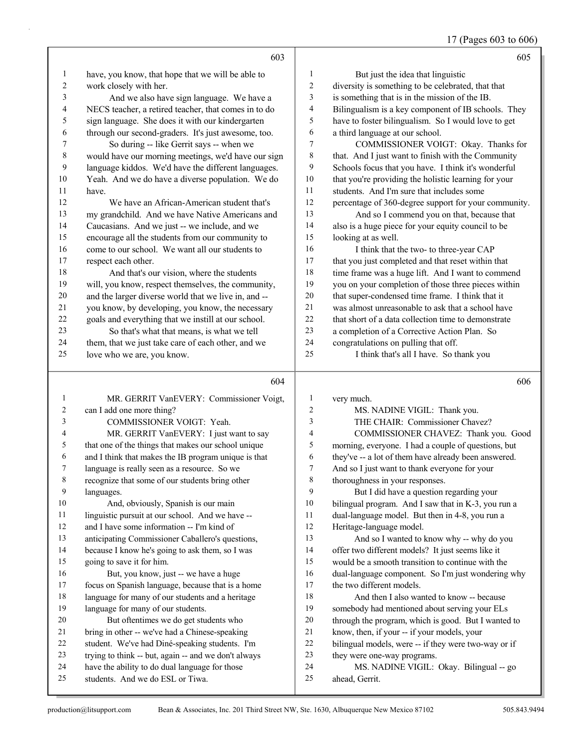have, you know, that hope that we will be able to work closely with her.

And we also have sign language. We have a NECS teacher, a retired teacher, that comes in to do sign language. She does it with our kindergarten through our second-graders. It's just awesome, too.

So during -- like Gerrit says -- when we would have our morning meetings, we'd have our sign language kiddos. We'd have the different languages. Yeah. And we do have a diverse population. We do have.

We have an African-American student that's my grandchild. And we have Native Americans and Caucasians. And we just -- we include, and we encourage all the students from our community to come to our school. We want all our students to respect each other.

And that's our vision, where the students will, you know, respect themselves, the community, and the larger diverse world that we live in, and -- you know, by developing, you know, the necessary goals and everything that we instill at our school.

So that's what that means, is what we tell them, that we just take care of each other, and we love who we are, you know.

MR. GERRIT VanEVERY: Commissioner Voigt, can I add one more thing?

COMMISSIONER VOIGT: Yeah.

MR. GERRIT VanEVERY: I just want to say that one of the things that makes our school unique and I think that makes the IB program unique is that language is really seen as a resource. So we recognize that some of our students bring other languages.

And, obviously, Spanish is our main linguistic pursuit at our school. And we have -- and I have some information -- I'm kind of anticipating Commissioner Caballero's questions, because I know he's going to ask them, so I was going to save it for him.

But, you know, just -- we have a huge focus on Spanish language, because that is a home language for many of our students and a heritage language for many of our students.

But oftentimes we do get students who bring in other -- we've had a Chinese-speaking student. We've had Diné-speaking students. I'm trying to think -- but, again -- and we don't always have the ability to do dual language for those students. And we do ESL or Tiwa.

But just the idea that linguistic diversity is something to be celebrated, that that is something that is in the mission of the IB. Bilingualism is a key component of IB schools. They have to foster bilingualism. So I would love to get a third language at our school.

COMMISSIONER VOIGT: Okay. Thanks for that. And I just want to finish with the Community Schools focus that you have. I think it's wonderful that you're providing the holistic learning for your students. And I'm sure that includes some percentage of 360-degree support for your community.

And so I commend you on that, because that also is a huge piece for your equity council to be looking at as well.

I think that the two- to three-year CAP that you just completed and that reset within that time frame was a huge lift. And I want to commend you on your completion of those three pieces within that super-condensed time frame. I think that it was almost unreasonable to ask that a school have that short of a data collection time to demonstrate a completion of a Corrective Action Plan. So congratulations on pulling that off.

I think that's all I have. So thank you very much.

MS. NADINE VIGIL: Thank you.

THE CHAIR: Commissioner Chavez?

COMMISSIONER CHAVEZ: Thank you. Good morning, everyone. I had a couple of questions, but they've -- a lot of them have already been answered. And so I just want to thank everyone for your thoroughness in your responses.

But I did have a question regarding your bilingual program. And I saw that in K-3, you run a dual-language model. But then in 4-8, you run a Heritage-language model.

And so I wanted to know why -- why do you offer two different models? It just seems like it would be a smooth transition to continue with the dual-language component. So I'm just wondering why the two different models.

And then I also wanted to know -- because somebody had mentioned about serving your ELs through the program, which is good. But I wanted to know, then, if your -- if your models, your bilingual models, were -- if they were two-way or if they were one-way programs.

MS. NADINE VIGIL: Okay. Bilingual -- go ahead, Gerrit.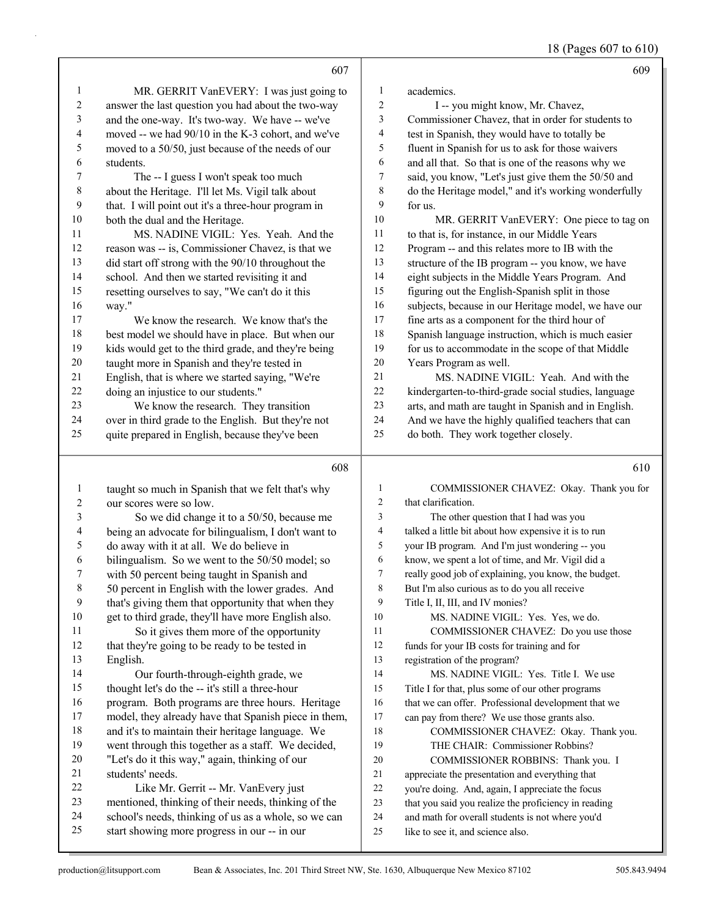607

1 MR. GERRIT VanEVERY: I was just going to
2 answer the last question you had about the two-way
3 and the one-way. It's two-way. We have -- we've
4 moved -- we had 90/10 in the K-3 cohort, and we've
5 moved to a 50/50, just because of the needs of our
6 students.
7 The -- I guess I won't speak too much
8 about the Heritage. I'll let Ms. Vigil talk about
9 that. I will point out it's a three-hour program in
10 both the dual and the Heritage.
11 MS. NADINE VIGIL: Yes. Yeah. And the
12 reason was -- is, Commissioner Chavez, is that we
13 did start off strong with the 90/10 throughout the
14 school. And then we started revisiting it and
15 resetting ourselves to say, "We can't do it this
16 way."
17 We know the research. We know that's the
18 best model we should have in place. But when our
19 kids would get to the third grade, and they're being
20 taught more in Spanish and they're tested in
21 English, that is where we started saying, "We're
22 doing an injustice to our students."
23 We know the research. They transition
24 over in third grade to the English. But they're not
25 quite prepared in English, because they've been

608

1 taught so much in Spanish that we felt that's why
2 our scores were so low.
3 So we did change it to a 50/50, because me
4 being an advocate for bilingualism, I don't want to
5 do away with it at all. We do believe in
6 bilingualism. So we went to the 50/50 model; so
7 with 50 percent being taught in Spanish and
8 50 percent in English with the lower grades. And
9 that's giving them that opportunity that when they
10 get to third grade, they'll have more English also.
11 So it gives them more of the opportunity
12 that they're going to be ready to be tested in
13 English.
14 Our fourth-through-eighth grade, we
15 thought let's do the -- it's still a three-hour
16 program. Both programs are three hours. Heritage
17 model, they already have that Spanish piece in them,
18 and it's to maintain their heritage language. We
19 went through this together as a staff. We decided,
20 "Let's do it this way," again, thinking of our
21 students' needs.
22 Like Mr. Gerrit -- Mr. VanEvery just
23 mentioned, thinking of their needs, thinking of the
24 school's needs, thinking of us as a whole, so we can
25 start showing more progress in our -- in our

609

1 academics.
2 I -- you might know, Mr. Chavez,
3 Commissioner Chavez, that in order for students to
4 test in Spanish, they would have to totally be
5 fluent in Spanish for us to ask for those waivers
6 and all that. So that is one of the reasons why we
7 said, you know, "Let's just give them the 50/50 and
8 do the Heritage model," and it's working wonderfully
9 for us.
10 MR. GERRIT VanEVERY: One piece to tag on
11 to that is, for instance, in our Middle Years
12 Program -- and this relates more to IB with the
13 structure of the IB program -- you know, we have
14 eight subjects in the Middle Years Program. And
15 figuring out the English-Spanish split in those
16 subjects, because in our Heritage model, we have our
17 fine arts as a component for the third hour of
18 Spanish language instruction, which is much easier
19 for us to accommodate in the scope of that Middle
20 Years Program as well.
21 MS. NADINE VIGIL: Yeah. And with the
22 kindergarten-to-third-grade social studies, language
23 arts, and math are taught in Spanish and in English.
24 And we have the highly qualified teachers that can
25 do both. They work together closely.

610

1 COMMISSIONER CHAVEZ: Okay. Thank you for
2 that clarification.
3 The other question that I had was you
4 talked a little bit about how expensive it is to run
5 your IB program. And I'm just wondering -- you
6 know, we spent a lot of time, and Mr. Vigil did a
7 really good job of explaining, you know, the budget.
8 But I'm also curious as to do you all receive
9 Title I, II, III, and IV monies?
10 MS. NADINE VIGIL: Yes. Yes, we do.
11 COMMISSIONER CHAVEZ: Do you use those
12 funds for your IB costs for training and for
13 registration of the program?
14 MS. NADINE VIGIL: Yes. Title I. We use
15 Title I for that, plus some of our other programs
16 that we can offer. Professional development that we
17 can pay from there? We use those grants also.
18 COMMISSIONER CHAVEZ: Okay. Thank you.
19 THE CHAIR: Commissioner Robbins?
20 COMMISSIONER ROBBINS: Thank you. I
21 appreciate the presentation and everything that
22 you're doing. And, again, I appreciate the focus
23 that you said you realize the proficiency in reading
24 and math for overall students is not where you'd
25 like to see it, and science also.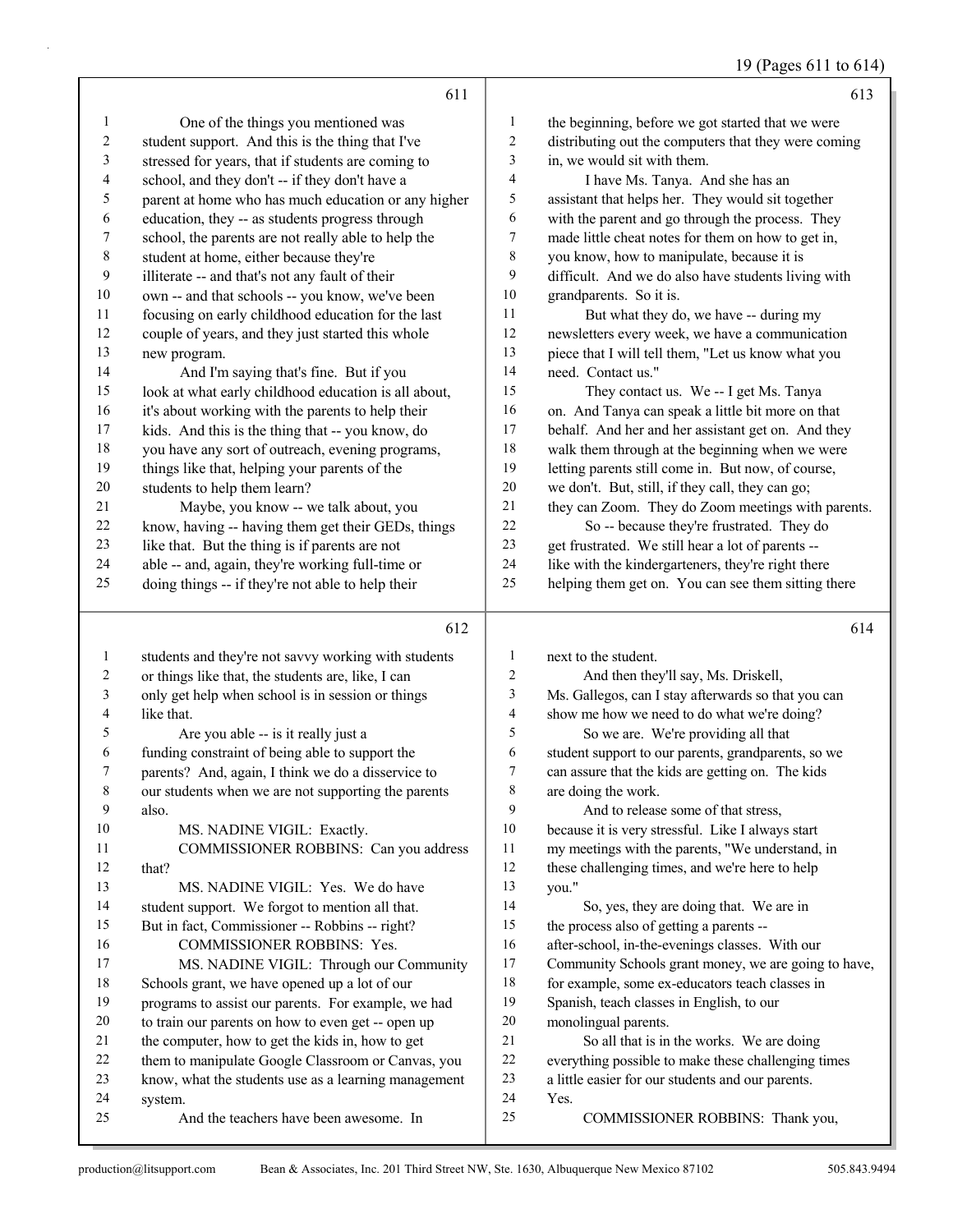One of the things you mentioned was student support. And this is the thing that I've stressed for years, that if students are coming to school, and they don't -- if they don't have a parent at home who has much education or any higher education, they -- as students progress through school, the parents are not really able to help the student at home, either because they're illiterate -- and that's not any fault of their own -- and that schools -- you know, we've been focusing on early childhood education for the last couple of years, and they just started this whole new program.

And I'm saying that's fine. But if you look at what early childhood education is all about, it's about working with the parents to help their kids. And this is the thing that -- you know, do you have any sort of outreach, evening programs, things like that, helping your parents of the students to help them learn?

Maybe, you know -- we talk about, you know, having -- having them get their GEDs, things like that. But the thing is if parents are not able -- and, again, they're working full-time or doing things -- if they're not able to help their students and they're not savvy working with students or things like that, the students are, like, I can only get help when school is in session or things like that.

Are you able -- is it really just a funding constraint of being able to support the parents? And, again, I think we do a disservice to our students when we are not supporting the parents also.

MS. NADINE VIGIL: Exactly.

COMMISSIONER ROBBINS: Can you address that?

MS. NADINE VIGIL: Yes. We do have student support. We forgot to mention all that. But in fact, Commissioner -- Robbins -- right?

COMMISSIONER ROBBINS: Yes.

MS. NADINE VIGIL: Through our Community Schools grant, we have opened up a lot of our programs to assist our parents. For example, we had to train our parents on how to even get -- open up the computer, how to get the kids in, how to get them to manipulate Google Classroom or Canvas, you know, what the students use as a learning management system.

And the teachers have been awesome. In the beginning, before we got started that we were distributing out the computers that they were coming in, we would sit with them.

I have Ms. Tanya. And she has an assistant that helps her. They would sit together with the parent and go through the process. They made little cheat notes for them on how to get in, you know, how to manipulate, because it is difficult. And we do also have students living with grandparents. So it is.

But what they do, we have -- during my newsletters every week, we have a communication piece that I will tell them, "Let us know what you need. Contact us."

They contact us. We -- I get Ms. Tanya on. And Tanya can speak a little bit more on that behalf. And her and her assistant get on. And they walk them through at the beginning when we were letting parents still come in. But now, of course, we don't. But, still, if they call, they can go; they can Zoom. They do Zoom meetings with parents.

So -- because they're frustrated. They do get frustrated. We still hear a lot of parents -- like with the kindergarteners, they're right there helping them get on. You can see them sitting there next to the student.

And then they'll say, Ms. Driskell, Ms. Gallegos, can I stay afterwards so that you can show me how we need to do what we're doing?

So we are. We're providing all that student support to our parents, grandparents, so we can assure that the kids are getting on. The kids are doing the work.

And to release some of that stress, because it is very stressful. Like I always start my meetings with the parents, "We understand, in these challenging times, and we're here to help you."

So, yes, they are doing that. We are in the process also of getting a parents -- after-school, in-the-evenings classes. With our Community Schools grant money, we are going to have, for example, some ex-educators teach classes in Spanish, teach classes in English, to our monolingual parents.

So all that is in the works. We are doing everything possible to make these challenging times a little easier for our students and our parents. Yes.

COMMISSIONER ROBBINS: Thank you,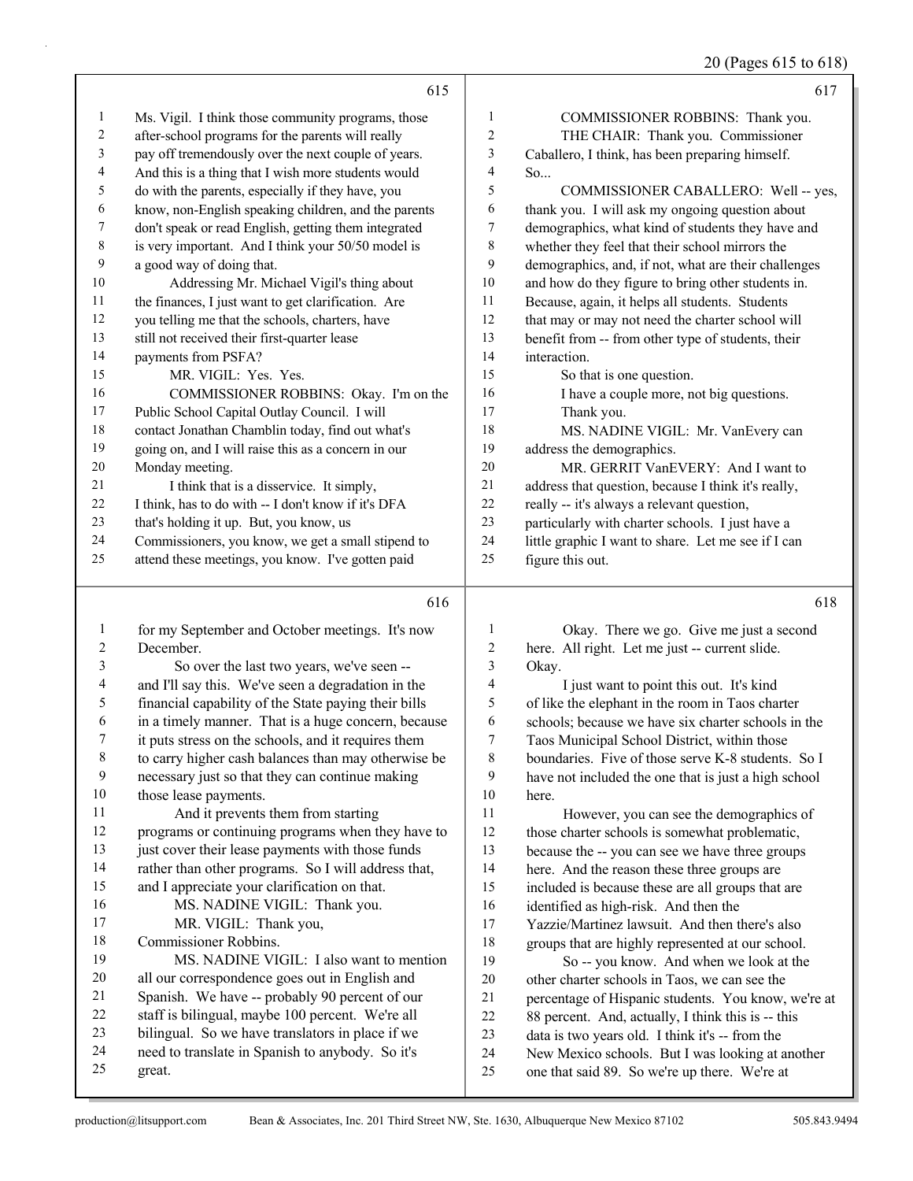Ms. Vigil. I think those community programs, those after-school programs for the parents will really pay off tremendously over the next couple of years. And this is a thing that I wish more students would do with the parents, especially if they have, you know, non-English speaking children, and the parents don't speak or read English, getting them integrated is very important. And I think your 50/50 model is a good way of doing that.

Addressing Mr. Michael Vigil's thing about the finances, I just want to get clarification. Are you telling me that the schools, charters, have still not received their first-quarter lease payments from PSFA?

MR. VIGIL: Yes. Yes.

COMMISSIONER ROBBINS: Okay. I'm on the Public School Capital Outlay Council. I will contact Jonathan Chamblin today, find out what's going on, and I will raise this as a concern in our Monday meeting.

I think that is a disservice. It simply, I think, has to do with -- I don't know if it's DFA that's holding it up. But, you know, us Commissioners, you know, we get a small stipend to attend these meetings, you know. I've gotten paid for my September and October meetings. It's now December.

So over the last two years, we've seen -- and I'll say this. We've seen a degradation in the financial capability of the State paying their bills in a timely manner. That is a huge concern, because it puts stress on the schools, and it requires them to carry higher cash balances than may otherwise be necessary just so that they can continue making those lease payments.

And it prevents them from starting programs or continuing programs when they have to just cover their lease payments with those funds rather than other programs. So I will address that, and I appreciate your clarification on that.

MS. NADINE VIGIL: Thank you.

MR. VIGIL: Thank you, Commissioner Robbins.

MS. NADINE VIGIL: I also want to mention all our correspondence goes out in English and Spanish. We have -- probably 90 percent of our staff is bilingual, maybe 100 percent. We're all bilingual. So we have translators in place if we need to translate in Spanish to anybody. So it's great.

COMMISSIONER ROBBINS: Thank you.

THE CHAIR: Thank you. Commissioner Caballero, I think, has been preparing himself. So...

COMMISSIONER CABALLERO: Well -- yes, thank you. I will ask my ongoing question about demographics, what kind of students they have and whether they feel that their school mirrors the demographics, and, if not, what are their challenges and how do they figure to bring other students in. Because, again, it helps all students. Students that may or may not need the charter school will benefit from -- from other type of students, their interaction.

So that is one question.

I have a couple more, not big questions.

Thank you.

MS. NADINE VIGIL: Mr. VanEvery can address the demographics.

MR. GERRIT VanEVERY: And I want to address that question, because I think it's really, really -- it's always a relevant question, particularly with charter schools. I just have a little graphic I want to share. Let me see if I can figure this out.

Okay. There we go. Give me just a second here. All right. Let me just -- current slide. Okay.

I just want to point this out. It's kind of like the elephant in the room in Taos charter schools; because we have six charter schools in the Taos Municipal School District, within those boundaries. Five of those serve K-8 students. So I have not included the one that is just a high school here.

However, you can see the demographics of those charter schools is somewhat problematic, because the -- you can see we have three groups here. And the reason these three groups are included is because these are all groups that are identified as high-risk. And then the Yazzie/Martinez lawsuit. And then there's also groups that are highly represented at our school.

So -- you know. And when we look at the other charter schools in Taos, we can see the percentage of Hispanic students. You know, we're at 88 percent. And, actually, I think this is -- this data is two years old. I think it's -- from the New Mexico schools. But I was looking at another one that said 89. So we're up there. We're at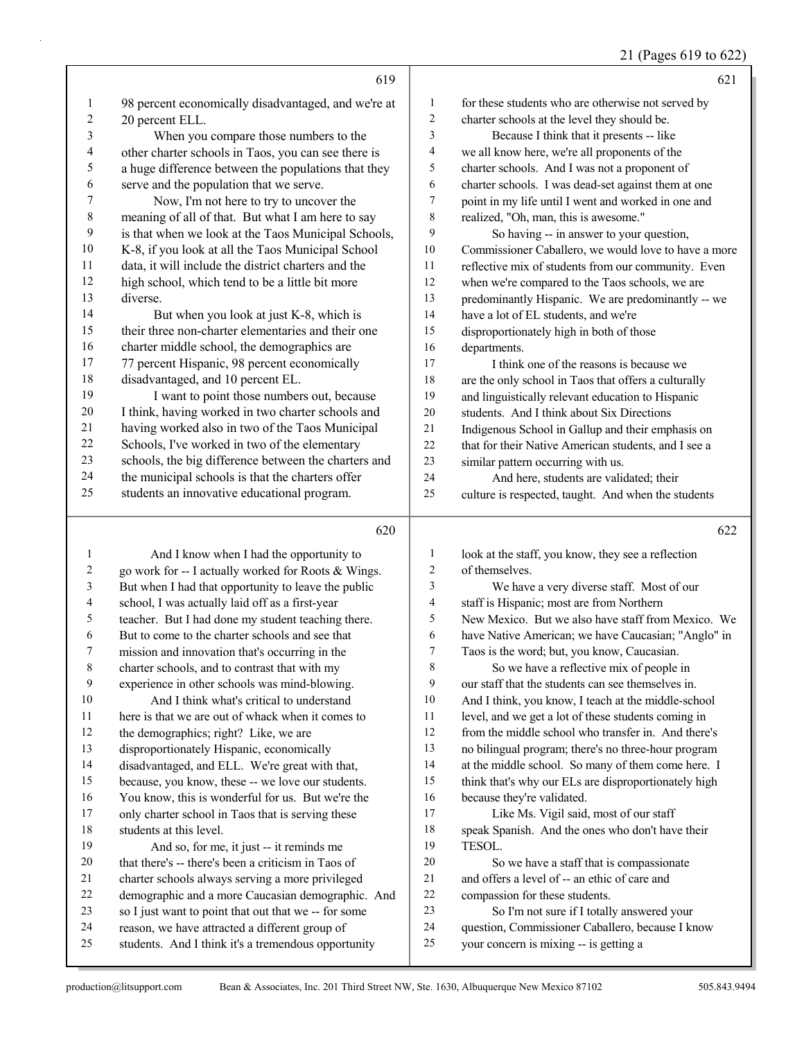619

1 98 percent economically disadvantaged, and we're at
2 20 percent ELL.
3 When you compare those numbers to the
4 other charter schools in Taos, you can see there is
5 a huge difference between the populations that they
6 serve and the population that we serve.
7 Now, I'm not here to try to uncover the
8 meaning of all of that. But what I am here to say
9 is that when we look at the Taos Municipal Schools,
10 K-8, if you look at all the Taos Municipal School
11 data, it will include the district charters and the
12 high school, which tend to be a little bit more
13 diverse.
14 But when you look at just K-8, which is
15 their three non-charter elementaries and their one
16 charter middle school, the demographics are
17 77 percent Hispanic, 98 percent economically
18 disadvantaged, and 10 percent EL.
19 I want to point those numbers out, because
20 I think, having worked in two charter schools and
21 having worked also in two of the Taos Municipal
22 Schools, I've worked in two of the elementary
23 schools, the big difference between the charters and
24 the municipal schools is that the charters offer
25 students an innovative educational program.

620

1 And I know when I had the opportunity to
2 go work for -- I actually worked for Roots & Wings.
3 But when I had that opportunity to leave the public
4 school, I was actually laid off as a first-year
5 teacher. But I had done my student teaching there.
6 But to come to the charter schools and see that
7 mission and innovation that's occurring in the
8 charter schools, and to contrast that with my
9 experience in other schools was mind-blowing.
10 And I think what's critical to understand
11 here is that we are out of whack when it comes to
12 the demographics; right? Like, we are
13 disproportionately Hispanic, economically
14 disadvantaged, and ELL. We're great with that,
15 because, you know, these -- we love our students.
16 You know, this is wonderful for us. But we're the
17 only charter school in Taos that is serving these
18 students at this level.
19 And so, for me, it just -- it reminds me
20 that there's -- there's been a criticism in Taos of
21 charter schools always serving a more privileged
22 demographic and a more Caucasian demographic. And
23 so I just want to point that out that we -- for some
24 reason, we have attracted a different group of
25 students. And I think it's a tremendous opportunity

621

1 for these students who are otherwise not served by
2 charter schools at the level they should be.
3 Because I think that it presents -- like
4 we all know here, we're all proponents of the
5 charter schools. And I was not a proponent of
6 charter schools. I was dead-set against them at one
7 point in my life until I went and worked in one and
8 realized, "Oh, man, this is awesome."
9 So having -- in answer to your question,
10 Commissioner Caballero, we would love to have a more
11 reflective mix of students from our community. Even
12 when we're compared to the Taos schools, we are
13 predominantly Hispanic. We are predominantly -- we
14 have a lot of EL students, and we're
15 disproportionately high in both of those
16 departments.
17 I think one of the reasons is because we
18 are the only school in Taos that offers a culturally
19 and linguistically relevant education to Hispanic
20 students. And I think about Six Directions
21 Indigenous School in Gallup and their emphasis on
22 that for their Native American students, and I see a
23 similar pattern occurring with us.
24 And here, students are validated; their
25 culture is respected, taught. And when the students

622

1 look at the staff, you know, they see a reflection
2 of themselves.
3 We have a very diverse staff. Most of our
4 staff is Hispanic; most are from Northern
5 New Mexico. But we also have staff from Mexico. We
6 have Native American; we have Caucasian; "Anglo" in
7 Taos is the word; but, you know, Caucasian.
8 So we have a reflective mix of people in
9 our staff that the students can see themselves in.
10 And I think, you know, I teach at the middle-school
11 level, and we get a lot of these students coming in
12 from the middle school who transfer in. And there's
13 no bilingual program; there's no three-hour program
14 at the middle school. So many of them come here. I
15 think that's why our ELs are disproportionately high
16 because they're validated.
17 Like Ms. Vigil said, most of our staff
18 speak Spanish. And the ones who don't have their
19 TESOL.
20 So we have a staff that is compassionate
21 and offers a level of -- an ethic of care and
22 compassion for these students.
23 So I'm not sure if I totally answered your
24 question, Commissioner Caballero, because I know
25 your concern is mixing -- is getting a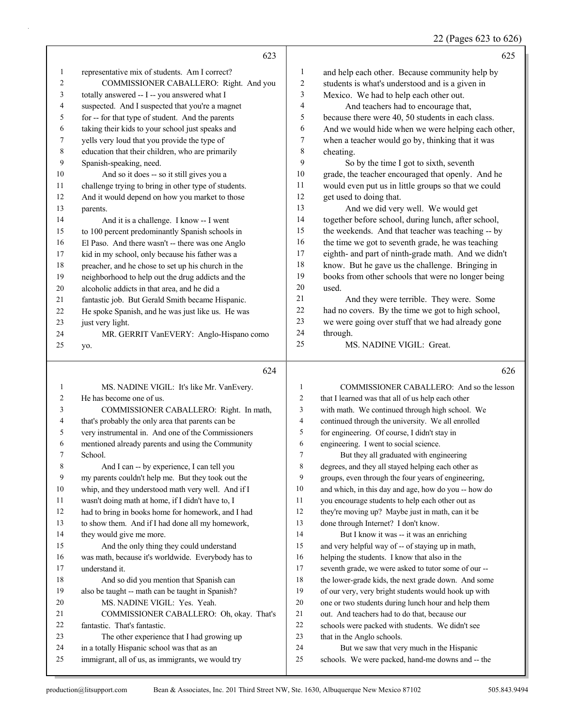representative mix of students. Am I correct?

COMMISSIONER CABALLERO: Right. And you totally answered -- I -- you answered what I suspected. And I suspected that you're a magnet for -- for that type of student. And the parents taking their kids to your school just speaks and yells very loud that you provide the type of education that their children, who are primarily Spanish-speaking, need.

And so it does -- so it still gives you a challenge trying to bring in other type of students. And it would depend on how you market to those parents.

And it is a challenge. I know -- I went to 100 percent predominantly Spanish schools in El Paso. And there wasn't -- there was one Anglo kid in my school, only because his father was a preacher, and he chose to set up his church in the neighborhood to help out the drug addicts and the alcoholic addicts in that area, and he did a fantastic job. But Gerald Smith became Hispanic. He spoke Spanish, and he was just like us. He was just very light.

MR. GERRIT VanEVERY: Anglo-Hispano como yo.

MS. NADINE VIGIL: It's like Mr. VanEvery. He has become one of us.

COMMISSIONER CABALLERO: Right. In math, that's probably the only area that parents can be very instrumental in. And one of the Commissioners mentioned already parents and using the Community School.

And I can -- by experience, I can tell you my parents couldn't help me. But they took out the whip, and they understood math very well. And if I wasn't doing math at home, if I didn't have to, I had to bring in books home for homework, and I had to show them. And if I had done all my homework, they would give me more.

And the only thing they could understand was math, because it's worldwide. Everybody has to understand it.

And so did you mention that Spanish can also be taught -- math can be taught in Spanish?

MS. NADINE VIGIL: Yes. Yeah.

COMMISSIONER CABALLERO: Oh, okay. That's fantastic. That's fantastic.

The other experience that I had growing up in a totally Hispanic school was that as an immigrant, all of us, as immigrants, we would try and help each other. Because community help by students is what's understood and is a given in Mexico. We had to help each other out.

And teachers had to encourage that, because there were 40, 50 students in each class. And we would hide when we were helping each other, when a teacher would go by, thinking that it was cheating.

So by the time I got to sixth, seventh grade, the teacher encouraged that openly. And he would even put us in little groups so that we could get used to doing that.

And we did very well. We would get together before school, during lunch, after school, the weekends. And that teacher was teaching -- by the time we got to seventh grade, he was teaching eighth- and part of ninth-grade math. And we didn't know. But he gave us the challenge. Bringing in books from other schools that were no longer being used.

And they were terrible. They were. Some had no covers. By the time we got to high school, we were going over stuff that we had already gone through.

MS. NADINE VIGIL: Great.

COMMISSIONER CABALLERO: And so the lesson that I learned was that all of us help each other with math. We continued through high school. We continued through the university. We all enrolled for engineering. Of course, I didn't stay in engineering. I went to social science.

But they all graduated with engineering degrees, and they all stayed helping each other as groups, even through the four years of engineering, and which, in this day and age, how do you -- how do you encourage students to help each other out as they're moving up? Maybe just in math, can it be done through Internet? I don't know.

But I know it was -- it was an enriching and very helpful way of -- of staying up in math, helping the students. I know that also in the seventh grade, we were asked to tutor some of our -- the lower-grade kids, the next grade down. And some of our very, very bright students would hook up with one or two students during lunch hour and help them out. And teachers had to do that, because our schools were packed with students. We didn't see that in the Anglo schools.

But we saw that very much in the Hispanic schools. We were packed, hand-me downs and -- the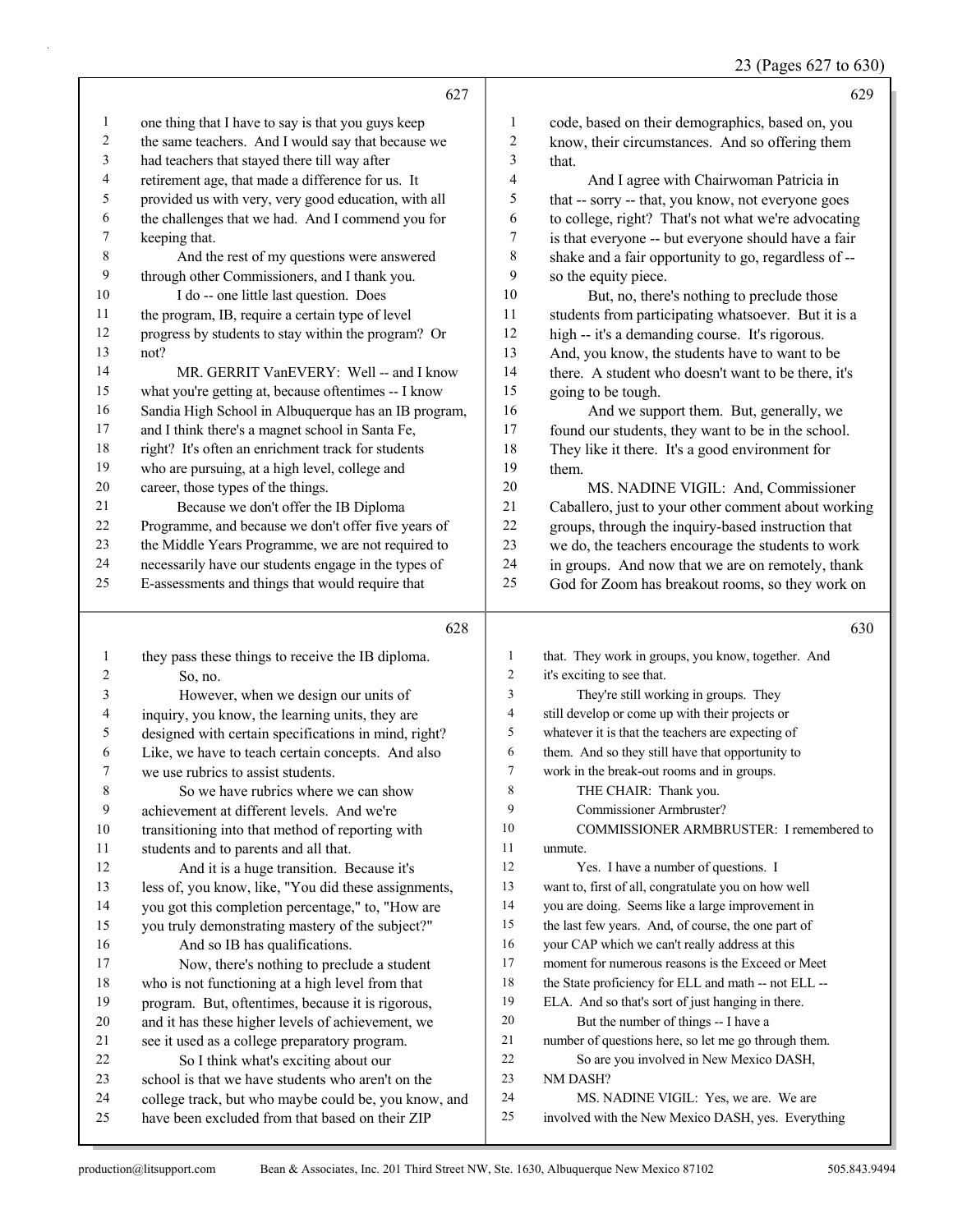one thing that I have to say is that you guys keep the same teachers. And I would say that because we had teachers that stayed there till way after retirement age, that made a difference for us. It provided us with very, very good education, with all the challenges that we had. And I commend you for keeping that.

And the rest of my questions were answered through other Commissioners, and I thank you.

I do -- one little last question. Does the program, IB, require a certain type of level progress by students to stay within the program? Or not?

MR. GERRIT VanEVERY: Well -- and I know what you're getting at, because oftentimes -- I know Sandia High School in Albuquerque has an IB program, and I think there's a magnet school in Santa Fe, right? It's often an enrichment track for students who are pursuing, at a high level, college and career, those types of the things.

Because we don't offer the IB Diploma Programme, and because we don't offer five years of the Middle Years Programme, we are not required to necessarily have our students engage in the types of E-assessments and things that would require that they pass these things to receive the IB diploma.

So, no.

However, when we design our units of inquiry, you know, the learning units, they are designed with certain specifications in mind, right? Like, we have to teach certain concepts. And also we use rubrics to assist students.

So we have rubrics where we can show achievement at different levels. And we're transitioning into that method of reporting with students and to parents and all that.

And it is a huge transition. Because it's less of, you know, like, "You did these assignments, you got this completion percentage," to, "How are you truly demonstrating mastery of the subject?"

And so IB has qualifications.

Now, there's nothing to preclude a student who is not functioning at a high level from that program. But, oftentimes, because it is rigorous, and it has these higher levels of achievement, we see it used as a college preparatory program.

So I think what's exciting about our school is that we have students who aren't on the college track, but who maybe could be, you know, and have been excluded from that based on their ZIP code, based on their demographics, based on, you know, their circumstances. And so offering them that.

And I agree with Chairwoman Patricia in that -- sorry -- that, you know, not everyone goes to college, right? That's not what we're advocating is that everyone -- but everyone should have a fair shake and a fair opportunity to go, regardless of -- so the equity piece.

But, no, there's nothing to preclude those students from participating whatsoever. But it is a high -- it's a demanding course. It's rigorous. And, you know, the students have to want to be there. A student who doesn't want to be there, it's going to be tough.

And we support them. But, generally, we found our students, they want to be in the school. They like it there. It's a good environment for them.

MS. NADINE VIGIL: And, Commissioner Caballero, just to your other comment about working groups, through the inquiry-based instruction that we do, the teachers encourage the students to work in groups. And now that we are on remotely, thank God for Zoom has breakout rooms, so they work on that. They work in groups, you know, together. And it's exciting to see that.

They're still working in groups. They still develop or come up with their projects or whatever it is that the teachers are expecting of them. And so they still have that opportunity to work in the break-out rooms and in groups.

THE CHAIR: Thank you.

Commissioner Armbruster?

COMMISSIONER ARMBRUSTER: I remembered to unmute.

Yes. I have a number of questions. I want to, first of all, congratulate you on how well you are doing. Seems like a large improvement in the last few years. And, of course, the one part of your CAP which we can't really address at this moment for numerous reasons is the Exceed or Meet the State proficiency for ELL and math -- not ELL -- ELA. And so that's sort of just hanging in there.

But the number of things -- I have a number of questions here, so let me go through them.

So are you involved in New Mexico DASH, NM DASH?

MS. NADINE VIGIL: Yes, we are. We are involved with the New Mexico DASH, yes. Everything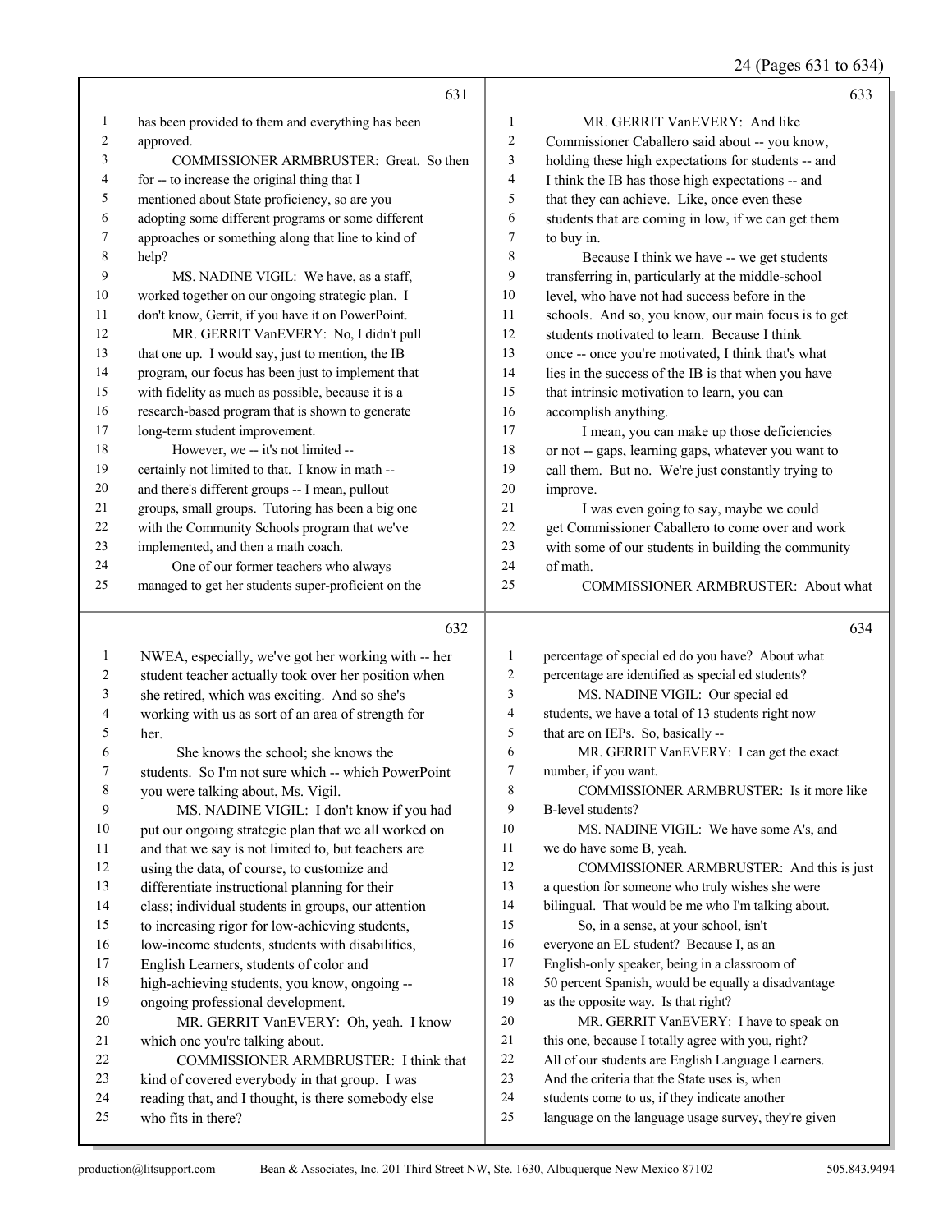631

1 has been provided to them and everything has been
2 approved.
3 COMMISSIONER ARMBRUSTER: Great. So then
4 for -- to increase the original thing that I
5 mentioned about State proficiency, so are you
6 adopting some different programs or some different
7 approaches or something along that line to kind of
8 help?
9 MS. NADINE VIGIL: We have, as a staff,
10 worked together on our ongoing strategic plan. I
11 don't know, Gerrit, if you have it on PowerPoint.
12 MR. GERRIT VanEVERY: No, I didn't pull
13 that one up. I would say, just to mention, the IB
14 program, our focus has been just to implement that
15 with fidelity as much as possible, because it is a
16 research-based program that is shown to generate
17 long-term student improvement.
18 However, we -- it's not limited --
19 certainly not limited to that. I know in math --
20 and there's different groups -- I mean, pullout
21 groups, small groups. Tutoring has been a big one
22 with the Community Schools program that we've
23 implemented, and then a math coach.
24 One of our former teachers who always
25 managed to get her students super-proficient on the

632

1 NWEA, especially, we've got her working with -- her
2 student teacher actually took over her position when
3 she retired, which was exciting. And so she's
4 working with us as sort of an area of strength for
5 her.
6 She knows the school; she knows the
7 students. So I'm not sure which -- which PowerPoint
8 you were talking about, Ms. Vigil.
9 MS. NADINE VIGIL: I don't know if you had
10 put our ongoing strategic plan that we all worked on
11 and that we say is not limited to, but teachers are
12 using the data, of course, to customize and
13 differentiate instructional planning for their
14 class; individual students in groups, our attention
15 to increasing rigor for low-achieving students,
16 low-income students, students with disabilities,
17 English Learners, students of color and
18 high-achieving students, you know, ongoing --
19 ongoing professional development.
20 MR. GERRIT VanEVERY: Oh, yeah. I know
21 which one you're talking about.
22 COMMISSIONER ARMBRUSTER: I think that
23 kind of covered everybody in that group. I was
24 reading that, and I thought, is there somebody else
25 who fits in there?

633

1 MR. GERRIT VanEVERY: And like
2 Commissioner Caballero said about -- you know,
3 holding these high expectations for students -- and
4 I think the IB has those high expectations -- and
5 that they can achieve. Like, once even these
6 students that are coming in low, if we can get them
7 to buy in.
8 Because I think we have -- we get students
9 transferring in, particularly at the middle-school
10 level, who have not had success before in the
11 schools. And so, you know, our main focus is to get
12 students motivated to learn. Because I think
13 once -- once you're motivated, I think that's what
14 lies in the success of the IB is that when you have
15 that intrinsic motivation to learn, you can
16 accomplish anything.
17 I mean, you can make up those deficiencies
18 or not -- gaps, learning gaps, whatever you want to
19 call them. But no. We're just constantly trying to
20 improve.
21 I was even going to say, maybe we could
22 get Commissioner Caballero to come over and work
23 with some of our students in building the community
24 of math.
25 COMMISSIONER ARMBRUSTER: About what

634

1 percentage of special ed do you have? About what
2 percentage are identified as special ed students?
3 MS. NADINE VIGIL: Our special ed
4 students, we have a total of 13 students right now
5 that are on IEPs. So, basically --
6 MR. GERRIT VanEVERY: I can get the exact
7 number, if you want.
8 COMMISSIONER ARMBRUSTER: Is it more like
9 B-level students?
10 MS. NADINE VIGIL: We have some A's, and
11 we do have some B, yeah.
12 COMMISSIONER ARMBRUSTER: And this is just
13 a question for someone who truly wishes she were
14 bilingual. That would be me who I'm talking about.
15 So, in a sense, at your school, isn't
16 everyone an EL student? Because I, as an
17 English-only speaker, being in a classroom of
18 50 percent Spanish, would be equally a disadvantage
19 as the opposite way. Is that right?
20 MR. GERRIT VanEVERY: I have to speak on
21 this one, because I totally agree with you, right?
22 All of our students are English Language Learners.
23 And the criteria that the State uses is, when
24 students come to us, if they indicate another
25 language on the language usage survey, they're given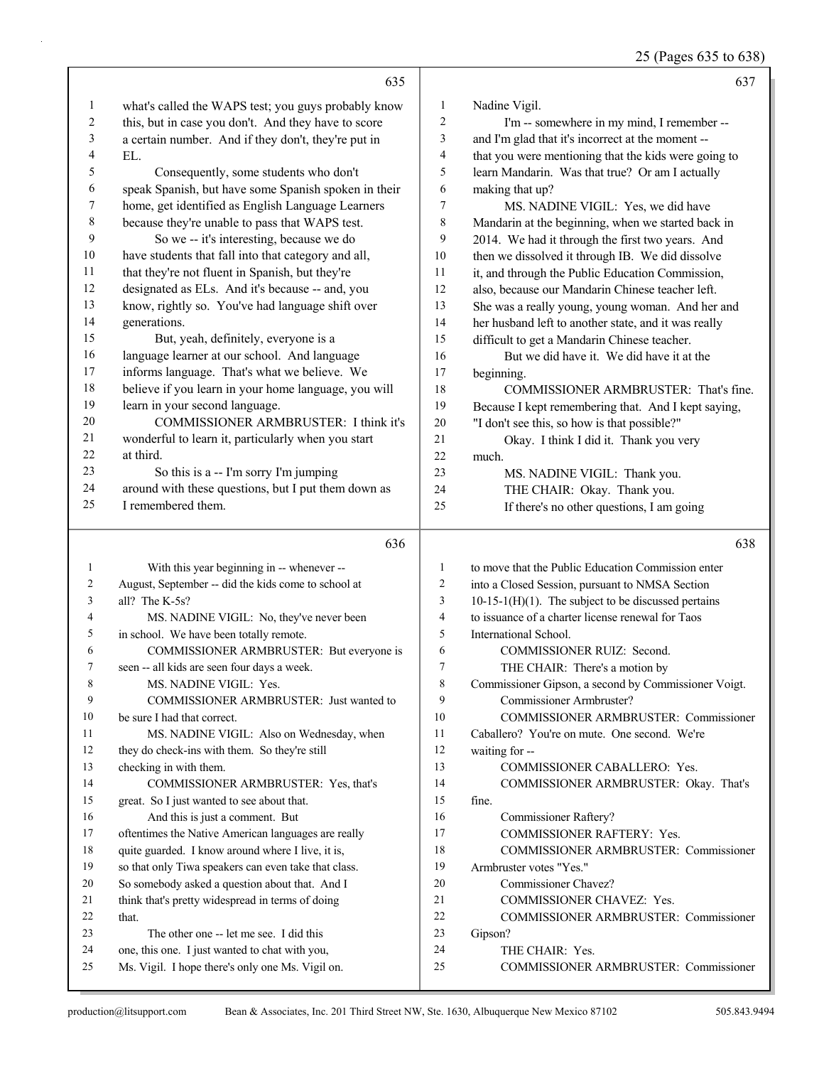## 635

what's called the WAPS test; you guys probably know this, but in case you don't. And they have to score a certain number. And if they don't, they're put in EL.

Consequently, some students who don't speak Spanish, but have some Spanish spoken in their home, get identified as English Language Learners because they're unable to pass that WAPS test.

So we -- it's interesting, because we do have students that fall into that category and all, that they're not fluent in Spanish, but they're designated as ELs. And it's because -- and, you know, rightly so. You've had language shift over generations.

But, yeah, definitely, everyone is a language learner at our school. And language informs language. That's what we believe. We believe if you learn in your home language, you will learn in your second language.

COMMISSIONER ARMBRUSTER: I think it's wonderful to learn it, particularly when you start at third.

So this is a -- I'm sorry I'm jumping around with these questions, but I put them down as I remembered them.

## 636

With this year beginning in -- whenever -- August, September -- did the kids come to school at all? The K-5s?

MS. NADINE VIGIL: No, they've never been in school. We have been totally remote.

COMMISSIONER ARMBRUSTER: But everyone is seen -- all kids are seen four days a week.

MS. NADINE VIGIL: Yes.

COMMISSIONER ARMBRUSTER: Just wanted to be sure I had that correct.

MS. NADINE VIGIL: Also on Wednesday, when they do check-ins with them. So they're still checking in with them.

COMMISSIONER ARMBRUSTER: Yes, that's great. So I just wanted to see about that.

And this is just a comment. But oftentimes the Native American languages are really quite guarded. I know around where I live, it is, so that only Tiwa speakers can even take that class. So somebody asked a question about that. And I think that's pretty widespread in terms of doing that.

The other one -- let me see. I did this one, this one. I just wanted to chat with you, Ms. Vigil. I hope there's only one Ms. Vigil on. Nadine Vigil.

## 637

I'm -- somewhere in my mind, I remember -- and I'm glad that it's incorrect at the moment -- that you were mentioning that the kids were going to learn Mandarin. Was that true? Or am I actually making that up?

MS. NADINE VIGIL: Yes, we did have Mandarin at the beginning, when we started back in 2014. We had it through the first two years. And then we dissolved it through IB. We did dissolve it, and through the Public Education Commission, also, because our Mandarin Chinese teacher left. She was a really young, young woman. And her and her husband left to another state, and it was really difficult to get a Mandarin Chinese teacher.

But we did have it. We did have it at the beginning.

COMMISSIONER ARMBRUSTER: That's fine. Because I kept remembering that. And I kept saying, "I don't see this, so how is that possible?"

Okay. I think I did it. Thank you very much.

MS. NADINE VIGIL: Thank you.

THE CHAIR: Okay. Thank you.

If there's no other questions, I am going to move that the Public Education Commission enter into a Closed Session, pursuant to NMSA Section 10-15-1(H)(1). The subject to be discussed pertains to issuance of a charter license renewal for Taos International School.

## 638

COMMISSIONER RUIZ: Second.

THE CHAIR: There's a motion by Commissioner Gipson, a second by Commissioner Voigt.

Commissioner Armbruster?

COMMISSIONER ARMBRUSTER: Commissioner Caballero? You're on mute. One second. We're waiting for --

COMMISSIONER CABALLERO: Yes.

COMMISSIONER ARMBRUSTER: Okay. That's fine.

Commissioner Raftery?

COMMISSIONER RAFTERY: Yes.

COMMISSIONER ARMBRUSTER: Commissioner Armbruster votes "Yes."

Commissioner Chavez?

COMMISSIONER CHAVEZ: Yes.

COMMISSIONER ARMBRUSTER: Commissioner Gipson?

THE CHAIR: Yes.

COMMISSIONER ARMBRUSTER: Commissioner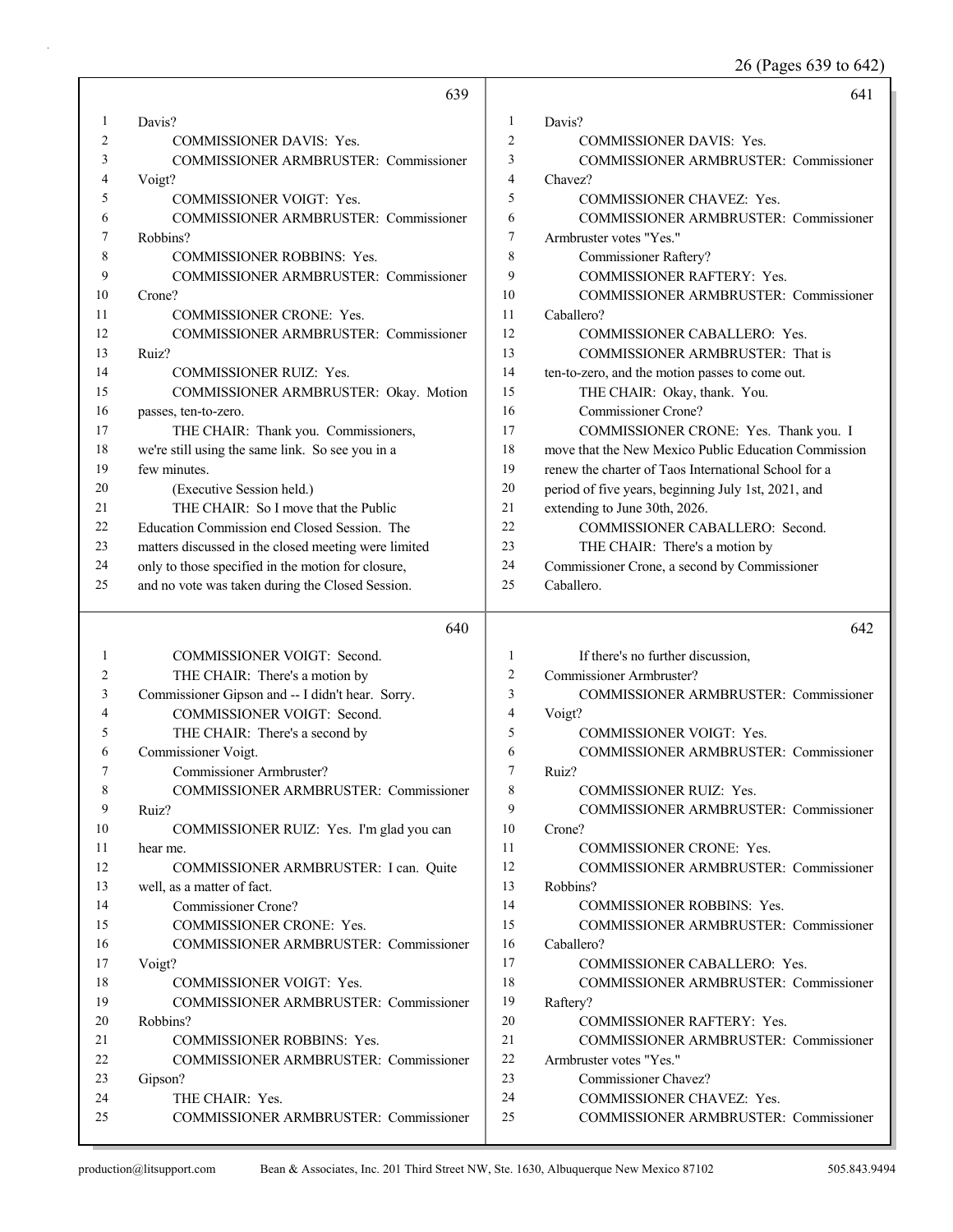639

1 Davis?
2 COMMISSIONER DAVIS: Yes.
3 COMMISSIONER ARMBRUSTER: Commissioner
4 Voigt?
5 COMMISSIONER VOIGT: Yes.
6 COMMISSIONER ARMBRUSTER: Commissioner
7 Robbins?
8 COMMISSIONER ROBBINS: Yes.
9 COMMISSIONER ARMBRUSTER: Commissioner
10 Crone?
11 COMMISSIONER CRONE: Yes.
12 COMMISSIONER ARMBRUSTER: Commissioner
13 Ruiz?
14 COMMISSIONER RUIZ: Yes.
15 COMMISSIONER ARMBRUSTER: Okay. Motion
16 passes, ten-to-zero.
17 THE CHAIR: Thank you. Commissioners,
18 we're still using the same link. So see you in a
19 few minutes.
20 (Executive Session held.)
21 THE CHAIR: So I move that the Public
22 Education Commission end Closed Session. The
23 matters discussed in the closed meeting were limited
24 only to those specified in the motion for closure,
25 and no vote was taken during the Closed Session.

640

1 COMMISSIONER VOIGT: Second.
2 THE CHAIR: There's a motion by
3 Commissioner Gipson and -- I didn't hear. Sorry.
4 COMMISSIONER VOIGT: Second.
5 THE CHAIR: There's a second by
6 Commissioner Voigt.
7 Commissioner Armbruster?
8 COMMISSIONER ARMBRUSTER: Commissioner
9 Ruiz?
10 COMMISSIONER RUIZ: Yes. I'm glad you can
11 hear me.
12 COMMISSIONER ARMBRUSTER: I can. Quite
13 well, as a matter of fact.
14 Commissioner Crone?
15 COMMISSIONER CRONE: Yes.
16 COMMISSIONER ARMBRUSTER: Commissioner
17 Voigt?
18 COMMISSIONER VOIGT: Yes.
19 COMMISSIONER ARMBRUSTER: Commissioner
20 Robbins?
21 COMMISSIONER ROBBINS: Yes.
22 COMMISSIONER ARMBRUSTER: Commissioner
23 Gipson?
24 THE CHAIR: Yes.
25 COMMISSIONER ARMBRUSTER: Commissioner

641

1 Davis?
2 COMMISSIONER DAVIS: Yes.
3 COMMISSIONER ARMBRUSTER: Commissioner
4 Chavez?
5 COMMISSIONER CHAVEZ: Yes.
6 COMMISSIONER ARMBRUSTER: Commissioner
7 Armbruster votes "Yes."
8 Commissioner Raftery?
9 COMMISSIONER RAFTERY: Yes.
10 COMMISSIONER ARMBRUSTER: Commissioner
11 Caballero?
12 COMMISSIONER CABALLERO: Yes.
13 COMMISSIONER ARMBRUSTER: That is
14 ten-to-zero, and the motion passes to come out.
15 THE CHAIR: Okay, thank. You.
16 Commissioner Crone?
17 COMMISSIONER CRONE: Yes. Thank you. I
18 move that the New Mexico Public Education Commission
19 renew the charter of Taos International School for a
20 period of five years, beginning July 1st, 2021, and
21 extending to June 30th, 2026.
22 COMMISSIONER CABALLERO: Second.
23 THE CHAIR: There's a motion by
24 Commissioner Crone, a second by Commissioner
25 Caballero.

642

1 If there's no further discussion,
2 Commissioner Armbruster?
3 COMMISSIONER ARMBRUSTER: Commissioner
4 Voigt?
5 COMMISSIONER VOIGT: Yes.
6 COMMISSIONER ARMBRUSTER: Commissioner
7 Ruiz?
8 COMMISSIONER RUIZ: Yes.
9 COMMISSIONER ARMBRUSTER: Commissioner
10 Crone?
11 COMMISSIONER CRONE: Yes.
12 COMMISSIONER ARMBRUSTER: Commissioner
13 Robbins?
14 COMMISSIONER ROBBINS: Yes.
15 COMMISSIONER ARMBRUSTER: Commissioner
16 Caballero?
17 COMMISSIONER CABALLERO: Yes.
18 COMMISSIONER ARMBRUSTER: Commissioner
19 Raftery?
20 COMMISSIONER RAFTERY: Yes.
21 COMMISSIONER ARMBRUSTER: Commissioner
22 Armbruster votes "Yes."
23 Commissioner Chavez?
24 COMMISSIONER CHAVEZ: Yes.
25 COMMISSIONER ARMBRUSTER: Commissioner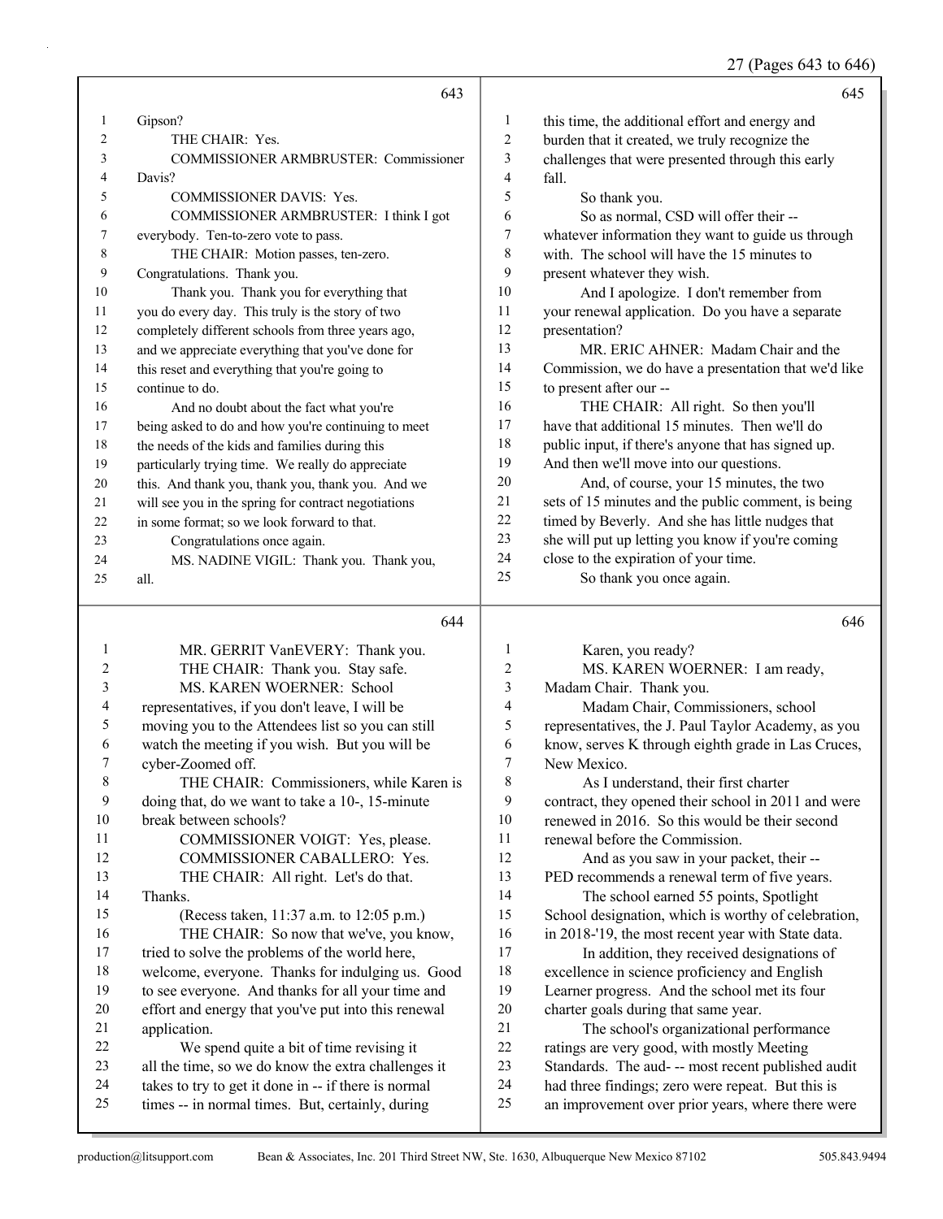643

1 Gipson?
2 THE CHAIR: Yes.
3 COMMISSIONER ARMBRUSTER: Commissioner
4 Davis?
5 COMMISSIONER DAVIS: Yes.
6 COMMISSIONER ARMBRUSTER: I think I got
7 everybody. Ten-to-zero vote to pass.
8 THE CHAIR: Motion passes, ten-zero.
9 Congratulations. Thank you.
10 Thank you. Thank you for everything that
11 you do every day. This truly is the story of two
12 completely different schools from three years ago,
13 and we appreciate everything that you've done for
14 this reset and everything that you're going to
15 continue to do.
16 And no doubt about the fact what you're
17 being asked to do and how you're continuing to meet
18 the needs of the kids and families during this
19 particularly trying time. We really do appreciate
20 this. And thank you, thank you, thank you. And we
21 will see you in the spring for contract negotiations
22 in some format; so we look forward to that.
23 Congratulations once again.
24 MS. NADINE VIGIL: Thank you. Thank you,
25 all.

644

1 MR. GERRIT VanEVERY: Thank you.
2 THE CHAIR: Thank you. Stay safe.
3 MS. KAREN WOERNER: School
4 representatives, if you don't leave, I will be
5 moving you to the Attendees list so you can still
6 watch the meeting if you wish. But you will be
7 cyber-Zoomed off.
8 THE CHAIR: Commissioners, while Karen is
9 doing that, do we want to take a 10-, 15-minute
10 break between schools?
11 COMMISSIONER VOIGT: Yes, please.
12 COMMISSIONER CABALLERO: Yes.
13 THE CHAIR: All right. Let's do that.
14 Thanks.
15 (Recess taken, 11:37 a.m. to 12:05 p.m.)
16 THE CHAIR: So now that we've, you know,
17 tried to solve the problems of the world here,
18 welcome, everyone. Thanks for indulging us. Good
19 to see everyone. And thanks for all your time and
20 effort and energy that you've put into this renewal
21 application.
22 We spend quite a bit of time revising it
23 all the time, so we do know the extra challenges it
24 takes to try to get it done in -- if there is normal
25 times -- in normal times. But, certainly, during

645

1 this time, the additional effort and energy and
2 burden that it created, we truly recognize the
3 challenges that were presented through this early
4 fall.
5 So thank you.
6 So as normal, CSD will offer their --
7 whatever information they want to guide us through
8 with. The school will have the 15 minutes to
9 present whatever they wish.
10 And I apologize. I don't remember from
11 your renewal application. Do you have a separate
12 presentation?
13 MR. ERIC AHNER: Madam Chair and the
14 Commission, we do have a presentation that we'd like
15 to present after our --
16 THE CHAIR: All right. So then you'll
17 have that additional 15 minutes. Then we'll do
18 public input, if there's anyone that has signed up.
19 And then we'll move into our questions.
20 And, of course, your 15 minutes, the two
21 sets of 15 minutes and the public comment, is being
22 timed by Beverly. And she has little nudges that
23 she will put up letting you know if you're coming
24 close to the expiration of your time.
25 So thank you once again.

646

1 Karen, you ready?
2 MS. KAREN WOERNER: I am ready,
3 Madam Chair. Thank you.
4 Madam Chair, Commissioners, school
5 representatives, the J. Paul Taylor Academy, as you
6 know, serves K through eighth grade in Las Cruces,
7 New Mexico.
8 As I understand, their first charter
9 contract, they opened their school in 2011 and were
10 renewed in 2016. So this would be their second
11 renewal before the Commission.
12 And as you saw in your packet, their --
13 PED recommends a renewal term of five years.
14 The school earned 55 points, Spotlight
15 School designation, which is worthy of celebration,
16 in 2018-'19, the most recent year with State data.
17 In addition, they received designations of
18 excellence in science proficiency and English
19 Learner progress. And the school met its four
20 charter goals during that same year.
21 The school's organizational performance
22 ratings are very good, with mostly Meeting
23 Standards. The aud- -- most recent published audit
24 had three findings; zero were repeat. But this is
25 an improvement over prior years, where there were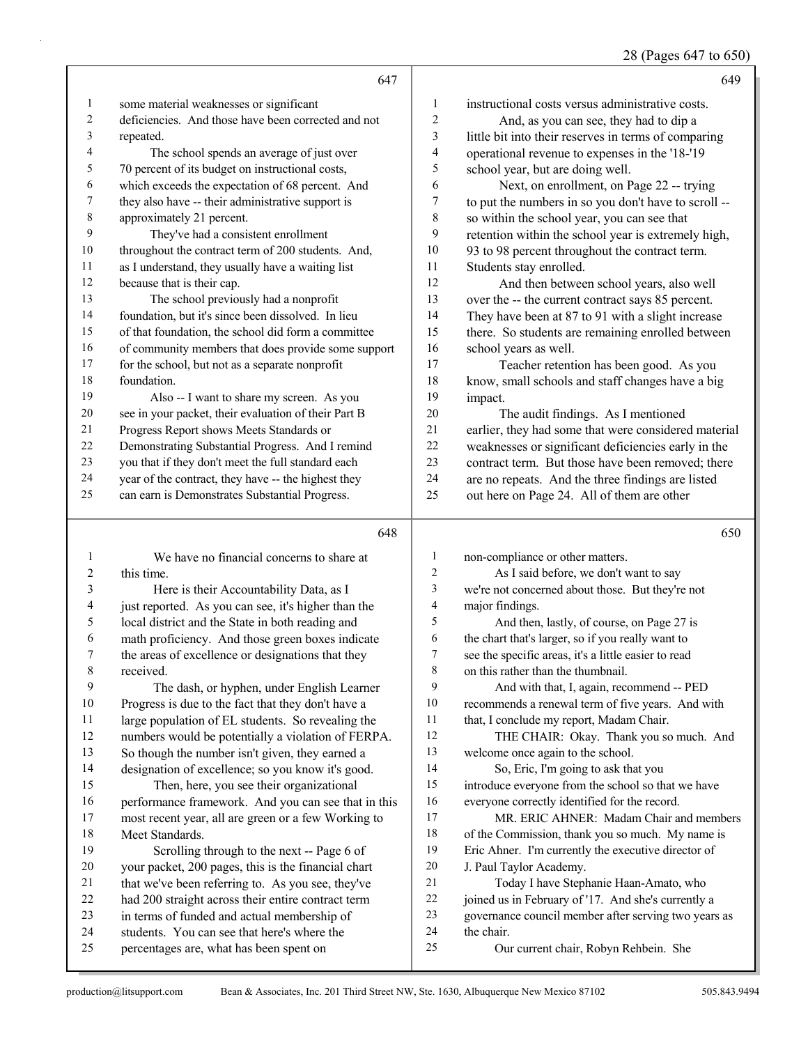**647**

1 some material weaknesses or significant
2 deficiencies. And those have been corrected and not
3 repeated.
4 The school spends an average of just over
5 70 percent of its budget on instructional costs,
6 which exceeds the expectation of 68 percent. And
7 they also have -- their administrative support is
8 approximately 21 percent.
9 They've had a consistent enrollment
10 throughout the contract term of 200 students. And,
11 as I understand, they usually have a waiting list
12 because that is their cap.
13 The school previously had a nonprofit
14 foundation, but it's since been dissolved. In lieu
15 of that foundation, the school did form a committee
16 of community members that does provide some support
17 for the school, but not as a separate nonprofit
18 foundation.
19 Also -- I want to share my screen. As you
20 see in your packet, their evaluation of their Part B
21 Progress Report shows Meets Standards or
22 Demonstrating Substantial Progress. And I remind
23 you that if they don't meet the full standard each
24 year of the contract, they have -- the highest they
25 can earn is Demonstrates Substantial Progress.

**648**

1 We have no financial concerns to share at
2 this time.
3 Here is their Accountability Data, as I
4 just reported. As you can see, it's higher than the
5 local district and the State in both reading and
6 math proficiency. And those green boxes indicate
7 the areas of excellence or designations that they
8 received.
9 The dash, or hyphen, under English Learner
10 Progress is due to the fact that they don't have a
11 large population of EL students. So revealing the
12 numbers would be potentially a violation of FERPA.
13 So though the number isn't given, they earned a
14 designation of excellence; so you know it's good.
15 Then, here, you see their organizational
16 performance framework. And you can see that in this
17 most recent year, all are green or a few Working to
18 Meet Standards.
19 Scrolling through to the next -- Page 6 of
20 your packet, 200 pages, this is the financial chart
21 that we've been referring to. As you see, they've
22 had 200 straight across their entire contract term
23 in terms of funded and actual membership of
24 students. You can see that here's where the
25 percentages are, what has been spent on

**649**

1 instructional costs versus administrative costs.
2 And, as you can see, they had to dip a
3 little bit into their reserves in terms of comparing
4 operational revenue to expenses in the '18-'19
5 school year, but are doing well.
6 Next, on enrollment, on Page 22 -- trying
7 to put the numbers in so you don't have to scroll --
8 so within the school year, you can see that
9 retention within the school year is extremely high,
10 93 to 98 percent throughout the contract term.
11 Students stay enrolled.
12 And then between school years, also well
13 over the -- the current contract says 85 percent.
14 They have been at 87 to 91 with a slight increase
15 there. So students are remaining enrolled between
16 school years as well.
17 Teacher retention has been good. As you
18 know, small schools and staff changes have a big
19 impact.
20 The audit findings. As I mentioned
21 earlier, they had some that were considered material
22 weaknesses or significant deficiencies early in the
23 contract term. But those have been removed; there
24 are no repeats. And the three findings are listed
25 out here on Page 24. All of them are other

**650**

1 non-compliance or other matters.
2 As I said before, we don't want to say
3 we're not concerned about those. But they're not
4 major findings.
5 And then, lastly, of course, on Page 27 is
6 the chart that's larger, so if you really want to
7 see the specific areas, it's a little easier to read
8 on this rather than the thumbnail.
9 And with that, I, again, recommend -- PED
10 recommends a renewal term of five years. And with
11 that, I conclude my report, Madam Chair.
12 THE CHAIR: Okay. Thank you so much. And
13 welcome once again to the school.
14 So, Eric, I'm going to ask that you
15 introduce everyone from the school so that we have
16 everyone correctly identified for the record.
17 MR. ERIC AHNER: Madam Chair and members
18 of the Commission, thank you so much. My name is
19 Eric Ahner. I'm currently the executive director of
20 J. Paul Taylor Academy.
21 Today I have Stephanie Haan-Amato, who
22 joined us in February of '17. And she's currently a
23 governance council member after serving two years as
24 the chair.
25 Our current chair, Robyn Rehbein. She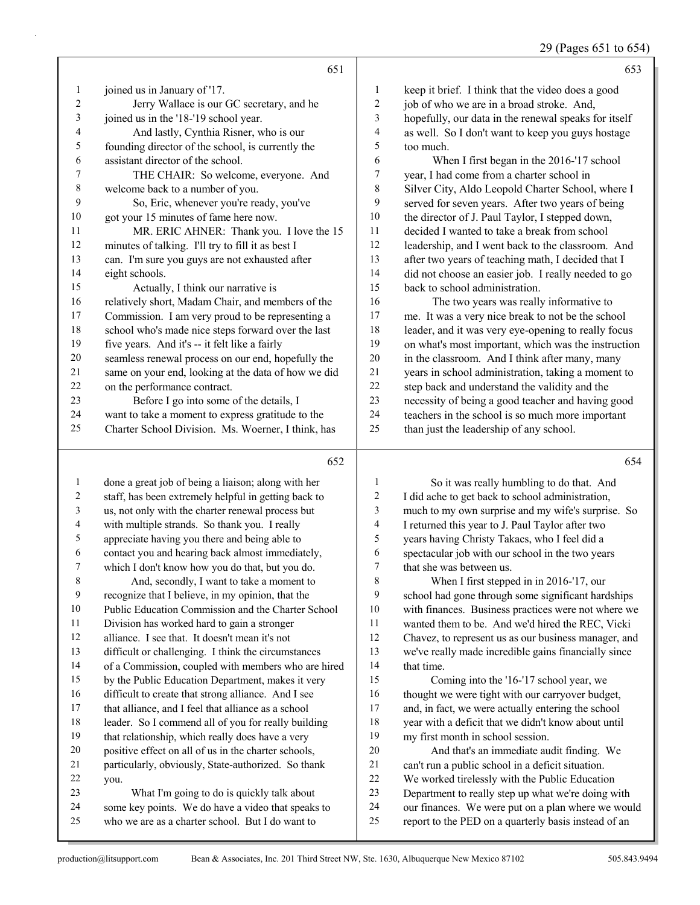joined us in January of '17.

Jerry Wallace is our GC secretary, and he joined us in the '18-'19 school year.

And lastly, Cynthia Risner, who is our founding director of the school, is currently the assistant director of the school.

THE CHAIR: So welcome, everyone. And welcome back to a number of you.

So, Eric, whenever you're ready, you've got your 15 minutes of fame here now.

MR. ERIC AHNER: Thank you. I love the 15 minutes of talking. I'll try to fill it as best I can. I'm sure you guys are not exhausted after eight schools.

Actually, I think our narrative is relatively short, Madam Chair, and members of the Commission. I am very proud to be representing a school who's made nice steps forward over the last five years. And it's -- it felt like a fairly seamless renewal process on our end, hopefully the same on your end, looking at the data of how we did on the performance contract.

Before I go into some of the details, I want to take a moment to express gratitude to the Charter School Division. Ms. Woerner, I think, has done a great job of being a liaison; along with her staff, has been extremely helpful in getting back to us, not only with the charter renewal process but with multiple strands. So thank you. I really appreciate having you there and being able to contact you and hearing back almost immediately, which I don't know how you do that, but you do.

And, secondly, I want to take a moment to recognize that I believe, in my opinion, that the Public Education Commission and the Charter School Division has worked hard to gain a stronger alliance. I see that. It doesn't mean it's not difficult or challenging. I think the circumstances of a Commission, coupled with members who are hired by the Public Education Department, makes it very difficult to create that strong alliance. And I see that alliance, and I feel that alliance as a school leader. So I commend all of you for really building that relationship, which really does have a very positive effect on all of us in the charter schools, particularly, obviously, State-authorized. So thank you.

What I'm going to do is quickly talk about some key points. We do have a video that speaks to who we are as a charter school. But I do want to keep it brief. I think that the video does a good job of who we are in a broad stroke. And, hopefully, our data in the renewal speaks for itself as well. So I don't want to keep you guys hostage too much.

When I first began in the 2016-'17 school year, I had come from a charter school in Silver City, Aldo Leopold Charter School, where I served for seven years. After two years of being the director of J. Paul Taylor, I stepped down, decided I wanted to take a break from school leadership, and I went back to the classroom. And after two years of teaching math, I decided that I did not choose an easier job. I really needed to go back to school administration.

The two years was really informative to me. It was a very nice break to not be the school leader, and it was very eye-opening to really focus on what's most important, which was the instruction in the classroom. And I think after many, many years in school administration, taking a moment to step back and understand the validity and the necessity of being a good teacher and having good teachers in the school is so much more important than just the leadership of any school.

So it was really humbling to do that. And I did ache to get back to school administration, much to my own surprise and my wife's surprise. So I returned this year to J. Paul Taylor after two years having Christy Takacs, who I feel did a spectacular job with our school in the two years that she was between us.

When I first stepped in in 2016-'17, our school had gone through some significant hardships with finances. Business practices were not where we wanted them to be. And we'd hired the REC, Vicki Chavez, to represent us as our business manager, and we've really made incredible gains financially since that time.

Coming into the '16-'17 school year, we thought we were tight with our carryover budget, and, in fact, we were actually entering the school year with a deficit that we didn't know about until my first month in school session.

And that's an immediate audit finding. We can't run a public school in a deficit situation. We worked tirelessly with the Public Education Department to really step up what we're doing with our finances. We were put on a plan where we would report to the PED on a quarterly basis instead of an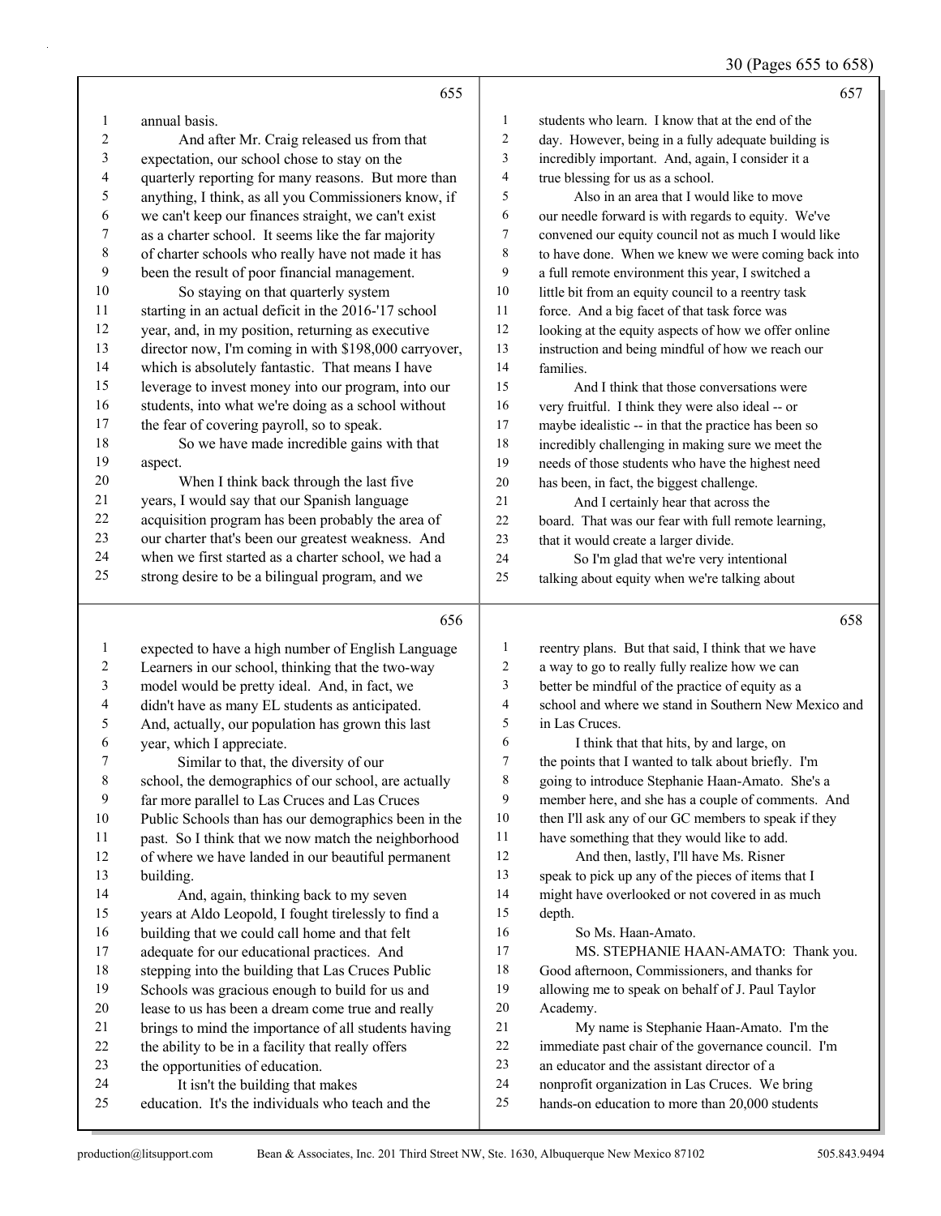**655**

1 annual basis.
2 And after Mr. Craig released us from that
3 expectation, our school chose to stay on the
4 quarterly reporting for many reasons. But more than
5 anything, I think, as all you Commissioners know, if
6 we can't keep our finances straight, we can't exist
7 as a charter school. It seems like the far majority
8 of charter schools who really have not made it has
9 been the result of poor financial management.
10 So staying on that quarterly system
11 starting in an actual deficit in the 2016-'17 school
12 year, and, in my position, returning as executive
13 director now, I'm coming in with $198,000 carryover,
14 which is absolutely fantastic. That means I have
15 leverage to invest money into our program, into our
16 students, into what we're doing as a school without
17 the fear of covering payroll, so to speak.
18 So we have made incredible gains with that
19 aspect.
20 When I think back through the last five
21 years, I would say that our Spanish language
22 acquisition program has been probably the area of
23 our charter that's been our greatest weakness. And
24 when we first started as a charter school, we had a
25 strong desire to be a bilingual program, and we

**656**

1 expected to have a high number of English Language
2 Learners in our school, thinking that the two-way
3 model would be pretty ideal. And, in fact, we
4 didn't have as many EL students as anticipated.
5 And, actually, our population has grown this last
6 year, which I appreciate.
7 Similar to that, the diversity of our
8 school, the demographics of our school, are actually
9 far more parallel to Las Cruces and Las Cruces
10 Public Schools than has our demographics been in the
11 past. So I think that we now match the neighborhood
12 of where we have landed in our beautiful permanent
13 building.
14 And, again, thinking back to my seven
15 years at Aldo Leopold, I fought tirelessly to find a
16 building that we could call home and that felt
17 adequate for our educational practices. And
18 stepping into the building that Las Cruces Public
19 Schools was gracious enough to build for us and
20 lease to us has been a dream come true and really
21 brings to mind the importance of all students having
22 the ability to be in a facility that really offers
23 the opportunities of education.
24 It isn't the building that makes
25 education. It's the individuals who teach and the

**657**

1 students who learn. I know that at the end of the
2 day. However, being in a fully adequate building is
3 incredibly important. And, again, I consider it a
4 true blessing for us as a school.
5 Also in an area that I would like to move
6 our needle forward is with regards to equity. We've
7 convened our equity council not as much I would like
8 to have done. When we knew we were coming back into
9 a full remote environment this year, I switched a
10 little bit from an equity council to a reentry task
11 force. And a big facet of that task force was
12 looking at the equity aspects of how we offer online
13 instruction and being mindful of how we reach our
14 families.
15 And I think that those conversations were
16 very fruitful. I think they were also ideal -- or
17 maybe idealistic -- in that the practice has been so
18 incredibly challenging in making sure we meet the
19 needs of those students who have the highest need
20 has been, in fact, the biggest challenge.
21 And I certainly hear that across the
22 board. That was our fear with full remote learning,
23 that it would create a larger divide.
24 So I'm glad that we're very intentional
25 talking about equity when we're talking about

**658**

1 reentry plans. But that said, I think that we have
2 a way to go to really fully realize how we can
3 better be mindful of the practice of equity as a
4 school and where we stand in Southern New Mexico and
5 in Las Cruces.
6 I think that that hits, by and large, on
7 the points that I wanted to talk about briefly. I'm
8 going to introduce Stephanie Haan-Amato. She's a
9 member here, and she has a couple of comments. And
10 then I'll ask any of our GC members to speak if they
11 have something that they would like to add.
12 And then, lastly, I'll have Ms. Risner
13 speak to pick up any of the pieces of items that I
14 might have overlooked or not covered in as much
15 depth.
16 So Ms. Haan-Amato.
17 MS. STEPHANIE HAAN-AMATO: Thank you.
18 Good afternoon, Commissioners, and thanks for
19 allowing me to speak on behalf of J. Paul Taylor
20 Academy.
21 My name is Stephanie Haan-Amato. I'm the
22 immediate past chair of the governance council. I'm
23 an educator and the assistant director of a
24 nonprofit organization in Las Cruces. We bring
25 hands-on education to more than 20,000 students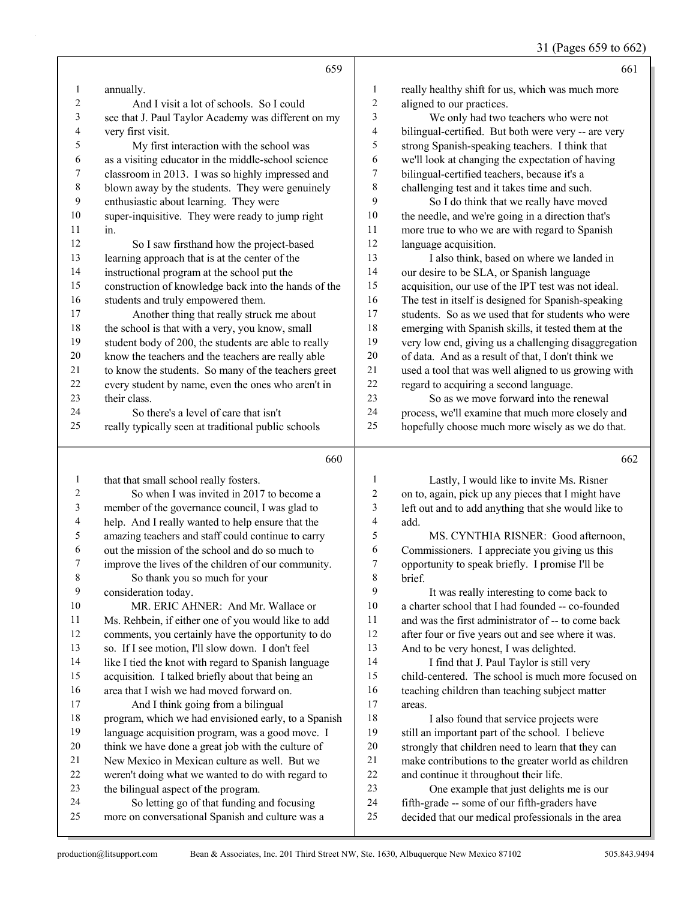annually.

And I visit a lot of schools. So I could see that J. Paul Taylor Academy was different on my very first visit.

My first interaction with the school was as a visiting educator in the middle-school science classroom in 2013. I was so highly impressed and blown away by the students. They were genuinely enthusiastic about learning. They were super-inquisitive. They were ready to jump right in.

So I saw firsthand how the project-based learning approach that is at the center of the instructional program at the school put the construction of knowledge back into the hands of the students and truly empowered them.

Another thing that really struck me about the school is that with a very, you know, small student body of 200, the students are able to really know the teachers and the teachers are really able to know the students. So many of the teachers greet every student by name, even the ones who aren't in their class.

So there's a level of care that isn't really typically seen at traditional public schools that that small school really fosters.

So when I was invited in 2017 to become a member of the governance council, I was glad to help. And I really wanted to help ensure that the amazing teachers and staff could continue to carry out the mission of the school and do so much to improve the lives of the children of our community.

So thank you so much for your consideration today.

MR. ERIC AHNER: And Mr. Wallace or Ms. Rehbein, if either one of you would like to add comments, you certainly have the opportunity to do so. If I see motion, I'll slow down. I don't feel like I tied the knot with regard to Spanish language acquisition. I talked briefly about that being an area that I wish we had moved forward on.

And I think going from a bilingual program, which we had envisioned early, to a Spanish language acquisition program, was a good move. I think we have done a great job with the culture of New Mexico in Mexican culture as well. But we weren't doing what we wanted to do with regard to the bilingual aspect of the program.

So letting go of that funding and focusing more on conversational Spanish and culture was a really healthy shift for us, which was much more aligned to our practices.

We only had two teachers who were not bilingual-certified. But both were very -- are very strong Spanish-speaking teachers. I think that we'll look at changing the expectation of having bilingual-certified teachers, because it's a challenging test and it takes time and such.

So I do think that we really have moved the needle, and we're going in a direction that's more true to who we are with regard to Spanish language acquisition.

I also think, based on where we landed in our desire to be SLA, or Spanish language acquisition, our use of the IPT test was not ideal. The test in itself is designed for Spanish-speaking students. So as we used that for students who were emerging with Spanish skills, it tested them at the very low end, giving us a challenging disaggregation of data. And as a result of that, I don't think we used a tool that was well aligned to us growing with regard to acquiring a second language.

So as we move forward into the renewal process, we'll examine that much more closely and hopefully choose much more wisely as we do that.

Lastly, I would like to invite Ms. Risner on to, again, pick up any pieces that I might have left out and to add anything that she would like to add.

MS. CYNTHIA RISNER: Good afternoon, Commissioners. I appreciate you giving us this opportunity to speak briefly. I promise I'll be brief.

It was really interesting to come back to a charter school that I had founded -- co-founded and was the first administrator of -- to come back after four or five years out and see where it was. And to be very honest, I was delighted.

I find that J. Paul Taylor is still very child-centered. The school is much more focused on teaching children than teaching subject matter areas.

I also found that service projects were still an important part of the school. I believe strongly that children need to learn that they can make contributions to the greater world as children and continue it throughout their life.

One example that just delights me is our fifth-grade -- some of our fifth-graders have decided that our medical professionals in the area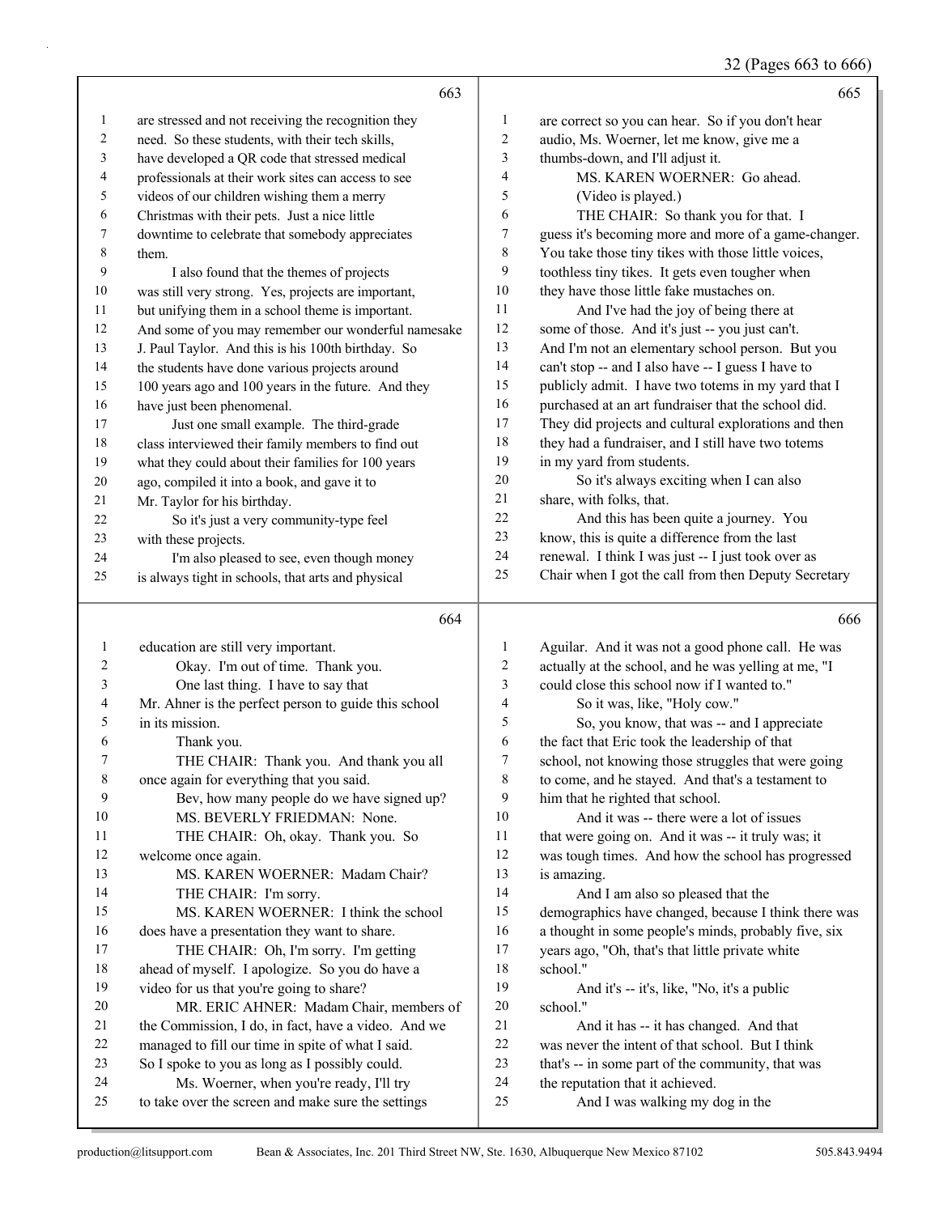663

1 are stressed and not receiving the recognition they
2 need. So these students, with their tech skills,
3 have developed a QR code that stressed medical
4 professionals at their work sites can access to see
5 videos of our children wishing them a merry
6 Christmas with their pets. Just a nice little
7 downtime to celebrate that somebody appreciates
8 them.
9 I also found that the themes of projects
10 was still very strong. Yes, projects are important,
11 but unifying them in a school theme is important.
12 And some of you may remember our wonderful namesake
13 J. Paul Taylor. And this is his 100th birthday. So
14 the students have done various projects around
15 100 years ago and 100 years in the future. And they
16 have just been phenomenal.
17 Just one small example. The third-grade
18 class interviewed their family members to find out
19 what they could about their families for 100 years
20 ago, compiled it into a book, and gave it to
21 Mr. Taylor for his birthday.
22 So it's just a very community-type feel
23 with these projects.
24 I'm also pleased to see, even though money
25 is always tight in schools, that arts and physical

664

1 education are still very important.
2 Okay. I'm out of time. Thank you.
3 One last thing. I have to say that
4 Mr. Ahner is the perfect person to guide this school
5 in its mission.
6 Thank you.
7 THE CHAIR: Thank you. And thank you all
8 once again for everything that you said.
9 Bev, how many people do we have signed up?
10 MS. BEVERLY FRIEDMAN: None.
11 THE CHAIR: Oh, okay. Thank you. So
12 welcome once again.
13 MS. KAREN WOERNER: Madam Chair?
14 THE CHAIR: I'm sorry.
15 MS. KAREN WOERNER: I think the school
16 does have a presentation they want to share.
17 THE CHAIR: Oh, I'm sorry. I'm getting
18 ahead of myself. I apologize. So you do have a
19 video for us that you're going to share?
20 MR. ERIC AHNER: Madam Chair, members of
21 the Commission, I do, in fact, have a video. And we
22 managed to fill our time in spite of what I said.
23 So I spoke to you as long as I possibly could.
24 Ms. Woerner, when you're ready, I'll try
25 to take over the screen and make sure the settings

665

1 are correct so you can hear. So if you don't hear
2 audio, Ms. Woerner, let me know, give me a
3 thumbs-down, and I'll adjust it.
4 MS. KAREN WOERNER: Go ahead.
5 (Video is played.)
6 THE CHAIR: So thank you for that. I
7 guess it's becoming more and more of a game-changer.
8 You take those tiny tikes with those little voices,
9 toothless tiny tikes. It gets even tougher when
10 they have those little fake mustaches on.
11 And I've had the joy of being there at
12 some of those. And it's just -- you just can't.
13 And I'm not an elementary school person. But you
14 can't stop -- and I also have -- I guess I have to
15 publicly admit. I have two totems in my yard that I
16 purchased at an art fundraiser that the school did.
17 They did projects and cultural explorations and then
18 they had a fundraiser, and I still have two totems
19 in my yard from students.
20 So it's always exciting when I can also
21 share, with folks, that.
22 And this has been quite a journey. You
23 know, this is quite a difference from the last
24 renewal. I think I was just -- I just took over as
25 Chair when I got the call from then Deputy Secretary

666

1 Aguilar. And it was not a good phone call. He was
2 actually at the school, and he was yelling at me, "I
3 could close this school now if I wanted to."
4 So it was, like, "Holy cow."
5 So, you know, that was -- and I appreciate
6 the fact that Eric took the leadership of that
7 school, not knowing those struggles that were going
8 to come, and he stayed. And that's a testament to
9 him that he righted that school.
10 And it was -- there were a lot of issues
11 that were going on. And it was -- it truly was; it
12 was tough times. And how the school has progressed
13 is amazing.
14 And I am also so pleased that the
15 demographics have changed, because I think there was
16 a thought in some people's minds, probably five, six
17 years ago, "Oh, that's that little private white
18 school."
19 And it's -- it's, like, "No, it's a public
20 school."
21 And it has -- it has changed. And that
22 was never the intent of that school. But I think
23 that's -- in some part of the community, that was
24 the reputation that it achieved.
25 And I was walking my dog in the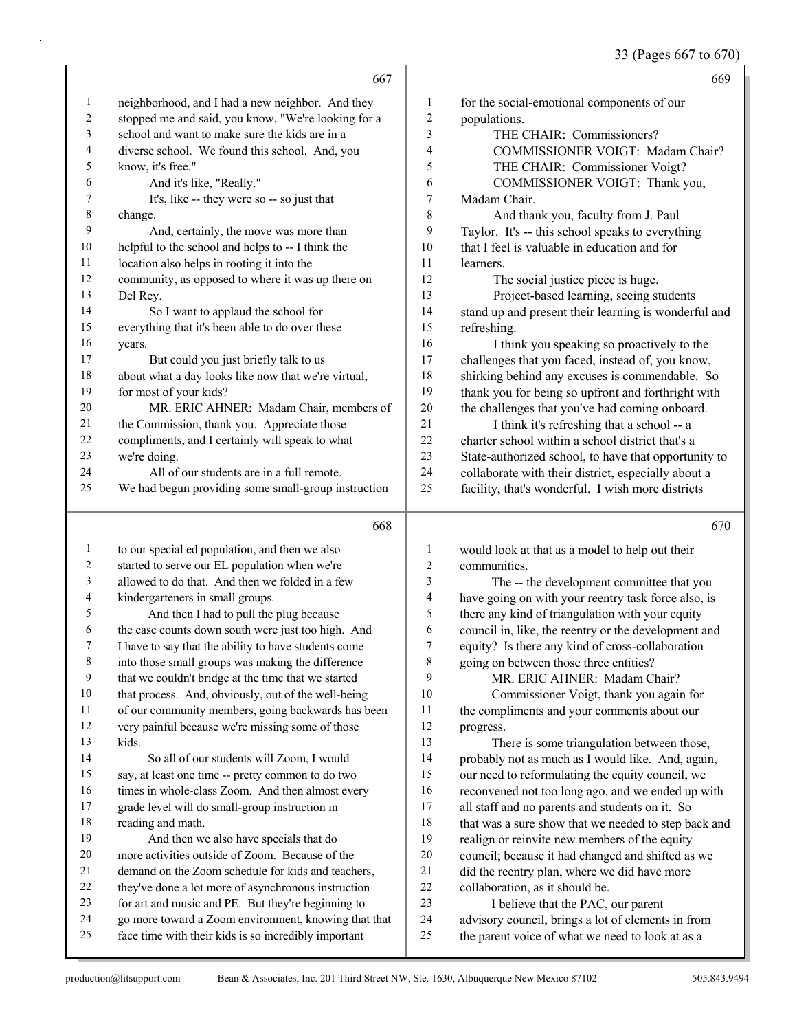667

neighborhood, and I had a new neighbor. And they stopped me and said, you know, "We're looking for a school and want to make sure the kids are in a diverse school. We found this school. And, you know, it's free."

And it's like, "Really."

It's, like -- they were so -- so just that change.

And, certainly, the move was more than helpful to the school and helps to -- I think the location also helps in rooting it into the community, as opposed to where it was up there on Del Rey.

So I want to applaud the school for everything that it's been able to do over these years.

But could you just briefly talk to us about what a day looks like now that we're virtual, for most of your kids?

MR. ERIC AHNER: Madam Chair, members of the Commission, thank you. Appreciate those compliments, and I certainly will speak to what we're doing.

All of our students are in a full remote. We had begun providing some small-group instruction

668

to our special ed population, and then we also started to serve our EL population when we're allowed to do that. And then we folded in a few kindergarteners in small groups.

And then I had to pull the plug because the case counts down south were just too high. And I have to say that the ability to have students come into those small groups was making the difference that we couldn't bridge at the time that we started that process. And, obviously, out of the well-being of our community members, going backwards has been very painful because we're missing some of those kids.

So all of our students will Zoom, I would say, at least one time -- pretty common to do two times in whole-class Zoom. And then almost every grade level will do small-group instruction in reading and math.

And then we also have specials that do more activities outside of Zoom. Because of the demand on the Zoom schedule for kids and teachers, they've done a lot more of asynchronous instruction for art and music and PE. But they're beginning to go more toward a Zoom environment, knowing that that face time with their kids is so incredibly important

669

for the social-emotional components of our populations.

THE CHAIR: Commissioners?

COMMISSIONER VOIGT: Madam Chair?

THE CHAIR: Commissioner Voigt?

COMMISSIONER VOIGT: Thank you, Madam Chair.

And thank you, faculty from J. Paul Taylor. It's -- this school speaks to everything that I feel is valuable in education and for learners.

The social justice piece is huge.

Project-based learning, seeing students stand up and present their learning is wonderful and refreshing.

I think you speaking so proactively to the challenges that you faced, instead of, you know, shirking behind any excuses is commendable. So thank you for being so upfront and forthright with the challenges that you've had coming onboard.

I think it's refreshing that a school -- a charter school within a school district that's a State-authorized school, to have that opportunity to collaborate with their district, especially about a facility, that's wonderful. I wish more districts

670

would look at that as a model to help out their communities.

The -- the development committee that you have going on with your reentry task force also, is there any kind of triangulation with your equity council in, like, the reentry or the development and equity? Is there any kind of cross-collaboration going on between those three entities?

MR. ERIC AHNER: Madam Chair?

Commissioner Voigt, thank you again for the compliments and your comments about our progress.

There is some triangulation between those, probably not as much as I would like. And, again, our need to reformulating the equity council, we reconvened not too long ago, and we ended up with all staff and no parents and students on it. So that was a sure show that we needed to step back and realign or reinvite new members of the equity council; because it had changed and shifted as we did the reentry plan, where we did have more collaboration, as it should be.

I believe that the PAC, our parent advisory council, brings a lot of elements in from the parent voice of what we need to look at as a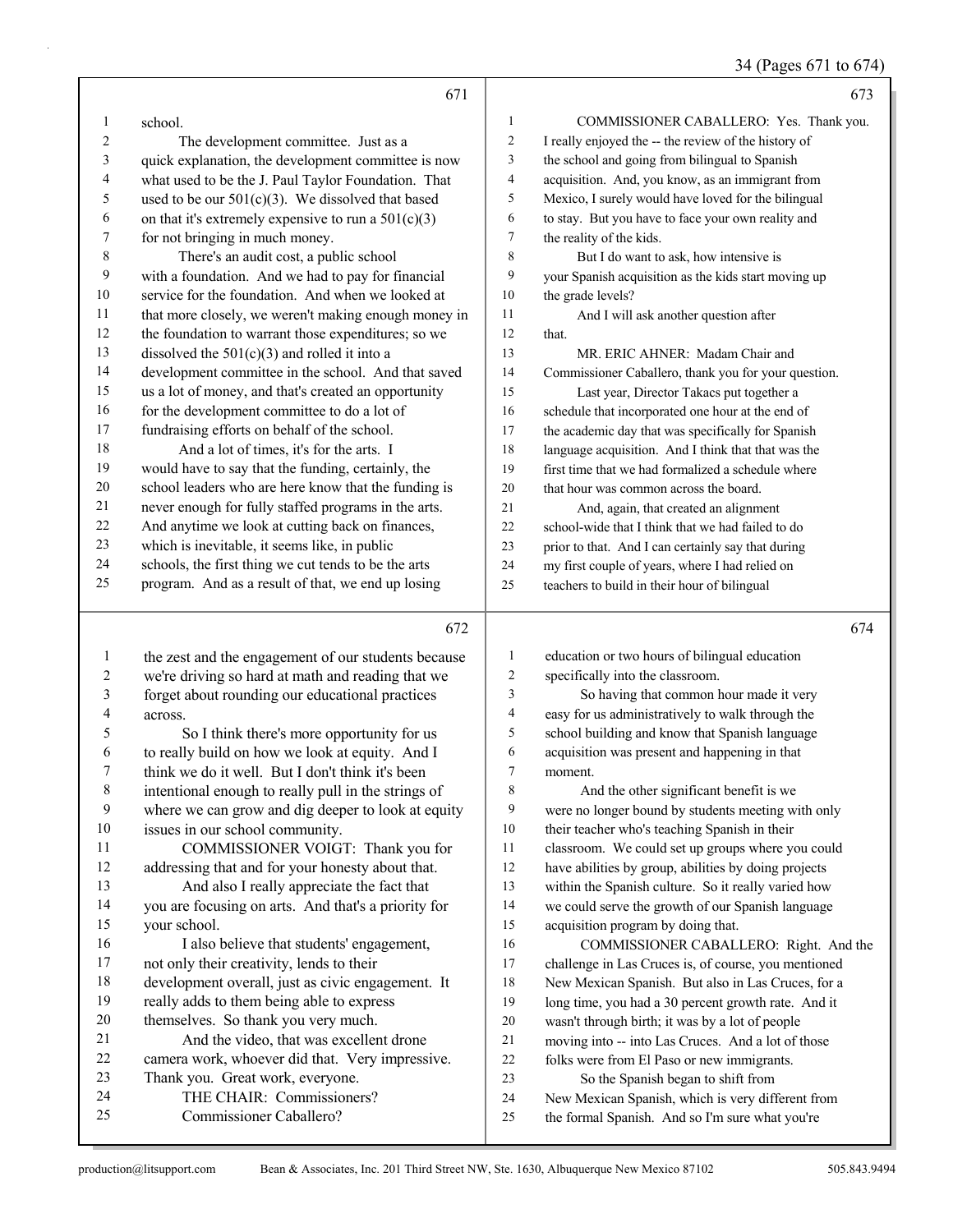school.

The development committee. Just as a quick explanation, the development committee is now what used to be the J. Paul Taylor Foundation. That used to be our 501(c)(3). We dissolved that based on that it's extremely expensive to run a 501(c)(3) for not bringing in much money.

There's an audit cost, a public school with a foundation. And we had to pay for financial service for the foundation. And when we looked at that more closely, we weren't making enough money in the foundation to warrant those expenditures; so we dissolved the 501(c)(3) and rolled it into a development committee in the school. And that saved us a lot of money, and that's created an opportunity for the development committee to do a lot of fundraising efforts on behalf of the school.

And a lot of times, it's for the arts. I would have to say that the funding, certainly, the school leaders who are here know that the funding is never enough for fully staffed programs in the arts. And anytime we look at cutting back on finances, which is inevitable, it seems like, in public schools, the first thing we cut tends to be the arts program. And as a result of that, we end up losing the zest and the engagement of our students because we're driving so hard at math and reading that we forget about rounding our educational practices across.

So I think there's more opportunity for us to really build on how we look at equity. And I think we do it well. But I don't think it's been intentional enough to really pull in the strings of where we can grow and dig deeper to look at equity issues in our school community.

COMMISSIONER VOIGT: Thank you for addressing that and for your honesty about that.

And also I really appreciate the fact that you are focusing on arts. And that's a priority for your school.

I also believe that students' engagement, not only their creativity, lends to their development overall, just as civic engagement. It really adds to them being able to express themselves. So thank you very much.

And the video, that was excellent drone camera work, whoever did that. Very impressive. Thank you. Great work, everyone.

THE CHAIR: Commissioners? Commissioner Caballero?

COMMISSIONER CABALLERO: Yes. Thank you. I really enjoyed the -- the review of the history of the school and going from bilingual to Spanish acquisition. And, you know, as an immigrant from Mexico, I surely would have loved for the bilingual to stay. But you have to face your own reality and the reality of the kids.

But I do want to ask, how intensive is your Spanish acquisition as the kids start moving up the grade levels?

And I will ask another question after that.

MR. ERIC AHNER: Madam Chair and Commissioner Caballero, thank you for your question.

Last year, Director Takacs put together a schedule that incorporated one hour at the end of the academic day that was specifically for Spanish language acquisition. And I think that that was the first time that we had formalized a schedule where that hour was common across the board.

And, again, that created an alignment school-wide that I think that we had failed to do prior to that. And I can certainly say that during my first couple of years, where I had relied on teachers to build in their hour of bilingual education or two hours of bilingual education specifically into the classroom.

So having that common hour made it very easy for us administratively to walk through the school building and know that Spanish language acquisition was present and happening in that moment.

And the other significant benefit is we were no longer bound by students meeting with only their teacher who's teaching Spanish in their classroom. We could set up groups where you could have abilities by group, abilities by doing projects within the Spanish culture. So it really varied how we could serve the growth of our Spanish language acquisition program by doing that.

COMMISSIONER CABALLERO: Right. And the challenge in Las Cruces is, of course, you mentioned New Mexican Spanish. But also in Las Cruces, for a long time, you had a 30 percent growth rate. And it wasn't through birth; it was by a lot of people moving into -- into Las Cruces. And a lot of those folks were from El Paso or new immigrants.

So the Spanish began to shift from New Mexican Spanish, which is very different from the formal Spanish. And so I'm sure what you're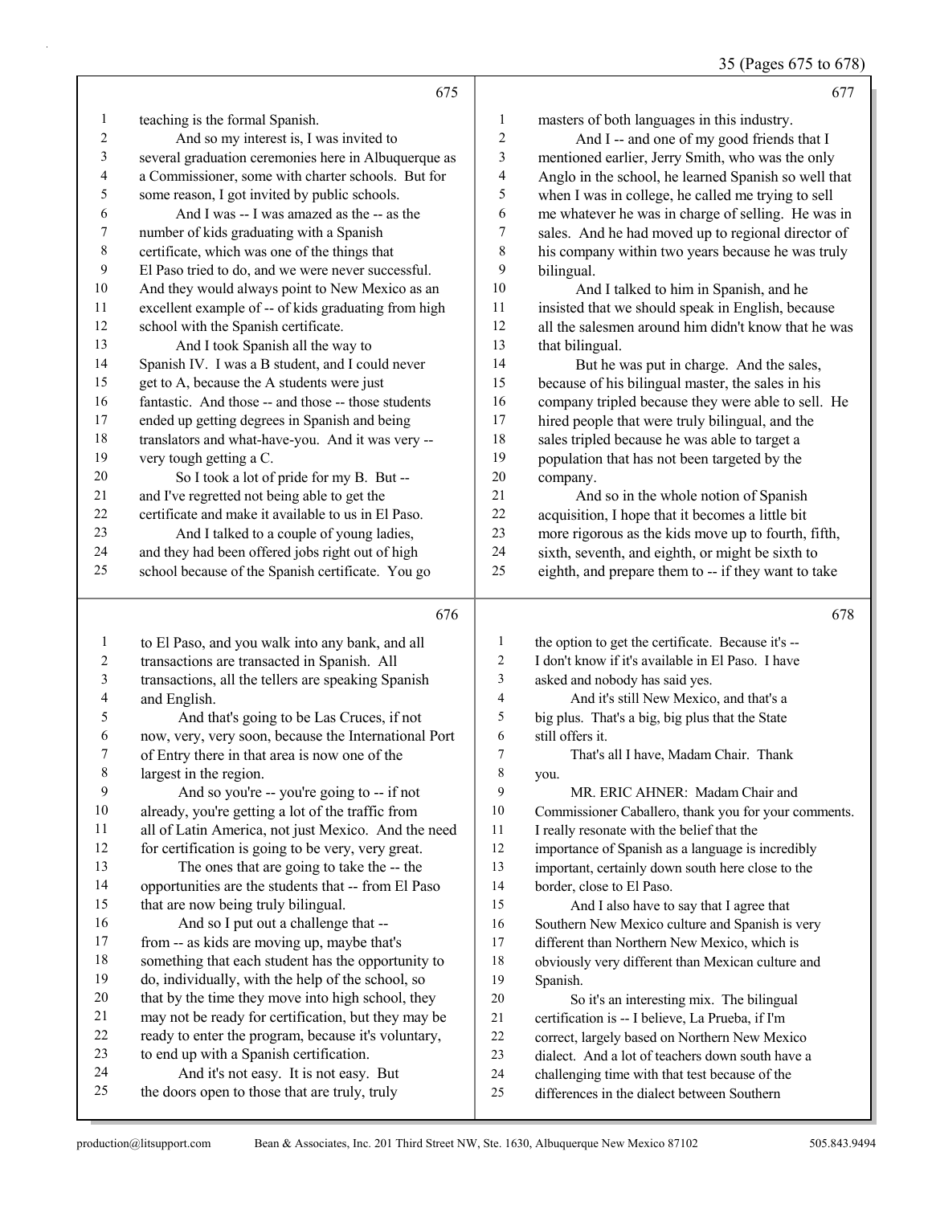teaching is the formal Spanish.

And so my interest is, I was invited to several graduation ceremonies here in Albuquerque as a Commissioner, some with charter schools. But for some reason, I got invited by public schools.

And I was -- I was amazed as the -- as the number of kids graduating with a Spanish certificate, which was one of the things that El Paso tried to do, and we were never successful. And they would always point to New Mexico as an excellent example of -- of kids graduating from high school with the Spanish certificate.

And I took Spanish all the way to Spanish IV. I was a B student, and I could never get to A, because the A students were just fantastic. And those -- and those -- those students ended up getting degrees in Spanish and being translators and what-have-you. And it was very -- very tough getting a C.

So I took a lot of pride for my B. But -- and I've regretted not being able to get the certificate and make it available to us in El Paso.

And I talked to a couple of young ladies, and they had been offered jobs right out of high school because of the Spanish certificate. You go to El Paso, and you walk into any bank, and all transactions are transacted in Spanish. All transactions, all the tellers are speaking Spanish and English.

And that's going to be Las Cruces, if not now, very, very soon, because the International Port of Entry there in that area is now one of the largest in the region.

And so you're -- you're going to -- if not already, you're getting a lot of the traffic from all of Latin America, not just Mexico. And the need for certification is going to be very, very great.

The ones that are going to take the -- the opportunities are the students that -- from El Paso that are now being truly bilingual.

And so I put out a challenge that -- from -- as kids are moving up, maybe that's something that each student has the opportunity to do, individually, with the help of the school, so that by the time they move into high school, they may not be ready for certification, but they may be ready to enter the program, because it's voluntary, to end up with a Spanish certification.

And it's not easy. It is not easy. But the doors open to those that are truly, truly masters of both languages in this industry.

And I -- and one of my good friends that I mentioned earlier, Jerry Smith, who was the only Anglo in the school, he learned Spanish so well that when I was in college, he called me trying to sell me whatever he was in charge of selling. He was in sales. And he had moved up to regional director of his company within two years because he was truly bilingual.

And I talked to him in Spanish, and he insisted that we should speak in English, because all the salesmen around him didn't know that he was that bilingual.

But he was put in charge. And the sales, because of his bilingual master, the sales in his company tripled because they were able to sell. He hired people that were truly bilingual, and the sales tripled because he was able to target a population that has not been targeted by the company.

And so in the whole notion of Spanish acquisition, I hope that it becomes a little bit more rigorous as the kids move up to fourth, fifth, sixth, seventh, and eighth, or might be sixth to eighth, and prepare them to -- if they want to take the option to get the certificate. Because it's -- I don't know if it's available in El Paso. I have asked and nobody has said yes.

And it's still New Mexico, and that's a big plus. That's a big, big plus that the State still offers it.

That's all I have, Madam Chair. Thank you.

MR. ERIC AHNER: Madam Chair and Commissioner Caballero, thank you for your comments. I really resonate with the belief that the importance of Spanish as a language is incredibly important, certainly down south here close to the border, close to El Paso.

And I also have to say that I agree that Southern New Mexico culture and Spanish is very different than Northern New Mexico, which is obviously very different than Mexican culture and Spanish.

So it's an interesting mix. The bilingual certification is -- I believe, La Prueba, if I'm correct, largely based on Northern New Mexico dialect. And a lot of teachers down south have a challenging time with that test because of the differences in the dialect between Southern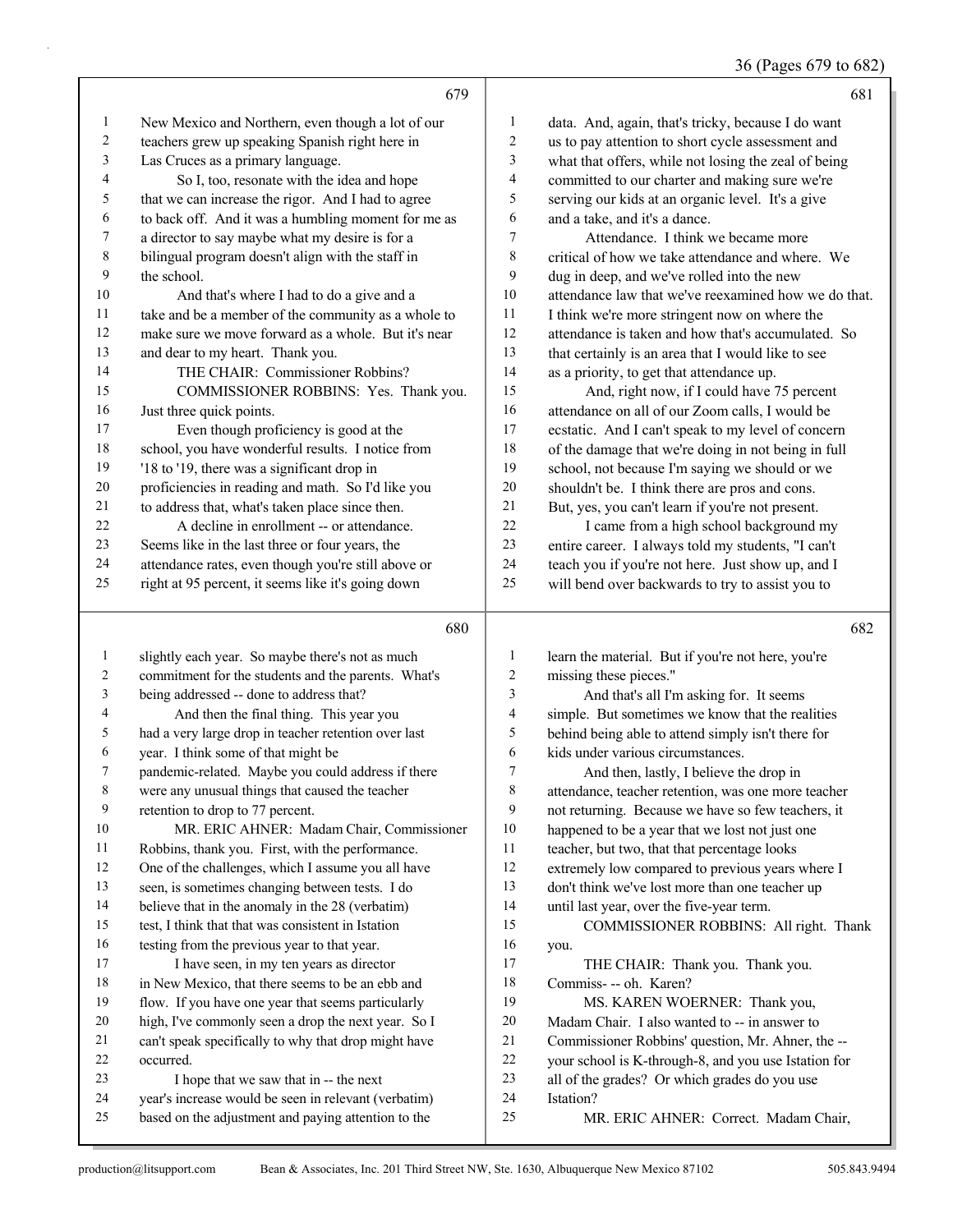New Mexico and Northern, even though a lot of our teachers grew up speaking Spanish right here in Las Cruces as a primary language.

So I, too, resonate with the idea and hope that we can increase the rigor. And I had to agree to back off. And it was a humbling moment for me as a director to say maybe what my desire is for a bilingual program doesn't align with the staff in the school.

And that's where I had to do a give and a take and be a member of the community as a whole to make sure we move forward as a whole. But it's near and dear to my heart. Thank you.

THE CHAIR: Commissioner Robbins?

COMMISSIONER ROBBINS: Yes. Thank you. Just three quick points.

Even though proficiency is good at the school, you have wonderful results. I notice from '18 to '19, there was a significant drop in proficiencies in reading and math. So I'd like you to address that, what's taken place since then.

A decline in enrollment -- or attendance. Seems like in the last three or four years, the attendance rates, even though you're still above or right at 95 percent, it seems like it's going down slightly each year. So maybe there's not as much commitment for the students and the parents. What's being addressed -- done to address that?

And then the final thing. This year you had a very large drop in teacher retention over last year. I think some of that might be pandemic-related. Maybe you could address if there were any unusual things that caused the teacher retention to drop to 77 percent.

MR. ERIC AHNER: Madam Chair, Commissioner Robbins, thank you. First, with the performance. One of the challenges, which I assume you all have seen, is sometimes changing between tests. I do believe that in the anomaly in the 28 (verbatim) test, I think that that was consistent in Istation testing from the previous year to that year.

I have seen, in my ten years as director in New Mexico, that there seems to be an ebb and flow. If you have one year that seems particularly high, I've commonly seen a drop the next year. So I can't speak specifically to why that drop might have occurred.

I hope that we saw that in -- the next year's increase would be seen in relevant (verbatim) based on the adjustment and paying attention to the data. And, again, that's tricky, because I do want us to pay attention to short cycle assessment and what that offers, while not losing the zeal of being committed to our charter and making sure we're serving our kids at an organic level. It's a give and a take, and it's a dance.

Attendance. I think we became more critical of how we take attendance and where. We dug in deep, and we've rolled into the new attendance law that we've reexamined how we do that. I think we're more stringent now on where the attendance is taken and how that's accumulated. So that certainly is an area that I would like to see as a priority, to get that attendance up.

And, right now, if I could have 75 percent attendance on all of our Zoom calls, I would be ecstatic. And I can't speak to my level of concern of the damage that we're doing in not being in full school, not because I'm saying we should or we shouldn't be. I think there are pros and cons. But, yes, you can't learn if you're not present.

I came from a high school background my entire career. I always told my students, "I can't teach you if you're not here. Just show up, and I will bend over backwards to try to assist you to learn the material. But if you're not here, you're missing these pieces."

And that's all I'm asking for. It seems simple. But sometimes we know that the realities behind being able to attend simply isn't there for kids under various circumstances.

And then, lastly, I believe the drop in attendance, teacher retention, was one more teacher not returning. Because we have so few teachers, it happened to be a year that we lost not just one teacher, but two, that that percentage looks extremely low compared to previous years where I don't think we've lost more than one teacher up until last year, over the five-year term.

COMMISSIONER ROBBINS: All right. Thank you.

THE CHAIR: Thank you. Thank you. Commiss- -- oh. Karen?

MS. KAREN WOERNER: Thank you, Madam Chair. I also wanted to -- in answer to Commissioner Robbins' question, Mr. Ahner, the -- your school is K-through-8, and you use Istation for all of the grades? Or which grades do you use Istation?

MR. ERIC AHNER: Correct. Madam Chair,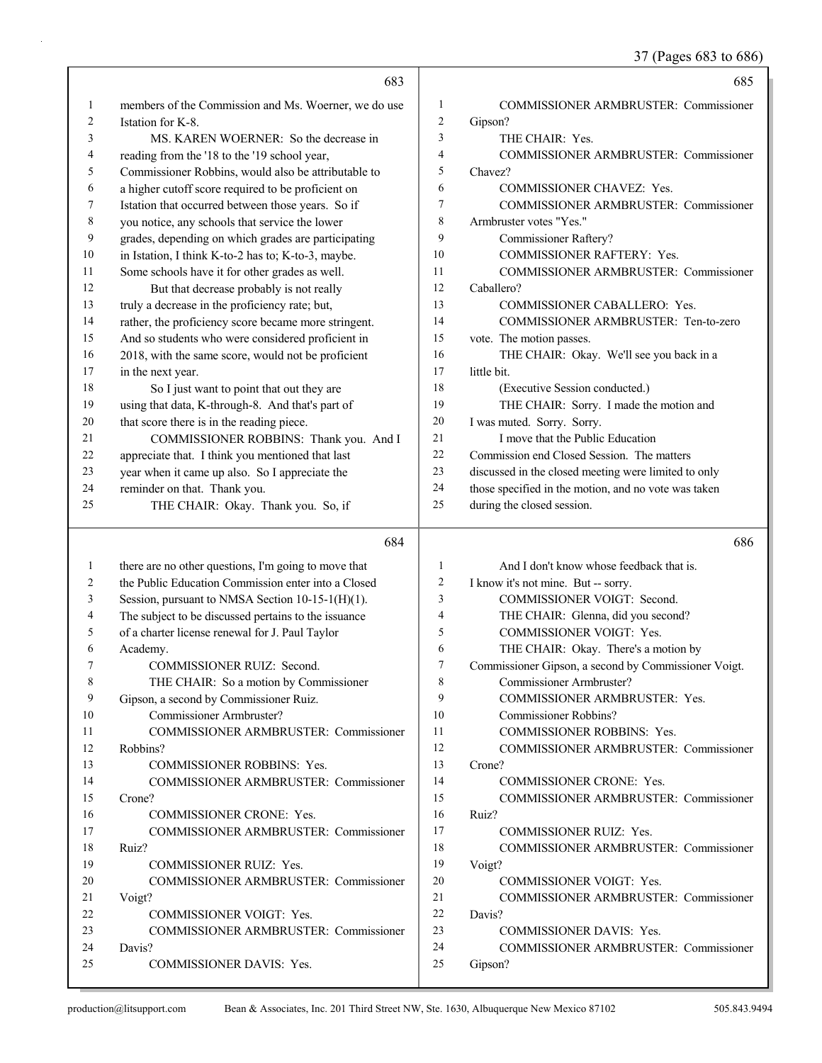members of the Commission and Ms. Woerner, we do use Istation for K-8.

MS. KAREN WOERNER: So the decrease in reading from the '18 to the '19 school year, Commissioner Robbins, would also be attributable to a higher cutoff score required to be proficient on Istation that occurred between those years. So if you notice, any schools that service the lower grades, depending on which grades are participating in Istation, I think K-to-2 has to; K-to-3, maybe. Some schools have it for other grades as well.

But that decrease probably is not really truly a decrease in the proficiency rate; but, rather, the proficiency score became more stringent. And so students who were considered proficient in 2018, with the same score, would not be proficient in the next year.

So I just want to point that out they are using that data, K-through-8. And that's part of that score there is in the reading piece.

COMMISSIONER ROBBINS: Thank you. And I appreciate that. I think you mentioned that last year when it came up also. So I appreciate the reminder on that. Thank you.

THE CHAIR: Okay. Thank you. So, if there are no other questions, I'm going to move that the Public Education Commission enter into a Closed Session, pursuant to NMSA Section 10-15-1(H)(1). The subject to be discussed pertains to the issuance of a charter license renewal for J. Paul Taylor Academy.

COMMISSIONER RUIZ: Second.

THE CHAIR: So a motion by Commissioner Gipson, a second by Commissioner Ruiz.

Commissioner Armbruster?

COMMISSIONER ARMBRUSTER: Commissioner Robbins?

COMMISSIONER ROBBINS: Yes.

COMMISSIONER ARMBRUSTER: Commissioner Crone?

COMMISSIONER CRONE: Yes.

COMMISSIONER ARMBRUSTER: Commissioner Ruiz?

COMMISSIONER RUIZ: Yes.

COMMISSIONER ARMBRUSTER: Commissioner Voigt?

COMMISSIONER VOIGT: Yes.

COMMISSIONER ARMBRUSTER: Commissioner Davis?

COMMISSIONER DAVIS: Yes.

COMMISSIONER ARMBRUSTER: Commissioner Gipson?

THE CHAIR: Yes.

COMMISSIONER ARMBRUSTER: Commissioner Chavez?

COMMISSIONER CHAVEZ: Yes.

COMMISSIONER ARMBRUSTER: Commissioner Armbruster votes "Yes."

Commissioner Raftery?

COMMISSIONER RAFTERY: Yes.

COMMISSIONER ARMBRUSTER: Commissioner Caballero?

COMMISSIONER CABALLERO: Yes.

COMMISSIONER ARMBRUSTER: Ten-to-zero vote. The motion passes.

THE CHAIR: Okay. We'll see you back in a little bit.

(Executive Session conducted.)

THE CHAIR: Sorry. I made the motion and I was muted. Sorry. Sorry.

I move that the Public Education Commission end Closed Session. The matters discussed in the closed meeting were limited to only those specified in the motion, and no vote was taken during the closed session.

And I don't know whose feedback that is. I know it's not mine. But -- sorry.

COMMISSIONER VOIGT: Second.

THE CHAIR: Glenna, did you second?

COMMISSIONER VOIGT: Yes.

THE CHAIR: Okay. There's a motion by Commissioner Gipson, a second by Commissioner Voigt.

Commissioner Armbruster?

COMMISSIONER ARMBRUSTER: Yes.

Commissioner Robbins?

COMMISSIONER ROBBINS: Yes.

COMMISSIONER ARMBRUSTER: Commissioner Crone?

COMMISSIONER CRONE: Yes.

COMMISSIONER ARMBRUSTER: Commissioner Ruiz?

COMMISSIONER RUIZ: Yes.

COMMISSIONER ARMBRUSTER: Commissioner Voigt?

COMMISSIONER VOIGT: Yes.

COMMISSIONER ARMBRUSTER: Commissioner Davis?

COMMISSIONER DAVIS: Yes.

COMMISSIONER ARMBRUSTER: Commissioner Gipson?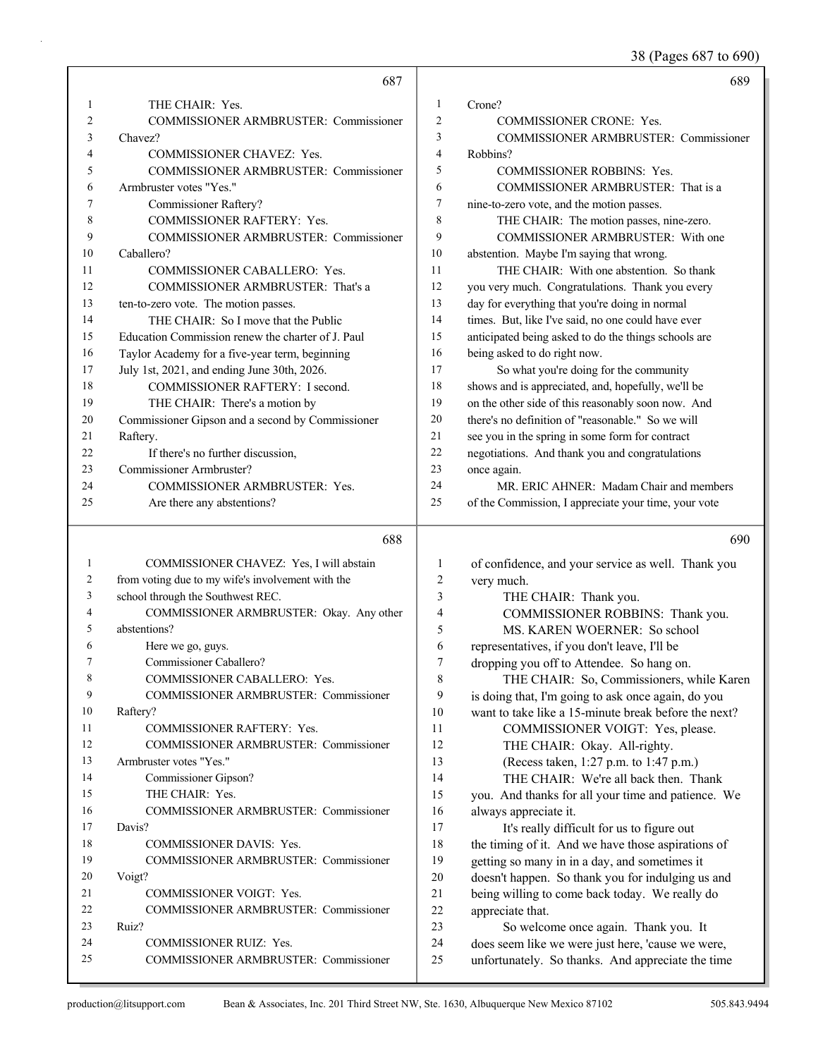**Page 687**

1 THE CHAIR: Yes.
2 COMMISSIONER ARMBRUSTER: Commissioner
3 Chavez?
4 COMMISSIONER CHAVEZ: Yes.
5 COMMISSIONER ARMBRUSTER: Commissioner
6 Armbruster votes "Yes."
7 Commissioner Raftery?
8 COMMISSIONER RAFTERY: Yes.
9 COMMISSIONER ARMBRUSTER: Commissioner
10 Caballero?
11 COMMISSIONER CABALLERO: Yes.
12 COMMISSIONER ARMBRUSTER: That's a
13 ten-to-zero vote. The motion passes.
14 THE CHAIR: So I move that the Public
15 Education Commission renew the charter of J. Paul
16 Taylor Academy for a five-year term, beginning
17 July 1st, 2021, and ending June 30th, 2026.
18 COMMISSIONER RAFTERY: I second.
19 THE CHAIR: There's a motion by
20 Commissioner Gipson and a second by Commissioner
21 Raftery.
22 If there's no further discussion,
23 Commissioner Armbruster?
24 COMMISSIONER ARMBRUSTER: Yes.
25 Are there any abstentions?

**Page 688**

1 COMMISSIONER CHAVEZ: Yes, I will abstain
2 from voting due to my wife's involvement with the
3 school through the Southwest REC.
4 COMMISSIONER ARMBRUSTER: Okay. Any other
5 abstentions?
6 Here we go, guys.
7 Commissioner Caballero?
8 COMMISSIONER CABALLERO: Yes.
9 COMMISSIONER ARMBRUSTER: Commissioner
10 Raftery?
11 COMMISSIONER RAFTERY: Yes.
12 COMMISSIONER ARMBRUSTER: Commissioner
13 Armbruster votes "Yes."
14 Commissioner Gipson?
15 THE CHAIR: Yes.
16 COMMISSIONER ARMBRUSTER: Commissioner
17 Davis?
18 COMMISSIONER DAVIS: Yes.
19 COMMISSIONER ARMBRUSTER: Commissioner
20 Voigt?
21 COMMISSIONER VOIGT: Yes.
22 COMMISSIONER ARMBRUSTER: Commissioner
23 Ruiz?
24 COMMISSIONER RUIZ: Yes.
25 COMMISSIONER ARMBRUSTER: Commissioner

**Page 689**

1 Crone?
2 COMMISSIONER CRONE: Yes.
3 COMMISSIONER ARMBRUSTER: Commissioner
4 Robbins?
5 COMMISSIONER ROBBINS: Yes.
6 COMMISSIONER ARMBRUSTER: That is a
7 nine-to-zero vote, and the motion passes.
8 THE CHAIR: The motion passes, nine-zero.
9 COMMISSIONER ARMBRUSTER: With one
10 abstention. Maybe I'm saying that wrong.
11 THE CHAIR: With one abstention. So thank
12 you very much. Congratulations. Thank you every
13 day for everything that you're doing in normal
14 times. But, like I've said, no one could have ever
15 anticipated being asked to do the things schools are
16 being asked to do right now.
17 So what you're doing for the community
18 shows and is appreciated, and, hopefully, we'll be
19 on the other side of this reasonably soon now. And
20 there's no definition of "reasonable." So we will
21 see you in the spring in some form for contract
22 negotiations. And thank you and congratulations
23 once again.
24 MR. ERIC AHNER: Madam Chair and members
25 of the Commission, I appreciate your time, your vote

**Page 690**

1 of confidence, and your service as well. Thank you
2 very much.
3 THE CHAIR: Thank you.
4 COMMISSIONER ROBBINS: Thank you.
5 MS. KAREN WOERNER: So school
6 representatives, if you don't leave, I'll be
7 dropping you off to Attendee. So hang on.
8 THE CHAIR: So, Commissioners, while Karen
9 is doing that, I'm going to ask once again, do you
10 want to take like a 15-minute break before the next?
11 COMMISSIONER VOIGT: Yes, please.
12 THE CHAIR: Okay. All-righty.
13 (Recess taken, 1:27 p.m. to 1:47 p.m.)
14 THE CHAIR: We're all back then. Thank
15 you. And thanks for all your time and patience. We
16 always appreciate it.
17 It's really difficult for us to figure out
18 the timing of it. And we have those aspirations of
19 getting so many in in a day, and sometimes it
20 doesn't happen. So thank you for indulging us and
21 being willing to come back today. We really do
22 appreciate that.
23 So welcome once again. Thank you. It
24 does seem like we were just here, 'cause we were,
25 unfortunately. So thanks. And appreciate the time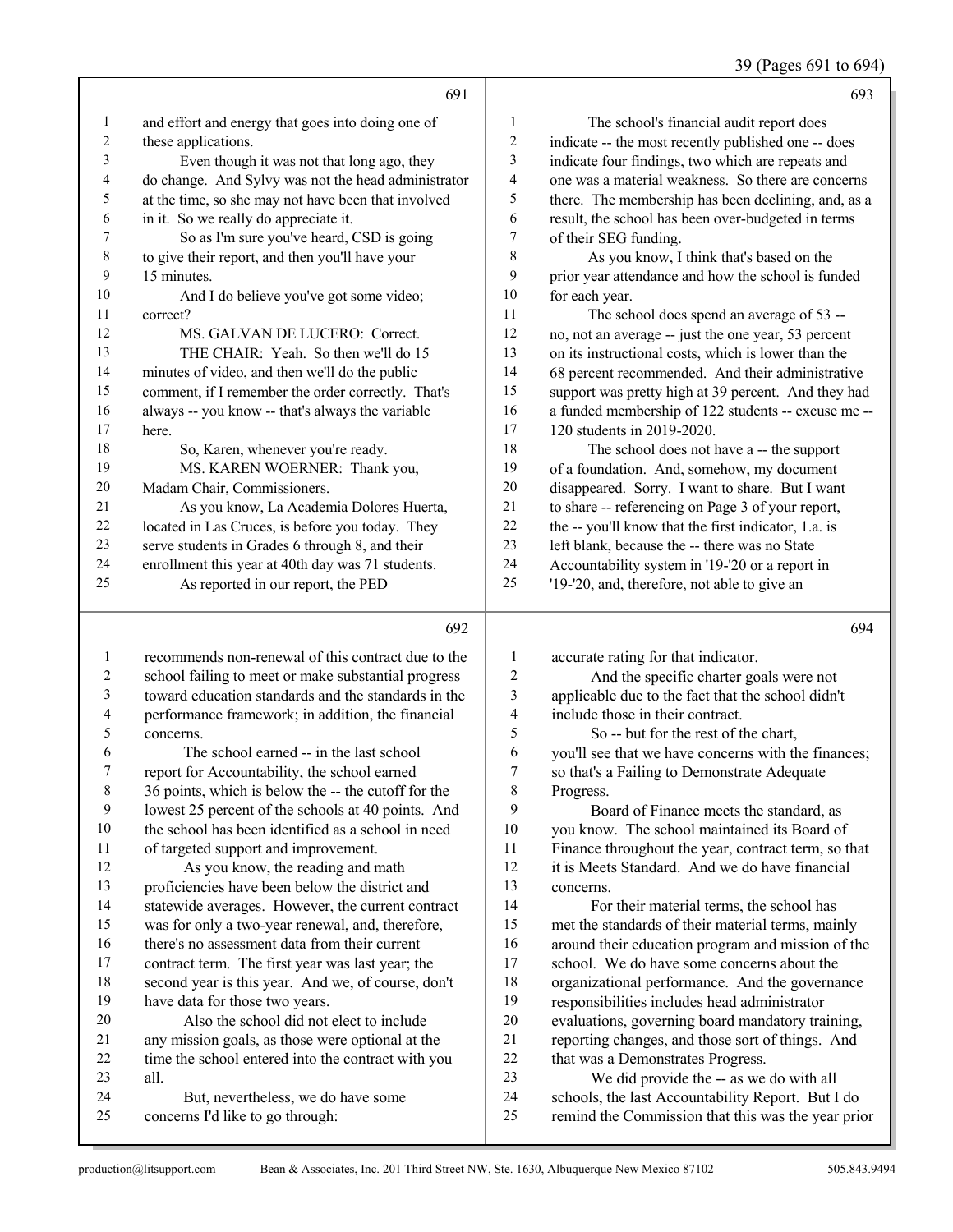691

1 and effort and energy that goes into doing one of
2 these applications.
3 Even though it was not that long ago, they
4 do change. And Sylvy was not the head administrator
5 at the time, so she may not have been that involved
6 in it. So we really do appreciate it.
7 So as I'm sure you've heard, CSD is going
8 to give their report, and then you'll have your
9 15 minutes.
10 And I do believe you've got some video;
11 correct?
12 MS. GALVAN DE LUCERO: Correct.
13 THE CHAIR: Yeah. So then we'll do 15
14 minutes of video, and then we'll do the public
15 comment, if I remember the order correctly. That's
16 always -- you know -- that's always the variable
17 here.
18 So, Karen, whenever you're ready.
19 MS. KAREN WOERNER: Thank you,
20 Madam Chair, Commissioners.
21 As you know, La Academia Dolores Huerta,
22 located in Las Cruces, is before you today. They
23 serve students in Grades 6 through 8, and their
24 enrollment this year at 40th day was 71 students.
25 As reported in our report, the PED

692

1 recommends non-renewal of this contract due to the
2 school failing to meet or make substantial progress
3 toward education standards and the standards in the
4 performance framework; in addition, the financial
5 concerns.
6 The school earned -- in the last school
7 report for Accountability, the school earned
8 36 points, which is below the -- the cutoff for the
9 lowest 25 percent of the schools at 40 points. And
10 the school has been identified as a school in need
11 of targeted support and improvement.
12 As you know, the reading and math
13 proficiencies have been below the district and
14 statewide averages. However, the current contract
15 was for only a two-year renewal, and, therefore,
16 there's no assessment data from their current
17 contract term. The first year was last year; the
18 second year is this year. And we, of course, don't
19 have data for those two years.
20 Also the school did not elect to include
21 any mission goals, as those were optional at the
22 time the school entered into the contract with you
23 all.
24 But, nevertheless, we do have some
25 concerns I'd like to go through:

693

1 The school's financial audit report does
2 indicate -- the most recently published one -- does
3 indicate four findings, two which are repeats and
4 one was a material weakness. So there are concerns
5 there. The membership has been declining, and, as a
6 result, the school has been over-budgeted in terms
7 of their SEG funding.
8 As you know, I think that's based on the
9 prior year attendance and how the school is funded
10 for each year.
11 The school does spend an average of 53 --
12 no, not an average -- just the one year, 53 percent
13 on its instructional costs, which is lower than the
14 68 percent recommended. And their administrative
15 support was pretty high at 39 percent. And they had
16 a funded membership of 122 students -- excuse me --
17 120 students in 2019-2020.
18 The school does not have a -- the support
19 of a foundation. And, somehow, my document
20 disappeared. Sorry. I want to share. But I want
21 to share -- referencing on Page 3 of your report,
22 the -- you'll know that the first indicator, 1.a. is
23 left blank, because the -- there was no State
24 Accountability system in '19-'20 or a report in
25 '19-'20, and, therefore, not able to give an

694

1 accurate rating for that indicator.
2 And the specific charter goals were not
3 applicable due to the fact that the school didn't
4 include those in their contract.
5 So -- but for the rest of the chart,
6 you'll see that we have concerns with the finances;
7 so that's a Failing to Demonstrate Adequate
8 Progress.
9 Board of Finance meets the standard, as
10 you know. The school maintained its Board of
11 Finance throughout the year, contract term, so that
12 it is Meets Standard. And we do have financial
13 concerns.
14 For their material terms, the school has
15 met the standards of their material terms, mainly
16 around their education program and mission of the
17 school. We do have some concerns about the
18 organizational performance. And the governance
19 responsibilities includes head administrator
20 evaluations, governing board mandatory training,
21 reporting changes, and those sort of things. And
22 that was a Demonstrates Progress.
23 We did provide the -- as we do with all
24 schools, the last Accountability Report. But I do
25 remind the Commission that this was the year prior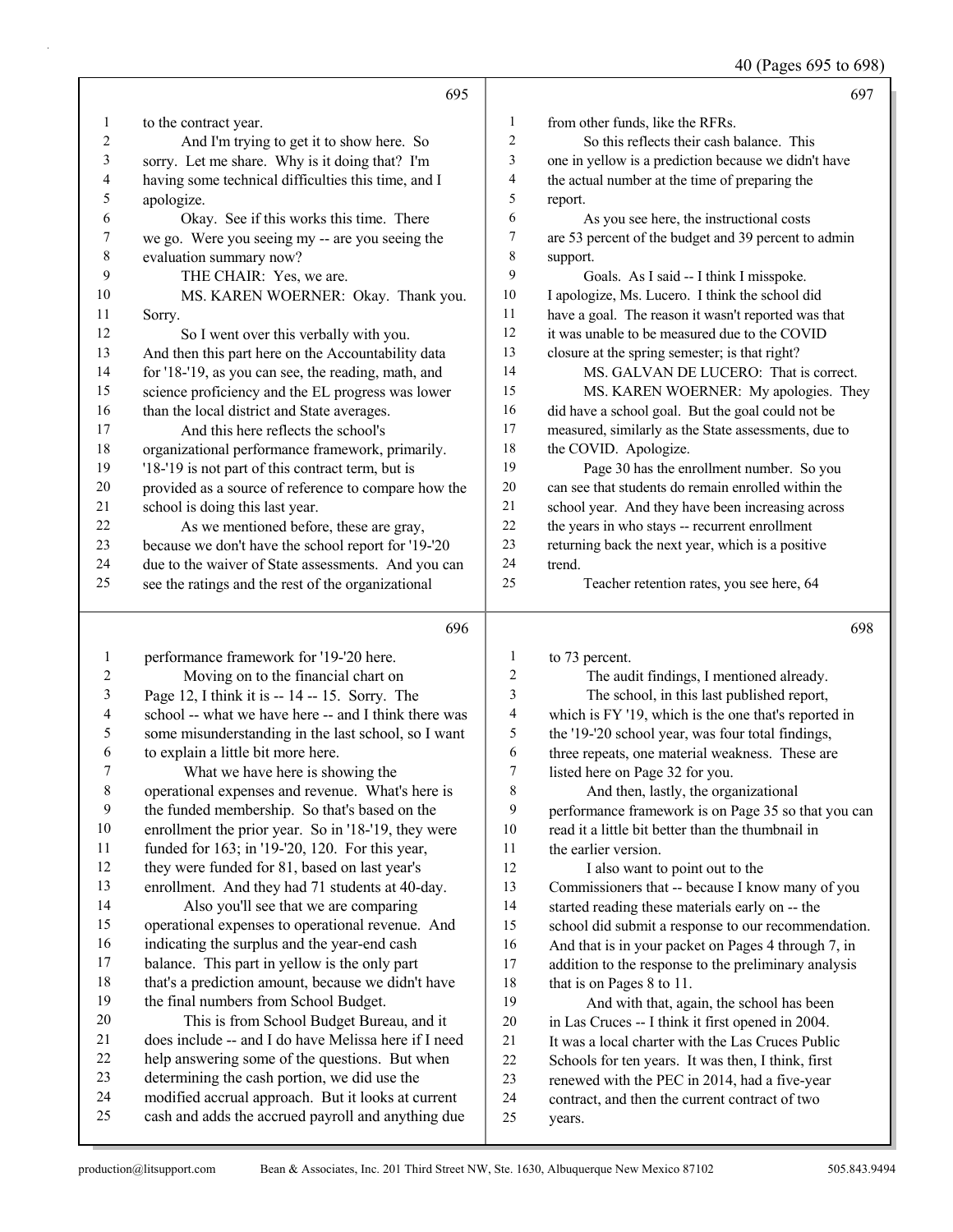695

1 to the contract year.
2 And I'm trying to get it to show here. So
3 sorry. Let me share. Why is it doing that? I'm
4 having some technical difficulties this time, and I
5 apologize.
6 Okay. See if this works this time. There
7 we go. Were you seeing my -- are you seeing the
8 evaluation summary now?
9 THE CHAIR: Yes, we are.
10 MS. KAREN WOERNER: Okay. Thank you.
11 Sorry.
12 So I went over this verbally with you.
13 And then this part here on the Accountability data
14 for '18-'19, as you can see, the reading, math, and
15 science proficiency and the EL progress was lower
16 than the local district and State averages.
17 And this here reflects the school's
18 organizational performance framework, primarily.
19 '18-'19 is not part of this contract term, but is
20 provided as a source of reference to compare how the
21 school is doing this last year.
22 As we mentioned before, these are gray,
23 because we don't have the school report for '19-'20
24 due to the waiver of State assessments. And you can
25 see the ratings and the rest of the organizational

696

1 performance framework for '19-'20 here.
2 Moving on to the financial chart on
3 Page 12, I think it is -- 14 -- 15. Sorry. The
4 school -- what we have here -- and I think there was
5 some misunderstanding in the last school, so I want
6 to explain a little bit more here.
7 What we have here is showing the
8 operational expenses and revenue. What's here is
9 the funded membership. So that's based on the
10 enrollment the prior year. So in '18-'19, they were
11 funded for 163; in '19-'20, 120. For this year,
12 they were funded for 81, based on last year's
13 enrollment. And they had 71 students at 40-day.
14 Also you'll see that we are comparing
15 operational expenses to operational revenue. And
16 indicating the surplus and the year-end cash
17 balance. This part in yellow is the only part
18 that's a prediction amount, because we didn't have
19 the final numbers from School Budget.
20 This is from School Budget Bureau, and it
21 does include -- and I do have Melissa here if I need
22 help answering some of the questions. But when
23 determining the cash portion, we did use the
24 modified accrual approach. But it looks at current
25 cash and adds the accrued payroll and anything due

697

1 from other funds, like the RFRs.
2 So this reflects their cash balance. This
3 one in yellow is a prediction because we didn't have
4 the actual number at the time of preparing the
5 report.
6 As you see here, the instructional costs
7 are 53 percent of the budget and 39 percent to admin
8 support.
9 Goals. As I said -- I think I misspoke.
10 I apologize, Ms. Lucero. I think the school did
11 have a goal. The reason it wasn't reported was that
12 it was unable to be measured due to the COVID
13 closure at the spring semester; is that right?
14 MS. GALVAN DE LUCERO: That is correct.
15 MS. KAREN WOERNER: My apologies. They
16 did have a school goal. But the goal could not be
17 measured, similarly as the State assessments, due to
18 the COVID. Apologize.
19 Page 30 has the enrollment number. So you
20 can see that students do remain enrolled within the
21 school year. And they have been increasing across
22 the years in who stays -- recurrent enrollment
23 returning back the next year, which is a positive
24 trend.
25 Teacher retention rates, you see here, 64

698

1 to 73 percent.
2 The audit findings, I mentioned already.
3 The school, in this last published report,
4 which is FY '19, which is the one that's reported in
5 the '19-'20 school year, was four total findings,
6 three repeats, one material weakness. These are
7 listed here on Page 32 for you.
8 And then, lastly, the organizational
9 performance framework is on Page 35 so that you can
10 read it a little bit better than the thumbnail in
11 the earlier version.
12 I also want to point out to the
13 Commissioners that -- because I know many of you
14 started reading these materials early on -- the
15 school did submit a response to our recommendation.
16 And that is in your packet on Pages 4 through 7, in
17 addition to the response to the preliminary analysis
18 that is on Pages 8 to 11.
19 And with that, again, the school has been
20 in Las Cruces -- I think it first opened in 2004.
21 It was a local charter with the Las Cruces Public
22 Schools for ten years. It was then, I think, first
23 renewed with the PEC in 2014, had a five-year
24 contract, and then the current contract of two
25 years.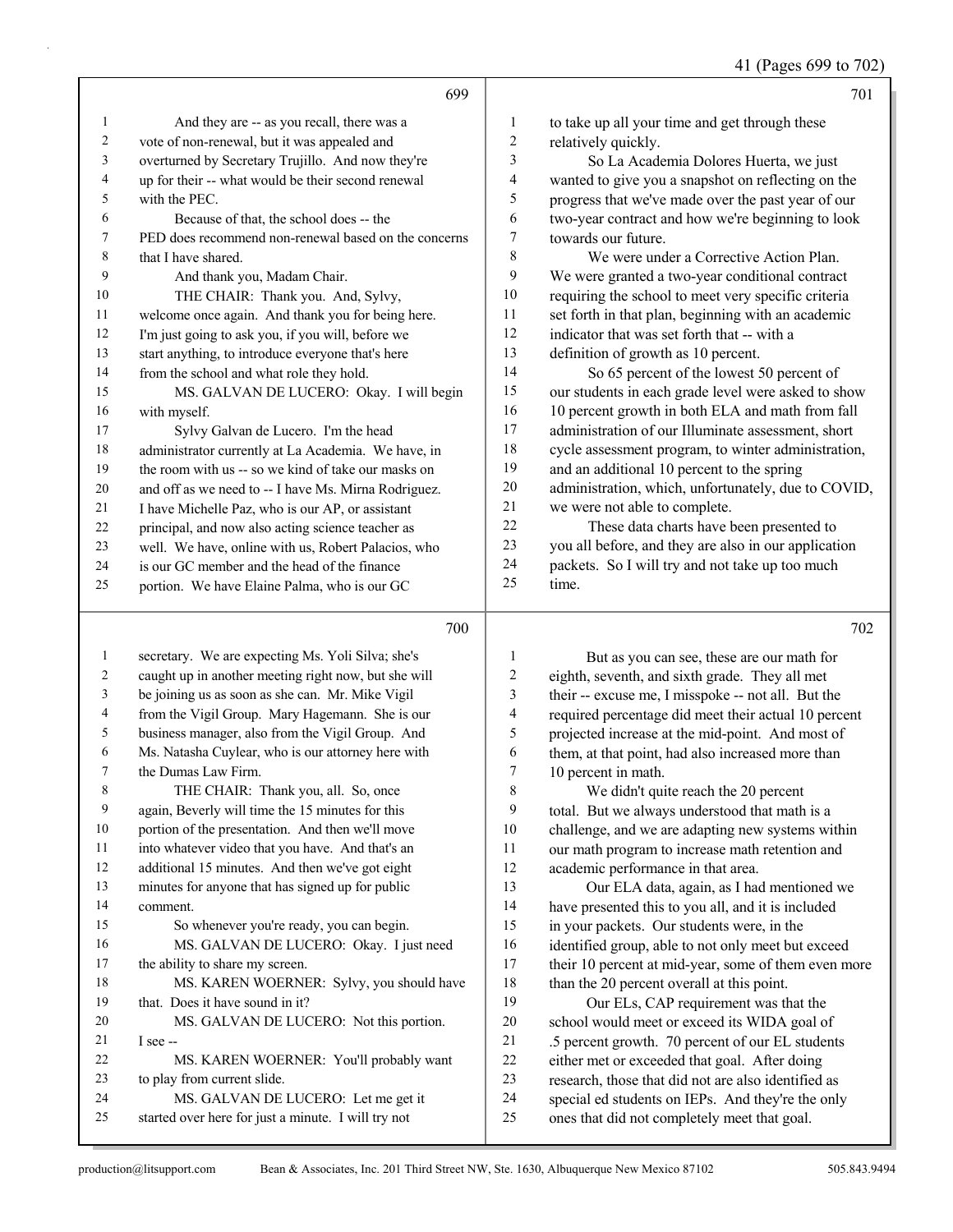**699**

1 And they are -- as you recall, there was a
2 vote of non-renewal, but it was appealed and
3 overturned by Secretary Trujillo. And now they're
4 up for their -- what would be their second renewal
5 with the PEC.
6 Because of that, the school does -- the
7 PED does recommend non-renewal based on the concerns
8 that I have shared.
9 And thank you, Madam Chair.
10 THE CHAIR: Thank you. And, Sylvy,
11 welcome once again. And thank you for being here.
12 I'm just going to ask you, if you will, before we
13 start anything, to introduce everyone that's here
14 from the school and what role they hold.
15 MS. GALVAN DE LUCERO: Okay. I will begin
16 with myself.
17 Sylvy Galvan de Lucero. I'm the head
18 administrator currently at La Academia. We have, in
19 the room with us -- so we kind of take our masks on
20 and off as we need to -- I have Ms. Mirna Rodriguez.
21 I have Michelle Paz, who is our AP, or assistant
22 principal, and now also acting science teacher as
23 well. We have, online with us, Robert Palacios, who
24 is our GC member and the head of the finance
25 portion. We have Elaine Palma, who is our GC

**700**

1 secretary. We are expecting Ms. Yoli Silva; she's
2 caught up in another meeting right now, but she will
3 be joining us as soon as she can. Mr. Mike Vigil
4 from the Vigil Group. Mary Hagemann. She is our
5 business manager, also from the Vigil Group. And
6 Ms. Natasha Cuylear, who is our attorney here with
7 the Dumas Law Firm.
8 THE CHAIR: Thank you, all. So, once
9 again, Beverly will time the 15 minutes for this
10 portion of the presentation. And then we'll move
11 into whatever video that you have. And that's an
12 additional 15 minutes. And then we've got eight
13 minutes for anyone that has signed up for public
14 comment.
15 So whenever you're ready, you can begin.
16 MS. GALVAN DE LUCERO: Okay. I just need
17 the ability to share my screen.
18 MS. KAREN WOERNER: Sylvy, you should have
19 that. Does it have sound in it?
20 MS. GALVAN DE LUCERO: Not this portion.
21 I see --
22 MS. KAREN WOERNER: You'll probably want
23 to play from current slide.
24 MS. GALVAN DE LUCERO: Let me get it
25 started over here for just a minute. I will try not

**701**

1 to take up all your time and get through these
2 relatively quickly.
3 So La Academia Dolores Huerta, we just
4 wanted to give you a snapshot on reflecting on the
5 progress that we've made over the past year of our
6 two-year contract and how we're beginning to look
7 towards our future.
8 We were under a Corrective Action Plan.
9 We were granted a two-year conditional contract
10 requiring the school to meet very specific criteria
11 set forth in that plan, beginning with an academic
12 indicator that was set forth that -- with a
13 definition of growth as 10 percent.
14 So 65 percent of the lowest 50 percent of
15 our students in each grade level were asked to show
16 10 percent growth in both ELA and math from fall
17 administration of our Illuminate assessment, short
18 cycle assessment program, to winter administration,
19 and an additional 10 percent to the spring
20 administration, which, unfortunately, due to COVID,
21 we were not able to complete.
22 These data charts have been presented to
23 you all before, and they are also in our application
24 packets. So I will try and not take up too much
25 time.

**702**

1 But as you can see, these are our math for
2 eighth, seventh, and sixth grade. They all met
3 their -- excuse me, I misspoke -- not all. But the
4 required percentage did meet their actual 10 percent
5 projected increase at the mid-point. And most of
6 them, at that point, had also increased more than
7 10 percent in math.
8 We didn't quite reach the 20 percent
9 total. But we always understood that math is a
10 challenge, and we are adapting new systems within
11 our math program to increase math retention and
12 academic performance in that area.
13 Our ELA data, again, as I had mentioned we
14 have presented this to you all, and it is included
15 in your packets. Our students were, in the
16 identified group, able to not only meet but exceed
17 their 10 percent at mid-year, some of them even more
18 than the 20 percent overall at this point.
19 Our ELs, CAP requirement was that the
20 school would meet or exceed its WIDA goal of
21 .5 percent growth. 70 percent of our EL students
22 either met or exceeded that goal. After doing
23 research, those that did not are also identified as
24 special ed students on IEPs. And they're the only
25 ones that did not completely meet that goal.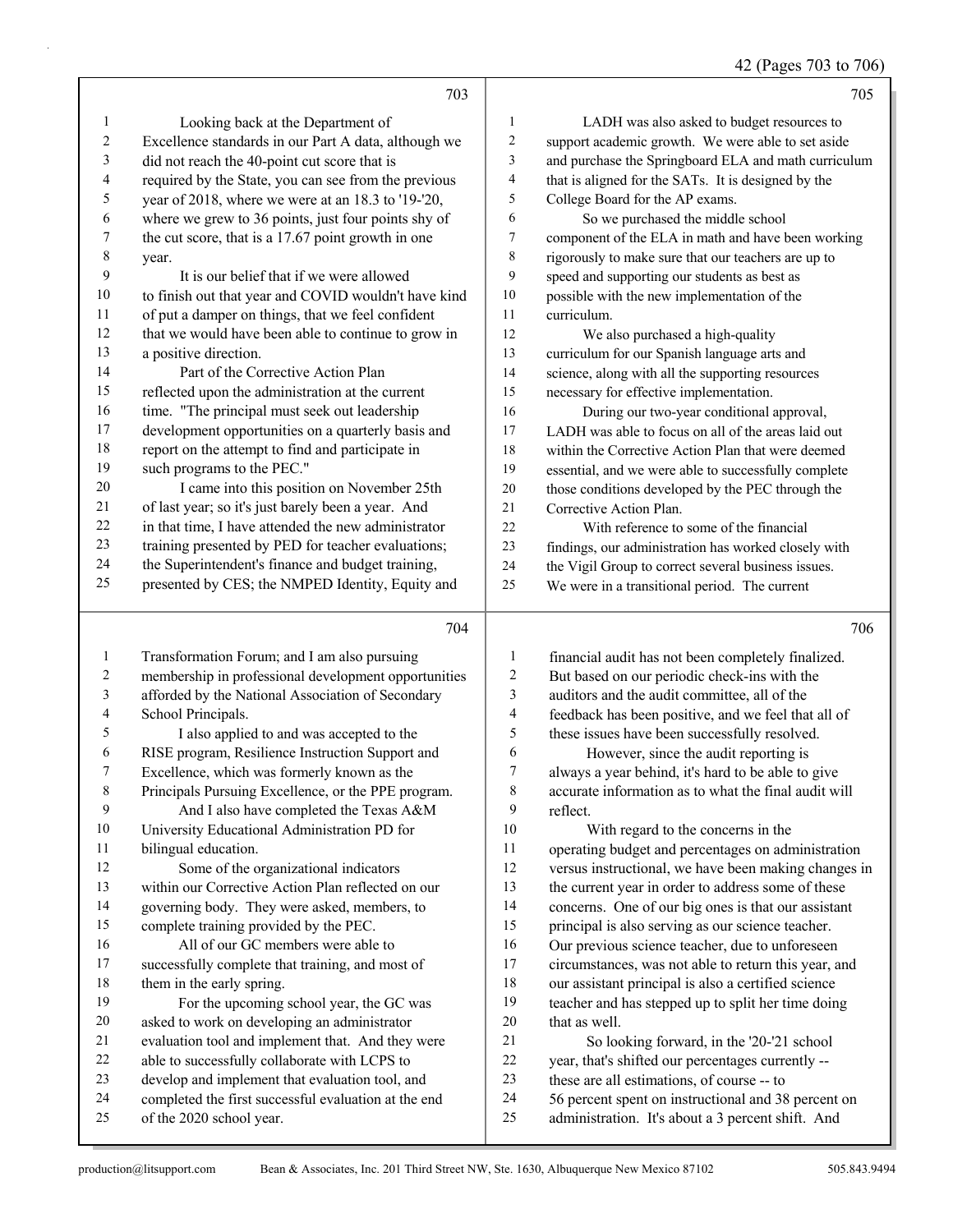Looking back at the Department of Excellence standards in our Part A data, although we did not reach the 40-point cut score that is required by the State, you can see from the previous year of 2018, where we were at an 18.3 to '19-'20, where we grew to 36 points, just four points shy of the cut score, that is a 17.67 point growth in one year.

It is our belief that if we were allowed to finish out that year and COVID wouldn't have kind of put a damper on things, that we feel confident that we would have been able to continue to grow in a positive direction.

Part of the Corrective Action Plan reflected upon the administration at the current time. "The principal must seek out leadership development opportunities on a quarterly basis and report on the attempt to find and participate in such programs to the PEC."

I came into this position on November 25th of last year; so it's just barely been a year. And in that time, I have attended the new administrator training presented by PED for teacher evaluations; the Superintendent's finance and budget training, presented by CES; the NMPED Identity, Equity and Transformation Forum; and I am also pursuing membership in professional development opportunities afforded by the National Association of Secondary School Principals.

I also applied to and was accepted to the RISE program, Resilience Instruction Support and Excellence, which was formerly known as the Principals Pursuing Excellence, or the PPE program.

And I also have completed the Texas A&M University Educational Administration PD for bilingual education.

Some of the organizational indicators within our Corrective Action Plan reflected on our governing body. They were asked, members, to complete training provided by the PEC.

All of our GC members were able to successfully complete that training, and most of them in the early spring.

For the upcoming school year, the GC was asked to work on developing an administrator evaluation tool and implement that. And they were able to successfully collaborate with LCPS to develop and implement that evaluation tool, and completed the first successful evaluation at the end of the 2020 school year.

LADH was also asked to budget resources to support academic growth. We were able to set aside and purchase the Springboard ELA and math curriculum that is aligned for the SATs. It is designed by the College Board for the AP exams.

So we purchased the middle school component of the ELA in math and have been working rigorously to make sure that our teachers are up to speed and supporting our students as best as possible with the new implementation of the curriculum.

We also purchased a high-quality curriculum for our Spanish language arts and science, along with all the supporting resources necessary for effective implementation.

During our two-year conditional approval, LADH was able to focus on all of the areas laid out within the Corrective Action Plan that were deemed essential, and we were able to successfully complete those conditions developed by the PEC through the Corrective Action Plan.

With reference to some of the financial findings, our administration has worked closely with the Vigil Group to correct several business issues. We were in a transitional period. The current financial audit has not been completely finalized. But based on our periodic check-ins with the auditors and the audit committee, all of the feedback has been positive, and we feel that all of these issues have been successfully resolved.

However, since the audit reporting is always a year behind, it's hard to be able to give accurate information as to what the final audit will reflect.

With regard to the concerns in the operating budget and percentages on administration versus instructional, we have been making changes in the current year in order to address some of these concerns. One of our big ones is that our assistant principal is also serving as our science teacher. Our previous science teacher, due to unforeseen circumstances, was not able to return this year, and our assistant principal is also a certified science teacher and has stepped up to split her time doing that as well.

So looking forward, in the '20-'21 school year, that's shifted our percentages currently -- these are all estimations, of course -- to 56 percent spent on instructional and 38 percent on administration. It's about a 3 percent shift. And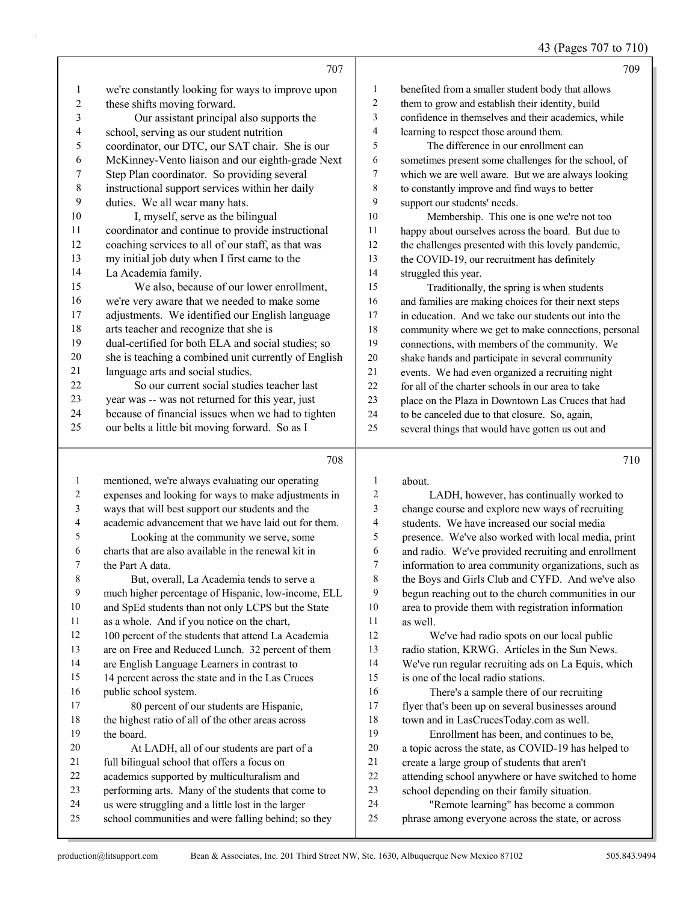**707**

1 we're constantly looking for ways to improve upon
2 these shifts moving forward.
3 Our assistant principal also supports the
4 school, serving as our student nutrition
5 coordinator, our DTC, our SAT chair. She is our
6 McKinney-Vento liaison and our eighth-grade Next
7 Step Plan coordinator. So providing several
8 instructional support services within her daily
9 duties. We all wear many hats.
10 I, myself, serve as the bilingual
11 coordinator and continue to provide instructional
12 coaching services to all of our staff, as that was
13 my initial job duty when I first came to the
14 La Academia family.
15 We also, because of our lower enrollment,
16 we're very aware that we needed to make some
17 adjustments. We identified our English language
18 arts teacher and recognize that she is
19 dual-certified for both ELA and social studies; so
20 she is teaching a combined unit currently of English
21 language arts and social studies.
22 So our current social studies teacher last
23 year was -- was not returned for this year, just
24 because of financial issues when we had to tighten
25 our belts a little bit moving forward. So as I

**708**

1 mentioned, we're always evaluating our operating
2 expenses and looking for ways to make adjustments in
3 ways that will best support our students and the
4 academic advancement that we have laid out for them.
5 Looking at the community we serve, some
6 charts that are also available in the renewal kit in
7 the Part A data.
8 But, overall, La Academia tends to serve a
9 much higher percentage of Hispanic, low-income, ELL
10 and SpEd students than not only LCPS but the State
11 as a whole. And if you notice on the chart,
12 100 percent of the students that attend La Academia
13 are on Free and Reduced Lunch. 32 percent of them
14 are English Language Learners in contrast to
15 14 percent across the state and in the Las Cruces
16 public school system.
17 80 percent of our students are Hispanic,
18 the highest ratio of all of the other areas across
19 the board.
20 At LADH, all of our students are part of a
21 full bilingual school that offers a focus on
22 academics supported by multiculturalism and
23 performing arts. Many of the students that come to
24 us were struggling and a little lost in the larger
25 school communities and were falling behind; so they

**709**

1 benefited from a smaller student body that allows
2 them to grow and establish their identity, build
3 confidence in themselves and their academics, while
4 learning to respect those around them.
5 The difference in our enrollment can
6 sometimes present some challenges for the school, of
7 which we are well aware. But we are always looking
8 to constantly improve and find ways to better
9 support our students' needs.
10 Membership. This one is one we're not too
11 happy about ourselves across the board. But due to
12 the challenges presented with this lovely pandemic,
13 the COVID-19, our recruitment has definitely
14 struggled this year.
15 Traditionally, the spring is when students
16 and families are making choices for their next steps
17 in education. And we take our students out into the
18 community where we get to make connections, personal
19 connections, with members of the community. We
20 shake hands and participate in several community
21 events. We had even organized a recruiting night
22 for all of the charter schools in our area to take
23 place on the Plaza in Downtown Las Cruces that had
24 to be canceled due to that closure. So, again,
25 several things that would have gotten us out and

**710**

1 about.
2 LADH, however, has continually worked to
3 change course and explore new ways of recruiting
4 students. We have increased our social media
5 presence. We've also worked with local media, print
6 and radio. We've provided recruiting and enrollment
7 information to area community organizations, such as
8 the Boys and Girls Club and CYFD. And we've also
9 begun reaching out to the church communities in our
10 area to provide them with registration information
11 as well.
12 We've had radio spots on our local public
13 radio station, KRWG. Articles in the Sun News.
14 We've run regular recruiting ads on La Equis, which
15 is one of the local radio stations.
16 There's a sample there of our recruiting
17 flyer that's been up on several businesses around
18 town and in LasCrucesToday.com as well.
19 Enrollment has been, and continues to be,
20 a topic across the state, as COVID-19 has helped to
21 create a large group of students that aren't
22 attending school anywhere or have switched to home
23 school depending on their family situation.
24 "Remote learning" has become a common
25 phrase among everyone across the state, or across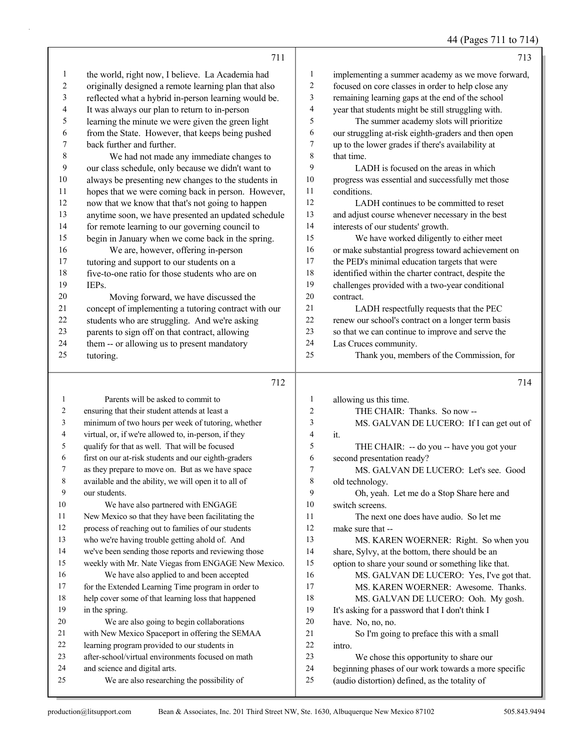**711**

the world, right now, I believe. La Academia had originally designed a remote learning plan that also reflected what a hybrid in-person learning would be. It was always our plan to return to in-person learning the minute we were given the green light from the State. However, that keeps being pushed back further and further.

We had not made any immediate changes to our class schedule, only because we didn't want to always be presenting new changes to the students in hopes that we were coming back in person. However, now that we know that that's not going to happen anytime soon, we have presented an updated schedule for remote learning to our governing council to begin in January when we come back in the spring.

We are, however, offering in-person tutoring and support to our students on a five-to-one ratio for those students who are on IEPs.

Moving forward, we have discussed the concept of implementing a tutoring contract with our students who are struggling. And we're asking parents to sign off on that contract, allowing them -- or allowing us to present mandatory tutoring.

**712**

Parents will be asked to commit to ensuring that their student attends at least a minimum of two hours per week of tutoring, whether virtual, or, if we're allowed to, in-person, if they qualify for that as well. That will be focused first on our at-risk students and our eighth-graders as they prepare to move on. But as we have space available and the ability, we will open it to all of our students.

We have also partnered with ENGAGE New Mexico so that they have been facilitating the process of reaching out to families of our students who we're having trouble getting ahold of. And we've been sending those reports and reviewing those weekly with Mr. Nate Viegas from ENGAGE New Mexico.

We have also applied to and been accepted for the Extended Learning Time program in order to help cover some of that learning loss that happened in the spring.

We are also going to begin collaborations with New Mexico Spaceport in offering the SEMAA learning program provided to our students in after-school/virtual environments focused on math and science and digital arts.

We are also researching the possibility of

**713**

implementing a summer academy as we move forward, focused on core classes in order to help close any remaining learning gaps at the end of the school year that students might be still struggling with.

The summer academy slots will prioritize our struggling at-risk eighth-graders and then open up to the lower grades if there's availability at that time.

LADH is focused on the areas in which progress was essential and successfully met those conditions.

LADH continues to be committed to reset and adjust course whenever necessary in the best interests of our students' growth.

We have worked diligently to either meet or make substantial progress toward achievement on the PED's minimal education targets that were identified within the charter contract, despite the challenges provided with a two-year conditional contract.

LADH respectfully requests that the PEC renew our school's contract on a longer term basis so that we can continue to improve and serve the Las Cruces community.

Thank you, members of the Commission, for

**714**

allowing us this time.

THE CHAIR: Thanks. So now --

MS. GALVAN DE LUCERO: If I can get out of it.

THE CHAIR: -- do you -- have you got your second presentation ready?

MS. GALVAN DE LUCERO: Let's see. Good old technology.

Oh, yeah. Let me do a Stop Share here and switch screens.

The next one does have audio. So let me make sure that --

MS. KAREN WOERNER: Right. So when you share, Sylvy, at the bottom, there should be an option to share your sound or something like that.

MS. GALVAN DE LUCERO: Yes, I've got that.

MS. KAREN WOERNER: Awesome. Thanks.

MS. GALVAN DE LUCERO: Ooh. My gosh. It's asking for a password that I don't think I have. No, no, no.

So I'm going to preface this with a small intro.

We chose this opportunity to share our beginning phases of our work towards a more specific (audio distortion) defined, as the totality of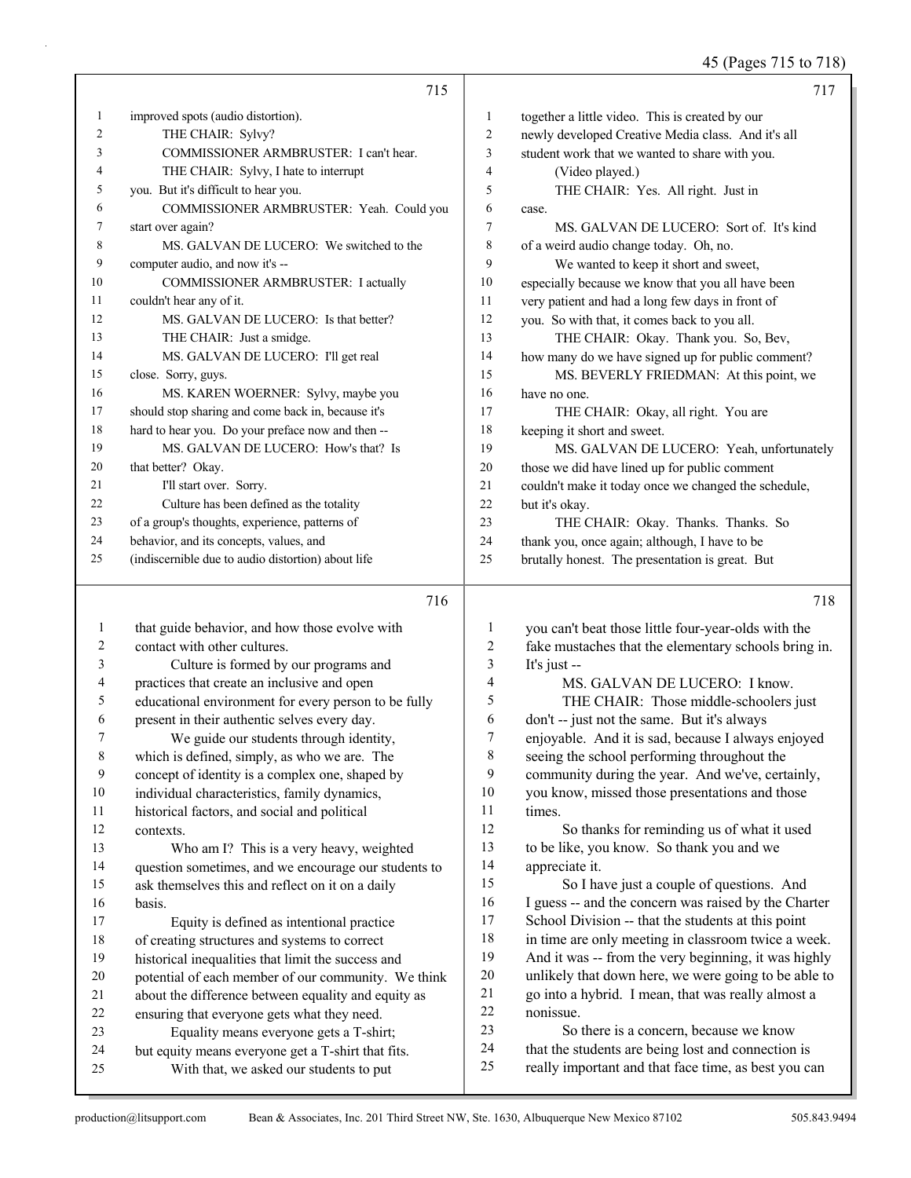**715**

improved spots (audio distortion).

THE CHAIR: Sylvy?

COMMISSIONER ARMBRUSTER: I can't hear.

THE CHAIR: Sylvy, I hate to interrupt you. But it's difficult to hear you.

COMMISSIONER ARMBRUSTER: Yeah. Could you start over again?

MS. GALVAN DE LUCERO: We switched to the computer audio, and now it's --

COMMISSIONER ARMBRUSTER: I actually couldn't hear any of it.

MS. GALVAN DE LUCERO: Is that better?

THE CHAIR: Just a smidge.

MS. GALVAN DE LUCERO: I'll get real close. Sorry, guys.

MS. KAREN WOERNER: Sylvy, maybe you should stop sharing and come back in, because it's hard to hear you. Do your preface now and then --

MS. GALVAN DE LUCERO: How's that? Is that better? Okay.

I'll start over. Sorry.

Culture has been defined as the totality of a group's thoughts, experience, patterns of behavior, and its concepts, values, and (indiscernible due to audio distortion) about life

**716**

that guide behavior, and how those evolve with contact with other cultures.

Culture is formed by our programs and practices that create an inclusive and open educational environment for every person to be fully present in their authentic selves every day.

We guide our students through identity, which is defined, simply, as who we are. The concept of identity is a complex one, shaped by individual characteristics, family dynamics, historical factors, and social and political contexts.

Who am I? This is a very heavy, weighted question sometimes, and we encourage our students to ask themselves this and reflect on it on a daily basis.

Equity is defined as intentional practice of creating structures and systems to correct historical inequalities that limit the success and potential of each member of our community. We think about the difference between equality and equity as ensuring that everyone gets what they need.

Equality means everyone gets a T-shirt; but equity means everyone get a T-shirt that fits.

With that, we asked our students to put

**717**

together a little video. This is created by our newly developed Creative Media class. And it's all student work that we wanted to share with you.

(Video played.)

THE CHAIR: Yes. All right. Just in case.

MS. GALVAN DE LUCERO: Sort of. It's kind of a weird audio change today. Oh, no.

We wanted to keep it short and sweet, especially because we know that you all have been very patient and had a long few days in front of you. So with that, it comes back to you all.

THE CHAIR: Okay. Thank you. So, Bev, how many do we have signed up for public comment?

MS. BEVERLY FRIEDMAN: At this point, we have no one.

THE CHAIR: Okay, all right. You are keeping it short and sweet.

MS. GALVAN DE LUCERO: Yeah, unfortunately those we did have lined up for public comment couldn't make it today once we changed the schedule, but it's okay.

THE CHAIR: Okay. Thanks. Thanks. So thank you, once again; although, I have to be brutally honest. The presentation is great. But

**718**

you can't beat those little four-year-olds with the fake mustaches that the elementary schools bring in. It's just --

MS. GALVAN DE LUCERO: I know.

THE CHAIR: Those middle-schoolers just don't -- just not the same. But it's always enjoyable. And it is sad, because I always enjoyed seeing the school performing throughout the community during the year. And we've, certainly, you know, missed those presentations and those times.

So thanks for reminding us of what it used to be like, you know. So thank you and we appreciate it.

So I have just a couple of questions. And I guess -- and the concern was raised by the Charter School Division -- that the students at this point in time are only meeting in classroom twice a week. And it was -- from the very beginning, it was highly unlikely that down here, we were going to be able to go into a hybrid. I mean, that was really almost a nonissue.

So there is a concern, because we know that the students are being lost and connection is really important and that face time, as best you can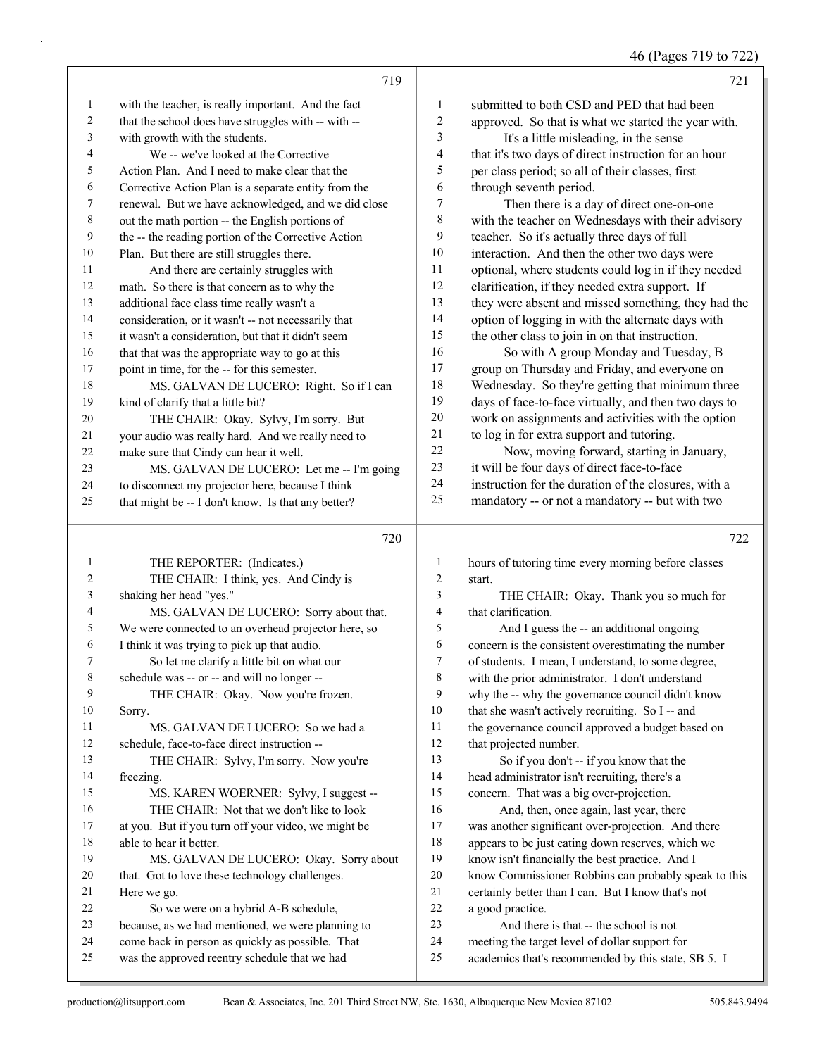**719**

with the teacher, is really important. And the fact that the school does have struggles with -- with -- with growth with the students.

We -- we've looked at the Corrective Action Plan. And I need to make clear that the Corrective Action Plan is a separate entity from the renewal. But we have acknowledged, and we did close out the math portion -- the English portions of the -- the reading portion of the Corrective Action Plan. But there are still struggles there.

And there are certainly struggles with math. So there is that concern as to why the additional face class time really wasn't a consideration, or it wasn't -- not necessarily that it wasn't a consideration, but that it didn't seem that that was the appropriate way to go at this point in time, for the -- for this semester.

MS. GALVAN DE LUCERO: Right. So if I can kind of clarify that a little bit?

THE CHAIR: Okay. Sylvy, I'm sorry. But your audio was really hard. And we really need to make sure that Cindy can hear it well.

MS. GALVAN DE LUCERO: Let me -- I'm going to disconnect my projector here, because I think that might be -- I don't know. Is that any better?

**720**

THE REPORTER: (Indicates.)

THE CHAIR: I think, yes. And Cindy is shaking her head "yes."

MS. GALVAN DE LUCERO: Sorry about that. We were connected to an overhead projector here, so I think it was trying to pick up that audio.

So let me clarify a little bit on what our schedule was -- or -- and will no longer --

THE CHAIR: Okay. Now you're frozen. Sorry.

MS. GALVAN DE LUCERO: So we had a schedule, face-to-face direct instruction --

THE CHAIR: Sylvy, I'm sorry. Now you're freezing.

MS. KAREN WOERNER: Sylvy, I suggest --

THE CHAIR: Not that we don't like to look at you. But if you turn off your video, we might be able to hear it better.

MS. GALVAN DE LUCERO: Okay. Sorry about that. Got to love these technology challenges. Here we go.

So we were on a hybrid A-B schedule, because, as we had mentioned, we were planning to come back in person as quickly as possible. That was the approved reentry schedule that we had

**721**

submitted to both CSD and PED that had been approved. So that is what we started the year with.

It's a little misleading, in the sense that it's two days of direct instruction for an hour per class period; so all of their classes, first through seventh period.

Then there is a day of direct one-on-one with the teacher on Wednesdays with their advisory teacher. So it's actually three days of full interaction. And then the other two days were optional, where students could log in if they needed clarification, if they needed extra support. If they were absent and missed something, they had the option of logging in with the alternate days with the other class to join in on that instruction.

So with A group Monday and Tuesday, B group on Thursday and Friday, and everyone on Wednesday. So they're getting that minimum three days of face-to-face virtually, and then two days to work on assignments and activities with the option to log in for extra support and tutoring.

Now, moving forward, starting in January, it will be four days of direct face-to-face instruction for the duration of the closures, with a mandatory -- or not a mandatory -- but with two

**722**

hours of tutoring time every morning before classes start.

THE CHAIR: Okay. Thank you so much for that clarification.

And I guess the -- an additional ongoing concern is the consistent overestimating the number of students. I mean, I understand, to some degree, with the prior administrator. I don't understand why the -- why the governance council didn't know that she wasn't actively recruiting. So I -- and the governance council approved a budget based on that projected number.

So if you don't -- if you know that the head administrator isn't recruiting, there's a concern. That was a big over-projection.

And, then, once again, last year, there was another significant over-projection. And there appears to be just eating down reserves, which we know isn't financially the best practice. And I know Commissioner Robbins can probably speak to this certainly better than I can. But I know that's not a good practice.

And there is that -- the school is not meeting the target level of dollar support for academics that's recommended by this state, SB 5. I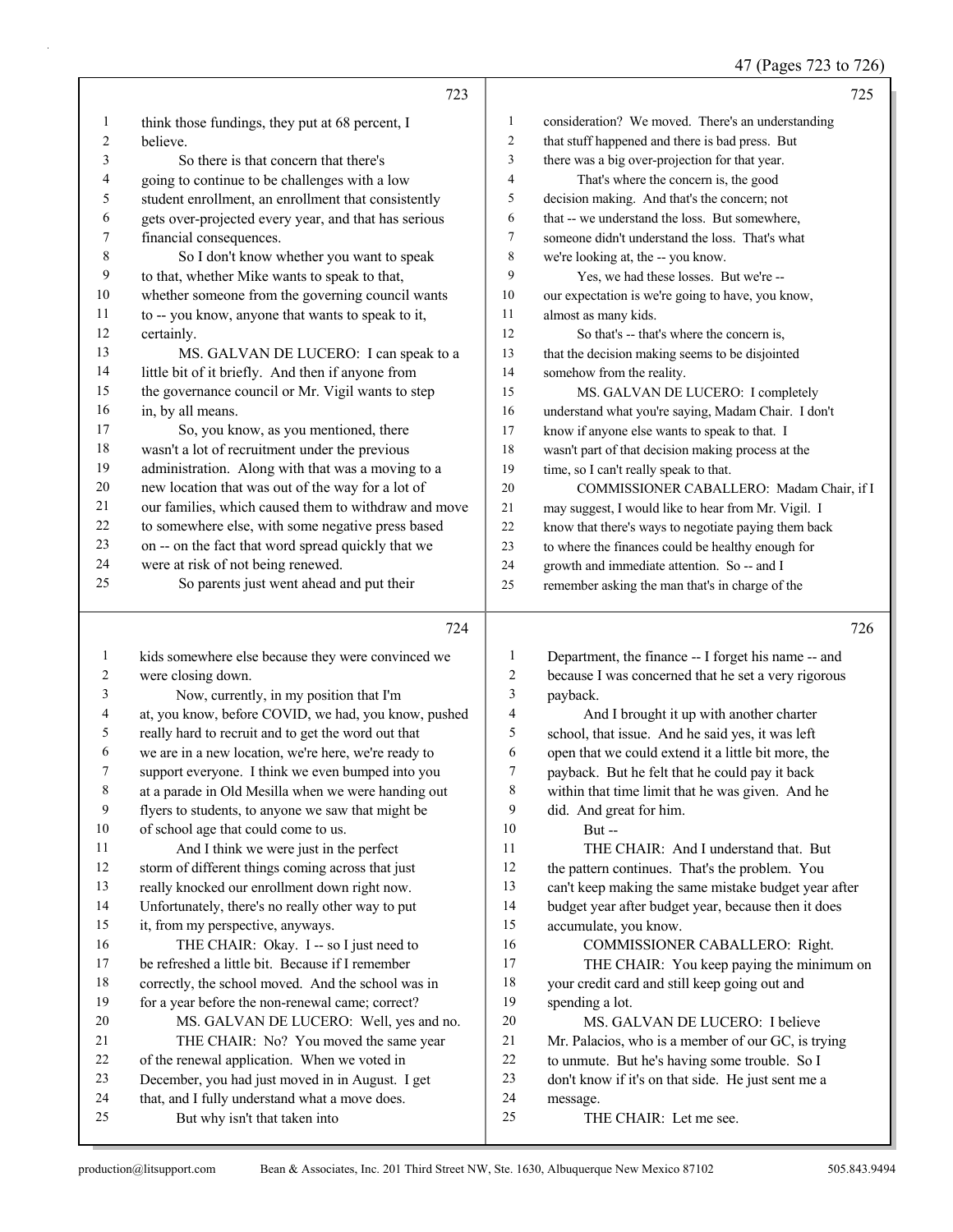think those fundings, they put at 68 percent, I believe.

So there is that concern that there's going to continue to be challenges with a low student enrollment, an enrollment that consistently gets over-projected every year, and that has serious financial consequences.

So I don't know whether you want to speak to that, whether Mike wants to speak to that, whether someone from the governing council wants to -- you know, anyone that wants to speak to it, certainly.

MS. GALVAN DE LUCERO: I can speak to a little bit of it briefly. And then if anyone from the governance council or Mr. Vigil wants to step in, by all means.

So, you know, as you mentioned, there wasn't a lot of recruitment under the previous administration. Along with that was a moving to a new location that was out of the way for a lot of our families, which caused them to withdraw and move to somewhere else, with some negative press based on -- on the fact that word spread quickly that we were at risk of not being renewed.

So parents just went ahead and put their kids somewhere else because they were convinced we were closing down.

Now, currently, in my position that I'm at, you know, before COVID, we had, you know, pushed really hard to recruit and to get the word out that we are in a new location, we're here, we're ready to support everyone. I think we even bumped into you at a parade in Old Mesilla when we were handing out flyers to students, to anyone we saw that might be of school age that could come to us.

And I think we were just in the perfect storm of different things coming across that just really knocked our enrollment down right now. Unfortunately, there's no really other way to put it, from my perspective, anyways.

THE CHAIR: Okay. I -- so I just need to be refreshed a little bit. Because if I remember correctly, the school moved. And the school was in for a year before the non-renewal came; correct?

MS. GALVAN DE LUCERO: Well, yes and no.

THE CHAIR: No? You moved the same year of the renewal application. When we voted in December, you had just moved in in August. I get that, and I fully understand what a move does.

But why isn't that taken into consideration? We moved. There's an understanding that stuff happened and there is bad press. But there was a big over-projection for that year.

That's where the concern is, the good decision making. And that's the concern; not that -- we understand the loss. But somewhere, someone didn't understand the loss. That's what we're looking at, the -- you know.

Yes, we had these losses. But we're -- our expectation is we're going to have, you know, almost as many kids.

So that's -- that's where the concern is, that the decision making seems to be disjointed somehow from the reality.

MS. GALVAN DE LUCERO: I completely understand what you're saying, Madam Chair. I don't know if anyone else wants to speak to that. I wasn't part of that decision making process at the time, so I can't really speak to that.

COMMISSIONER CABALLERO: Madam Chair, if I may suggest, I would like to hear from Mr. Vigil. I know that there's ways to negotiate paying them back to where the finances could be healthy enough for growth and immediate attention. So -- and I remember asking the man that's in charge of the Department, the finance -- I forget his name -- and because I was concerned that he set a very rigorous payback.

And I brought it up with another charter school, that issue. And he said yes, it was left open that we could extend it a little bit more, the payback. But he felt that he could pay it back within that time limit that he was given. And he did. And great for him.

But --

THE CHAIR: And I understand that. But the pattern continues. That's the problem. You can't keep making the same mistake budget year after budget year after budget year, because then it does accumulate, you know.

COMMISSIONER CABALLERO: Right.

THE CHAIR: You keep paying the minimum on your credit card and still keep going out and spending a lot.

MS. GALVAN DE LUCERO: I believe Mr. Palacios, who is a member of our GC, is trying to unmute. But he's having some trouble. So I don't know if it's on that side. He just sent me a message.

THE CHAIR: Let me see.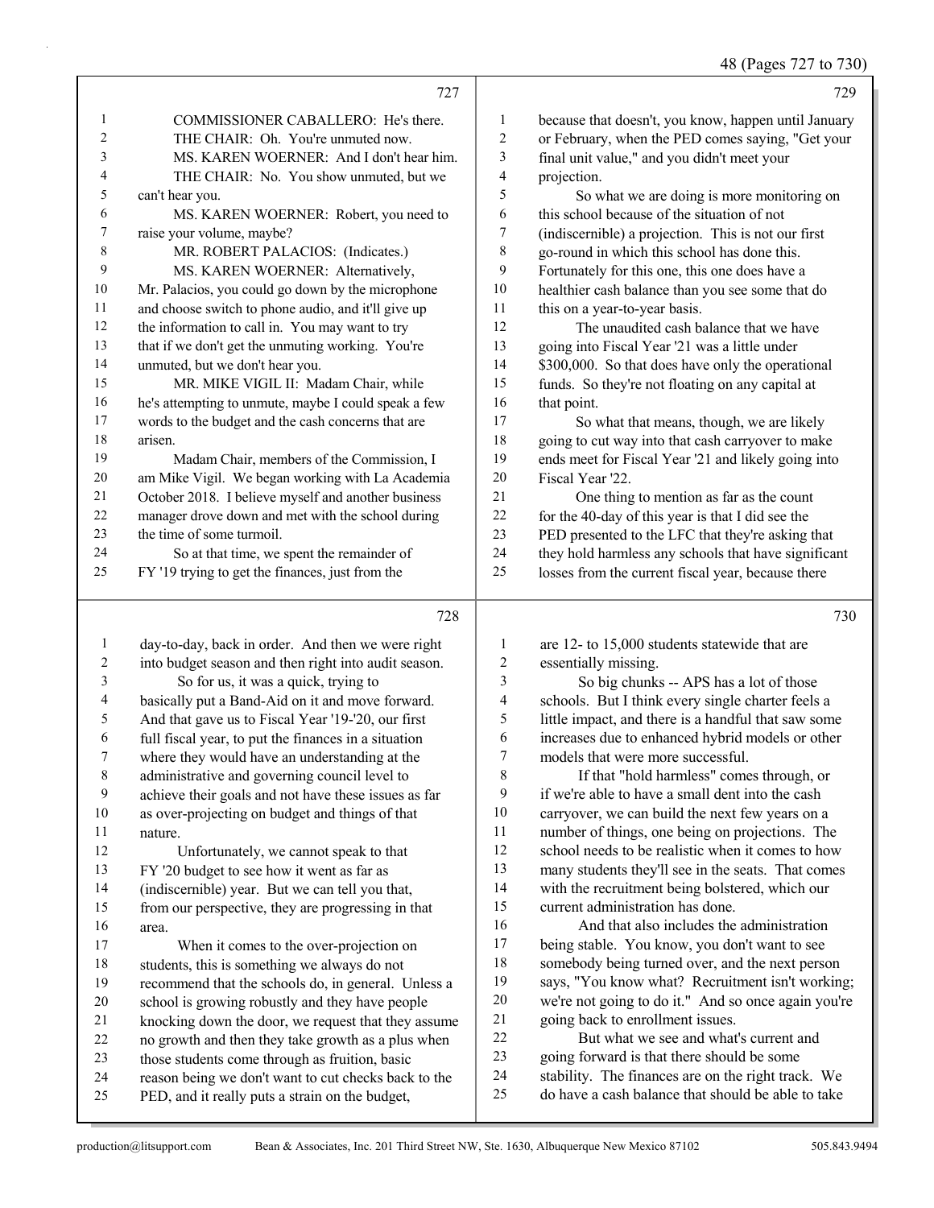COMMISSIONER CABALLERO: He's there.

THE CHAIR: Oh. You're unmuted now.

MS. KAREN WOERNER: And I don't hear him.

THE CHAIR: No. You show unmuted, but we can't hear you.

MS. KAREN WOERNER: Robert, you need to raise your volume, maybe?

MR. ROBERT PALACIOS: (Indicates.)

MS. KAREN WOERNER: Alternatively, Mr. Palacios, you could go down by the microphone and choose switch to phone audio, and it'll give up the information to call in. You may want to try that if we don't get the unmuting working. You're unmuted, but we don't hear you.

MR. MIKE VIGIL II: Madam Chair, while he's attempting to unmute, maybe I could speak a few words to the budget and the cash concerns that are arisen.

Madam Chair, members of the Commission, I am Mike Vigil. We began working with La Academia October 2018. I believe myself and another business manager drove down and met with the school during the time of some turmoil.

So at that time, we spent the remainder of FY '19 trying to get the finances, just from the day-to-day, back in order. And then we were right into budget season and then right into audit season.

So for us, it was a quick, trying to basically put a Band-Aid on it and move forward. And that gave us to Fiscal Year '19-'20, our first full fiscal year, to put the finances in a situation where they would have an understanding at the administrative and governing council level to achieve their goals and not have these issues as far as over-projecting on budget and things of that nature.

Unfortunately, we cannot speak to that FY '20 budget to see how it went as far as (indiscernible) year. But we can tell you that, from our perspective, they are progressing in that area.

When it comes to the over-projection on students, this is something we always do not recommend that the schools do, in general. Unless a school is growing robustly and they have people knocking down the door, we request that they assume no growth and then they take growth as a plus when those students come through as fruition, basic reason being we don't want to cut checks back to the PED, and it really puts a strain on the budget, because that doesn't, you know, happen until January or February, when the PED comes saying, "Get your final unit value," and you didn't meet your projection.

So what we are doing is more monitoring on this school because of the situation of not (indiscernible) a projection. This is not our first go-round in which this school has done this. Fortunately for this one, this one does have a healthier cash balance than you see some that do this on a year-to-year basis.

The unaudited cash balance that we have going into Fiscal Year '21 was a little under $300,000. So that does have only the operational funds. So they're not floating on any capital at that point.

So what that means, though, we are likely going to cut way into that cash carryover to make ends meet for Fiscal Year '21 and likely going into Fiscal Year '22.

One thing to mention as far as the count for the 40-day of this year is that I did see the PED presented to the LFC that they're asking that they hold harmless any schools that have significant losses from the current fiscal year, because there are 12- to 15,000 students statewide that are essentially missing.

So big chunks -- APS has a lot of those schools. But I think every single charter feels a little impact, and there is a handful that saw some increases due to enhanced hybrid models or other models that were more successful.

If that "hold harmless" comes through, or if we're able to have a small dent into the cash carryover, we can build the next few years on a number of things, one being on projections. The school needs to be realistic when it comes to how many students they'll see in the seats. That comes with the recruitment being bolstered, which our current administration has done.

And that also includes the administration being stable. You know, you don't want to see somebody being turned over, and the next person says, "You know what? Recruitment isn't working; we're not going to do it." And so once again you're going back to enrollment issues.

But what we see and what's current and going forward is that there should be some stability. The finances are on the right track. We do have a cash balance that should be able to take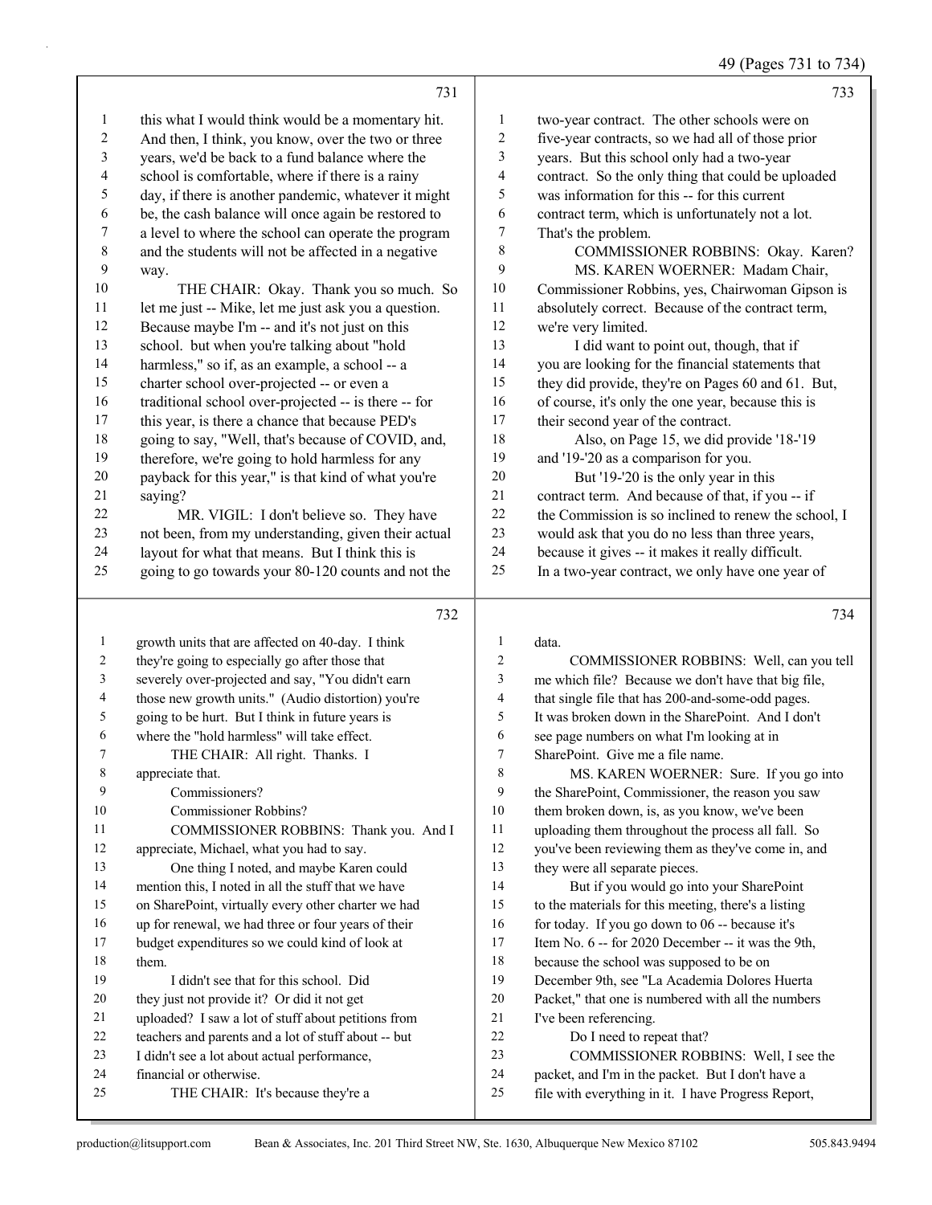**731**

1 this what I would think would be a momentary hit.
2 And then, I think, you know, over the two or three
3 years, we'd be back to a fund balance where the
4 school is comfortable, where if there is a rainy
5 day, if there is another pandemic, whatever it might
6 be, the cash balance will once again be restored to
7 a level to where the school can operate the program
8 and the students will not be affected in a negative
9 way.
10 THE CHAIR: Okay. Thank you so much. So
11 let me just -- Mike, let me just ask you a question.
12 Because maybe I'm -- and it's not just on this
13 school. but when you're talking about "hold
14 harmless," so if, as an example, a school -- a
15 charter school over-projected -- or even a
16 traditional school over-projected -- is there -- for
17 this year, is there a chance that because PED's
18 going to say, "Well, that's because of COVID, and,
19 therefore, we're going to hold harmless for any
20 payback for this year," is that kind of what you're
21 saying?
22 MR. VIGIL: I don't believe so. They have
23 not been, from my understanding, given their actual
24 layout for what that means. But I think this is
25 going to go towards your 80-120 counts and not the

**732**

1 growth units that are affected on 40-day. I think
2 they're going to especially go after those that
3 severely over-projected and say, "You didn't earn
4 those new growth units." (Audio distortion) you're
5 going to be hurt. But I think in future years is
6 where the "hold harmless" will take effect.
7 THE CHAIR: All right. Thanks. I
8 appreciate that.
9 Commissioners?
10 Commissioner Robbins?
11 COMMISSIONER ROBBINS: Thank you. And I
12 appreciate, Michael, what you had to say.
13 One thing I noted, and maybe Karen could
14 mention this, I noted in all the stuff that we have
15 on SharePoint, virtually every other charter we had
16 up for renewal, we had three or four years of their
17 budget expenditures so we could kind of look at
18 them.
19 I didn't see that for this school. Did
20 they just not provide it? Or did it not get
21 uploaded? I saw a lot of stuff about petitions from
22 teachers and parents and a lot of stuff about -- but
23 I didn't see a lot about actual performance,
24 financial or otherwise.
25 THE CHAIR: It's because they're a

**733**

1 two-year contract. The other schools were on
2 five-year contracts, so we had all of those prior
3 years. But this school only had a two-year
4 contract. So the only thing that could be uploaded
5 was information for this -- for this current
6 contract term, which is unfortunately not a lot.
7 That's the problem.
8 COMMISSIONER ROBBINS: Okay. Karen?
9 MS. KAREN WOERNER: Madam Chair,
10 Commissioner Robbins, yes, Chairwoman Gipson is
11 absolutely correct. Because of the contract term,
12 we're very limited.
13 I did want to point out, though, that if
14 you are looking for the financial statements that
15 they did provide, they're on Pages 60 and 61. But,
16 of course, it's only the one year, because this is
17 their second year of the contract.
18 Also, on Page 15, we did provide '18-'19
19 and '19-'20 as a comparison for you.
20 But '19-'20 is the only year in this
21 contract term. And because of that, if you -- if
22 the Commission is so inclined to renew the school, I
23 would ask that you do no less than three years,
24 because it gives -- it makes it really difficult.
25 In a two-year contract, we only have one year of

**734**

1 data.
2 COMMISSIONER ROBBINS: Well, can you tell
3 me which file? Because we don't have that big file,
4 that single file that has 200-and-some-odd pages.
5 It was broken down in the SharePoint. And I don't
6 see page numbers on what I'm looking at in
7 SharePoint. Give me a file name.
8 MS. KAREN WOERNER: Sure. If you go into
9 the SharePoint, Commissioner, the reason you saw
10 them broken down, is, as you know, we've been
11 uploading them throughout the process all fall. So
12 you've been reviewing them as they've come in, and
13 they were all separate pieces.
14 But if you would go into your SharePoint
15 to the materials for this meeting, there's a listing
16 for today. If you go down to 06 -- because it's
17 Item No. 6 -- for 2020 December -- it was the 9th,
18 because the school was supposed to be on
19 December 9th, see "La Academia Dolores Huerta
20 Packet," that one is numbered with all the numbers
21 I've been referencing.
22 Do I need to repeat that?
23 COMMISSIONER ROBBINS: Well, I see the
24 packet, and I'm in the packet. But I don't have a
25 file with everything in it. I have Progress Report,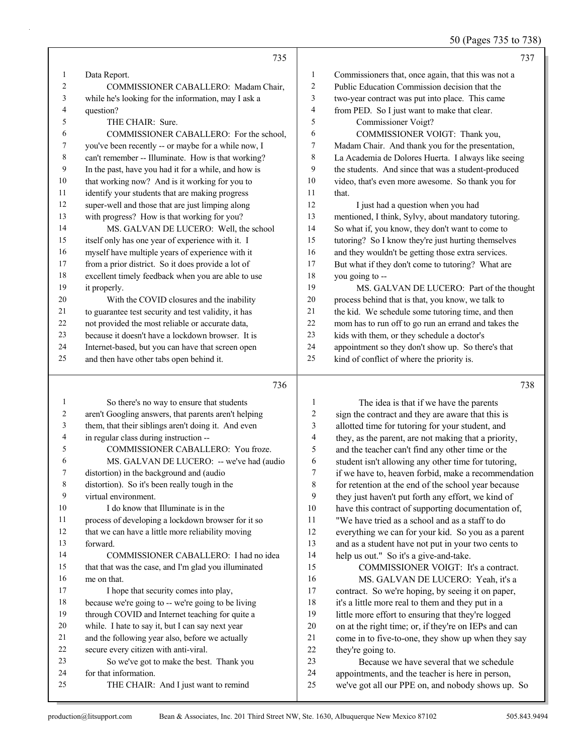Data Report.

COMMISSIONER CABALLERO: Madam Chair, while he's looking for the information, may I ask a question?

THE CHAIR: Sure.

COMMISSIONER CABALLERO: For the school, you've been recently -- or maybe for a while now, I can't remember -- Illuminate. How is that working? In the past, have you had it for a while, and how is that working now? And is it working for you to identify your students that are making progress super-well and those that are just limping along with progress? How is that working for you?

MS. GALVAN DE LUCERO: Well, the school itself only has one year of experience with it. I myself have multiple years of experience with it from a prior district. So it does provide a lot of excellent timely feedback when you are able to use it properly.

With the COVID closures and the inability to guarantee test security and test validity, it has not provided the most reliable or accurate data, because it doesn't have a lockdown browser. It is Internet-based, but you can have that screen open and then have other tabs open behind it.

So there's no way to ensure that students aren't Googling answers, that parents aren't helping them, that their siblings aren't doing it. And even in regular class during instruction --

COMMISSIONER CABALLERO: You froze.

MS. GALVAN DE LUCERO: -- we've had (audio distortion) in the background and (audio distortion). So it's been really tough in the virtual environment.

I do know that Illuminate is in the process of developing a lockdown browser for it so that we can have a little more reliability moving forward.

COMMISSIONER CABALLERO: I had no idea that that was the case, and I'm glad you illuminated me on that.

I hope that security comes into play, because we're going to -- we're going to be living through COVID and Internet teaching for quite a while. I hate to say it, but I can say next year and the following year also, before we actually secure every citizen with anti-viral.

So we've got to make the best. Thank you for that information.

THE CHAIR: And I just want to remind Commissioners that, once again, that this was not a Public Education Commission decision that the two-year contract was put into place. This came from PED. So I just want to make that clear.

Commissioner Voigt?

COMMISSIONER VOIGT: Thank you, Madam Chair. And thank you for the presentation, La Academia de Dolores Huerta. I always like seeing the students. And since that was a student-produced video, that's even more awesome. So thank you for that.

I just had a question when you had mentioned, I think, Sylvy, about mandatory tutoring. So what if, you know, they don't want to come to tutoring? So I know they're just hurting themselves and they wouldn't be getting those extra services. But what if they don't come to tutoring? What are you going to --

MS. GALVAN DE LUCERO: Part of the thought process behind that is that, you know, we talk to the kid. We schedule some tutoring time, and then mom has to run off to go run an errand and takes the kids with them, or they schedule a doctor's appointment so they don't show up. So there's that kind of conflict of where the priority is.

The idea is that if we have the parents sign the contract and they are aware that this is allotted time for tutoring for your student, and they, as the parent, are not making that a priority, and the teacher can't find any other time or the student isn't allowing any other time for tutoring, if we have to, heaven forbid, make a recommendation for retention at the end of the school year because they just haven't put forth any effort, we kind of have this contract of supporting documentation of, "We have tried as a school and as a staff to do everything we can for your kid. So you as a parent and as a student have not put in your two cents to help us out." So it's a give-and-take.

COMMISSIONER VOIGT: It's a contract.

MS. GALVAN DE LUCERO: Yeah, it's a contract. So we're hoping, by seeing it on paper, it's a little more real to them and they put in a little more effort to ensuring that they're logged on at the right time; or, if they're on IEPs and can come in to five-to-one, they show up when they say they're going to.

Because we have several that we schedule appointments, and the teacher is here in person, we've got all our PPE on, and nobody shows up. So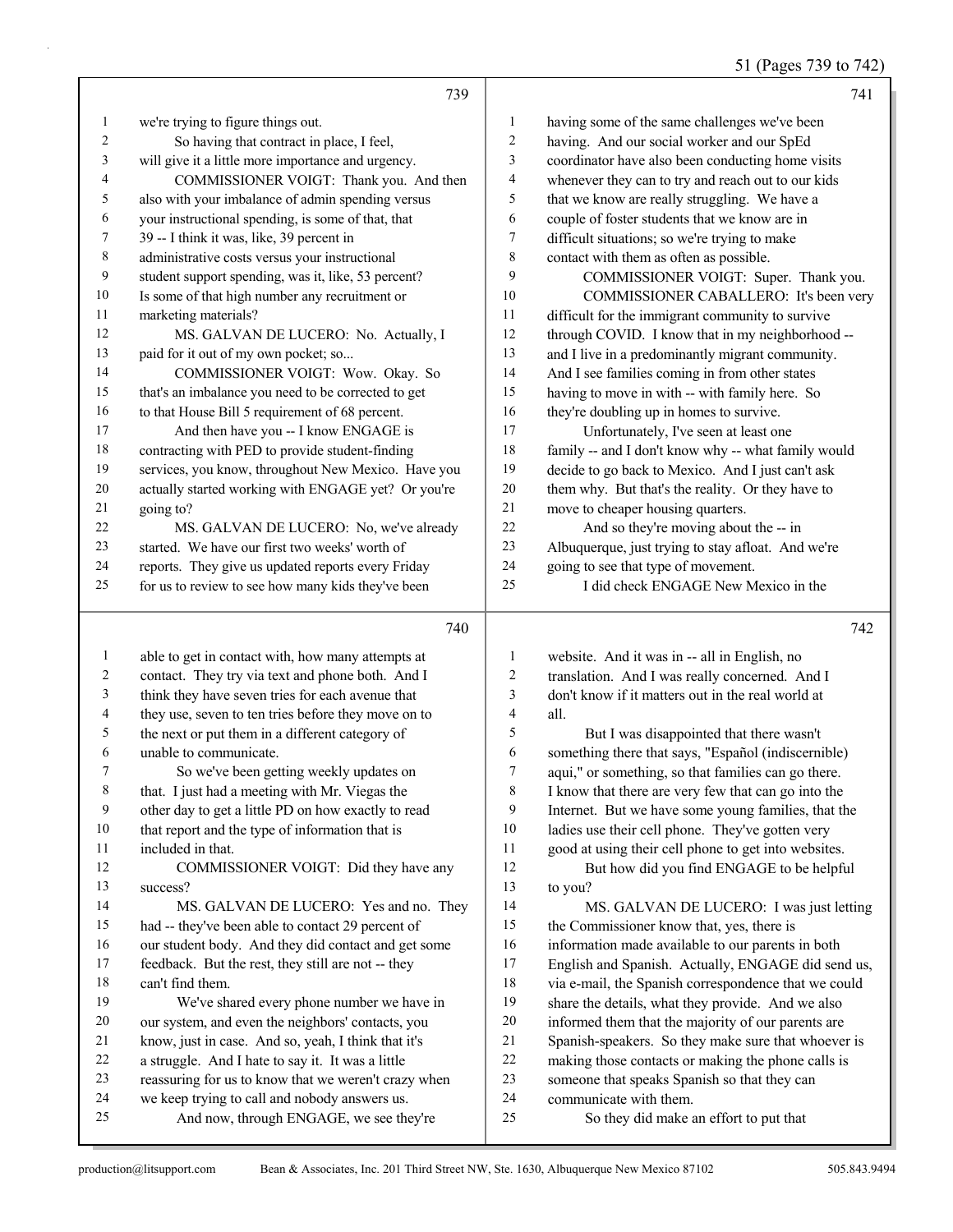**739**

we're trying to figure things out.

So having that contract in place, I feel, will give it a little more importance and urgency.

COMMISSIONER VOIGT: Thank you. And then also with your imbalance of admin spending versus your instructional spending, is some of that, that 39 -- I think it was, like, 39 percent in administrative costs versus your instructional student support spending, was it, like, 53 percent? Is some of that high number any recruitment or marketing materials?

MS. GALVAN DE LUCERO: No. Actually, I paid for it out of my own pocket; so...

COMMISSIONER VOIGT: Wow. Okay. So that's an imbalance you need to be corrected to get to that House Bill 5 requirement of 68 percent.

And then have you -- I know ENGAGE is contracting with PED to provide student-finding services, you know, throughout New Mexico. Have you actually started working with ENGAGE yet? Or you're going to?

MS. GALVAN DE LUCERO: No, we've already started. We have our first two weeks' worth of reports. They give us updated reports every Friday for us to review to see how many kids they've been

**740**

able to get in contact with, how many attempts at contact. They try via text and phone both. And I think they have seven tries for each avenue that they use, seven to ten tries before they move on to the next or put them in a different category of unable to communicate.

So we've been getting weekly updates on that. I just had a meeting with Mr. Viegas the other day to get a little PD on how exactly to read that report and the type of information that is included in that.

COMMISSIONER VOIGT: Did they have any success?

MS. GALVAN DE LUCERO: Yes and no. They had -- they've been able to contact 29 percent of our student body. And they did contact and get some feedback. But the rest, they still are not -- they can't find them.

We've shared every phone number we have in our system, and even the neighbors' contacts, you know, just in case. And so, yeah, I think that it's a struggle. And I hate to say it. It was a little reassuring for us to know that we weren't crazy when we keep trying to call and nobody answers us.

And now, through ENGAGE, we see they're

**741**

having some of the same challenges we've been having. And our social worker and our SpEd coordinator have also been conducting home visits whenever they can to try and reach out to our kids that we know are really struggling. We have a couple of foster students that we know are in difficult situations; so we're trying to make contact with them as often as possible.

COMMISSIONER VOIGT: Super. Thank you.

COMMISSIONER CABALLERO: It's been very difficult for the immigrant community to survive through COVID. I know that in my neighborhood -- and I live in a predominantly migrant community. And I see families coming in from other states having to move in with -- with family here. So they're doubling up in homes to survive.

Unfortunately, I've seen at least one family -- and I don't know why -- what family would decide to go back to Mexico. And I just can't ask them why. But that's the reality. Or they have to move to cheaper housing quarters.

And so they're moving about the -- in Albuquerque, just trying to stay afloat. And we're going to see that type of movement.

I did check ENGAGE New Mexico in the

**742**

website. And it was in -- all in English, no translation. And I was really concerned. And I don't know if it matters out in the real world at all.

But I was disappointed that there wasn't something there that says, "Español (indiscernible) aqui," or something, so that families can go there. I know that there are very few that can go into the Internet. But we have some young families, that the ladies use their cell phone. They've gotten very good at using their cell phone to get into websites.

But how did you find ENGAGE to be helpful to you?

MS. GALVAN DE LUCERO: I was just letting the Commissioner know that, yes, there is information made available to our parents in both English and Spanish. Actually, ENGAGE did send us, via e-mail, the Spanish correspondence that we could share the details, what they provide. And we also informed them that the majority of our parents are Spanish-speakers. So they make sure that whoever is making those contacts or making the phone calls is someone that speaks Spanish so that they can communicate with them.

So they did make an effort to put that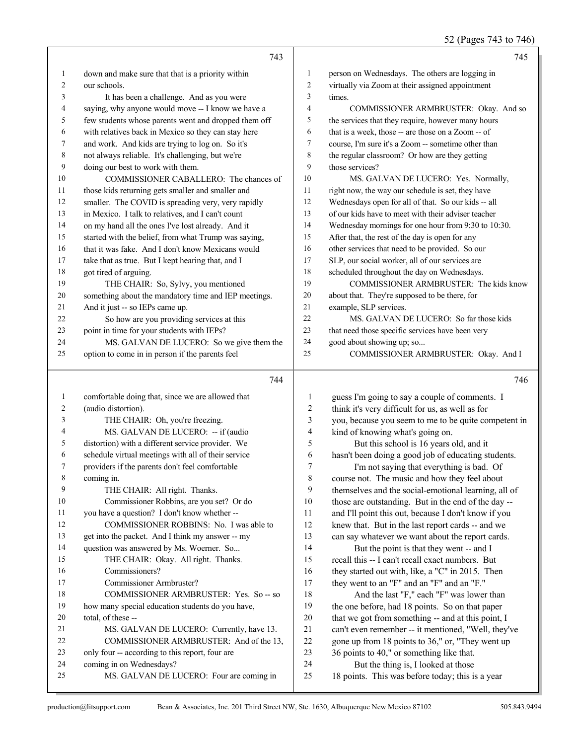743

1 down and make sure that that is a priority within
2 our schools.
3 It has been a challenge. And as you were
4 saying, why anyone would move -- I know we have a
5 few students whose parents went and dropped them off
6 with relatives back in Mexico so they can stay here
7 and work. And kids are trying to log on. So it's
8 not always reliable. It's challenging, but we're
9 doing our best to work with them.
10 COMMISSIONER CABALLERO: The chances of
11 those kids returning gets smaller and smaller and
12 smaller. The COVID is spreading very, very rapidly
13 in Mexico. I talk to relatives, and I can't count
14 on my hand all the ones I've lost already. And it
15 started with the belief, from what Trump was saying,
16 that it was fake. And I don't know Mexicans would
17 take that as true. But I kept hearing that, and I
18 got tired of arguing.
19 THE CHAIR: So, Sylvy, you mentioned
20 something about the mandatory time and IEP meetings.
21 And it just -- so IEPs came up.
22 So how are you providing services at this
23 point in time for your students with IEPs?
24 MS. GALVAN DE LUCERO: So we give them the
25 option to come in in person if the parents feel

744

1 comfortable doing that, since we are allowed that
2 (audio distortion).
3 THE CHAIR: Oh, you're freezing.
4 MS. GALVAN DE LUCERO: -- if (audio
5 distortion) with a different service provider. We
6 schedule virtual meetings with all of their service
7 providers if the parents don't feel comfortable
8 coming in.
9 THE CHAIR: All right. Thanks.
10 Commissioner Robbins, are you set? Or do
11 you have a question? I don't know whether --
12 COMMISSIONER ROBBINS: No. I was able to
13 get into the packet. And I think my answer -- my
14 question was answered by Ms. Woerner. So...
15 THE CHAIR: Okay. All right. Thanks.
16 Commissioners?
17 Commissioner Armbruster?
18 COMMISSIONER ARMBRUSTER: Yes. So -- so
19 how many special education students do you have,
20 total, of these --
21 MS. GALVAN DE LUCERO: Currently, have 13.
22 COMMISSIONER ARMBRUSTER: And of the 13,
23 only four -- according to this report, four are
24 coming in on Wednesdays?
25 MS. GALVAN DE LUCERO: Four are coming in

745

1 person on Wednesdays. The others are logging in
2 virtually via Zoom at their assigned appointment
3 times.
4 COMMISSIONER ARMBRUSTER: Okay. And so
5 the services that they require, however many hours
6 that is a week, those -- are those on a Zoom -- of
7 course, I'm sure it's a Zoom -- sometime other than
8 the regular classroom? Or how are they getting
9 those services?
10 MS. GALVAN DE LUCERO: Yes. Normally,
11 right now, the way our schedule is set, they have
12 Wednesdays open for all of that. So our kids -- all
13 of our kids have to meet with their adviser teacher
14 Wednesday mornings for one hour from 9:30 to 10:30.
15 After that, the rest of the day is open for any
16 other services that need to be provided. So our
17 SLP, our social worker, all of our services are
18 scheduled throughout the day on Wednesdays.
19 COMMISSIONER ARMBRUSTER: The kids know
20 about that. They're supposed to be there, for
21 example, SLP services.
22 MS. GALVAN DE LUCERO: So far those kids
23 that need those specific services have been very
24 good about showing up; so...
25 COMMISSIONER ARMBRUSTER: Okay. And I

746

1 guess I'm going to say a couple of comments. I
2 think it's very difficult for us, as well as for
3 you, because you seem to me to be quite competent in
4 kind of knowing what's going on.
5 But this school is 16 years old, and it
6 hasn't been doing a good job of educating students.
7 I'm not saying that everything is bad. Of
8 course not. The music and how they feel about
9 themselves and the social-emotional learning, all of
10 those are outstanding. But in the end of the day --
11 and I'll point this out, because I don't know if you
12 knew that. But in the last report cards -- and we
13 can say whatever we want about the report cards.
14 But the point is that they went -- and I
15 recall this -- I can't recall exact numbers. But
16 they started out with, like, a "C" in 2015. Then
17 they went to an "F" and an "F" and an "F."
18 And the last "F," each "F" was lower than
19 the one before, had 18 points. So on that paper
20 that we got from something -- and at this point, I
21 can't even remember -- it mentioned, "Well, they've
22 gone up from 18 points to 36," or, "They went up
23 36 points to 40," or something like that.
24 But the thing is, I looked at those
25 18 points. This was before today; this is a year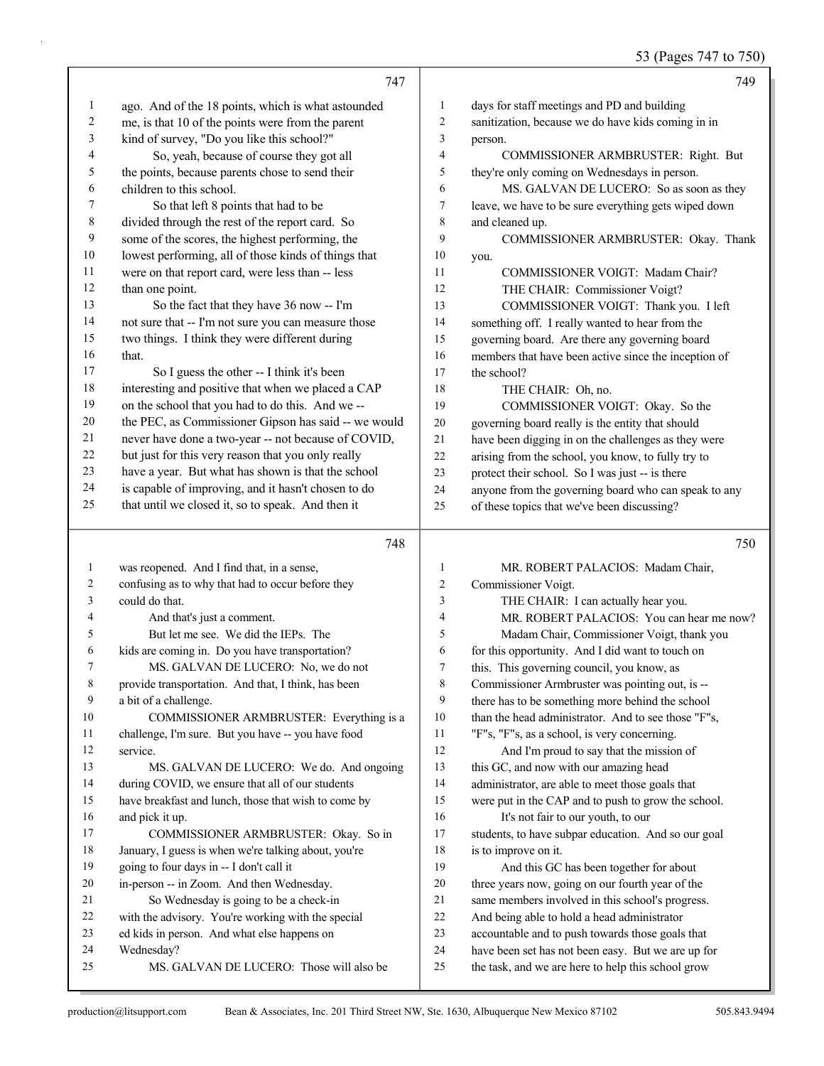747

1 ago. And of the 18 points, which is what astounded
2 me, is that 10 of the points were from the parent
3 kind of survey, "Do you like this school?"
4 So, yeah, because of course they got all
5 the points, because parents chose to send their
6 children to this school.
7 So that left 8 points that had to be
8 divided through the rest of the report card. So
9 some of the scores, the highest performing, the
10 lowest performing, all of those kinds of things that
11 were on that report card, were less than -- less
12 than one point.
13 So the fact that they have 36 now -- I'm
14 not sure that -- I'm not sure you can measure those
15 two things. I think they were different during
16 that.
17 So I guess the other -- I think it's been
18 interesting and positive that when we placed a CAP
19 on the school that you had to do this. And we --
20 the PEC, as Commissioner Gipson has said -- we would
21 never have done a two-year -- not because of COVID,
22 but just for this very reason that you only really
23 have a year. But what has shown is that the school
24 is capable of improving, and it hasn't chosen to do
25 that until we closed it, so to speak. And then it

748

1 was reopened. And I find that, in a sense,
2 confusing as to why that had to occur before they
3 could do that.
4 And that's just a comment.
5 But let me see. We did the IEPs. The
6 kids are coming in. Do you have transportation?
7 MS. GALVAN DE LUCERO: No, we do not
8 provide transportation. And that, I think, has been
9 a bit of a challenge.
10 COMMISSIONER ARMBRUSTER: Everything is a
11 challenge, I'm sure. But you have -- you have food
12 service.
13 MS. GALVAN DE LUCERO: We do. And ongoing
14 during COVID, we ensure that all of our students
15 have breakfast and lunch, those that wish to come by
16 and pick it up.
17 COMMISSIONER ARMBRUSTER: Okay. So in
18 January, I guess is when we're talking about, you're
19 going to four days in -- I don't call it
20 in-person -- in Zoom. And then Wednesday.
21 So Wednesday is going to be a check-in
22 with the advisory. You're working with the special
23 ed kids in person. And what else happens on
24 Wednesday?
25 MS. GALVAN DE LUCERO: Those will also be

749

1 days for staff meetings and PD and building
2 sanitization, because we do have kids coming in in
3 person.
4 COMMISSIONER ARMBRUSTER: Right. But
5 they're only coming on Wednesdays in person.
6 MS. GALVAN DE LUCERO: So as soon as they
7 leave, we have to be sure everything gets wiped down
8 and cleaned up.
9 COMMISSIONER ARMBRUSTER: Okay. Thank
10 you.
11 COMMISSIONER VOIGT: Madam Chair?
12 THE CHAIR: Commissioner Voigt?
13 COMMISSIONER VOIGT: Thank you. I left
14 something off. I really wanted to hear from the
15 governing board. Are there any governing board
16 members that have been active since the inception of
17 the school?
18 THE CHAIR: Oh, no.
19 COMMISSIONER VOIGT: Okay. So the
20 governing board really is the entity that should
21 have been digging in on the challenges as they were
22 arising from the school, you know, to fully try to
23 protect their school. So I was just -- is there
24 anyone from the governing board who can speak to any
25 of these topics that we've been discussing?

750

1 MR. ROBERT PALACIOS: Madam Chair,
2 Commissioner Voigt.
3 THE CHAIR: I can actually hear you.
4 MR. ROBERT PALACIOS: You can hear me now?
5 Madam Chair, Commissioner Voigt, thank you
6 for this opportunity. And I did want to touch on
7 this. This governing council, you know, as
8 Commissioner Armbruster was pointing out, is --
9 there has to be something more behind the school
10 than the head administrator. And to see those "F"s,
11 "F"s, "F"s, as a school, is very concerning.
12 And I'm proud to say that the mission of
13 this GC, and now with our amazing head
14 administrator, are able to meet those goals that
15 were put in the CAP and to push to grow the school.
16 It's not fair to our youth, to our
17 students, to have subpar education. And so our goal
18 is to improve on it.
19 And this GC has been together for about
20 three years now, going on our fourth year of the
21 same members involved in this school's progress.
22 And being able to hold a head administrator
23 accountable and to push towards those goals that
24 have been set has not been easy. But we are up for
25 the task, and we are here to help this school grow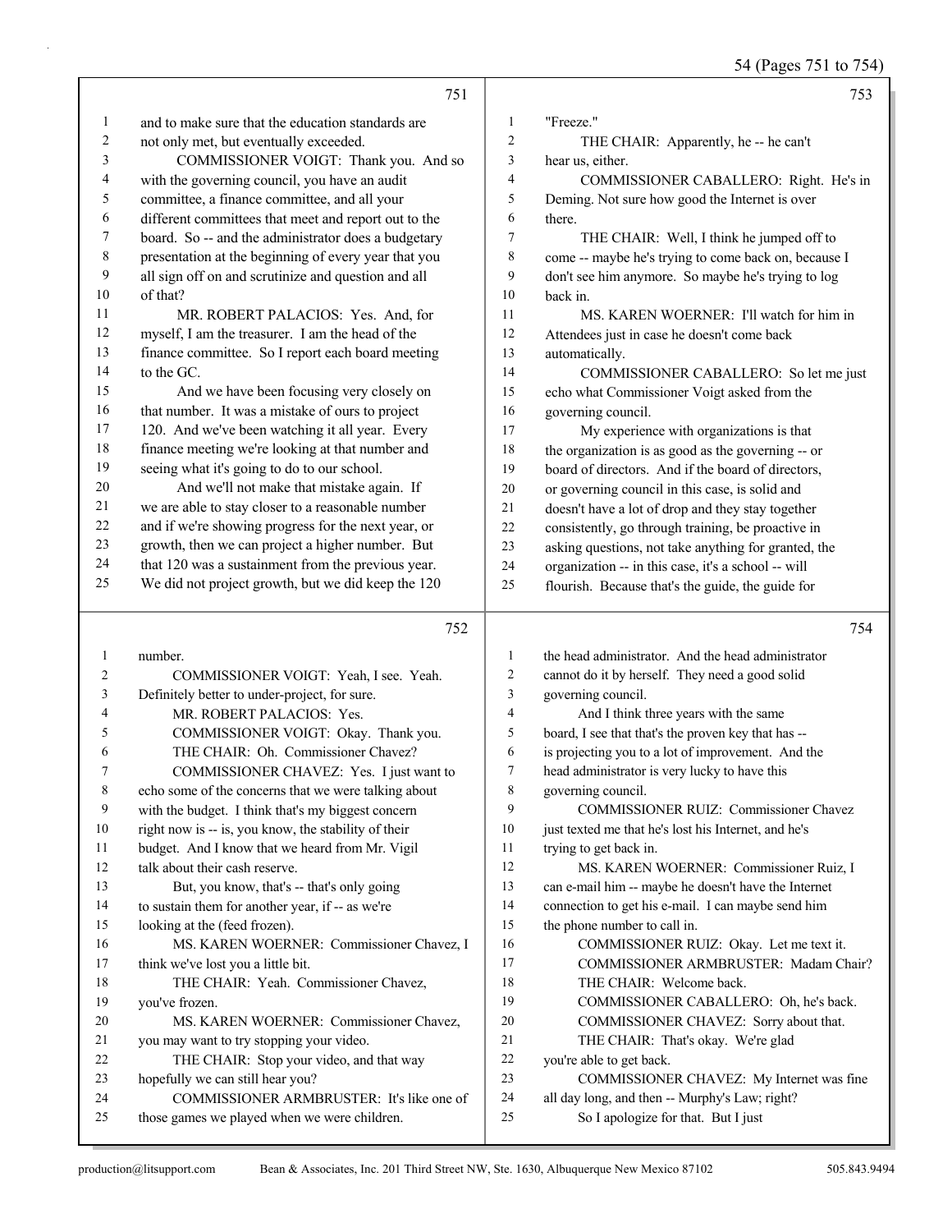751

1 and to make sure that the education standards are
2 not only met, but eventually exceeded.
3 COMMISSIONER VOIGT: Thank you. And so
4 with the governing council, you have an audit
5 committee, a finance committee, and all your
6 different committees that meet and report out to the
7 board. So -- and the administrator does a budgetary
8 presentation at the beginning of every year that you
9 all sign off on and scrutinize and question and all
10 of that?
11 MR. ROBERT PALACIOS: Yes. And, for
12 myself, I am the treasurer. I am the head of the
13 finance committee. So I report each board meeting
14 to the GC.
15 And we have been focusing very closely on
16 that number. It was a mistake of ours to project
17 120. And we've been watching it all year. Every
18 finance meeting we're looking at that number and
19 seeing what it's going to do to our school.
20 And we'll not make that mistake again. If
21 we are able to stay closer to a reasonable number
22 and if we're showing progress for the next year, or
23 growth, then we can project a higher number. But
24 that 120 was a sustainment from the previous year.
25 We did not project growth, but we did keep the 120

752

1 number.
2 COMMISSIONER VOIGT: Yeah, I see. Yeah.
3 Definitely better to under-project, for sure.
4 MR. ROBERT PALACIOS: Yes.
5 COMMISSIONER VOIGT: Okay. Thank you.
6 THE CHAIR: Oh. Commissioner Chavez?
7 COMMISSIONER CHAVEZ: Yes. I just want to
8 echo some of the concerns that we were talking about
9 with the budget. I think that's my biggest concern
10 right now is -- is, you know, the stability of their
11 budget. And I know that we heard from Mr. Vigil
12 talk about their cash reserve.
13 But, you know, that's -- that's only going
14 to sustain them for another year, if -- as we're
15 looking at the (feed frozen).
16 MS. KAREN WOERNER: Commissioner Chavez, I
17 think we've lost you a little bit.
18 THE CHAIR: Yeah. Commissioner Chavez,
19 you've frozen.
20 MS. KAREN WOERNER: Commissioner Chavez,
21 you may want to try stopping your video.
22 THE CHAIR: Stop your video, and that way
23 hopefully we can still hear you?
24 COMMISSIONER ARMBRUSTER: It's like one of
25 those games we played when we were children.

753

1 "Freeze."
2 THE CHAIR: Apparently, he -- he can't
3 hear us, either.
4 COMMISSIONER CABALLERO: Right. He's in
5 Deming. Not sure how good the Internet is over
6 there.
7 THE CHAIR: Well, I think he jumped off to
8 come -- maybe he's trying to come back on, because I
9 don't see him anymore. So maybe he's trying to log
10 back in.
11 MS. KAREN WOERNER: I'll watch for him in
12 Attendees just in case he doesn't come back
13 automatically.
14 COMMISSIONER CABALLERO: So let me just
15 echo what Commissioner Voigt asked from the
16 governing council.
17 My experience with organizations is that
18 the organization is as good as the governing -- or
19 board of directors. And if the board of directors,
20 or governing council in this case, is solid and
21 doesn't have a lot of drop and they stay together
22 consistently, go through training, be proactive in
23 asking questions, not take anything for granted, the
24 organization -- in this case, it's a school -- will
25 flourish. Because that's the guide, the guide for

754

1 the head administrator. And the head administrator
2 cannot do it by herself. They need a good solid
3 governing council.
4 And I think three years with the same
5 board, I see that that's the proven key that has --
6 is projecting you to a lot of improvement. And the
7 head administrator is very lucky to have this
8 governing council.
9 COMMISSIONER RUIZ: Commissioner Chavez
10 just texted me that he's lost his Internet, and he's
11 trying to get back in.
12 MS. KAREN WOERNER: Commissioner Ruiz, I
13 can e-mail him -- maybe he doesn't have the Internet
14 connection to get his e-mail. I can maybe send him
15 the phone number to call in.
16 COMMISSIONER RUIZ: Okay. Let me text it.
17 COMMISSIONER ARMBRUSTER: Madam Chair?
18 THE CHAIR: Welcome back.
19 COMMISSIONER CABALLERO: Oh, he's back.
20 COMMISSIONER CHAVEZ: Sorry about that.
21 THE CHAIR: That's okay. We're glad
22 you're able to get back.
23 COMMISSIONER CHAVEZ: My Internet was fine
24 all day long, and then -- Murphy's Law; right?
25 So I apologize for that. But I just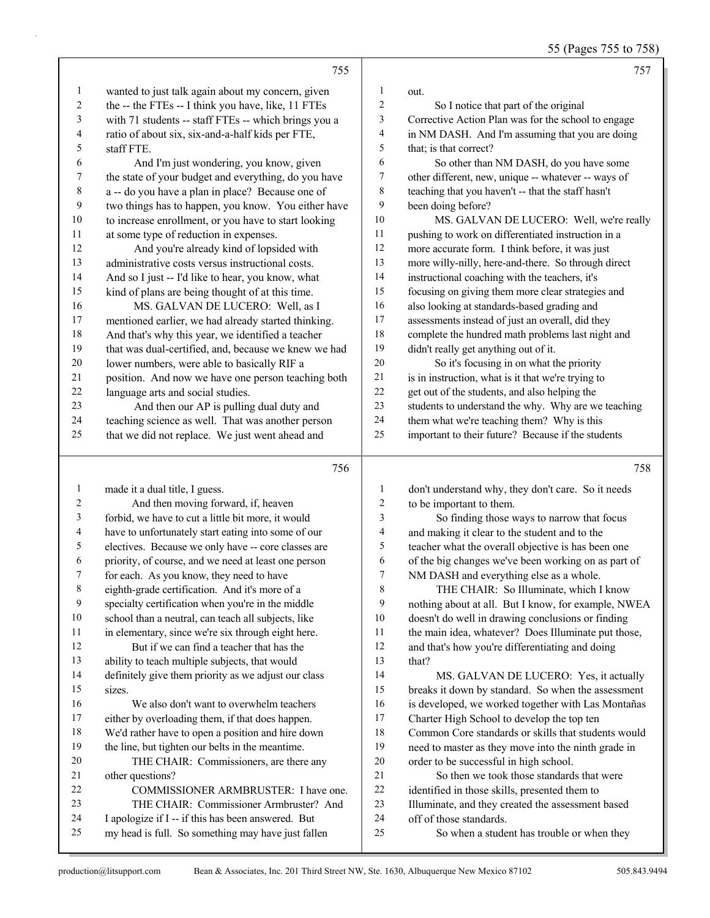wanted to just talk again about my concern, given the -- the FTEs -- I think you have, like, 11 FTEs with 71 students -- staff FTEs -- which brings you a ratio of about six, six-and-a-half kids per FTE, staff FTE.

And I'm just wondering, you know, given the state of your budget and everything, do you have a -- do you have a plan in place? Because one of two things has to happen, you know. You either have to increase enrollment, or you have to start looking at some type of reduction in expenses.

And you're already kind of lopsided with administrative costs versus instructional costs. And so I just -- I'd like to hear, you know, what kind of plans are being thought of at this time.

MS. GALVAN DE LUCERO: Well, as I mentioned earlier, we had already started thinking. And that's why this year, we identified a teacher that was dual-certified, and, because we knew we had lower numbers, were able to basically RIF a position. And now we have one person teaching both language arts and social studies.

And then our AP is pulling dual duty and teaching science as well. That was another person that we did not replace. We just went ahead and made it a dual title, I guess.

And then moving forward, if, heaven forbid, we have to cut a little bit more, it would have to unfortunately start eating into some of our electives. Because we only have -- core classes are priority, of course, and we need at least one person for each. As you know, they need to have eighth-grade certification. And it's more of a specialty certification when you're in the middle school than a neutral, can teach all subjects, like in elementary, since we're six through eight here.

But if we can find a teacher that has the ability to teach multiple subjects, that would definitely give them priority as we adjust our class sizes.

We also don't want to overwhelm teachers either by overloading them, if that does happen. We'd rather have to open a position and hire down the line, but tighten our belts in the meantime.

THE CHAIR: Commissioners, are there any other questions?

COMMISSIONER ARMBRUSTER: I have one.

THE CHAIR: Commissioner Armbruster? And I apologize if I -- if this has been answered. But my head is full. So something may have just fallen out.

So I notice that part of the original Corrective Action Plan was for the school to engage in NM DASH. And I'm assuming that you are doing that; is that correct?

So other than NM DASH, do you have some other different, new, unique -- whatever -- ways of teaching that you haven't -- that the staff hasn't been doing before?

MS. GALVAN DE LUCERO: Well, we're really pushing to work on differentiated instruction in a more accurate form. I think before, it was just more willy-nilly, here-and-there. So through direct instructional coaching with the teachers, it's focusing on giving them more clear strategies and also looking at standards-based grading and assessments instead of just an overall, did they complete the hundred math problems last night and didn't really get anything out of it.

So it's focusing in on what the priority is in instruction, what is it that we're trying to get out of the students, and also helping the students to understand the why. Why are we teaching them what we're teaching them? Why is this important to their future? Because if the students don't understand why, they don't care. So it needs to be important to them.

So finding those ways to narrow that focus and making it clear to the student and to the teacher what the overall objective is has been one of the big changes we've been working on as part of NM DASH and everything else as a whole.

THE CHAIR: So Illuminate, which I know nothing about at all. But I know, for example, NWEA doesn't do well in drawing conclusions or finding the main idea, whatever? Does Illuminate put those, and that's how you're differentiating and doing that?

MS. GALVAN DE LUCERO: Yes, it actually breaks it down by standard. So when the assessment is developed, we worked together with Las Montañas Charter High School to develop the top ten Common Core standards or skills that students would need to master as they move into the ninth grade in order to be successful in high school.

So then we took those standards that were identified in those skills, presented them to Illuminate, and they created the assessment based off of those standards.

So when a student has trouble or when they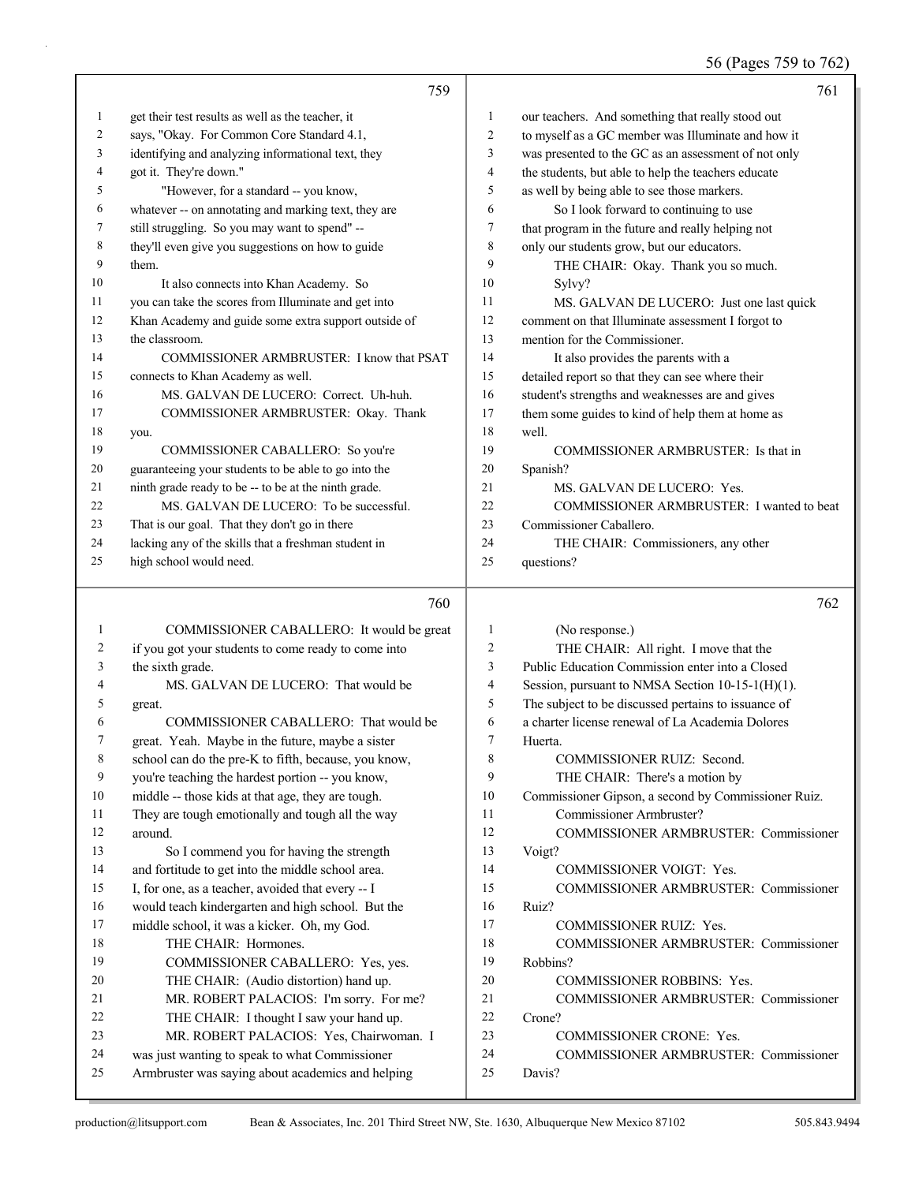759

1 get their test results as well as the teacher, it
2 says, "Okay. For Common Core Standard 4.1,
3 identifying and analyzing informational text, they
4 got it. They're down."
5 "However, for a standard -- you know,
6 whatever -- on annotating and marking text, they are
7 still struggling. So you may want to spend" --
8 they'll even give you suggestions on how to guide
9 them.
10 It also connects into Khan Academy. So
11 you can take the scores from Illuminate and get into
12 Khan Academy and guide some extra support outside of
13 the classroom.
14 COMMISSIONER ARMBRUSTER: I know that PSAT
15 connects to Khan Academy as well.
16 MS. GALVAN DE LUCERO: Correct. Uh-huh.
17 COMMISSIONER ARMBRUSTER: Okay. Thank
18 you.
19 COMMISSIONER CABALLERO: So you're
20 guaranteeing your students to be able to go into the
21 ninth grade ready to be -- to be at the ninth grade.
22 MS. GALVAN DE LUCERO: To be successful.
23 That is our goal. That they don't go in there
24 lacking any of the skills that a freshman student in
25 high school would need.

760

1 COMMISSIONER CABALLERO: It would be great
2 if you got your students to come ready to come into
3 the sixth grade.
4 MS. GALVAN DE LUCERO: That would be
5 great.
6 COMMISSIONER CABALLERO: That would be
7 great. Yeah. Maybe in the future, maybe a sister
8 school can do the pre-K to fifth, because, you know,
9 you're teaching the hardest portion -- you know,
10 middle -- those kids at that age, they are tough.
11 They are tough emotionally and tough all the way
12 around.
13 So I commend you for having the strength
14 and fortitude to get into the middle school area.
15 I, for one, as a teacher, avoided that every -- I
16 would teach kindergarten and high school. But the
17 middle school, it was a kicker. Oh, my God.
18 THE CHAIR: Hormones.
19 COMMISSIONER CABALLERO: Yes, yes.
20 THE CHAIR: (Audio distortion) hand up.
21 MR. ROBERT PALACIOS: I'm sorry. For me?
22 THE CHAIR: I thought I saw your hand up.
23 MR. ROBERT PALACIOS: Yes, Chairwoman. I
24 was just wanting to speak to what Commissioner
25 Armbruster was saying about academics and helping

761

1 our teachers. And something that really stood out
2 to myself as a GC member was Illuminate and how it
3 was presented to the GC as an assessment of not only
4 the students, but able to help the teachers educate
5 as well by being able to see those markers.
6 So I look forward to continuing to use
7 that program in the future and really helping not
8 only our students grow, but our educators.
9 THE CHAIR: Okay. Thank you so much.
10 Sylvy?
11 MS. GALVAN DE LUCERO: Just one last quick
12 comment on that Illuminate assessment I forgot to
13 mention for the Commissioner.
14 It also provides the parents with a
15 detailed report so that they can see where their
16 student's strengths and weaknesses are and gives
17 them some guides to kind of help them at home as
18 well.
19 COMMISSIONER ARMBRUSTER: Is that in
20 Spanish?
21 MS. GALVAN DE LUCERO: Yes.
22 COMMISSIONER ARMBRUSTER: I wanted to beat
23 Commissioner Caballero.
24 THE CHAIR: Commissioners, any other
25 questions?

762

1 (No response.)
2 THE CHAIR: All right. I move that the
3 Public Education Commission enter into a Closed
4 Session, pursuant to NMSA Section 10-15-1(H)(1).
5 The subject to be discussed pertains to issuance of
6 a charter license renewal of La Academia Dolores
7 Huerta.
8 COMMISSIONER RUIZ: Second.
9 THE CHAIR: There's a motion by
10 Commissioner Gipson, a second by Commissioner Ruiz.
11 Commissioner Armbruster?
12 COMMISSIONER ARMBRUSTER: Commissioner
13 Voigt?
14 COMMISSIONER VOIGT: Yes.
15 COMMISSIONER ARMBRUSTER: Commissioner
16 Ruiz?
17 COMMISSIONER RUIZ: Yes.
18 COMMISSIONER ARMBRUSTER: Commissioner
19 Robbins?
20 COMMISSIONER ROBBINS: Yes.
21 COMMISSIONER ARMBRUSTER: Commissioner
22 Crone?
23 COMMISSIONER CRONE: Yes.
24 COMMISSIONER ARMBRUSTER: Commissioner
25 Davis?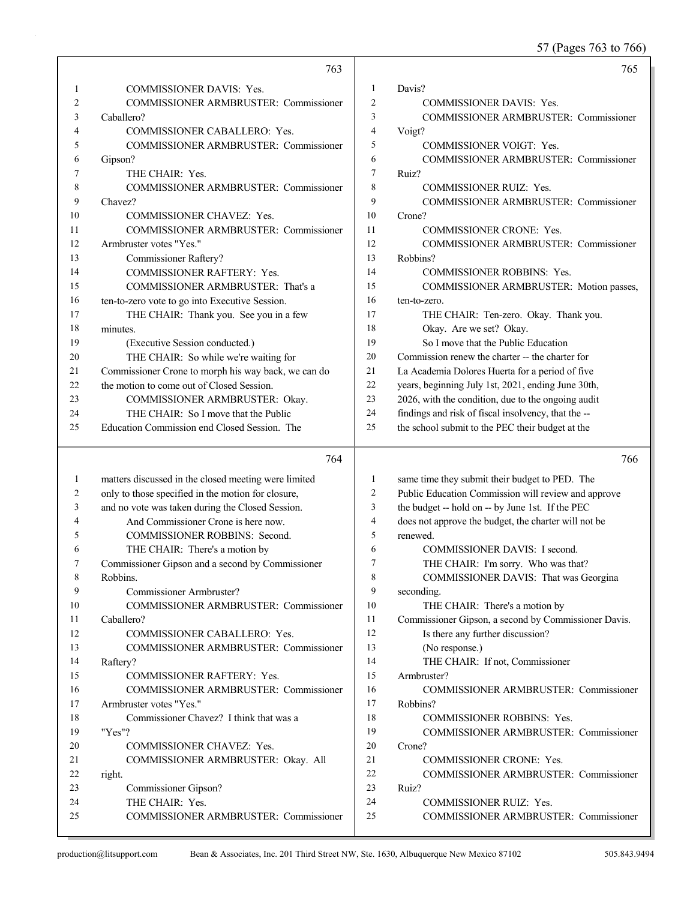**763**

1 COMMISSIONER DAVIS: Yes.
2 COMMISSIONER ARMBRUSTER: Commissioner
3 Caballero?
4 COMMISSIONER CABALLERO: Yes.
5 COMMISSIONER ARMBRUSTER: Commissioner
6 Gipson?
7 THE CHAIR: Yes.
8 COMMISSIONER ARMBRUSTER: Commissioner
9 Chavez?
10 COMMISSIONER CHAVEZ: Yes.
11 COMMISSIONER ARMBRUSTER: Commissioner
12 Armbruster votes "Yes."
13 Commissioner Raftery?
14 COMMISSIONER RAFTERY: Yes.
15 COMMISSIONER ARMBRUSTER: That's a
16 ten-to-zero vote to go into Executive Session.
17 THE CHAIR: Thank you. See you in a few
18 minutes.
19 (Executive Session conducted.)
20 THE CHAIR: So while we're waiting for
21 Commissioner Crone to morph his way back, we can do
22 the motion to come out of Closed Session.
23 COMMISSIONER ARMBRUSTER: Okay.
24 THE CHAIR: So I move that the Public
25 Education Commission end Closed Session. The

**764**

1 matters discussed in the closed meeting were limited
2 only to those specified in the motion for closure,
3 and no vote was taken during the Closed Session.
4 And Commissioner Crone is here now.
5 COMMISSIONER ROBBINS: Second.
6 THE CHAIR: There's a motion by
7 Commissioner Gipson and a second by Commissioner
8 Robbins.
9 Commissioner Armbruster?
10 COMMISSIONER ARMBRUSTER: Commissioner
11 Caballero?
12 COMMISSIONER CABALLERO: Yes.
13 COMMISSIONER ARMBRUSTER: Commissioner
14 Raftery?
15 COMMISSIONER RAFTERY: Yes.
16 COMMISSIONER ARMBRUSTER: Commissioner
17 Armbruster votes "Yes."
18 Commissioner Chavez? I think that was a
19 "Yes"?
20 COMMISSIONER CHAVEZ: Yes.
21 COMMISSIONER ARMBRUSTER: Okay. All
22 right.
23 Commissioner Gipson?
24 THE CHAIR: Yes.
25 COMMISSIONER ARMBRUSTER: Commissioner

**765**

1 Davis?
2 COMMISSIONER DAVIS: Yes.
3 COMMISSIONER ARMBRUSTER: Commissioner
4 Voigt?
5 COMMISSIONER VOIGT: Yes.
6 COMMISSIONER ARMBRUSTER: Commissioner
7 Ruiz?
8 COMMISSIONER RUIZ: Yes.
9 COMMISSIONER ARMBRUSTER: Commissioner
10 Crone?
11 COMMISSIONER CRONE: Yes.
12 COMMISSIONER ARMBRUSTER: Commissioner
13 Robbins?
14 COMMISSIONER ROBBINS: Yes.
15 COMMISSIONER ARMBRUSTER: Motion passes,
16 ten-to-zero.
17 THE CHAIR: Ten-zero. Okay. Thank you.
18 Okay. Are we set? Okay.
19 So I move that the Public Education
20 Commission renew the charter -- the charter for
21 La Academia Dolores Huerta for a period of five
22 years, beginning July 1st, 2021, ending June 30th,
23 2026, with the condition, due to the ongoing audit
24 findings and risk of fiscal insolvency, that the --
25 the school submit to the PEC their budget at the

**766**

1 same time they submit their budget to PED. The
2 Public Education Commission will review and approve
3 the budget -- hold on -- by June 1st. If the PEC
4 does not approve the budget, the charter will not be
5 renewed.
6 COMMISSIONER DAVIS: I second.
7 THE CHAIR: I'm sorry. Who was that?
8 COMMISSIONER DAVIS: That was Georgina
9 seconding.
10 THE CHAIR: There's a motion by
11 Commissioner Gipson, a second by Commissioner Davis.
12 Is there any further discussion?
13 (No response.)
14 THE CHAIR: If not, Commissioner
15 Armbruster?
16 COMMISSIONER ARMBRUSTER: Commissioner
17 Robbins?
18 COMMISSIONER ROBBINS: Yes.
19 COMMISSIONER ARMBRUSTER: Commissioner
20 Crone?
21 COMMISSIONER CRONE: Yes.
22 COMMISSIONER ARMBRUSTER: Commissioner
23 Ruiz?
24 COMMISSIONER RUIZ: Yes.
25 COMMISSIONER ARMBRUSTER: Commissioner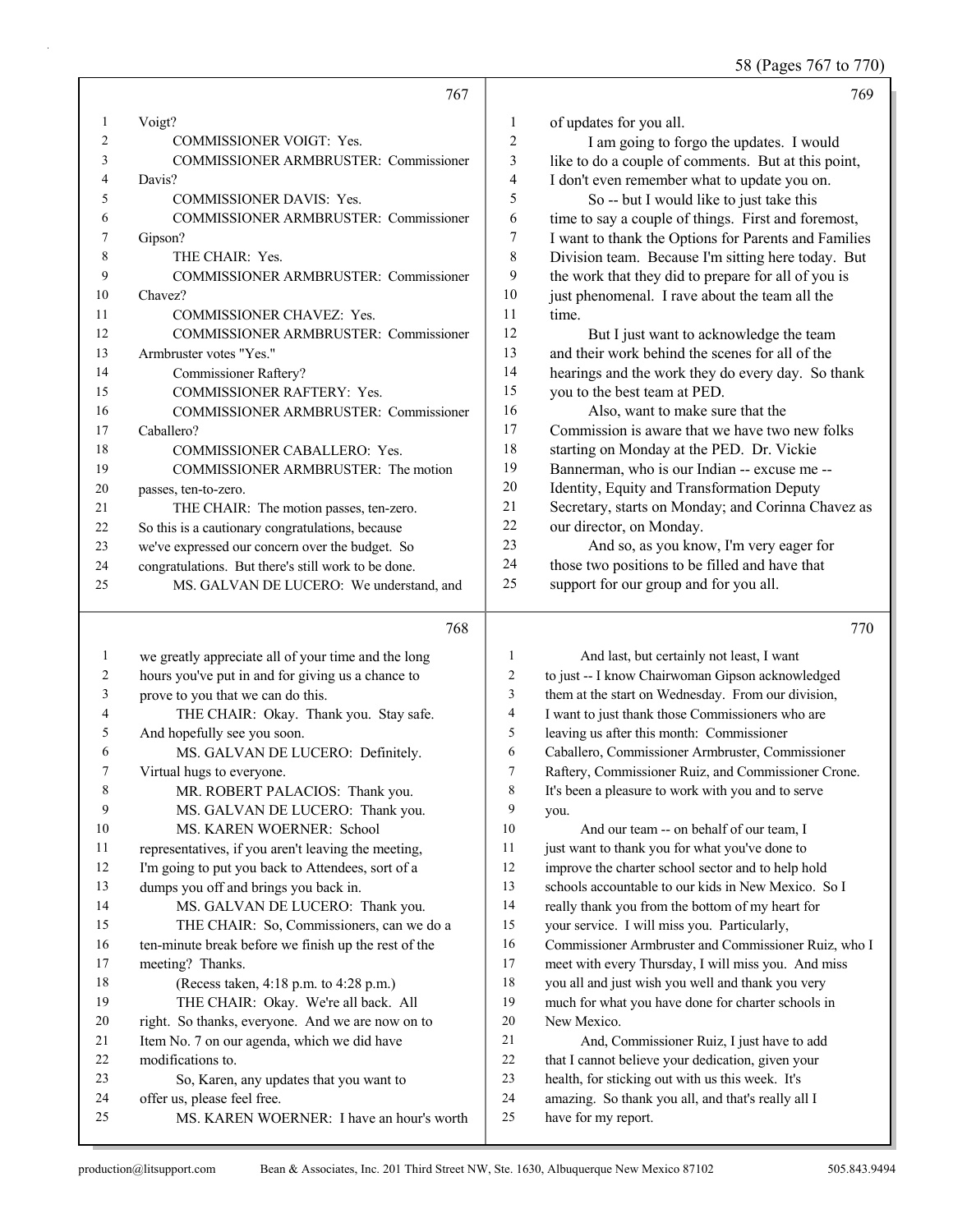Page 767

1 Voigt?
2 COMMISSIONER VOIGT: Yes.
3 COMMISSIONER ARMBRUSTER: Commissioner
4 Davis?
5 COMMISSIONER DAVIS: Yes.
6 COMMISSIONER ARMBRUSTER: Commissioner
7 Gipson?
8 THE CHAIR: Yes.
9 COMMISSIONER ARMBRUSTER: Commissioner
10 Chavez?
11 COMMISSIONER CHAVEZ: Yes.
12 COMMISSIONER ARMBRUSTER: Commissioner
13 Armbruster votes "Yes."
14 Commissioner Raftery?
15 COMMISSIONER RAFTERY: Yes.
16 COMMISSIONER ARMBRUSTER: Commissioner
17 Caballero?
18 COMMISSIONER CABALLERO: Yes.
19 COMMISSIONER ARMBRUSTER: The motion
20 passes, ten-to-zero.
21 THE CHAIR: The motion passes, ten-zero.
22 So this is a cautionary congratulations, because
23 we've expressed our concern over the budget. So
24 congratulations. But there's still work to be done.
25 MS. GALVAN DE LUCERO: We understand, and

Page 768

1 we greatly appreciate all of your time and the long
2 hours you've put in and for giving us a chance to
3 prove to you that we can do this.
4 THE CHAIR: Okay. Thank you. Stay safe.
5 And hopefully see you soon.
6 MS. GALVAN DE LUCERO: Definitely.
7 Virtual hugs to everyone.
8 MR. ROBERT PALACIOS: Thank you.
9 MS. GALVAN DE LUCERO: Thank you.
10 MS. KAREN WOERNER: School
11 representatives, if you aren't leaving the meeting,
12 I'm going to put you back to Attendees, sort of a
13 dumps you off and brings you back in.
14 MS. GALVAN DE LUCERO: Thank you.
15 THE CHAIR: So, Commissioners, can we do a
16 ten-minute break before we finish up the rest of the
17 meeting? Thanks.
18 (Recess taken, 4:18 p.m. to 4:28 p.m.)
19 THE CHAIR: Okay. We're all back. All
20 right. So thanks, everyone. And we are now on to
21 Item No. 7 on our agenda, which we did have
22 modifications to.
23 So, Karen, any updates that you want to
24 offer us, please feel free.
25 MS. KAREN WOERNER: I have an hour's worth

Page 769

1 of updates for you all.
2 I am going to forgo the updates. I would
3 like to do a couple of comments. But at this point,
4 I don't even remember what to update you on.
5 So -- but I would like to just take this
6 time to say a couple of things. First and foremost,
7 I want to thank the Options for Parents and Families
8 Division team. Because I'm sitting here today. But
9 the work that they did to prepare for all of you is
10 just phenomenal. I rave about the team all the
11 time.
12 But I just want to acknowledge the team
13 and their work behind the scenes for all of the
14 hearings and the work they do every day. So thank
15 you to the best team at PED.
16 Also, want to make sure that the
17 Commission is aware that we have two new folks
18 starting on Monday at the PED. Dr. Vickie
19 Bannerman, who is our Indian -- excuse me --
20 Identity, Equity and Transformation Deputy
21 Secretary, starts on Monday; and Corinna Chavez as
22 our director, on Monday.
23 And so, as you know, I'm very eager for
24 those two positions to be filled and have that
25 support for our group and for you all.

Page 770

1 And last, but certainly not least, I want
2 to just -- I know Chairwoman Gipson acknowledged
3 them at the start on Wednesday. From our division,
4 I want to just thank those Commissioners who are
5 leaving us after this month: Commissioner
6 Caballero, Commissioner Armbruster, Commissioner
7 Raftery, Commissioner Ruiz, and Commissioner Crone.
8 It's been a pleasure to work with you and to serve
9 you.
10 And our team -- on behalf of our team, I
11 just want to thank you for what you've done to
12 improve the charter school sector and to help hold
13 schools accountable to our kids in New Mexico. So I
14 really thank you from the bottom of my heart for
15 your service. I will miss you. Particularly,
16 Commissioner Armbruster and Commissioner Ruiz, who I
17 meet with every Thursday, I will miss you. And miss
18 you all and just wish you well and thank you very
19 much for what you have done for charter schools in
20 New Mexico.
21 And, Commissioner Ruiz, I just have to add
22 that I cannot believe your dedication, given your
23 health, for sticking out with us this week. It's
24 amazing. So thank you all, and that's really all I
25 have for my report.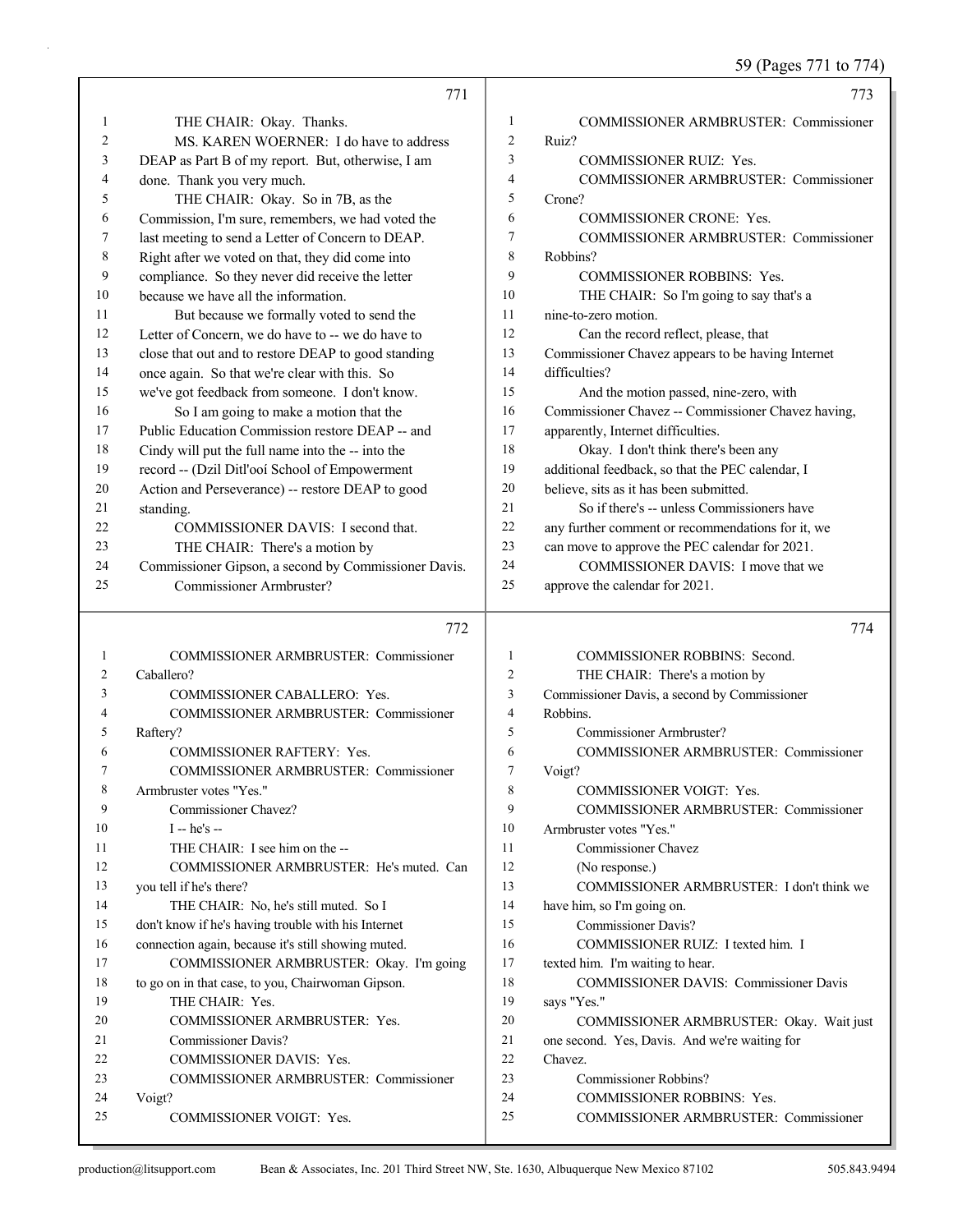771

1 THE CHAIR: Okay. Thanks.
2 MS. KAREN WOERNER: I do have to address
3 DEAP as Part B of my report. But, otherwise, I am
4 done. Thank you very much.
5 THE CHAIR: Okay. So in 7B, as the
6 Commission, I'm sure, remembers, we had voted the
7 last meeting to send a Letter of Concern to DEAP.
8 Right after we voted on that, they did come into
9 compliance. So they never did receive the letter
10 because we have all the information.
11 But because we formally voted to send the
12 Letter of Concern, we do have to -- we do have to
13 close that out and to restore DEAP to good standing
14 once again. So that we're clear with this. So
15 we've got feedback from someone. I don't know.
16 So I am going to make a motion that the
17 Public Education Commission restore DEAP -- and
18 Cindy will put the full name into the -- into the
19 record -- (Dzil Ditl'ooí School of Empowerment
20 Action and Perseverance) -- restore DEAP to good
21 standing.
22 COMMISSIONER DAVIS: I second that.
23 THE CHAIR: There's a motion by
24 Commissioner Gipson, a second by Commissioner Davis.
25 Commissioner Armbruster?

772

1 COMMISSIONER ARMBRUSTER: Commissioner
2 Caballero?
3 COMMISSIONER CABALLERO: Yes.
4 COMMISSIONER ARMBRUSTER: Commissioner
5 Raftery?
6 COMMISSIONER RAFTERY: Yes.
7 COMMISSIONER ARMBRUSTER: Commissioner
8 Armbruster votes "Yes."
9 Commissioner Chavez?
10 I -- he's --
11 THE CHAIR: I see him on the --
12 COMMISSIONER ARMBRUSTER: He's muted. Can
13 you tell if he's there?
14 THE CHAIR: No, he's still muted. So I
15 don't know if he's having trouble with his Internet
16 connection again, because it's still showing muted.
17 COMMISSIONER ARMBRUSTER: Okay. I'm going
18 to go on in that case, to you, Chairwoman Gipson.
19 THE CHAIR: Yes.
20 COMMISSIONER ARMBRUSTER: Yes.
21 Commissioner Davis?
22 COMMISSIONER DAVIS: Yes.
23 COMMISSIONER ARMBRUSTER: Commissioner
24 Voigt?
25 COMMISSIONER VOIGT: Yes.

773

1 COMMISSIONER ARMBRUSTER: Commissioner
2 Ruiz?
3 COMMISSIONER RUIZ: Yes.
4 COMMISSIONER ARMBRUSTER: Commissioner
5 Crone?
6 COMMISSIONER CRONE: Yes.
7 COMMISSIONER ARMBRUSTER: Commissioner
8 Robbins?
9 COMMISSIONER ROBBINS: Yes.
10 THE CHAIR: So I'm going to say that's a
11 nine-to-zero motion.
12 Can the record reflect, please, that
13 Commissioner Chavez appears to be having Internet
14 difficulties?
15 And the motion passed, nine-zero, with
16 Commissioner Chavez -- Commissioner Chavez having,
17 apparently, Internet difficulties.
18 Okay. I don't think there's been any
19 additional feedback, so that the PEC calendar, I
20 believe, sits as it has been submitted.
21 So if there's -- unless Commissioners have
22 any further comment or recommendations for it, we
23 can move to approve the PEC calendar for 2021.
24 COMMISSIONER DAVIS: I move that we
25 approve the calendar for 2021.

774

1 COMMISSIONER ROBBINS: Second.
2 THE CHAIR: There's a motion by
3 Commissioner Davis, a second by Commissioner
4 Robbins.
5 Commissioner Armbruster?
6 COMMISSIONER ARMBRUSTER: Commissioner
7 Voigt?
8 COMMISSIONER VOIGT: Yes.
9 COMMISSIONER ARMBRUSTER: Commissioner
10 Armbruster votes "Yes."
11 Commissioner Chavez
12 (No response.)
13 COMMISSIONER ARMBRUSTER: I don't think we
14 have him, so I'm going on.
15 Commissioner Davis?
16 COMMISSIONER RUIZ: I texted him. I
17 texted him. I'm waiting to hear.
18 COMMISSIONER DAVIS: Commissioner Davis
19 says "Yes."
20 COMMISSIONER ARMBRUSTER: Okay. Wait just
21 one second. Yes, Davis. And we're waiting for
22 Chavez.
23 Commissioner Robbins?
24 COMMISSIONER ROBBINS: Yes.
25 COMMISSIONER ARMBRUSTER: Commissioner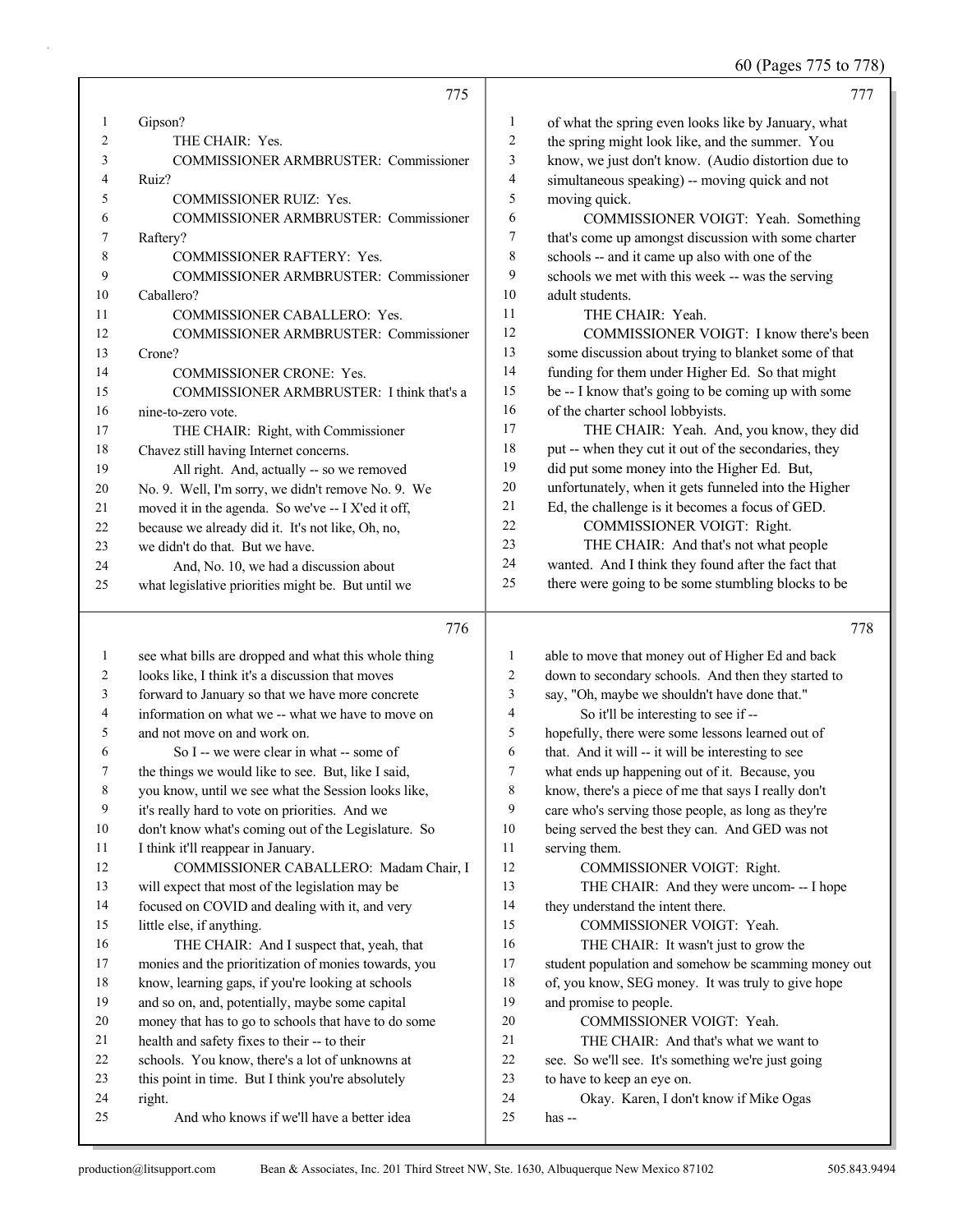Page 775

1 Gipson?
2 THE CHAIR: Yes.
3 COMMISSIONER ARMBRUSTER: Commissioner
4 Ruiz?
5 COMMISSIONER RUIZ: Yes.
6 COMMISSIONER ARMBRUSTER: Commissioner
7 Raftery?
8 COMMISSIONER RAFTERY: Yes.
9 COMMISSIONER ARMBRUSTER: Commissioner
10 Caballero?
11 COMMISSIONER CABALLERO: Yes.
12 COMMISSIONER ARMBRUSTER: Commissioner
13 Crone?
14 COMMISSIONER CRONE: Yes.
15 COMMISSIONER ARMBRUSTER: I think that's a
16 nine-to-zero vote.
17 THE CHAIR: Right, with Commissioner
18 Chavez still having Internet concerns.
19 All right. And, actually -- so we removed
20 No. 9. Well, I'm sorry, we didn't remove No. 9. We
21 moved it in the agenda. So we've -- I X'ed it off,
22 because we already did it. It's not like, Oh, no,
23 we didn't do that. But we have.
24 And, No. 10, we had a discussion about
25 what legislative priorities might be. But until we

Page 776

1 see what bills are dropped and what this whole thing
2 looks like, I think it's a discussion that moves
3 forward to January so that we have more concrete
4 information on what we -- what we have to move on
5 and not move on and work on.
6 So I -- we were clear in what -- some of
7 the things we would like to see. But, like I said,
8 you know, until we see what the Session looks like,
9 it's really hard to vote on priorities. And we
10 don't know what's coming out of the Legislature. So
11 I think it'll reappear in January.
12 COMMISSIONER CABALLERO: Madam Chair, I
13 will expect that most of the legislation may be
14 focused on COVID and dealing with it, and very
15 little else, if anything.
16 THE CHAIR: And I suspect that, yeah, that
17 monies and the prioritization of monies towards, you
18 know, learning gaps, if you're looking at schools
19 and so on, and, potentially, maybe some capital
20 money that has to go to schools that have to do some
21 health and safety fixes to their -- to their
22 schools. You know, there's a lot of unknowns at
23 this point in time. But I think you're absolutely
24 right.
25 And who knows if we'll have a better idea

Page 777

1 of what the spring even looks like by January, what
2 the spring might look like, and the summer. You
3 know, we just don't know. (Audio distortion due to
4 simultaneous speaking) -- moving quick and not
5 moving quick.
6 COMMISSIONER VOIGT: Yeah. Something
7 that's come up amongst discussion with some charter
8 schools -- and it came up also with one of the
9 schools we met with this week -- was the serving
10 adult students.
11 THE CHAIR: Yeah.
12 COMMISSIONER VOIGT: I know there's been
13 some discussion about trying to blanket some of that
14 funding for them under Higher Ed. So that might
15 be -- I know that's going to be coming up with some
16 of the charter school lobbyists.
17 THE CHAIR: Yeah. And, you know, they did
18 put -- when they cut it out of the secondaries, they
19 did put some money into the Higher Ed. But,
20 unfortunately, when it gets funneled into the Higher
21 Ed, the challenge is it becomes a focus of GED.
22 COMMISSIONER VOIGT: Right.
23 THE CHAIR: And that's not what people
24 wanted. And I think they found after the fact that
25 there were going to be some stumbling blocks to be

Page 778

1 able to move that money out of Higher Ed and back
2 down to secondary schools. And then they started to
3 say, "Oh, maybe we shouldn't have done that."
4 So it'll be interesting to see if --
5 hopefully, there were some lessons learned out of
6 that. And it will -- it will be interesting to see
7 what ends up happening out of it. Because, you
8 know, there's a piece of me that says I really don't
9 care who's serving those people, as long as they're
10 being served the best they can. And GED was not
11 serving them.
12 COMMISSIONER VOIGT: Right.
13 THE CHAIR: And they were uncom- -- I hope
14 they understand the intent there.
15 COMMISSIONER VOIGT: Yeah.
16 THE CHAIR: It wasn't just to grow the
17 student population and somehow be scamming money out
18 of, you know, SEG money. It was truly to give hope
19 and promise to people.
20 COMMISSIONER VOIGT: Yeah.
21 THE CHAIR: And that's what we want to
22 see. So we'll see. It's something we're just going
23 to have to keep an eye on.
24 Okay. Karen, I don't know if Mike Ogas
25 has --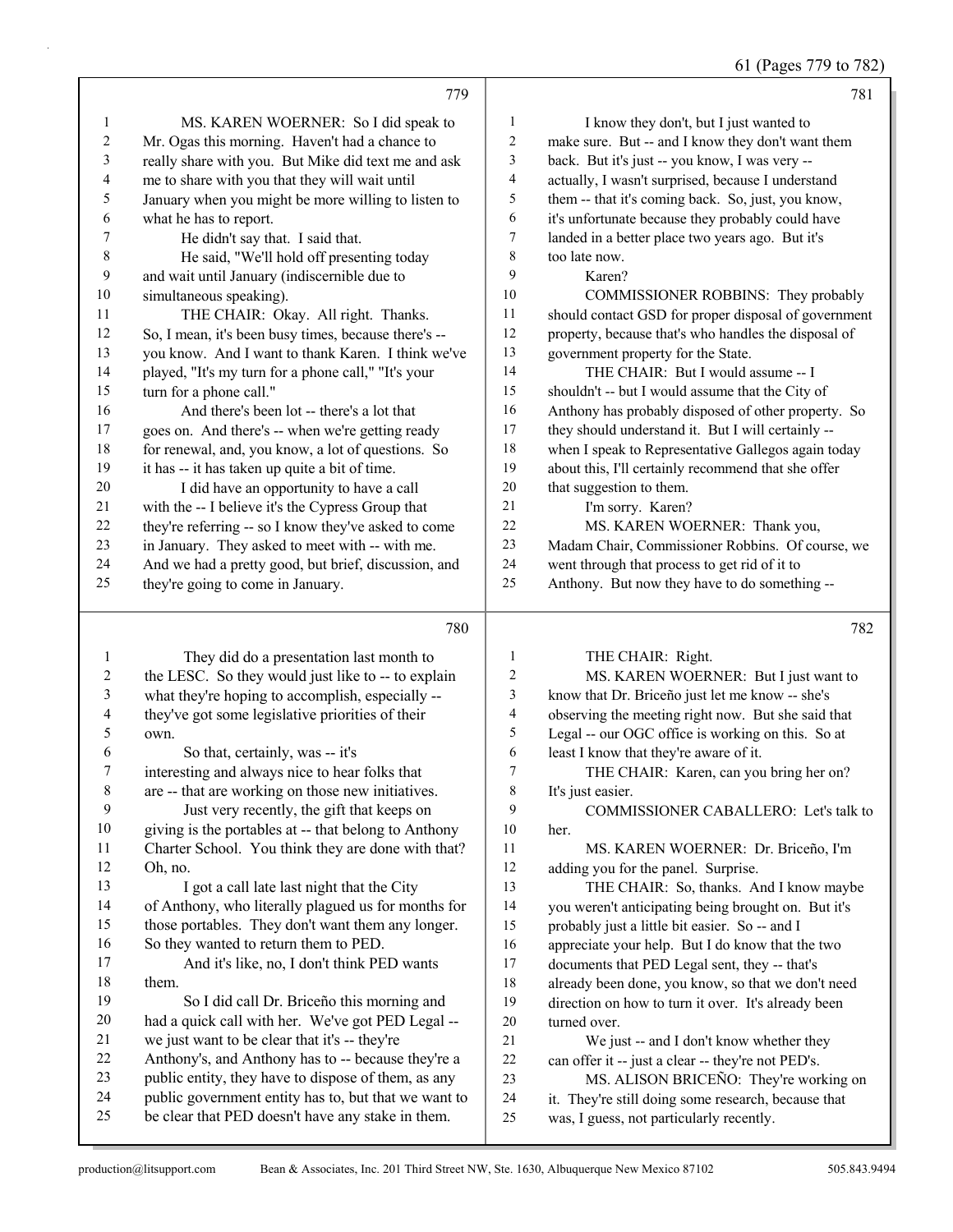61 (Pages 779 to 782)

779

1 MS. KAREN WOERNER: So I did speak to
2 Mr. Ogas this morning. Haven't had a chance to
3 really share with you. But Mike did text me and ask
4 me to share with you that they will wait until
5 January when you might be more willing to listen to
6 what he has to report.
7 He didn't say that. I said that.
8 He said, "We'll hold off presenting today
9 and wait until January (indiscernible due to
10 simultaneous speaking).
11 THE CHAIR: Okay. All right. Thanks.
12 So, I mean, it's been busy times, because there's --
13 you know. And I want to thank Karen. I think we've
14 played, "It's my turn for a phone call," "It's your
15 turn for a phone call."
16 And there's been lot -- there's a lot that
17 goes on. And there's -- when we're getting ready
18 for renewal, and, you know, a lot of questions. So
19 it has -- it has taken up quite a bit of time.
20 I did have an opportunity to have a call
21 with the -- I believe it's the Cypress Group that
22 they're referring -- so I know they've asked to come
23 in January. They asked to meet with -- with me.
24 And we had a pretty good, but brief, discussion, and
25 they're going to come in January.

780

1 They did do a presentation last month to
2 the LESC. So they would just like to -- to explain
3 what they're hoping to accomplish, especially --
4 they've got some legislative priorities of their
5 own.
6 So that, certainly, was -- it's
7 interesting and always nice to hear folks that
8 are -- that are working on those new initiatives.
9 Just very recently, the gift that keeps on
10 giving is the portables at -- that belong to Anthony
11 Charter School. You think they are done with that?
12 Oh, no.
13 I got a call late last night that the City
14 of Anthony, who literally plagued us for months for
15 those portables. They don't want them any longer.
16 So they wanted to return them to PED.
17 And it's like, no, I don't think PED wants
18 them.
19 So I did call Dr. Briceño this morning and
20 had a quick call with her. We've got PED Legal --
21 we just want to be clear that it's -- they're
22 Anthony's, and Anthony has to -- because they're a
23 public entity, they have to dispose of them, as any
24 public government entity has to, but that we want to
25 be clear that PED doesn't have any stake in them.

781

1 I know they don't, but I just wanted to
2 make sure. But -- and I know they don't want them
3 back. But it's just -- you know, I was very --
4 actually, I wasn't surprised, because I understand
5 them -- that it's coming back. So, just, you know,
6 it's unfortunate because they probably could have
7 landed in a better place two years ago. But it's
8 too late now.
9 Karen?
10 COMMISSIONER ROBBINS: They probably
11 should contact GSD for proper disposal of government
12 property, because that's who handles the disposal of
13 government property for the State.
14 THE CHAIR: But I would assume -- I
15 shouldn't -- but I would assume that the City of
16 Anthony has probably disposed of other property. So
17 they should understand it. But I will certainly --
18 when I speak to Representative Gallegos again today
19 about this, I'll certainly recommend that she offer
20 that suggestion to them.
21 I'm sorry. Karen?
22 MS. KAREN WOERNER: Thank you,
23 Madam Chair, Commissioner Robbins. Of course, we
24 went through that process to get rid of it to
25 Anthony. But now they have to do something --

782

1 THE CHAIR: Right.
2 MS. KAREN WOERNER: But I just want to
3 know that Dr. Briceño just let me know -- she's
4 observing the meeting right now. But she said that
5 Legal -- our OGC office is working on this. So at
6 least I know that they're aware of it.
7 THE CHAIR: Karen, can you bring her on?
8 It's just easier.
9 COMMISSIONER CABALLERO: Let's talk to
10 her.
11 MS. KAREN WOERNER: Dr. Briceño, I'm
12 adding you for the panel. Surprise.
13 THE CHAIR: So, thanks. And I know maybe
14 you weren't anticipating being brought on. But it's
15 probably just a little bit easier. So -- and I
16 appreciate your help. But I do know that the two
17 documents that PED Legal sent, they -- that's
18 already been done, you know, so that we don't need
19 direction on how to turn it over. It's already been
20 turned over.
21 We just -- and I don't know whether they
22 can offer it -- just a clear -- they're not PED's.
23 MS. ALISON BRICEÑO: They're working on
24 it. They're still doing some research, because that
25 was, I guess, not particularly recently.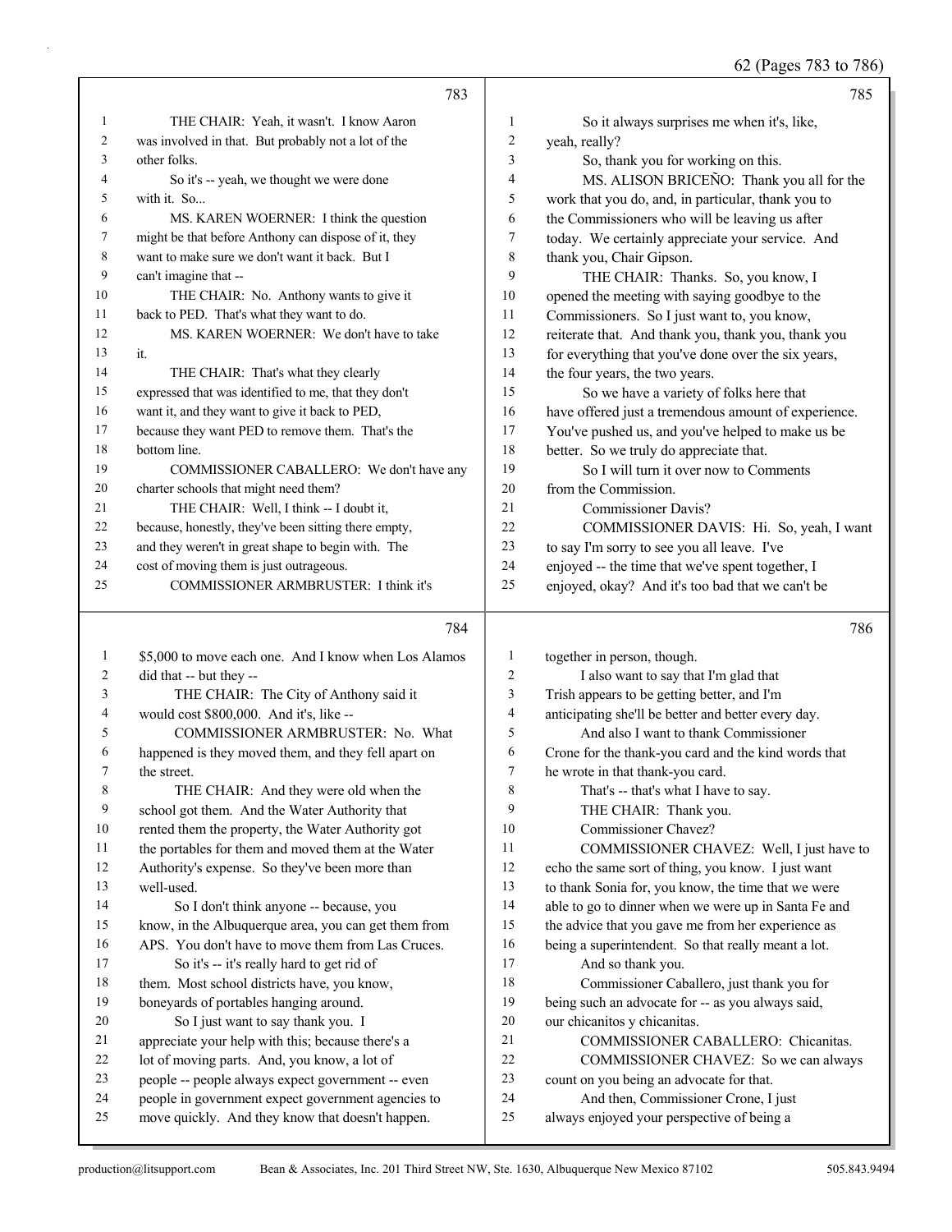62 (Pages 783 to 786)

783

1 THE CHAIR: Yeah, it wasn't. I know Aaron
2 was involved in that. But probably not a lot of the
3 other folks.
4 So it's -- yeah, we thought we were done
5 with it. So...
6 MS. KAREN WOERNER: I think the question
7 might be that before Anthony can dispose of it, they
8 want to make sure we don't want it back. But I
9 can't imagine that --
10 THE CHAIR: No. Anthony wants to give it
11 back to PED. That's what they want to do.
12 MS. KAREN WOERNER: We don't have to take
13 it.
14 THE CHAIR: That's what they clearly
15 expressed that was identified to me, that they don't
16 want it, and they want to give it back to PED,
17 because they want PED to remove them. That's the
18 bottom line.
19 COMMISSIONER CABALLERO: We don't have any
20 charter schools that might need them?
21 THE CHAIR: Well, I think -- I doubt it,
22 because, honestly, they've been sitting there empty,
23 and they weren't in great shape to begin with. The
24 cost of moving them is just outrageous.
25 COMMISSIONER ARMBRUSTER: I think it's

784

1 $5,000 to move each one. And I know when Los Alamos
2 did that -- but they --
3 THE CHAIR: The City of Anthony said it
4 would cost $800,000. And it's, like --
5 COMMISSIONER ARMBRUSTER: No. What
6 happened is they moved them, and they fell apart on
7 the street.
8 THE CHAIR: And they were old when the
9 school got them. And the Water Authority that
10 rented them the property, the Water Authority got
11 the portables for them and moved them at the Water
12 Authority's expense. So they've been more than
13 well-used.
14 So I don't think anyone -- because, you
15 know, in the Albuquerque area, you can get them from
16 APS. You don't have to move them from Las Cruces.
17 So it's -- it's really hard to get rid of
18 them. Most school districts have, you know,
19 boneyards of portables hanging around.
20 So I just want to say thank you. I
21 appreciate your help with this; because there's a
22 lot of moving parts. And, you know, a lot of
23 people -- people always expect government -- even
24 people in government expect government agencies to
25 move quickly. And they know that doesn't happen.

785

1 So it always surprises me when it's, like,
2 yeah, really?
3 So, thank you for working on this.
4 MS. ALISON BRICEÑO: Thank you all for the
5 work that you do, and, in particular, thank you to
6 the Commissioners who will be leaving us after
7 today. We certainly appreciate your service. And
8 thank you, Chair Gipson.
9 THE CHAIR: Thanks. So, you know, I
10 opened the meeting with saying goodbye to the
11 Commissioners. So I just want to, you know,
12 reiterate that. And thank you, thank you, thank you
13 for everything that you've done over the six years,
14 the four years, the two years.
15 So we have a variety of folks here that
16 have offered just a tremendous amount of experience.
17 You've pushed us, and you've helped to make us be
18 better. So we truly do appreciate that.
19 So I will turn it over now to Comments
20 from the Commission.
21 Commissioner Davis?
22 COMMISSIONER DAVIS: Hi. So, yeah, I want
23 to say I'm sorry to see you all leave. I've
24 enjoyed -- the time that we've spent together, I
25 enjoyed, okay? And it's too bad that we can't be

786

1 together in person, though.
2 I also want to say that I'm glad that
3 Trish appears to be getting better, and I'm
4 anticipating she'll be better and better every day.
5 And also I want to thank Commissioner
6 Crone for the thank-you card and the kind words that
7 he wrote in that thank-you card.
8 That's -- that's what I have to say.
9 THE CHAIR: Thank you.
10 Commissioner Chavez?
11 COMMISSIONER CHAVEZ: Well, I just have to
12 echo the same sort of thing, you know. I just want
13 to thank Sonia for, you know, the time that we were
14 able to go to dinner when we were up in Santa Fe and
15 the advice that you gave me from her experience as
16 being a superintendent. So that really meant a lot.
17 And so thank you.
18 Commissioner Caballero, just thank you for
19 being such an advocate for -- as you always said,
20 our chicanitos y chicanitas.
21 COMMISSIONER CABALLERO: Chicanitas.
22 COMMISSIONER CHAVEZ: So we can always
23 count on you being an advocate for that.
24 And then, Commissioner Crone, I just
25 always enjoyed your perspective of being a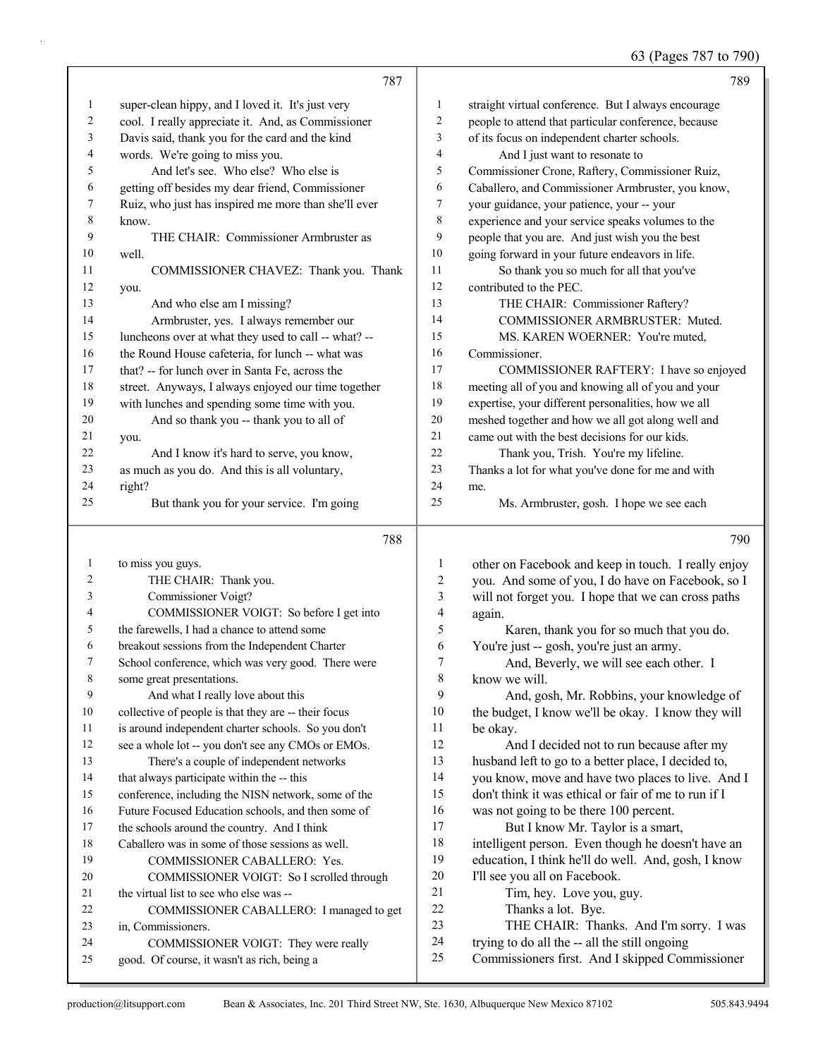**787**

1 super-clean hippy, and I loved it. It's just very
2 cool. I really appreciate it. And, as Commissioner
3 Davis said, thank you for the card and the kind
4 words. We're going to miss you.
5 And let's see. Who else? Who else is
6 getting off besides my dear friend, Commissioner
7 Ruiz, who just has inspired me more than she'll ever
8 know.
9 THE CHAIR: Commissioner Armbruster as
10 well.
11 COMMISSIONER CHAVEZ: Thank you. Thank
12 you.
13 And who else am I missing?
14 Armbruster, yes. I always remember our
15 luncheons over at what they used to call -- what? --
16 the Round House cafeteria, for lunch -- what was
17 that? -- for lunch over in Santa Fe, across the
18 street. Anyways, I always enjoyed our time together
19 with lunches and spending some time with you.
20 And so thank you -- thank you to all of
21 you.
22 And I know it's hard to serve, you know,
23 as much as you do. And this is all voluntary,
24 right?
25 But thank you for your service. I'm going

**788**

1 to miss you guys.
2 THE CHAIR: Thank you.
3 Commissioner Voigt?
4 COMMISSIONER VOIGT: So before I get into
5 the farewells, I had a chance to attend some
6 breakout sessions from the Independent Charter
7 School conference, which was very good. There were
8 some great presentations.
9 And what I really love about this
10 collective of people is that they are -- their focus
11 is around independent charter schools. So you don't
12 see a whole lot -- you don't see any CMOs or EMOs.
13 There's a couple of independent networks
14 that always participate within the -- this
15 conference, including the NISN network, some of the
16 Future Focused Education schools, and then some of
17 the schools around the country. And I think
18 Caballero was in some of those sessions as well.
19 COMMISSIONER CABALLERO: Yes.
20 COMMISSIONER VOIGT: So I scrolled through
21 the virtual list to see who else was --
22 COMMISSIONER CABALLERO: I managed to get
23 in, Commissioners.
24 COMMISSIONER VOIGT: They were really
25 good. Of course, it wasn't as rich, being a

**789**

1 straight virtual conference. But I always encourage
2 people to attend that particular conference, because
3 of its focus on independent charter schools.
4 And I just want to resonate to
5 Commissioner Crone, Raftery, Commissioner Ruiz,
6 Caballero, and Commissioner Armbruster, you know,
7 your guidance, your patience, your -- your
8 experience and your service speaks volumes to the
9 people that you are. And just wish you the best
10 going forward in your future endeavors in life.
11 So thank you so much for all that you've
12 contributed to the PEC.
13 THE CHAIR: Commissioner Raftery?
14 COMMISSIONER ARMBRUSTER: Muted.
15 MS. KAREN WOERNER: You're muted,
16 Commissioner.
17 COMMISSIONER RAFTERY: I have so enjoyed
18 meeting all of you and knowing all of you and your
19 expertise, your different personalities, how we all
20 meshed together and how we all got along well and
21 came out with the best decisions for our kids.
22 Thank you, Trish. You're my lifeline.
23 Thanks a lot for what you've done for me and with
24 me.
25 Ms. Armbruster, gosh. I hope we see each

**790**

1 other on Facebook and keep in touch. I really enjoy
2 you. And some of you, I do have on Facebook, so I
3 will not forget you. I hope that we can cross paths
4 again.
5 Karen, thank you for so much that you do.
6 You're just -- gosh, you're just an army.
7 And, Beverly, we will see each other. I
8 know we will.
9 And, gosh, Mr. Robbins, your knowledge of
10 the budget, I know we'll be okay. I know they will
11 be okay.
12 And I decided not to run because after my
13 husband left to go to a better place, I decided to,
14 you know, move and have two places to live. And I
15 don't think it was ethical or fair of me to run if I
16 was not going to be there 100 percent.
17 But I know Mr. Taylor is a smart,
18 intelligent person. Even though he doesn't have an
19 education, I think he'll do well. And, gosh, I know
20 I'll see you all on Facebook.
21 Tim, hey. Love you, guy.
22 Thanks a lot. Bye.
23 THE CHAIR: Thanks. And I'm sorry. I was
24 trying to do all the -- all the still ongoing
25 Commissioners first. And I skipped Commissioner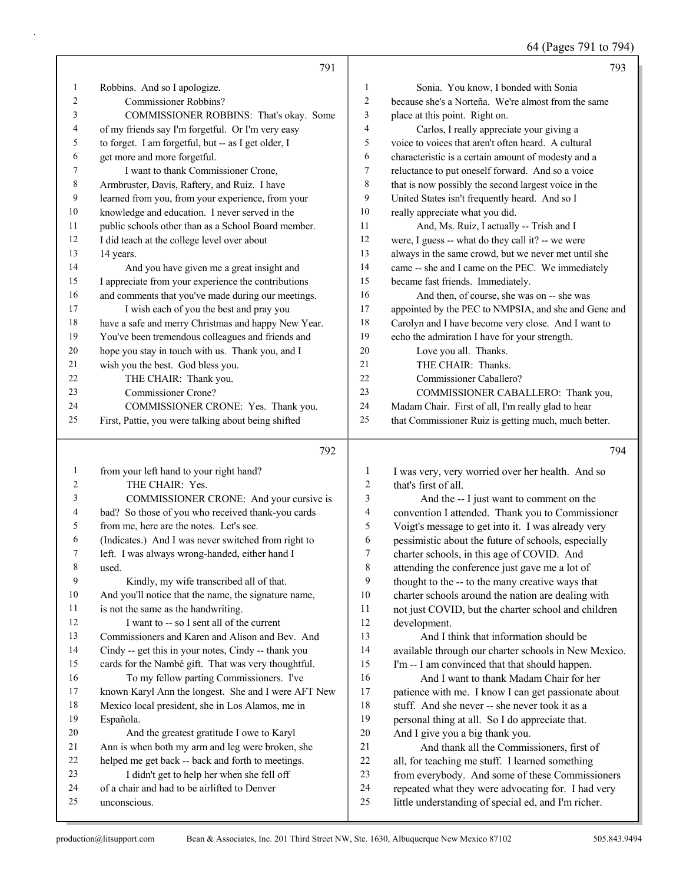791

1 Robbins. And so I apologize.
2 Commissioner Robbins?
3 COMMISSIONER ROBBINS: That's okay. Some
4 of my friends say I'm forgetful. Or I'm very easy
5 to forget. I am forgetful, but -- as I get older, I
6 get more and more forgetful.
7 I want to thank Commissioner Crone,
8 Armbruster, Davis, Raftery, and Ruiz. I have
9 learned from you, from your experience, from your
10 knowledge and education. I never served in the
11 public schools other than as a School Board member.
12 I did teach at the college level over about
13 14 years.
14 And you have given me a great insight and
15 I appreciate from your experience the contributions
16 and comments that you've made during our meetings.
17 I wish each of you the best and pray you
18 have a safe and merry Christmas and happy New Year.
19 You've been tremendous colleagues and friends and
20 hope you stay in touch with us. Thank you, and I
21 wish you the best. God bless you.
22 THE CHAIR: Thank you.
23 Commissioner Crone?
24 COMMISSIONER CRONE: Yes. Thank you.
25 First, Pattie, you were talking about being shifted

792

1 from your left hand to your right hand?
2 THE CHAIR: Yes.
3 COMMISSIONER CRONE: And your cursive is
4 bad? So those of you who received thank-you cards
5 from me, here are the notes. Let's see.
6 (Indicates.) And I was never switched from right to
7 left. I was always wrong-handed, either hand I
8 used.
9 Kindly, my wife transcribed all of that.
10 And you'll notice that the name, the signature name,
11 is not the same as the handwriting.
12 I want to -- so I sent all of the current
13 Commissioners and Karen and Alison and Bev. And
14 Cindy -- get this in your notes, Cindy -- thank you
15 cards for the Nambé gift. That was very thoughtful.
16 To my fellow parting Commissioners. I've
17 known Karyl Ann the longest. She and I were AFT New
18 Mexico local president, she in Los Alamos, me in
19 Española.
20 And the greatest gratitude I owe to Karyl
21 Ann is when both my arm and leg were broken, she
22 helped me get back -- back and forth to meetings.
23 I didn't get to help her when she fell off
24 of a chair and had to be airlifted to Denver
25 unconscious.

793

1 Sonia. You know, I bonded with Sonia
2 because she's a Norteña. We're almost from the same
3 place at this point. Right on.
4 Carlos, I really appreciate your giving a
5 voice to voices that aren't often heard. A cultural
6 characteristic is a certain amount of modesty and a
7 reluctance to put oneself forward. And so a voice
8 that is now possibly the second largest voice in the
9 United States isn't frequently heard. And so I
10 really appreciate what you did.
11 And, Ms. Ruiz, I actually -- Trish and I
12 were, I guess -- what do they call it? -- we were
13 always in the same crowd, but we never met until she
14 came -- she and I came on the PEC. We immediately
15 became fast friends. Immediately.
16 And then, of course, she was on -- she was
17 appointed by the PEC to NMPSIA, and she and Gene and
18 Carolyn and I have become very close. And I want to
19 echo the admiration I have for your strength.
20 Love you all. Thanks.
21 THE CHAIR: Thanks.
22 Commissioner Caballero?
23 COMMISSIONER CABALLERO: Thank you,
24 Madam Chair. First of all, I'm really glad to hear
25 that Commissioner Ruiz is getting much, much better.

794

1 I was very, very worried over her health. And so
2 that's first of all.
3 And the -- I just want to comment on the
4 convention I attended. Thank you to Commissioner
5 Voigt's message to get into it. I was already very
6 pessimistic about the future of schools, especially
7 charter schools, in this age of COVID. And
8 attending the conference just gave me a lot of
9 thought to the -- to the many creative ways that
10 charter schools around the nation are dealing with
11 not just COVID, but the charter school and children
12 development.
13 And I think that information should be
14 available through our charter schools in New Mexico.
15 I'm -- I am convinced that that should happen.
16 And I want to thank Madam Chair for her
17 patience with me. I know I can get passionate about
18 stuff. And she never -- she never took it as a
19 personal thing at all. So I do appreciate that.
20 And I give you a big thank you.
21 And thank all the Commissioners, first of
22 all, for teaching me stuff. I learned something
23 from everybody. And some of these Commissioners
24 repeated what they were advocating for. I had very
25 little understanding of special ed, and I'm richer.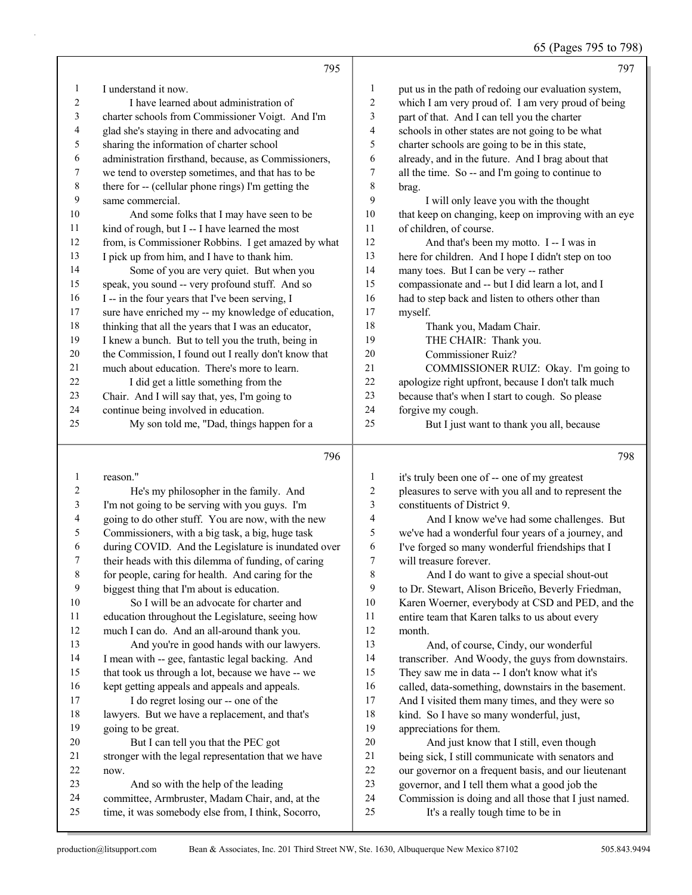I understand it now.

I have learned about administration of charter schools from Commissioner Voigt. And I'm glad she's staying in there and advocating and sharing the information of charter school administration firsthand, because, as Commissioners, we tend to overstep sometimes, and that has to be there for -- (cellular phone rings) I'm getting the same commercial.

And some folks that I may have seen to be kind of rough, but I -- I have learned the most from, is Commissioner Robbins. I get amazed by what I pick up from him, and I have to thank him.

Some of you are very quiet. But when you speak, you sound -- very profound stuff. And so I -- in the four years that I've been serving, I sure have enriched my -- my knowledge of education, thinking that all the years that I was an educator, I knew a bunch. But to tell you the truth, being in the Commission, I found out I really don't know that much about education. There's more to learn.

I did get a little something from the Chair. And I will say that, yes, I'm going to continue being involved in education.

My son told me, "Dad, things happen for a reason."

He's my philosopher in the family. And I'm not going to be serving with you guys. I'm going to do other stuff. You are now, with the new Commissioners, with a big task, a big, huge task during COVID. And the Legislature is inundated over their heads with this dilemma of funding, of caring for people, caring for health. And caring for the biggest thing that I'm about is education.

So I will be an advocate for charter and education throughout the Legislature, seeing how much I can do. And an all-around thank you.

And you're in good hands with our lawyers. I mean with -- gee, fantastic legal backing. And that took us through a lot, because we have -- we kept getting appeals and appeals and appeals.

I do regret losing our -- one of the lawyers. But we have a replacement, and that's going to be great.

But I can tell you that the PEC got stronger with the legal representation that we have now.

And so with the help of the leading committee, Armbruster, Madam Chair, and, at the time, it was somebody else from, I think, Socorro, put us in the path of redoing our evaluation system, which I am very proud of. I am very proud of being part of that. And I can tell you the charter schools in other states are not going to be what charter schools are going to be in this state, already, and in the future. And I brag about that all the time. So -- and I'm going to continue to brag.

I will only leave you with the thought that keep on changing, keep on improving with an eye of children, of course.

And that's been my motto. I -- I was in here for children. And I hope I didn't step on too many toes. But I can be very -- rather compassionate and -- but I did learn a lot, and I had to step back and listen to others other than myself.

Thank you, Madam Chair.

THE CHAIR: Thank you.

Commissioner Ruiz?

COMMISSIONER RUIZ: Okay. I'm going to apologize right upfront, because I don't talk much because that's when I start to cough. So please forgive my cough.

But I just want to thank you all, because it's truly been one of -- one of my greatest pleasures to serve with you all and to represent the constituents of District 9.

And I know we've had some challenges. But we've had a wonderful four years of a journey, and I've forged so many wonderful friendships that I will treasure forever.

And I do want to give a special shout-out to Dr. Stewart, Alison Briceño, Beverly Friedman, Karen Woerner, everybody at CSD and PED, and the entire team that Karen talks to us about every month.

And, of course, Cindy, our wonderful transcriber. And Woody, the guys from downstairs. They saw me in data -- I don't know what it's called, data-something, downstairs in the basement. And I visited them many times, and they were so kind. So I have so many wonderful, just, appreciations for them.

And just know that I still, even though being sick, I still communicate with senators and our governor on a frequent basis, and our lieutenant governor, and I tell them what a good job the Commission is doing and all those that I just named.

It's a really tough time to be in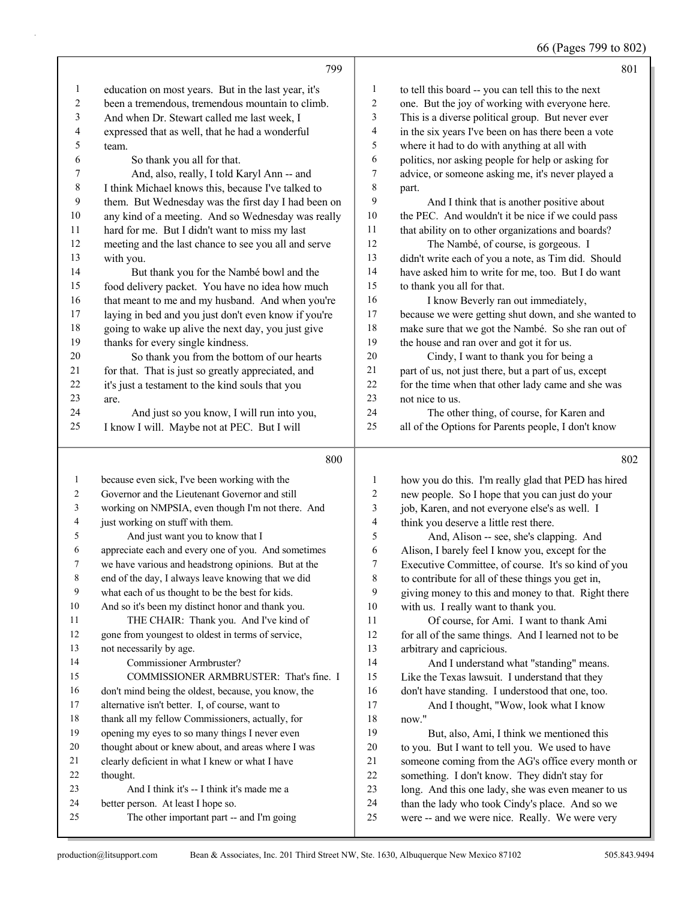education on most years. But in the last year, it's been a tremendous, tremendous mountain to climb. And when Dr. Stewart called me last week, I expressed that as well, that he had a wonderful team.

So thank you all for that.

And, also, really, I told Karyl Ann -- and I think Michael knows this, because I've talked to them. But Wednesday was the first day I had been on any kind of a meeting. And so Wednesday was really hard for me. But I didn't want to miss my last meeting and the last chance to see you all and serve with you.

But thank you for the Nambé bowl and the food delivery packet. You have no idea how much that meant to me and my husband. And when you're laying in bed and you just don't even know if you're going to wake up alive the next day, you just give thanks for every single kindness.

So thank you from the bottom of our hearts for that. That is just so greatly appreciated, and it's just a testament to the kind souls that you are.

And just so you know, I will run into you, I know I will. Maybe not at PEC. But I will because even sick, I've been working with the Governor and the Lieutenant Governor and still working on NMPSIA, even though I'm not there. And just working on stuff with them.

And just want you to know that I appreciate each and every one of you. And sometimes we have various and headstrong opinions. But at the end of the day, I always leave knowing that we did what each of us thought to be the best for kids. And so it's been my distinct honor and thank you.

THE CHAIR: Thank you. And I've kind of gone from youngest to oldest in terms of service, not necessarily by age.

Commissioner Armbruster?

COMMISSIONER ARMBRUSTER: That's fine. I don't mind being the oldest, because, you know, the alternative isn't better. I, of course, want to thank all my fellow Commissioners, actually, for opening my eyes to so many things I never even thought about or knew about, and areas where I was clearly deficient in what I knew or what I have thought.

And I think it's -- I think it's made me a better person. At least I hope so.

The other important part -- and I'm going to tell this board -- you can tell this to the next one. But the joy of working with everyone here. This is a diverse political group. But never ever in the six years I've been on has there been a vote where it had to do with anything at all with politics, nor asking people for help or asking for advice, or someone asking me, it's never played a part.

And I think that is another positive about the PEC. And wouldn't it be nice if we could pass that ability on to other organizations and boards?

The Nambé, of course, is gorgeous. I didn't write each of you a note, as Tim did. Should have asked him to write for me, too. But I do want to thank you all for that.

I know Beverly ran out immediately, because we were getting shut down, and she wanted to make sure that we got the Nambé. So she ran out of the house and ran over and got it for us.

Cindy, I want to thank you for being a part of us, not just there, but a part of us, except for the time when that other lady came and she was not nice to us.

The other thing, of course, for Karen and all of the Options for Parents people, I don't know how you do this. I'm really glad that PED has hired new people. So I hope that you can just do your job, Karen, and not everyone else's as well. I think you deserve a little rest there.

And, Alison -- see, she's clapping. And Alison, I barely feel I know you, except for the Executive Committee, of course. It's so kind of you to contribute for all of these things you get in, giving money to this and money to that. Right there with us. I really want to thank you.

Of course, for Ami. I want to thank Ami for all of the same things. And I learned not to be arbitrary and capricious.

And I understand what "standing" means. Like the Texas lawsuit. I understand that they don't have standing. I understood that one, too.

And I thought, "Wow, look what I know now."

But, also, Ami, I think we mentioned this to you. But I want to tell you. We used to have someone coming from the AG's office every month or something. I don't know. They didn't stay for long. And this one lady, she was even meaner to us than the lady who took Cindy's place. And so we were -- and we were nice. Really. We were very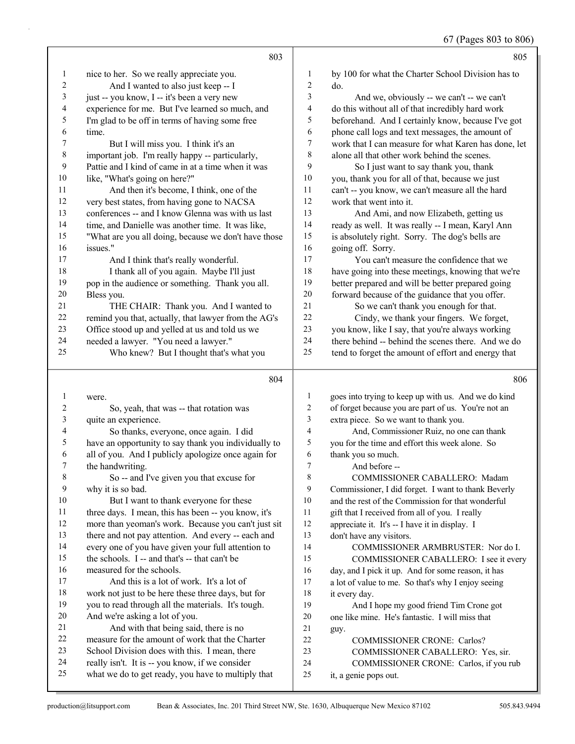nice to her. So we really appreciate you.

And I wanted to also just keep -- I just -- you know, I -- it's been a very new experience for me. But I've learned so much, and I'm glad to be off in terms of having some free time.

But I will miss you. I think it's an important job. I'm really happy -- particularly, Pattie and I kind of came in at a time when it was like, "What's going on here?"

And then it's become, I think, one of the very best states, from having gone to NACSA conferences -- and I know Glenna was with us last time, and Danielle was another time. It was like, "What are you all doing, because we don't have those issues."

And I think that's really wonderful.

I thank all of you again. Maybe I'll just pop in the audience or something. Thank you all. Bless you.

THE CHAIR: Thank you. And I wanted to remind you that, actually, that lawyer from the AG's Office stood up and yelled at us and told us we needed a lawyer. "You need a lawyer."

Who knew? But I thought that's what you were.

So, yeah, that was -- that rotation was quite an experience.

So thanks, everyone, once again. I did have an opportunity to say thank you individually to all of you. And I publicly apologize once again for the handwriting.

So -- and I've given you that excuse for why it is so bad.

But I want to thank everyone for these three days. I mean, this has been -- you know, it's more than yeoman's work. Because you can't just sit there and not pay attention. And every -- each and every one of you have given your full attention to the schools. I -- and that's -- that can't be measured for the schools.

And this is a lot of work. It's a lot of work not just to be here these three days, but for you to read through all the materials. It's tough. And we're asking a lot of you.

And with that being said, there is no measure for the amount of work that the Charter School Division does with this. I mean, there really isn't. It is -- you know, if we consider what we do to get ready, you have to multiply that by 100 for what the Charter School Division has to do.

And we, obviously -- we can't -- we can't do this without all of that incredibly hard work beforehand. And I certainly know, because I've got phone call logs and text messages, the amount of work that I can measure for what Karen has done, let alone all that other work behind the scenes.

So I just want to say thank you, thank you, thank you for all of that, because we just can't -- you know, we can't measure all the hard work that went into it.

And Ami, and now Elizabeth, getting us ready as well. It was really -- I mean, Karyl Ann is absolutely right. Sorry. The dog's bells are going off. Sorry.

You can't measure the confidence that we have going into these meetings, knowing that we're better prepared and will be better prepared going forward because of the guidance that you offer.

So we can't thank you enough for that.

Cindy, we thank your fingers. We forget, you know, like I say, that you're always working there behind -- behind the scenes there. And we do tend to forget the amount of effort and energy that goes into trying to keep up with us. And we do kind of forget because you are part of us. You're not an extra piece. So we want to thank you.

And, Commissioner Ruiz, no one can thank you for the time and effort this week alone. So thank you so much.

And before --

COMMISSIONER CABALLERO: Madam Commissioner, I did forget. I want to thank Beverly and the rest of the Commission for that wonderful gift that I received from all of you. I really appreciate it. It's -- I have it in display. I don't have any visitors.

COMMISSIONER ARMBRUSTER: Nor do I.

COMMISSIONER CABALLERO: I see it every day, and I pick it up. And for some reason, it has a lot of value to me. So that's why I enjoy seeing it every day.

And I hope my good friend Tim Crone got one like mine. He's fantastic. I will miss that guy.

COMMISSIONER CRONE: Carlos?

COMMISSIONER CABALLERO: Yes, sir.

COMMISSIONER CRONE: Carlos, if you rub it, a genie pops out.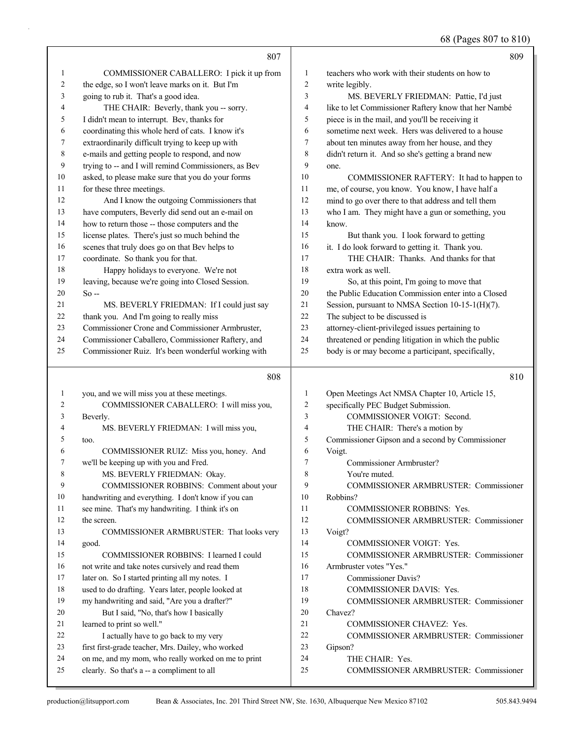**807**

1 COMMISSIONER CABALLERO: I pick it up from
2 the edge, so I won't leave marks on it. But I'm
3 going to rub it. That's a good idea.
4 THE CHAIR: Beverly, thank you -- sorry.
5 I didn't mean to interrupt. Bev, thanks for
6 coordinating this whole herd of cats. I know it's
7 extraordinarily difficult trying to keep up with
8 e-mails and getting people to respond, and now
9 trying to -- and I will remind Commissioners, as Bev
10 asked, to please make sure that you do your forms
11 for these three meetings.
12 And I know the outgoing Commissioners that
13 have computers, Beverly did send out an e-mail on
14 how to return those -- those computers and the
15 license plates. There's just so much behind the
16 scenes that truly does go on that Bev helps to
17 coordinate. So thank you for that.
18 Happy holidays to everyone. We're not
19 leaving, because we're going into Closed Session.
20 So --
21 MS. BEVERLY FRIEDMAN: If I could just say
22 thank you. And I'm going to really miss
23 Commissioner Crone and Commissioner Armbruster,
24 Commissioner Caballero, Commissioner Raftery, and
25 Commissioner Ruiz. It's been wonderful working with

**808**

1 you, and we will miss you at these meetings.
2 COMMISSIONER CABALLERO: I will miss you,
3 Beverly.
4 MS. BEVERLY FRIEDMAN: I will miss you,
5 too.
6 COMMISSIONER RUIZ: Miss you, honey. And
7 we'll be keeping up with you and Fred.
8 MS. BEVERLY FRIEDMAN: Okay.
9 COMMISSIONER ROBBINS: Comment about your
10 handwriting and everything. I don't know if you can
11 see mine. That's my handwriting. I think it's on
12 the screen.
13 COMMISSIONER ARMBRUSTER: That looks very
14 good.
15 COMMISSIONER ROBBINS: I learned I could
16 not write and take notes cursively and read them
17 later on. So I started printing all my notes. I
18 used to do drafting. Years later, people looked at
19 my handwriting and said, "Are you a drafter?"
20 But I said, "No, that's how I basically
21 learned to print so well."
22 I actually have to go back to my very
23 first first-grade teacher, Mrs. Dailey, who worked
24 on me, and my mom, who really worked on me to print
25 clearly. So that's a -- a compliment to all

**809**

1 teachers who work with their students on how to
2 write legibly.
3 MS. BEVERLY FRIEDMAN: Pattie, I'd just
4 like to let Commissioner Raftery know that her Nambé
5 piece is in the mail, and you'll be receiving it
6 sometime next week. Hers was delivered to a house
7 about ten minutes away from her house, and they
8 didn't return it. And so she's getting a brand new
9 one.
10 COMMISSIONER RAFTERY: It had to happen to
11 me, of course, you know. You know, I have half a
12 mind to go over there to that address and tell them
13 who I am. They might have a gun or something, you
14 know.
15 But thank you. I look forward to getting
16 it. I do look forward to getting it. Thank you.
17 THE CHAIR: Thanks. And thanks for that
18 extra work as well.
19 So, at this point, I'm going to move that
20 the Public Education Commission enter into a Closed
21 Session, pursuant to NMSA Section 10-15-1(H)(7).
22 The subject to be discussed is
23 attorney-client-privileged issues pertaining to
24 threatened or pending litigation in which the public
25 body is or may become a participant, specifically,

**810**

1 Open Meetings Act NMSA Chapter 10, Article 15,
2 specifically PEC Budget Submission.
3 COMMISSIONER VOIGT: Second.
4 THE CHAIR: There's a motion by
5 Commissioner Gipson and a second by Commissioner
6 Voigt.
7 Commissioner Armbruster?
8 You're muted.
9 COMMISSIONER ARMBRUSTER: Commissioner
10 Robbins?
11 COMMISSIONER ROBBINS: Yes.
12 COMMISSIONER ARMBRUSTER: Commissioner
13 Voigt?
14 COMMISSIONER VOIGT: Yes.
15 COMMISSIONER ARMBRUSTER: Commissioner
16 Armbruster votes "Yes."
17 Commissioner Davis?
18 COMMISSIONER DAVIS: Yes.
19 COMMISSIONER ARMBRUSTER: Commissioner
20 Chavez?
21 COMMISSIONER CHAVEZ: Yes.
22 COMMISSIONER ARMBRUSTER: Commissioner
23 Gipson?
24 THE CHAIR: Yes.
25 COMMISSIONER ARMBRUSTER: Commissioner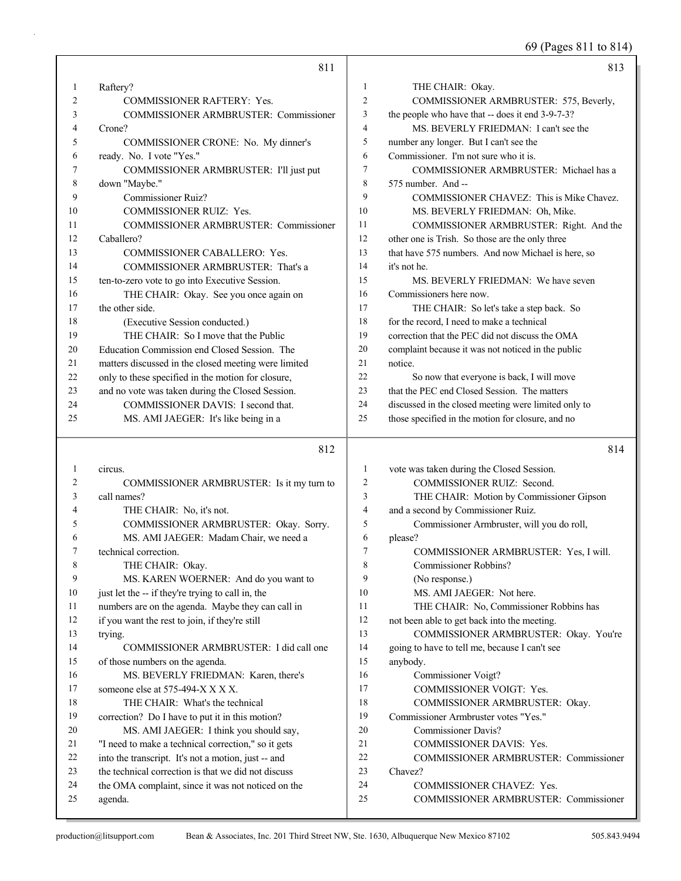**811**

1 Raftery?
2 COMMISSIONER RAFTERY: Yes.
3 COMMISSIONER ARMBRUSTER: Commissioner
4 Crone?
5 COMMISSIONER CRONE: No. My dinner's
6 ready. No. I vote "Yes."
7 COMMISSIONER ARMBRUSTER: I'll just put
8 down "Maybe."
9 Commissioner Ruiz?
10 COMMISSIONER RUIZ: Yes.
11 COMMISSIONER ARMBRUSTER: Commissioner
12 Caballero?
13 COMMISSIONER CABALLERO: Yes.
14 COMMISSIONER ARMBRUSTER: That's a
15 ten-to-zero vote to go into Executive Session.
16 THE CHAIR: Okay. See you once again on
17 the other side.
18 (Executive Session conducted.)
19 THE CHAIR: So I move that the Public
20 Education Commission end Closed Session. The
21 matters discussed in the closed meeting were limited
22 only to these specified in the motion for closure,
23 and no vote was taken during the Closed Session.
24 COMMISSIONER DAVIS: I second that.
25 MS. AMI JAEGER: It's like being in a

**812**

1 circus.
2 COMMISSIONER ARMBRUSTER: Is it my turn to
3 call names?
4 THE CHAIR: No, it's not.
5 COMMISSIONER ARMBRUSTER: Okay. Sorry.
6 MS. AMI JAEGER: Madam Chair, we need a
7 technical correction.
8 THE CHAIR: Okay.
9 MS. KAREN WOERNER: And do you want to
10 just let the -- if they're trying to call in, the
11 numbers are on the agenda. Maybe they can call in
12 if you want the rest to join, if they're still
13 trying.
14 COMMISSIONER ARMBRUSTER: I did call one
15 of those numbers on the agenda.
16 MS. BEVERLY FRIEDMAN: Karen, there's
17 someone else at 575-494-X X X X.
18 THE CHAIR: What's the technical
19 correction? Do I have to put it in this motion?
20 MS. AMI JAEGER: I think you should say,
21 "I need to make a technical correction," so it gets
22 into the transcript. It's not a motion, just -- and
23 the technical correction is that we did not discuss
24 the OMA complaint, since it was not noticed on the
25 agenda.

**813**

1 THE CHAIR: Okay.
2 COMMISSIONER ARMBRUSTER: 575, Beverly,
3 the people who have that -- does it end 3-9-7-3?
4 MS. BEVERLY FRIEDMAN: I can't see the
5 number any longer. But I can't see the
6 Commissioner. I'm not sure who it is.
7 COMMISSIONER ARMBRUSTER: Michael has a
8 575 number. And --
9 COMMISSIONER CHAVEZ: This is Mike Chavez.
10 MS. BEVERLY FRIEDMAN: Oh, Mike.
11 COMMISSIONER ARMBRUSTER: Right. And the
12 other one is Trish. So those are the only three
13 that have 575 numbers. And now Michael is here, so
14 it's not he.
15 MS. BEVERLY FRIEDMAN: We have seven
16 Commissioners here now.
17 THE CHAIR: So let's take a step back. So
18 for the record, I need to make a technical
19 correction that the PEC did not discuss the OMA
20 complaint because it was not noticed in the public
21 notice.
22 So now that everyone is back, I will move
23 that the PEC end Closed Session. The matters
24 discussed in the closed meeting were limited only to
25 those specified in the motion for closure, and no

**814**

1 vote was taken during the Closed Session.
2 COMMISSIONER RUIZ: Second.
3 THE CHAIR: Motion by Commissioner Gipson
4 and a second by Commissioner Ruiz.
5 Commissioner Armbruster, will you do roll,
6 please?
7 COMMISSIONER ARMBRUSTER: Yes, I will.
8 Commissioner Robbins?
9 (No response.)
10 MS. AMI JAEGER: Not here.
11 THE CHAIR: No, Commissioner Robbins has
12 not been able to get back into the meeting.
13 COMMISSIONER ARMBRUSTER: Okay. You're
14 going to have to tell me, because I can't see
15 anybody.
16 Commissioner Voigt?
17 COMMISSIONER VOIGT: Yes.
18 COMMISSIONER ARMBRUSTER: Okay.
19 Commissioner Armbruster votes "Yes."
20 Commissioner Davis?
21 COMMISSIONER DAVIS: Yes.
22 COMMISSIONER ARMBRUSTER: Commissioner
23 Chavez?
24 COMMISSIONER CHAVEZ: Yes.
25 COMMISSIONER ARMBRUSTER: Commissioner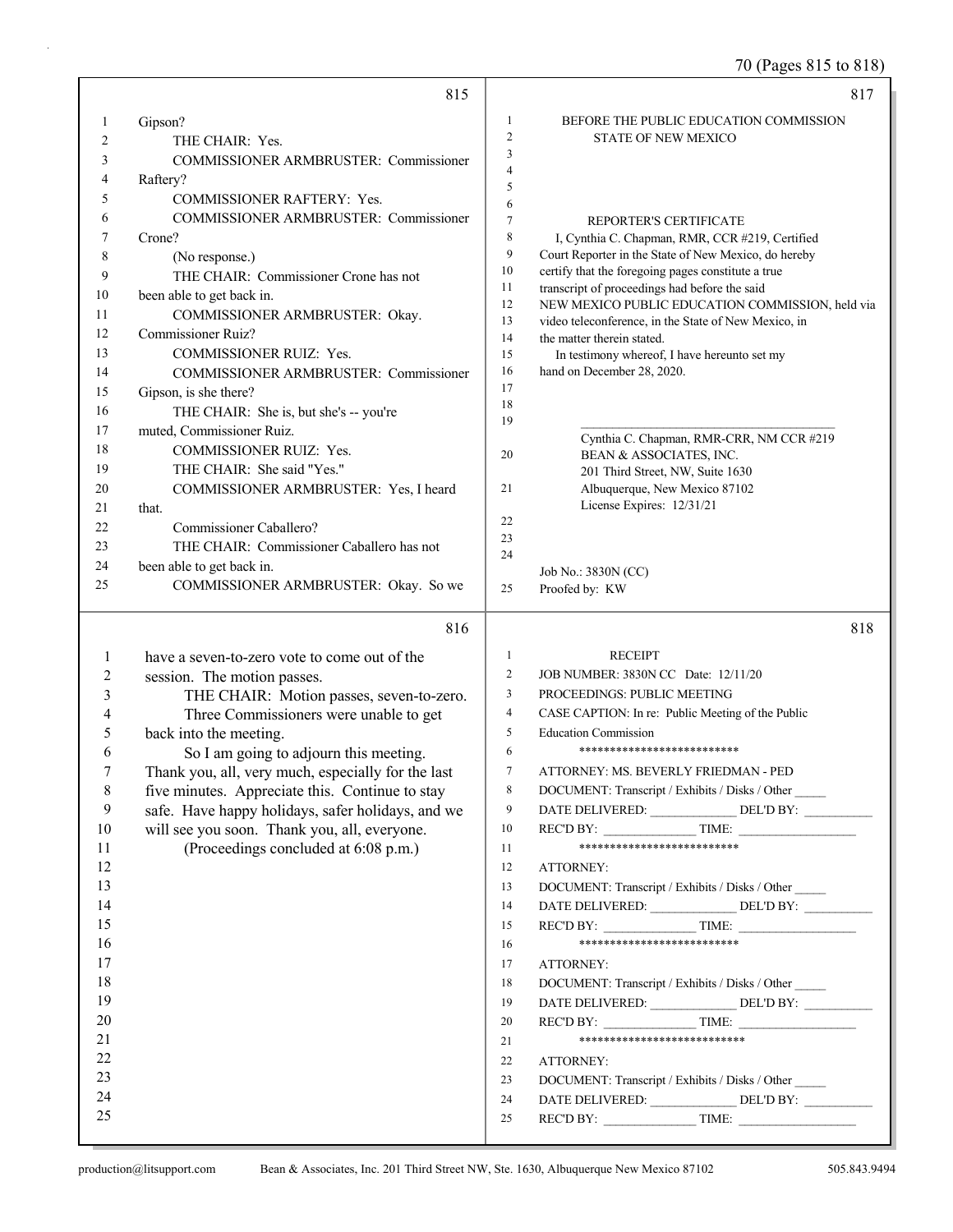Gipson?

THE CHAIR: Yes.

COMMISSIONER ARMBRUSTER: Commissioner Raftery?

COMMISSIONER RAFTERY: Yes.

COMMISSIONER ARMBRUSTER: Commissioner Crone?

(No response.)

THE CHAIR: Commissioner Crone has not been able to get back in.

COMMISSIONER ARMBRUSTER: Okay. Commissioner Ruiz?

COMMISSIONER RUIZ: Yes.

COMMISSIONER ARMBRUSTER: Commissioner Gipson, is she there?

THE CHAIR: She is, but she's -- you're muted, Commissioner Ruiz.

COMMISSIONER RUIZ: Yes.

THE CHAIR: She said "Yes."

COMMISSIONER ARMBRUSTER: Yes, I heard that.

Commissioner Caballero?

THE CHAIR: Commissioner Caballero has not been able to get back in.

COMMISSIONER ARMBRUSTER: Okay. So we have a seven-to-zero vote to come out of the session. The motion passes.

THE CHAIR: Motion passes, seven-to-zero. Three Commissioners were unable to get back into the meeting.

So I am going to adjourn this meeting. Thank you, all, very much, especially for the last five minutes. Appreciate this. Continue to stay safe. Have happy holidays, safer holidays, and we will see you soon. Thank you, all, everyone.

(Proceedings concluded at 6:08 p.m.)

BEFORE THE PUBLIC EDUCATION COMMISSION
STATE OF NEW MEXICO

REPORTER'S CERTIFICATE

I, Cynthia C. Chapman, RMR, CCR #219, Certified Court Reporter in the State of New Mexico, do hereby certify that the foregoing pages constitute a true transcript of proceedings had before the said NEW MEXICO PUBLIC EDUCATION COMMISSION, held via video teleconference, in the State of New Mexico, in the matter therein stated.

In testimony whereof, I have hereunto set my hand on December 28, 2020.

______________________________

Cynthia C. Chapman, RMR-CRR, NM CCR #219
BEAN & ASSOCIATES, INC.
201 Third Street, NW, Suite 1630
Albuquerque, New Mexico 87102
License Expires: 12/31/21

Job No.: 3830N (CC)
Proofed by: KW

RECEIPT

JOB NUMBER: 3830N CC Date: 12/11/20
PROCEEDINGS: PUBLIC MEETING
CASE CAPTION: In re: Public Meeting of the Public Education Commission

**************************

ATTORNEY: MS. BEVERLY FRIEDMAN - PED
DOCUMENT: Transcript / Exhibits / Disks / Other _____
DATE DELIVERED: _____________ DEL'D BY: __________
REC'D BY: ______________ TIME: __________________

**************************

ATTORNEY:
DOCUMENT: Transcript / Exhibits / Disks / Other _____
DATE DELIVERED: _____________ DEL'D BY: __________
REC'D BY: ______________ TIME: __________________

**************************

ATTORNEY:
DOCUMENT: Transcript / Exhibits / Disks / Other _____
DATE DELIVERED: _____________ DEL'D BY: __________
REC'D BY: ______________ TIME: __________________

***************************

ATTORNEY:
DOCUMENT: Transcript / Exhibits / Disks / Other _____
DATE DELIVERED: _____________ DEL'D BY: __________
REC'D BY: ______________ TIME: __________________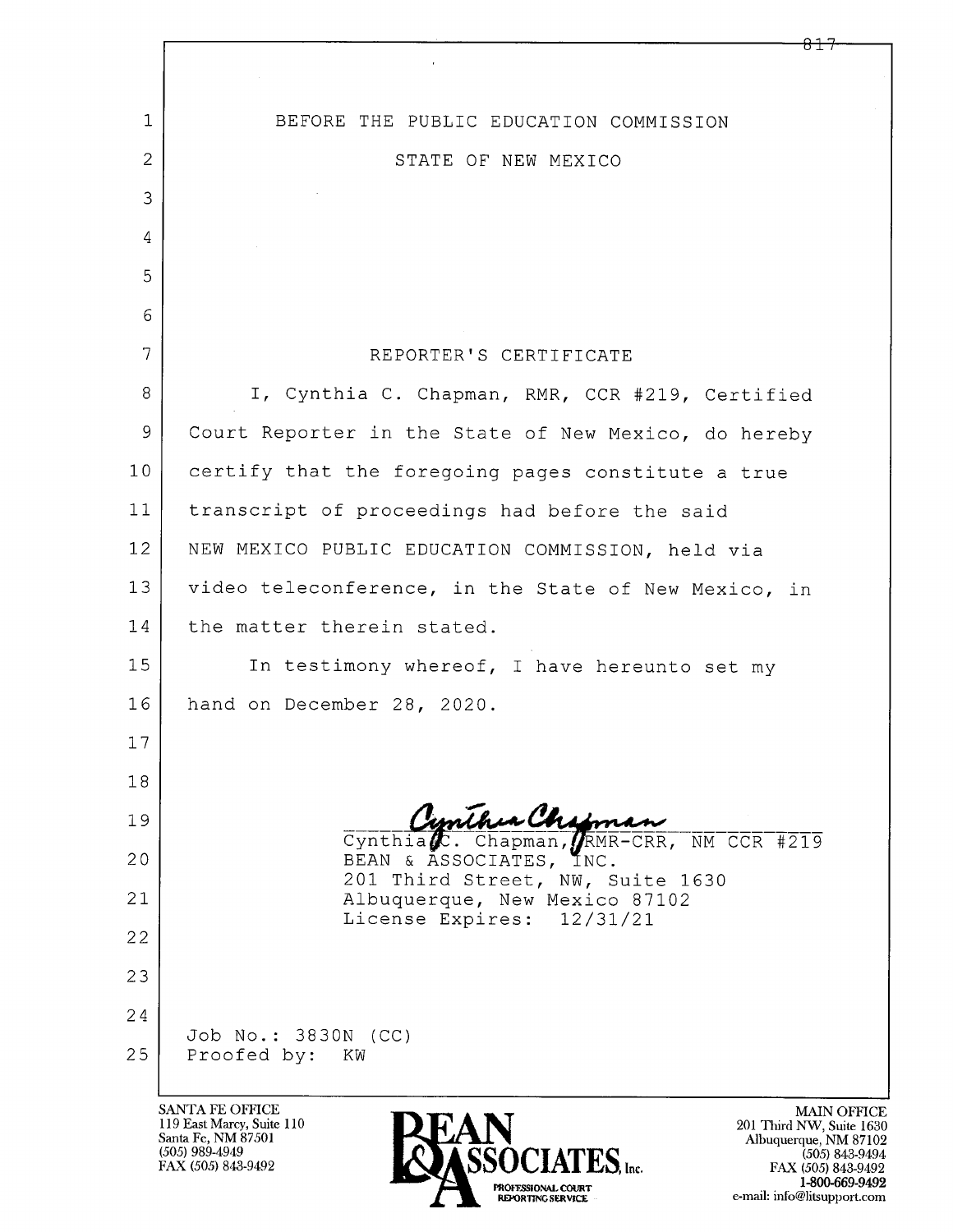BEFORE THE PUBLIC EDUCATION COMMISSION

STATE OF NEW MEXICO

REPORTER'S CERTIFICATE

I, Cynthia C. Chapman, RMR, CCR #219, Certified Court Reporter in the State of New Mexico, do hereby certify that the foregoing pages constitute a true transcript of proceedings had before the said NEW MEXICO PUBLIC EDUCATION COMMISSION, held via video teleconference, in the State of New Mexico, in the matter therein stated.

In testimony whereof, I have hereunto set my hand on December 28, 2020.

Cynthia C. Chapman, RMR-CRR, NM CCR #219
BEAN & ASSOCIATES, INC.
201 Third Street, NW, Suite 1630
Albuquerque, New Mexico 87102
License Expires: 12/31/21

Job No.: 3830N (CC)
Proofed by: KW

SANTA FE OFFICE
119 East Marcy, Suite 110
Santa Fe, NM 87501
(505) 989-4949
FAX (505) 843-9492

BEAN & ASSOCIATES, Inc.
PROFESSIONAL COURT REPORTING SERVICE

MAIN OFFICE
201 Third NW, Suite 1630
Albuquerque, NM 87102
(505) 843-9494
FAX (505) 843-9492
1-800-669-9492
e-mail: info@litsupport.com